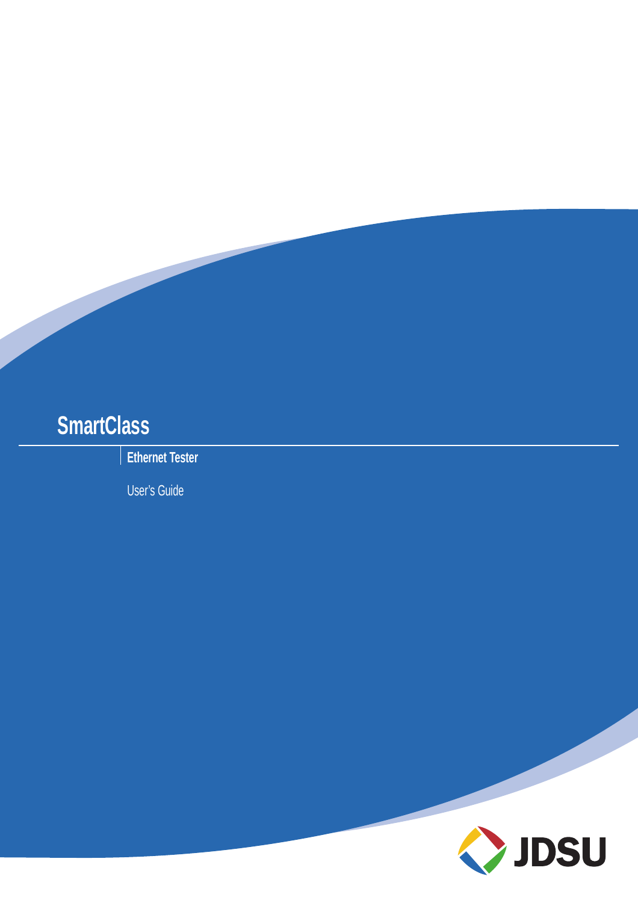# SmartClass

## Ethernet Tester

User's Guide

JDSU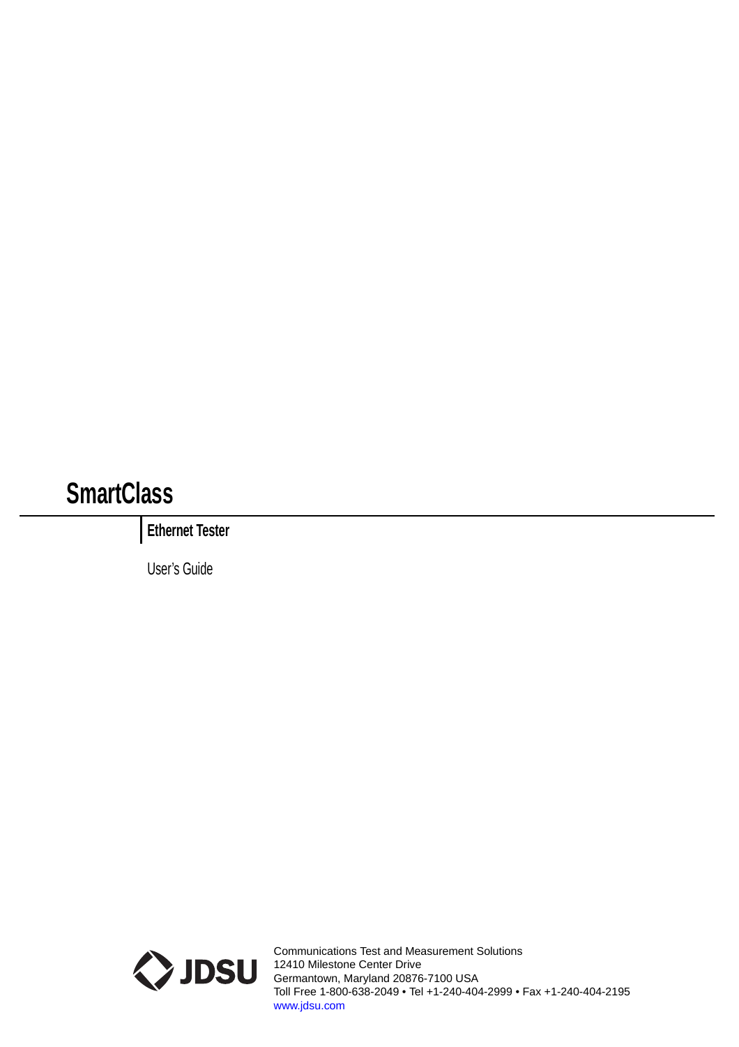# SmartClass

## Ethernet Tester

User's Guide

JDSU

Communications Test and Measurement Solutions
12410 Milestone Center Drive
Germantown, Maryland 20876-7100 USA
Toll Free 1-800-638-2049 • Tel +1-240-404-2999 • Fax +1-240-404-2195
www.jdsu.com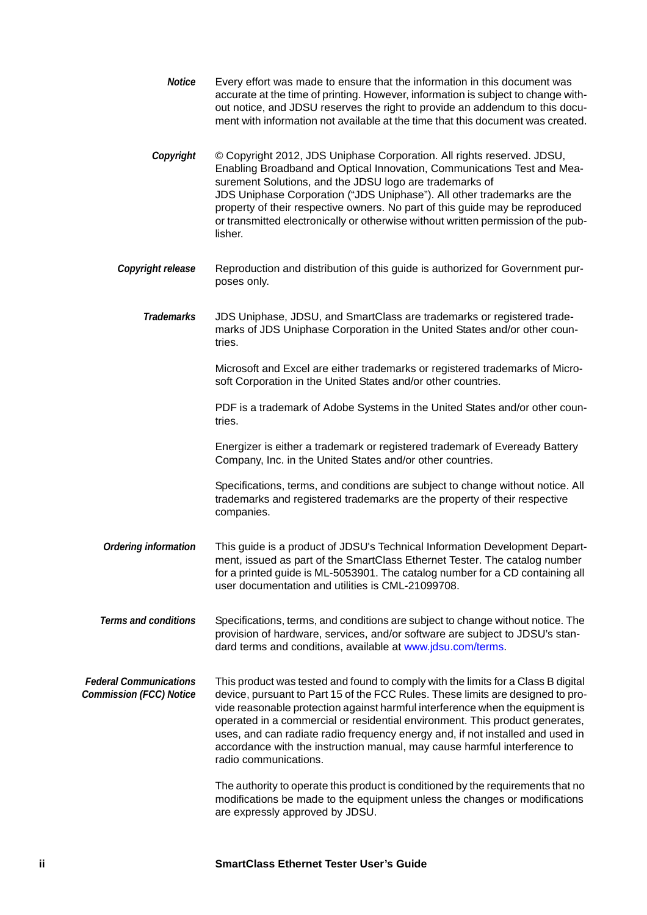**Notice** Every effort was made to ensure that the information in this document was accurate at the time of printing. However, information is subject to change without notice, and JDSU reserves the right to provide an addendum to this document with information not available at the time that this document was created.

**Copyright** © Copyright 2012, JDS Uniphase Corporation. All rights reserved. JDSU, Enabling Broadband and Optical Innovation, Communications Test and Measurement Solutions, and the JDSU logo are trademarks of JDS Uniphase Corporation ("JDS Uniphase"). All other trademarks are the property of their respective owners. No part of this guide may be reproduced or transmitted electronically or otherwise without written permission of the publisher.

**Copyright release** Reproduction and distribution of this guide is authorized for Government purposes only.

**Trademarks** JDS Uniphase, JDSU, and SmartClass are trademarks or registered trademarks of JDS Uniphase Corporation in the United States and/or other countries.

Microsoft and Excel are either trademarks or registered trademarks of Microsoft Corporation in the United States and/or other countries.

PDF is a trademark of Adobe Systems in the United States and/or other countries.

Energizer is either a trademark or registered trademark of Eveready Battery Company, Inc. in the United States and/or other countries.

Specifications, terms, and conditions are subject to change without notice. All trademarks and registered trademarks are the property of their respective companies.

**Ordering information** This guide is a product of JDSU's Technical Information Development Department, issued as part of the SmartClass Ethernet Tester. The catalog number for a printed guide is ML-5053901. The catalog number for a CD containing all user documentation and utilities is CML-21099708.

**Terms and conditions** Specifications, terms, and conditions are subject to change without notice. The provision of hardware, services, and/or software are subject to JDSU's standard terms and conditions, available at www.jdsu.com/terms.

**Federal Communications Commission (FCC) Notice** This product was tested and found to comply with the limits for a Class B digital device, pursuant to Part 15 of the FCC Rules. These limits are designed to provide reasonable protection against harmful interference when the equipment is operated in a commercial or residential environment. This product generates, uses, and can radiate radio frequency energy and, if not installed and used in accordance with the instruction manual, may cause harmful interference to radio communications.

The authority to operate this product is conditioned by the requirements that no modifications be made to the equipment unless the changes or modifications are expressly approved by JDSU.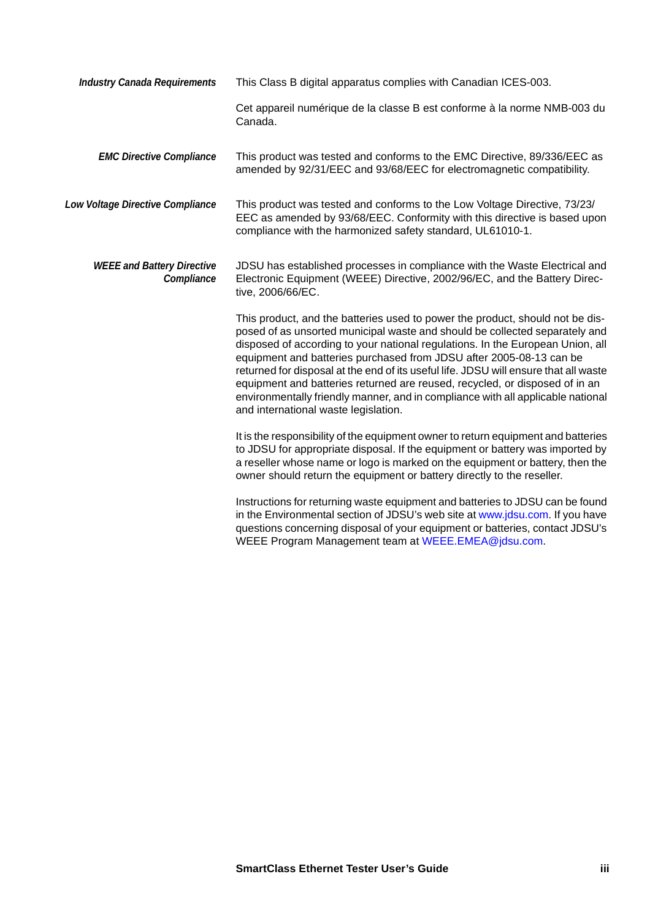***Industry Canada Requirements***

This Class B digital apparatus complies with Canadian ICES-003.

Cet appareil numérique de la classe B est conforme à la norme NMB-003 du Canada.

***EMC Directive Compliance***

This product was tested and conforms to the EMC Directive, 89/336/EEC as amended by 92/31/EEC and 93/68/EEC for electromagnetic compatibility.

***Low Voltage Directive Compliance***

This product was tested and conforms to the Low Voltage Directive, 73/23/EEC as amended by 93/68/EEC. Conformity with this directive is based upon compliance with the harmonized safety standard, UL61010-1.

***WEEE and Battery Directive Compliance***

JDSU has established processes in compliance with the Waste Electrical and Electronic Equipment (WEEE) Directive, 2002/96/EC, and the Battery Directive, 2006/66/EC.

This product, and the batteries used to power the product, should not be disposed of as unsorted municipal waste and should be collected separately and disposed of according to your national regulations. In the European Union, all equipment and batteries purchased from JDSU after 2005-08-13 can be returned for disposal at the end of its useful life. JDSU will ensure that all waste equipment and batteries returned are reused, recycled, or disposed of in an environmentally friendly manner, and in compliance with all applicable national and international waste legislation.

It is the responsibility of the equipment owner to return equipment and batteries to JDSU for appropriate disposal. If the equipment or battery was imported by a reseller whose name or logo is marked on the equipment or battery, then the owner should return the equipment or battery directly to the reseller.

Instructions for returning waste equipment and batteries to JDSU can be found in the Environmental section of JDSU's web site at www.jdsu.com. If you have questions concerning disposal of your equipment or batteries, contact JDSU's WEEE Program Management team at WEEE.EMEA@jdsu.com.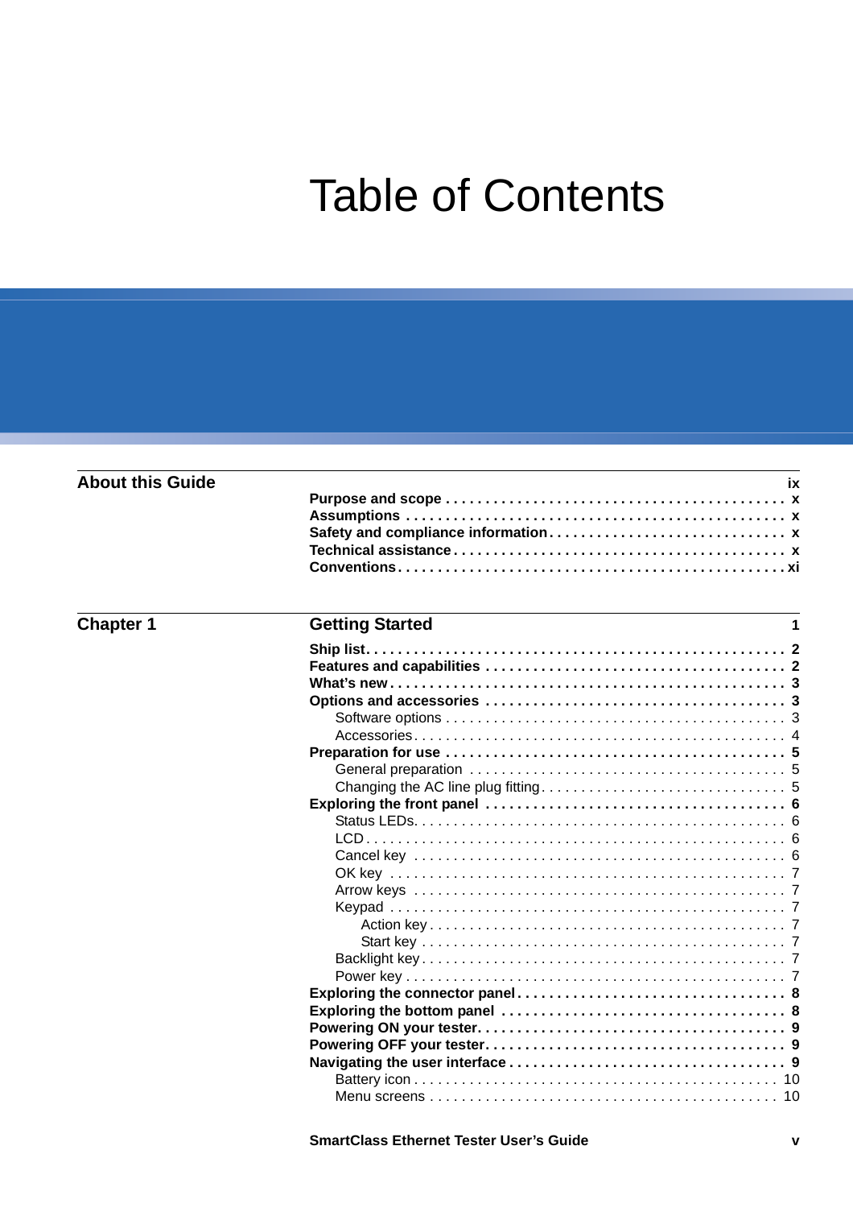# Table of Contents

**About this Guide** — ix

- **Purpose and scope** — x
- **Assumptions** — x
- **Safety and compliance information** — x
- **Technical assistance** — x
- **Conventions** — xi

**Chapter 1 — Getting Started** — 1

- **Ship list** — 2
- **Features and capabilities** — 2
- **What's new** — 3
- **Options and accessories** — 3
  - Software options — 3
  - Accessories — 4
- **Preparation for use** — 5
  - General preparation — 5
  - Changing the AC line plug fitting — 5
- **Exploring the front panel** — 6
  - Status LEDs — 6
  - LCD — 6
  - Cancel key — 6
  - OK key — 7
  - Arrow keys — 7
  - Keypad — 7
    - Action key — 7
    - Start key — 7
  - Backlight key — 7
  - Power key — 7
- **Exploring the connector panel** — 8
- **Exploring the bottom panel** — 8
- **Powering ON your tester** — 9
- **Powering OFF your tester** — 9
- **Navigating the user interface** — 9
  - Battery icon — 10
  - Menu screens — 10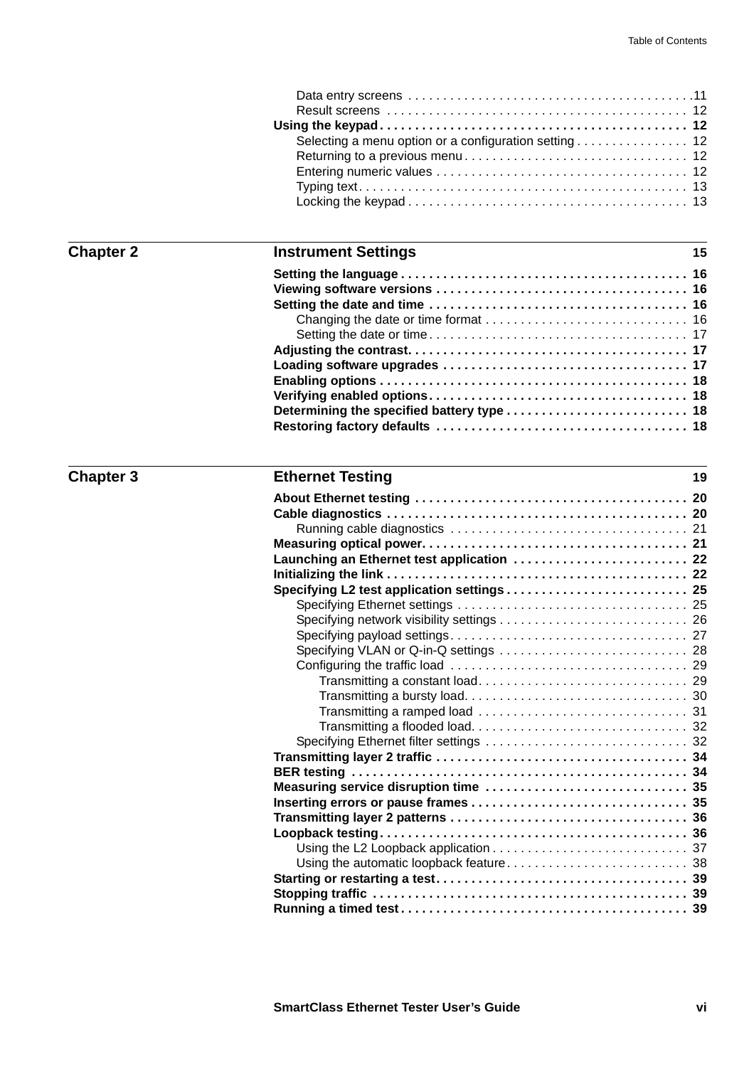Data entry screens .11
Result screens 12

**Using the keypad** 12

Selecting a menu option or a configuration setting 12
Returning to a previous menu 12
Entering numeric values 12
Typing text 13
Locking the keypad 13

## Chapter 2 Instrument Settings 15

**Setting the language** 16
**Viewing software versions** 16
**Setting the date and time** 16

Changing the date or time format 16
Setting the date or time 17

**Adjusting the contrast** 17
**Loading software upgrades** 17
**Enabling options** 18
**Verifying enabled options** 18
**Determining the specified battery type** 18
**Restoring factory defaults** 18

## Chapter 3 Ethernet Testing 19

**About Ethernet testing** 20
**Cable diagnostics** 20

Running cable diagnostics 21

**Measuring optical power** 21
**Launching an Ethernet test application** 22
**Initializing the link** 22
**Specifying L2 test application settings** 25

Specifying Ethernet settings 25
Specifying network visibility settings 26
Specifying payload settings 27
Specifying VLAN or Q-in-Q settings 28
Configuring the traffic load 29

Transmitting a constant load 29
Transmitting a bursty load 30
Transmitting a ramped load 31
Transmitting a flooded load 32

Specifying Ethernet filter settings 32

**Transmitting layer 2 traffic** 34
**BER testing** 34
**Measuring service disruption time** 35
**Inserting errors or pause frames** 35
**Transmitting layer 2 patterns** 36
**Loopback testing** 36

Using the L2 Loopback application 37
Using the automatic loopback feature 38

**Starting or restarting a test** 39
**Stopping traffic** 39
**Running a timed test** 39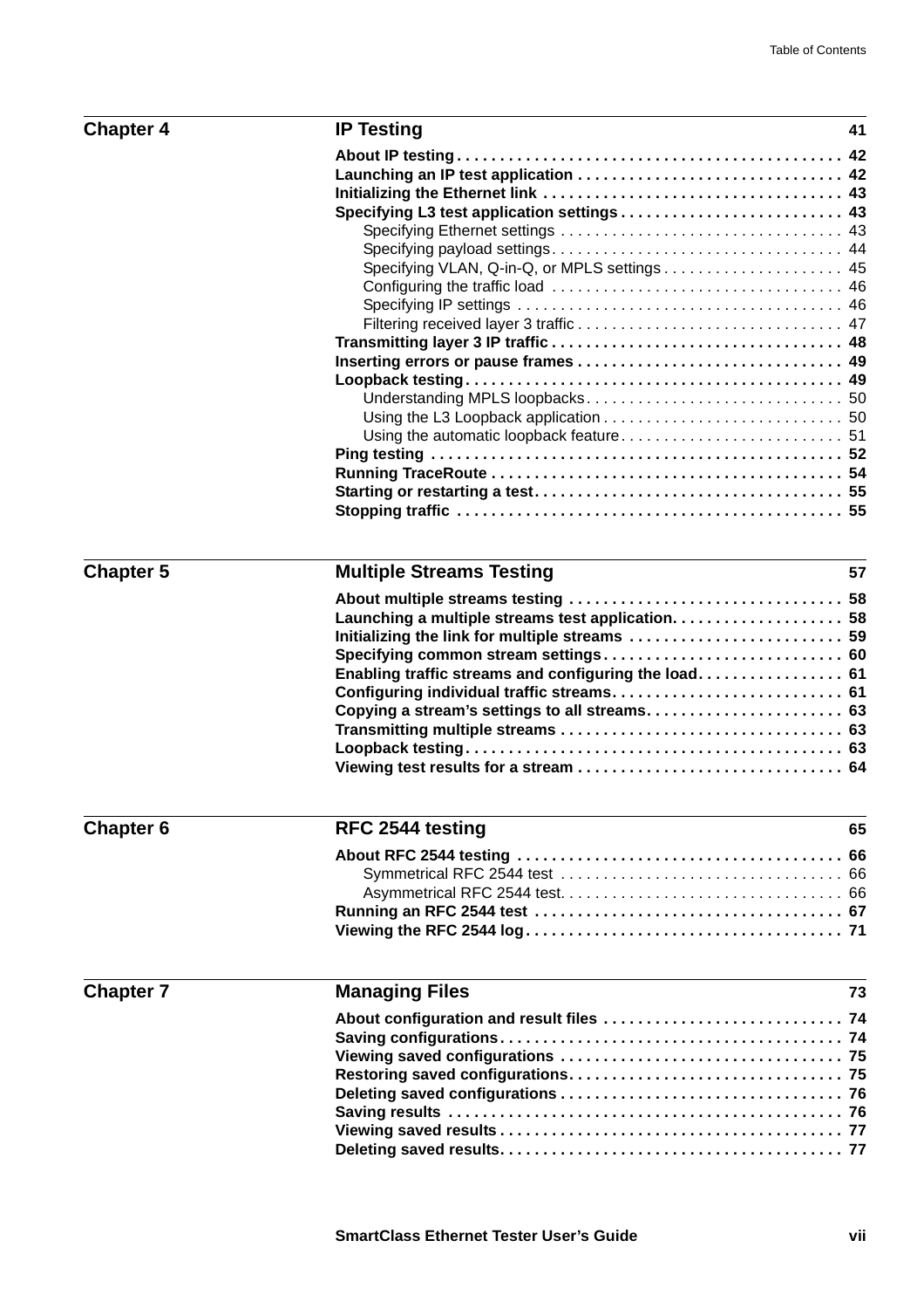## Chapter 4 — IP Testing — 41

**About IP testing** . . . 42
**Launching an IP test application** . . . 42
**Initializing the Ethernet link** . . . 43
**Specifying L3 test application settings** . . . 43
- Specifying Ethernet settings . . . 43
- Specifying payload settings . . . 44
- Specifying VLAN, Q-in-Q, or MPLS settings . . . 45
- Configuring the traffic load . . . 46
- Specifying IP settings . . . 46
- Filtering received layer 3 traffic . . . 47

**Transmitting layer 3 IP traffic** . . . 48
**Inserting errors or pause frames** . . . 49
**Loopback testing** . . . 49
- Understanding MPLS loopbacks . . . 50
- Using the L3 Loopback application . . . 50
- Using the automatic loopback feature . . . 51

**Ping testing** . . . 52
**Running TraceRoute** . . . 54
**Starting or restarting a test** . . . 55
**Stopping traffic** . . . 55

## Chapter 5 — Multiple Streams Testing — 57

**About multiple streams testing** . . . 58
**Launching a multiple streams test application** . . . 58
**Initializing the link for multiple streams** . . . 59
**Specifying common stream settings** . . . 60
**Enabling traffic streams and configuring the load** . . . 61
**Configuring individual traffic streams** . . . 61
**Copying a stream's settings to all streams** . . . 63
**Transmitting multiple streams** . . . 63
**Loopback testing** . . . 63
**Viewing test results for a stream** . . . 64

## Chapter 6 — RFC 2544 testing — 65

**About RFC 2544 testing** . . . 66
- Symmetrical RFC 2544 test . . . 66
- Asymmetrical RFC 2544 test . . . 66

**Running an RFC 2544 test** . . . 67
**Viewing the RFC 2544 log** . . . 71

## Chapter 7 — Managing Files — 73

**About configuration and result files** . . . 74
**Saving configurations** . . . 74
**Viewing saved configurations** . . . 75
**Restoring saved configurations** . . . 75
**Deleting saved configurations** . . . 76
**Saving results** . . . 76
**Viewing saved results** . . . 77
**Deleting saved results** . . . 77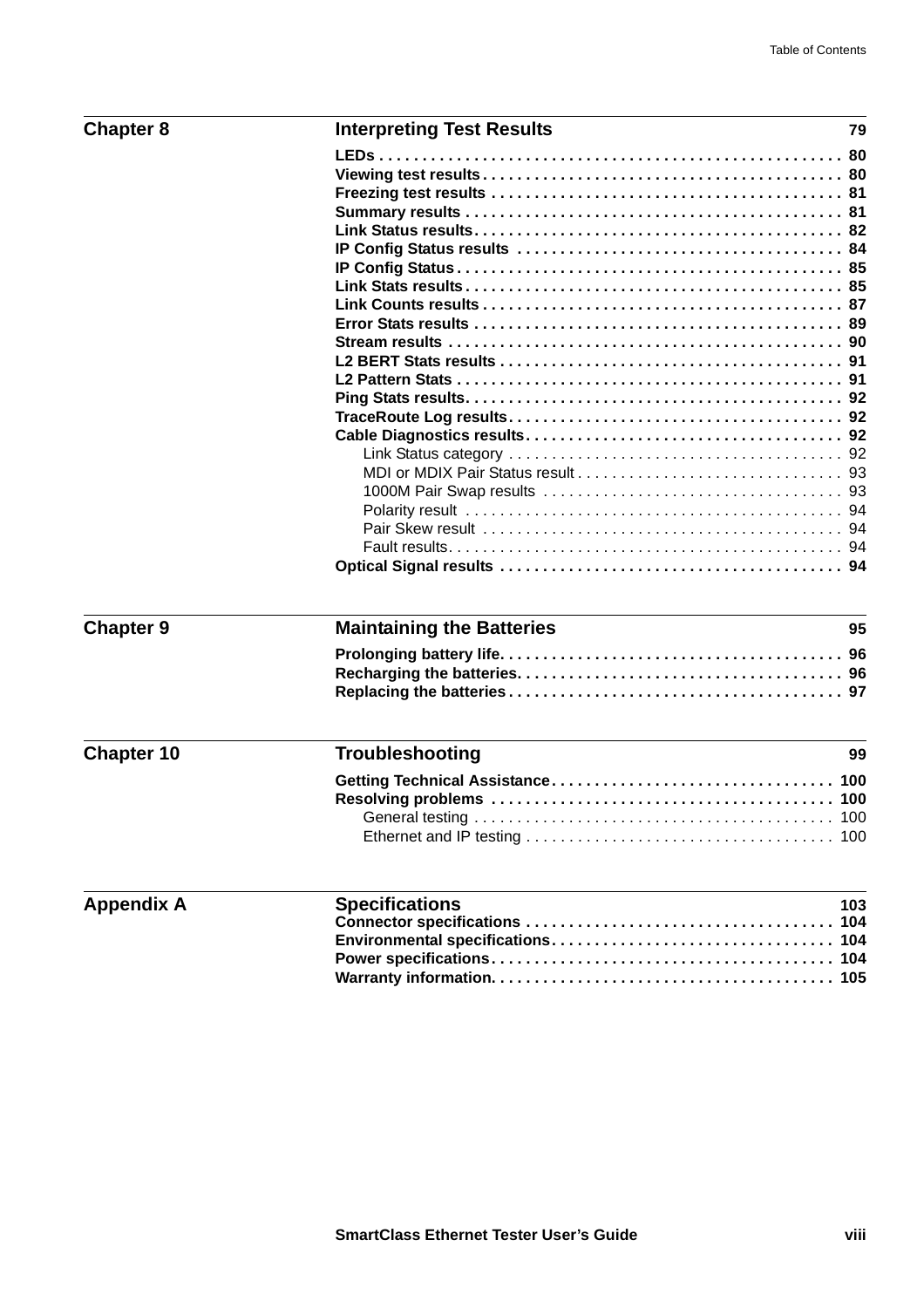## Chapter 8 — Interpreting Test Results — 79

- **LEDs** . . . . . . 80
- **Viewing test results** . . . . . . 80
- **Freezing test results** . . . . . . 81
- **Summary results** . . . . . . 81
- **Link Status results** . . . . . . 82
- **IP Config Status results** . . . . . . 84
- **IP Config Status** . . . . . . 85
- **Link Stats results** . . . . . . 85
- **Link Counts results** . . . . . . 87
- **Error Stats results** . . . . . . 89
- **Stream results** . . . . . . 90
- **L2 BERT Stats results** . . . . . . 91
- **L2 Pattern Stats** . . . . . . 91
- **Ping Stats results** . . . . . . 92
- **TraceRoute Log results** . . . . . . 92
- **Cable Diagnostics results** . . . . . . 92
  - Link Status category . . . . . . 92
  - MDI or MDIX Pair Status result . . . . . . 93
  - 1000M Pair Swap results . . . . . . 93
  - Polarity result . . . . . . 94
  - Pair Skew result . . . . . . 94
  - Fault results . . . . . . 94
- **Optical Signal results** . . . . . . 94

## Chapter 9 — Maintaining the Batteries — 95

- **Prolonging battery life** . . . . . . 96
- **Recharging the batteries** . . . . . . 96
- **Replacing the batteries** . . . . . . 97

## Chapter 10 — Troubleshooting — 99

- **Getting Technical Assistance** . . . . . . 100
- **Resolving problems** . . . . . . 100
  - General testing . . . . . . 100
  - Ethernet and IP testing . . . . . . 100

## Appendix A — Specifications — 103

- **Connector specifications** . . . . . . 104
- **Environmental specifications** . . . . . . 104
- **Power specifications** . . . . . . 104
- **Warranty information** . . . . . . 105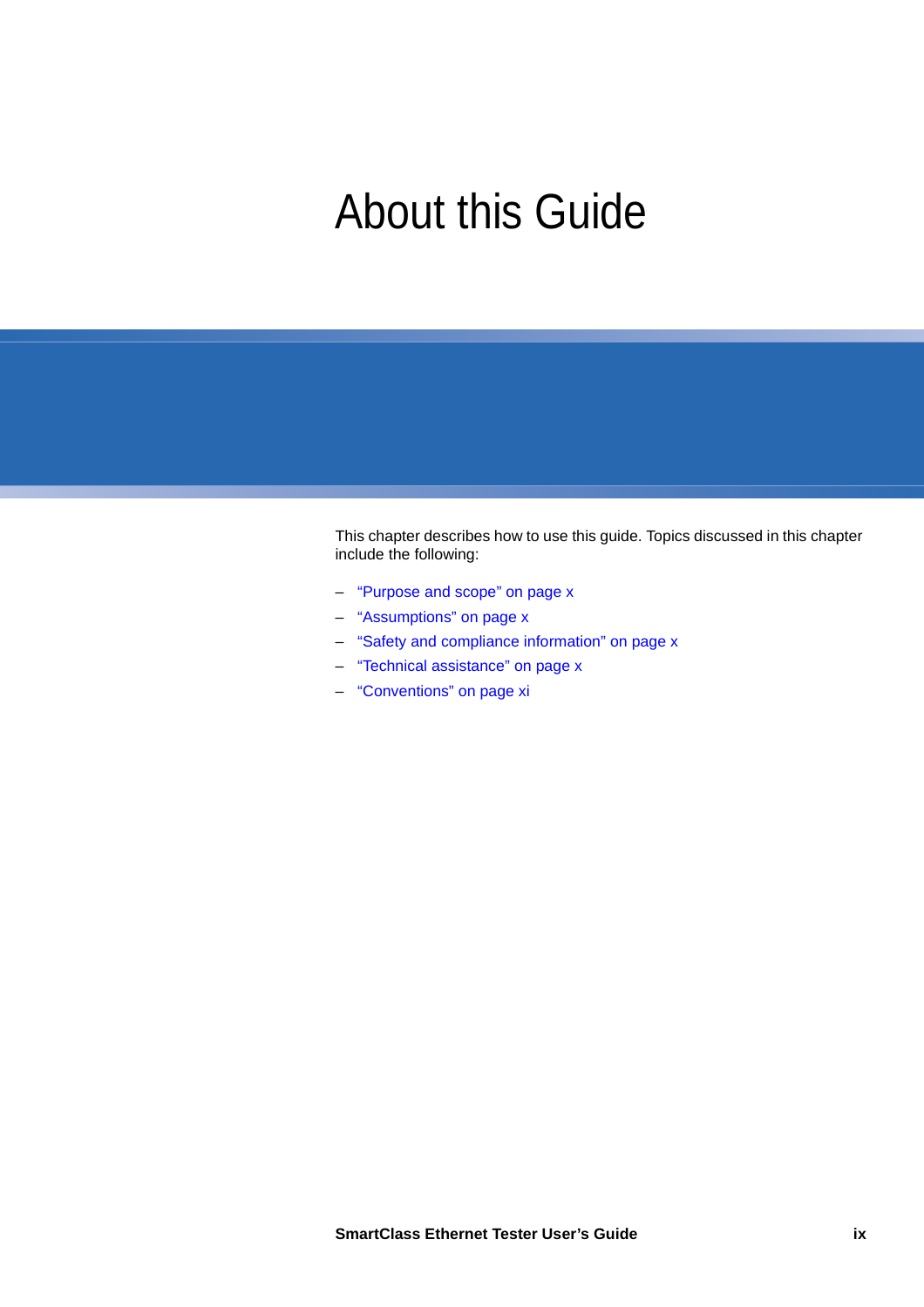# About this Guide

This chapter describes how to use this guide. Topics discussed in this chapter include the following:

- "Purpose and scope" on page x
- "Assumptions" on page x
- "Safety and compliance information" on page x
- "Technical assistance" on page x
- "Conventions" on page xi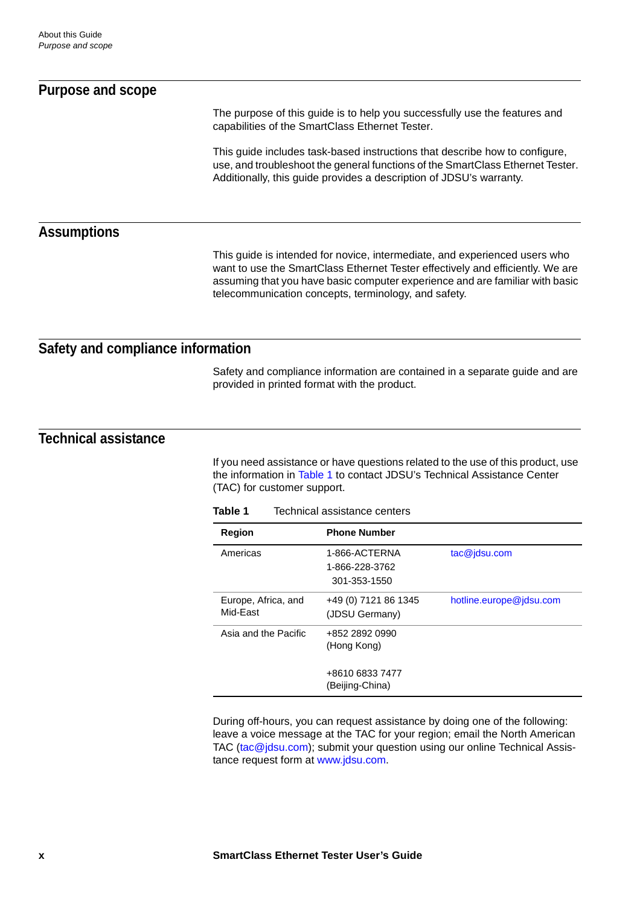## Purpose and scope

The purpose of this guide is to help you successfully use the features and capabilities of the SmartClass Ethernet Tester.

This guide includes task-based instructions that describe how to configure, use, and troubleshoot the general functions of the SmartClass Ethernet Tester. Additionally, this guide provides a description of JDSU's warranty.

## Assumptions

This guide is intended for novice, intermediate, and experienced users who want to use the SmartClass Ethernet Tester effectively and efficiently. We are assuming that you have basic computer experience and are familiar with basic telecommunication concepts, terminology, and safety.

## Safety and compliance information

Safety and compliance information are contained in a separate guide and are provided in printed format with the product.

## Technical assistance

If you need assistance or have questions related to the use of this product, use the information in Table 1 to contact JDSU's Technical Assistance Center (TAC) for customer support.

**Table 1** Technical assistance centers

| Region | Phone Number | |
|---|---|---|
| Americas | 1-866-ACTERNA<br>1-866-228-3762<br>301-353-1550 | tac@jdsu.com |
| Europe, Africa, and Mid-East | +49 (0) 7121 86 1345<br>(JDSU Germany) | hotline.europe@jdsu.com |
| Asia and the Pacific | +852 2892 0990<br>(Hong Kong)<br><br>+8610 6833 7477<br>(Beijing-China) | |

During off-hours, you can request assistance by doing one of the following: leave a voice message at the TAC for your region; email the North American TAC (tac@jdsu.com); submit your question using our online Technical Assistance request form at www.jdsu.com.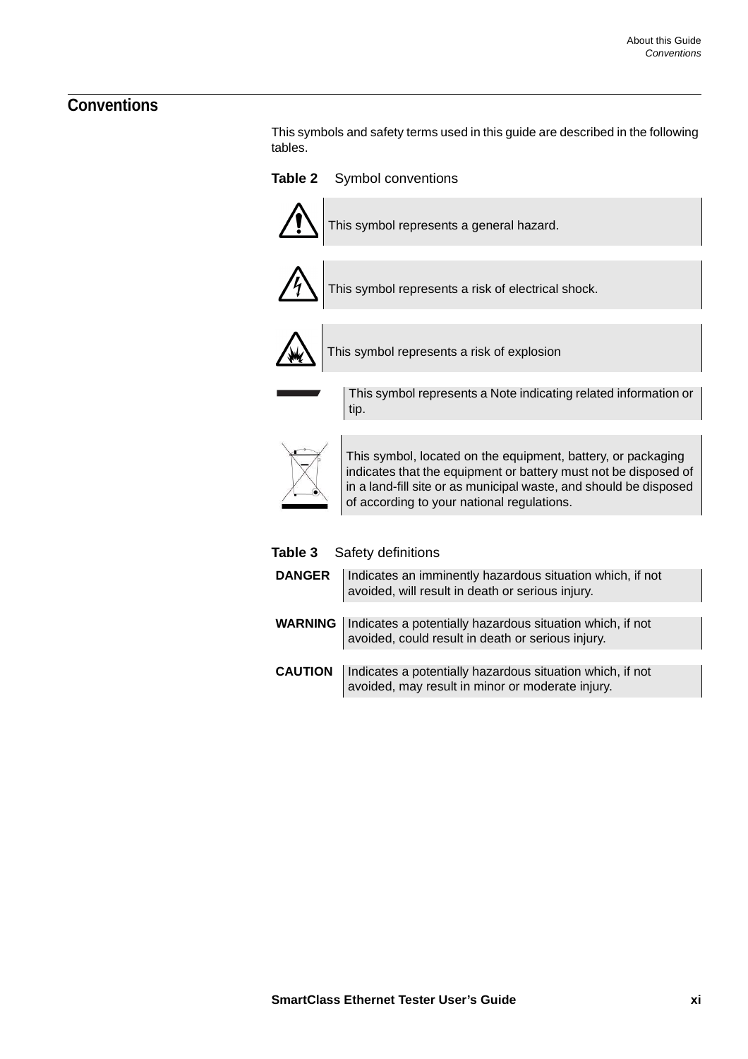## Conventions

This symbols and safety terms used in this guide are described in the following tables.

**Table 2** Symbol conventions

| Symbol | Description |
|---|---|
| | This symbol represents a general hazard. |
| | This symbol represents a risk of electrical shock. |
| | This symbol represents a risk of explosion |
| | This symbol represents a Note indicating related information or tip. |
| | This symbol, located on the equipment, battery, or packaging indicates that the equipment or battery must not be disposed of in a land-fill site or as municipal waste, and should be disposed of according to your national regulations. |

**Table 3** Safety definitions

| Term | Definition |
|---|---|
| **DANGER** | Indicates an imminently hazardous situation which, if not avoided, will result in death or serious injury. |
| **WARNING** | Indicates a potentially hazardous situation which, if not avoided, could result in death or serious injury. |
| **CAUTION** | Indicates a potentially hazardous situation which, if not avoided, may result in minor or moderate injury. |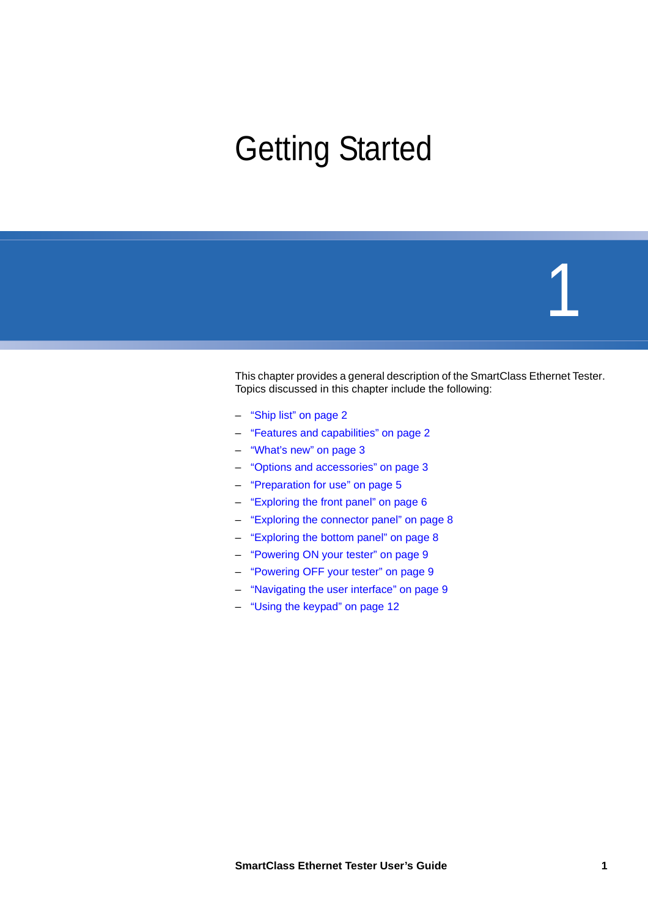# Getting Started

# 1

This chapter provides a general description of the SmartClass Ethernet Tester. Topics discussed in this chapter include the following:

- "Ship list" on page 2
- "Features and capabilities" on page 2
- "What's new" on page 3
- "Options and accessories" on page 3
- "Preparation for use" on page 5
- "Exploring the front panel" on page 6
- "Exploring the connector panel" on page 8
- "Exploring the bottom panel" on page 8
- "Powering ON your tester" on page 9
- "Powering OFF your tester" on page 9
- "Navigating the user interface" on page 9
- "Using the keypad" on page 12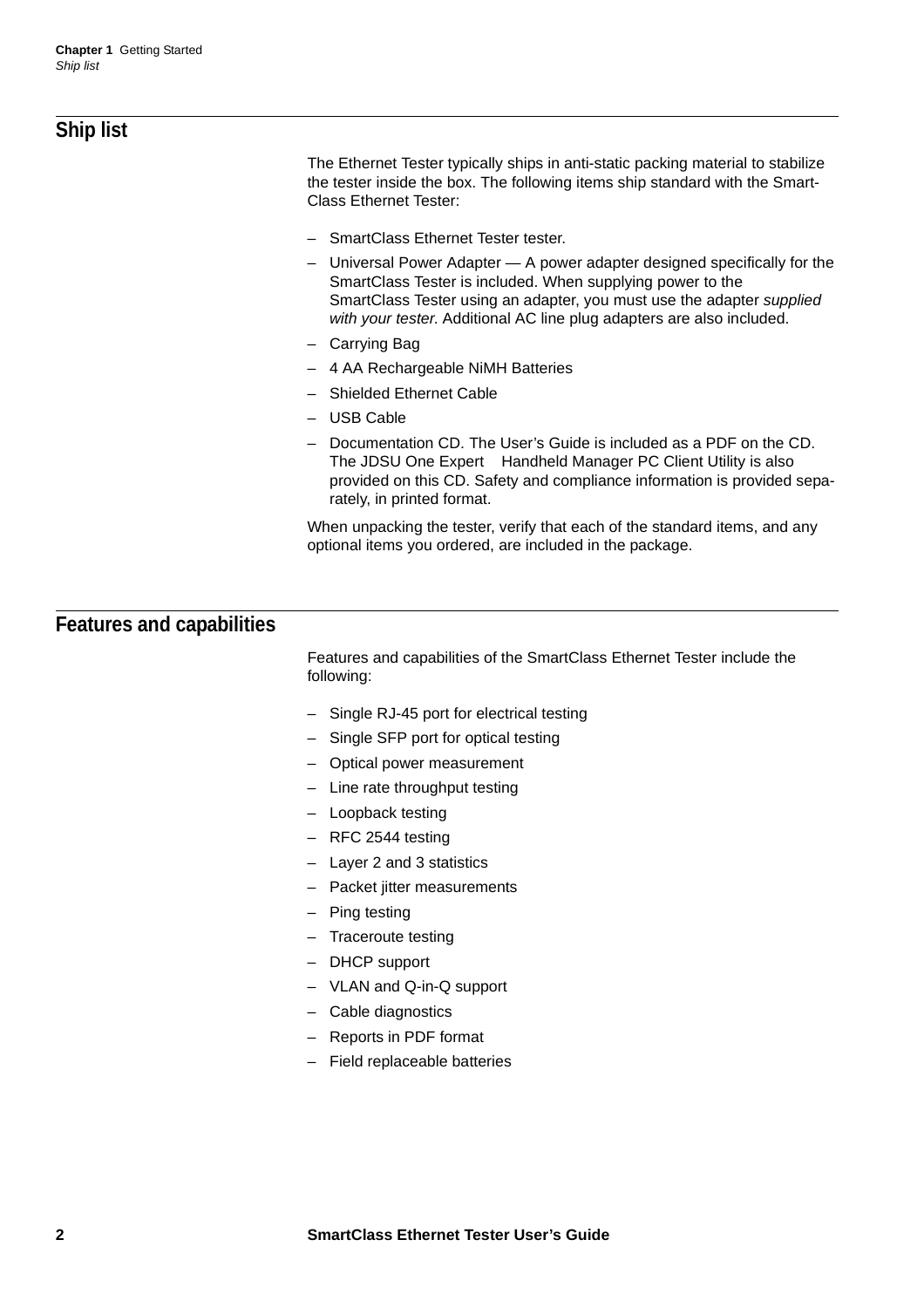## Ship list

The Ethernet Tester typically ships in anti-static packing material to stabilize the tester inside the box. The following items ship standard with the SmartClass Ethernet Tester:

- SmartClass Ethernet Tester tester.
- Universal Power Adapter — A power adapter designed specifically for the SmartClass Tester is included. When supplying power to the SmartClass Tester using an adapter, you must use the adapter *supplied with your tester*. Additional AC line plug adapters are also included.
- Carrying Bag
- 4 AA Rechargeable NiMH Batteries
- Shielded Ethernet Cable
- USB Cable
- Documentation CD. The User's Guide is included as a PDF on the CD. The JDSU One Expert Handheld Manager PC Client Utility is also provided on this CD. Safety and compliance information is provided separately, in printed format.

When unpacking the tester, verify that each of the standard items, and any optional items you ordered, are included in the package.

## Features and capabilities

Features and capabilities of the SmartClass Ethernet Tester include the following:

- Single RJ-45 port for electrical testing
- Single SFP port for optical testing
- Optical power measurement
- Line rate throughput testing
- Loopback testing
- RFC 2544 testing
- Layer 2 and 3 statistics
- Packet jitter measurements
- Ping testing
- Traceroute testing
- DHCP support
- VLAN and Q-in-Q support
- Cable diagnostics
- Reports in PDF format
- Field replaceable batteries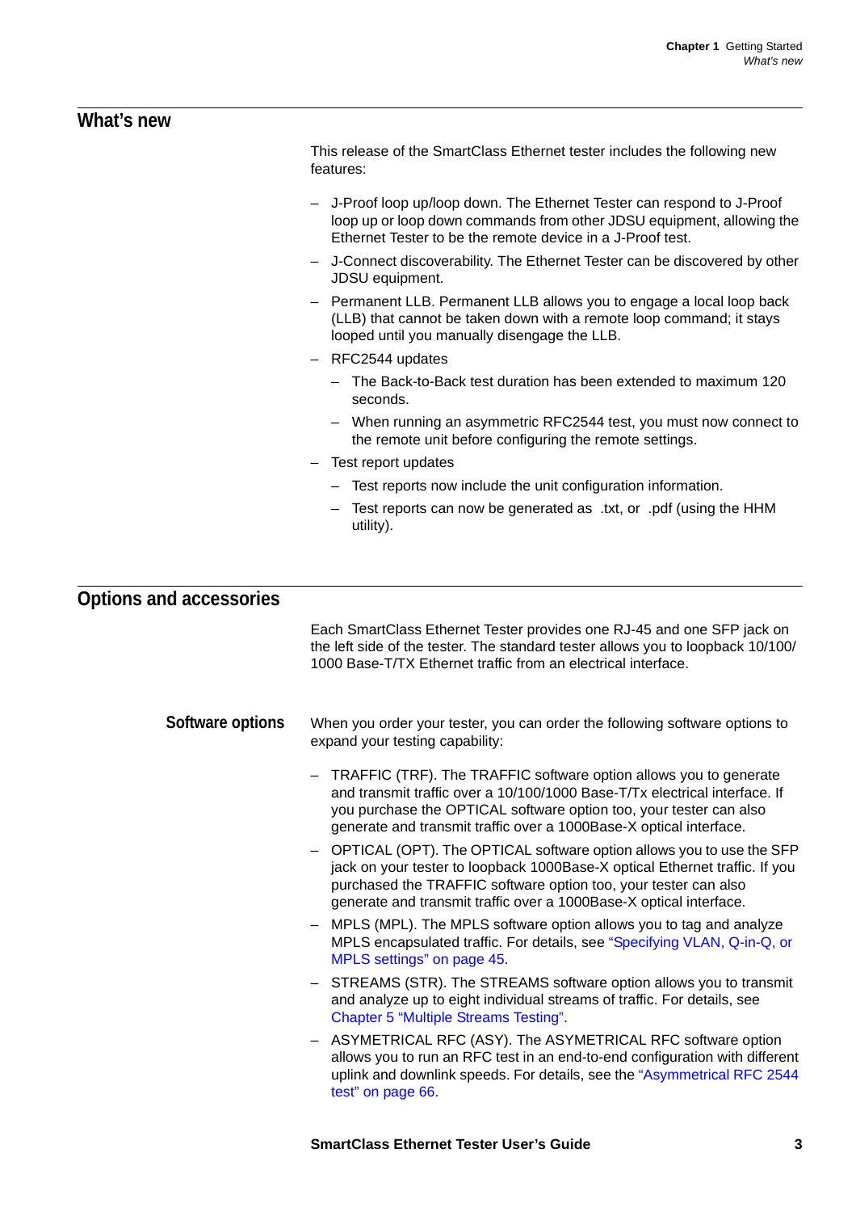## What's new

This release of the SmartClass Ethernet tester includes the following new features:

- J-Proof loop up/loop down. The Ethernet Tester can respond to J-Proof loop up or loop down commands from other JDSU equipment, allowing the Ethernet Tester to be the remote device in a J-Proof test.
- J-Connect discoverability. The Ethernet Tester can be discovered by other JDSU equipment.
- Permanent LLB. Permanent LLB allows you to engage a local loop back (LLB) that cannot be taken down with a remote loop command; it stays looped until you manually disengage the LLB.
- RFC2544 updates
  - The Back-to-Back test duration has been extended to maximum 120 seconds.
  - When running an asymmetric RFC2544 test, you must now connect to the remote unit before configuring the remote settings.
- Test report updates
  - Test reports now include the unit configuration information.
  - Test reports can now be generated as .txt, or .pdf (using the HHM utility).

## Options and accessories

Each SmartClass Ethernet Tester provides one RJ-45 and one SFP jack on the left side of the tester. The standard tester allows you to loopback 10/100/1000 Base-T/TX Ethernet traffic from an electrical interface.

### Software options

When you order your tester, you can order the following software options to expand your testing capability:

- TRAFFIC (TRF). The TRAFFIC software option allows you to generate and transmit traffic over a 10/100/1000 Base-T/Tx electrical interface. If you purchase the OPTICAL software option too, your tester can also generate and transmit traffic over a 1000Base-X optical interface.
- OPTICAL (OPT). The OPTICAL software option allows you to use the SFP jack on your tester to loopback 1000Base-X optical Ethernet traffic. If you purchased the TRAFFIC software option too, your tester can also generate and transmit traffic over a 1000Base-X optical interface.
- MPLS (MPL). The MPLS software option allows you to tag and analyze MPLS encapsulated traffic. For details, see "Specifying VLAN, Q-in-Q, or MPLS settings" on page 45.
- STREAMS (STR). The STREAMS software option allows you to transmit and analyze up to eight individual streams of traffic. For details, see Chapter 5 "Multiple Streams Testing".
- ASYMETRICAL RFC (ASY). The ASYMETRICAL RFC software option allows you to run an RFC test in an end-to-end configuration with different uplink and downlink speeds. For details, see the "Asymmetrical RFC 2544 test" on page 66.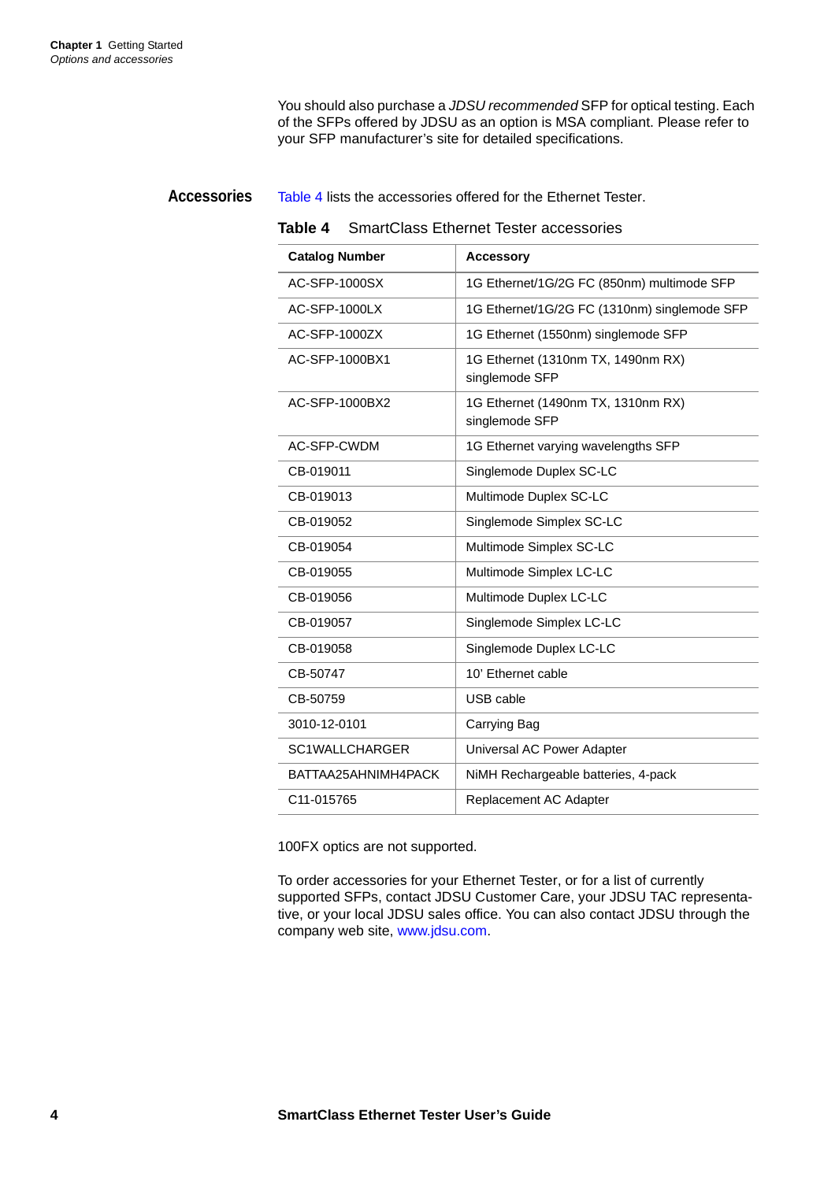You should also purchase a *JDSU recommended* SFP for optical testing. Each of the SFPs offered by JDSU as an option is MSA compliant. Please refer to your SFP manufacturer's site for detailed specifications.

## Accessories

Table 4 lists the accessories offered for the Ethernet Tester.

**Table 4** SmartClass Ethernet Tester accessories

| Catalog Number | Accessory |
|---|---|
| AC-SFP-1000SX | 1G Ethernet/1G/2G FC (850nm) multimode SFP |
| AC-SFP-1000LX | 1G Ethernet/1G/2G FC (1310nm) singlemode SFP |
| AC-SFP-1000ZX | 1G Ethernet (1550nm) singlemode SFP |
| AC-SFP-1000BX1 | 1G Ethernet (1310nm TX, 1490nm RX) singlemode SFP |
| AC-SFP-1000BX2 | 1G Ethernet (1490nm TX, 1310nm RX) singlemode SFP |
| AC-SFP-CWDM | 1G Ethernet varying wavelengths SFP |
| CB-019011 | Singlemode Duplex SC-LC |
| CB-019013 | Multimode Duplex SC-LC |
| CB-019052 | Singlemode Simplex SC-LC |
| CB-019054 | Multimode Simplex SC-LC |
| CB-019055 | Multimode Simplex LC-LC |
| CB-019056 | Multimode Duplex LC-LC |
| CB-019057 | Singlemode Simplex LC-LC |
| CB-019058 | Singlemode Duplex LC-LC |
| CB-50747 | 10' Ethernet cable |
| CB-50759 | USB cable |
| 3010-12-0101 | Carrying Bag |
| SC1WALLCHARGER | Universal AC Power Adapter |
| BATTAA25AHNIMH4PACK | NiMH Rechargeable batteries, 4-pack |
| C11-015765 | Replacement AC Adapter |

100FX optics are not supported.

To order accessories for your Ethernet Tester, or for a list of currently supported SFPs, contact JDSU Customer Care, your JDSU TAC representative, or your local JDSU sales office. You can also contact JDSU through the company web site, www.jdsu.com.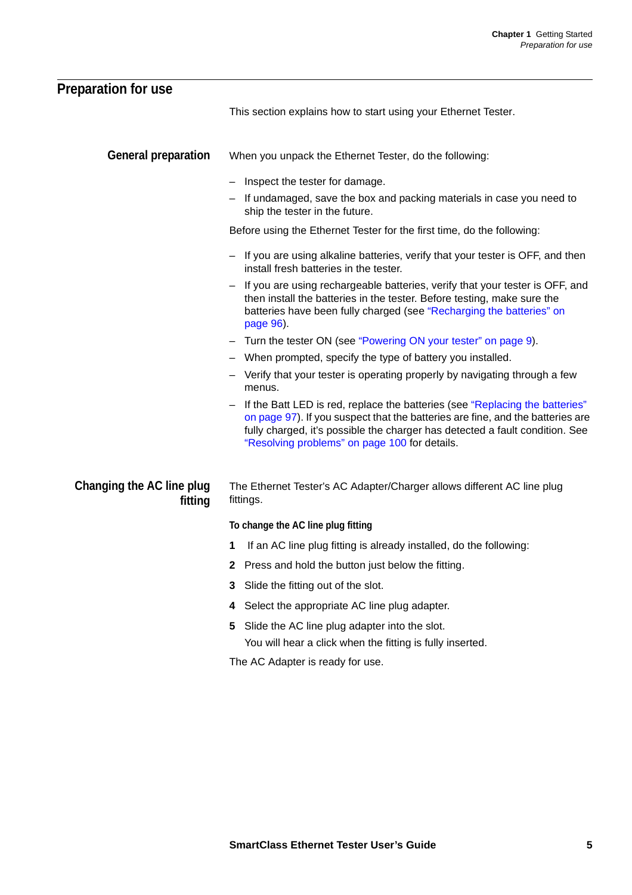## Preparation for use

This section explains how to start using your Ethernet Tester.

### General preparation

When you unpack the Ethernet Tester, do the following:

- Inspect the tester for damage.
- If undamaged, save the box and packing materials in case you need to ship the tester in the future.

Before using the Ethernet Tester for the first time, do the following:

- If you are using alkaline batteries, verify that your tester is OFF, and then install fresh batteries in the tester.
- If you are using rechargeable batteries, verify that your tester is OFF, and then install the batteries in the tester. Before testing, make sure the batteries have been fully charged (see "Recharging the batteries" on page 96).
- Turn the tester ON (see "Powering ON your tester" on page 9).
- When prompted, specify the type of battery you installed.
- Verify that your tester is operating properly by navigating through a few menus.
- If the Batt LED is red, replace the batteries (see "Replacing the batteries" on page 97). If you suspect that the batteries are fine, and the batteries are fully charged, it's possible the charger has detected a fault condition. See "Resolving problems" on page 100 for details.

### Changing the AC line plug fitting

The Ethernet Tester's AC Adapter/Charger allows different AC line plug fittings.

#### To change the AC line plug fitting

1. If an AC line plug fitting is already installed, do the following:
2. Press and hold the button just below the fitting.
3. Slide the fitting out of the slot.
4. Select the appropriate AC line plug adapter.
5. Slide the AC line plug adapter into the slot.

   You will hear a click when the fitting is fully inserted.

The AC Adapter is ready for use.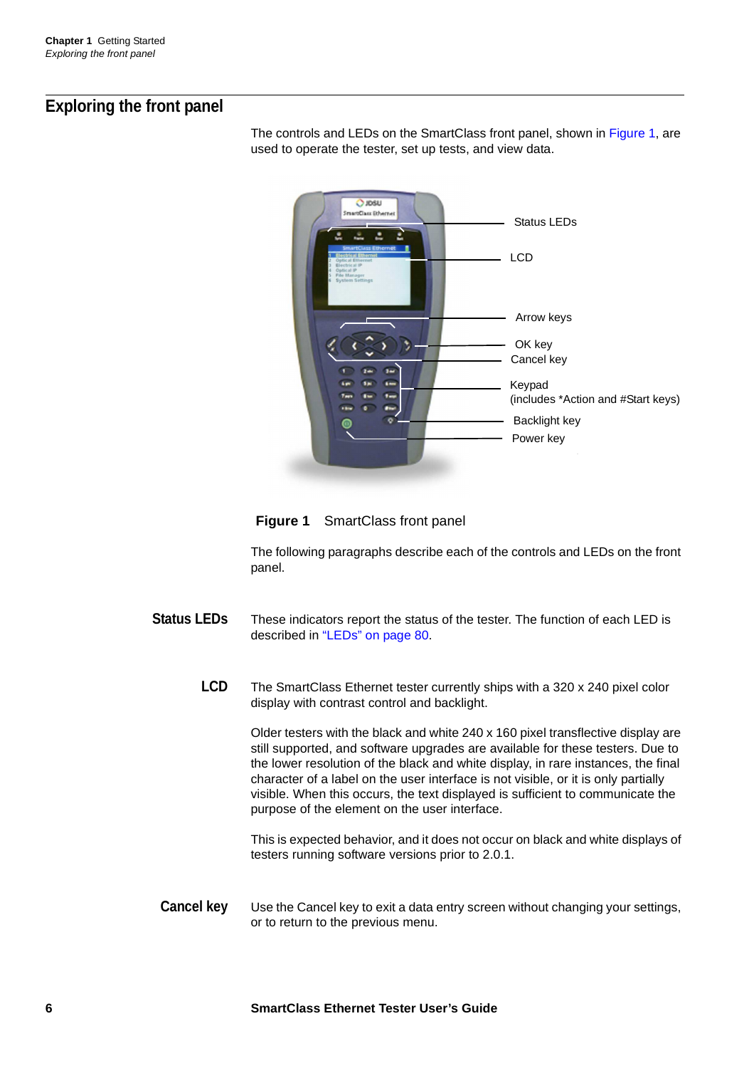## Exploring the front panel

The controls and LEDs on the SmartClass front panel, shown in Figure 1, are used to operate the tester, set up tests, and view data.

Status LEDs

LCD

Arrow keys

OK key

Cancel key

Keypad
(includes *Action and #Start keys)

Backlight key

Power key

**Figure 1** SmartClass front panel

The following paragraphs describe each of the controls and LEDs on the front panel.

**Status LEDs**

These indicators report the status of the tester. The function of each LED is described in "LEDs" on page 80.

**LCD**

The SmartClass Ethernet tester currently ships with a 320 x 240 pixel color display with contrast control and backlight.

Older testers with the black and white 240 x 160 pixel transflective display are still supported, and software upgrades are available for these testers. Due to the lower resolution of the black and white display, in rare instances, the final character of a label on the user interface is not visible, or it is only partially visible. When this occurs, the text displayed is sufficient to communicate the purpose of the element on the user interface.

This is expected behavior, and it does not occur on black and white displays of testers running software versions prior to 2.0.1.

**Cancel key**

Use the Cancel key to exit a data entry screen without changing your settings, or to return to the previous menu.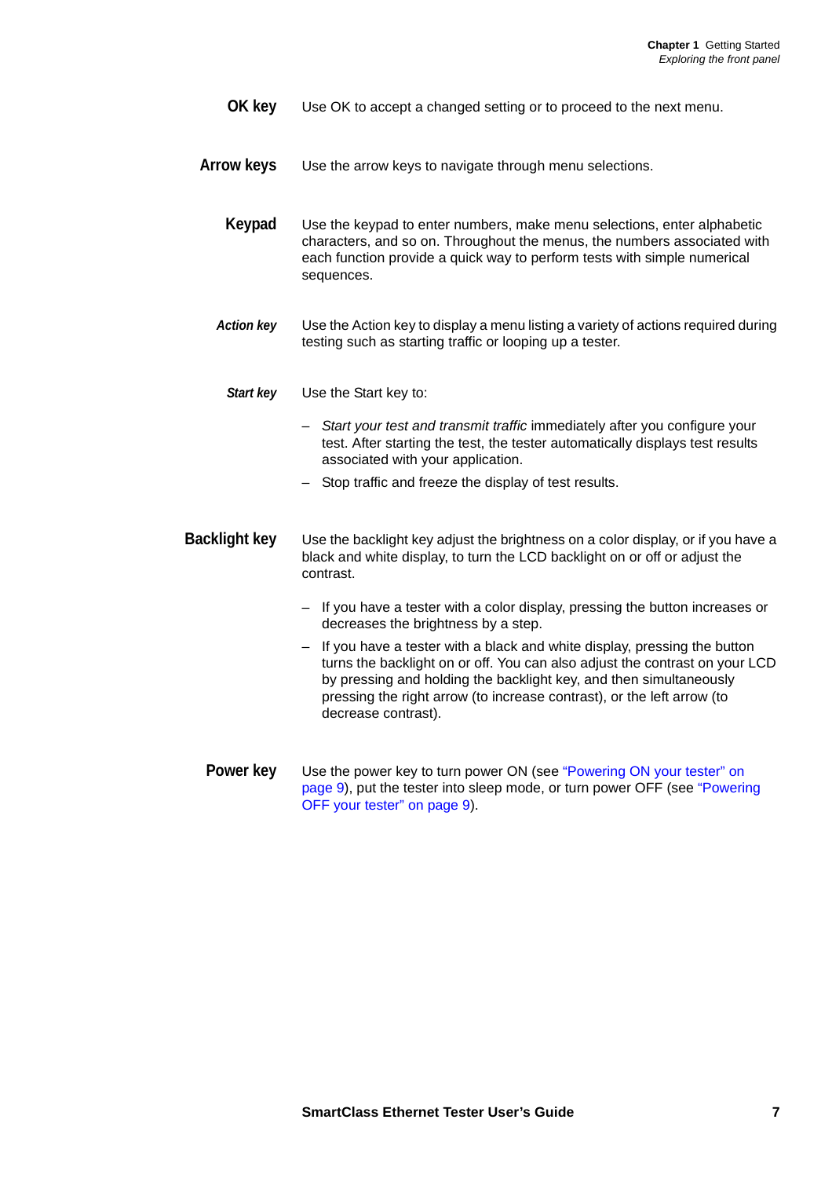### OK key

Use OK to accept a changed setting or to proceed to the next menu.

### Arrow keys

Use the arrow keys to navigate through menu selections.

### Keypad

Use the keypad to enter numbers, make menu selections, enter alphabetic characters, and so on. Throughout the menus, the numbers associated with each function provide a quick way to perform tests with simple numerical sequences.

#### *Action key*

Use the Action key to display a menu listing a variety of actions required during testing such as starting traffic or looping up a tester.

#### *Start key*

Use the Start key to:

- *Start your test and transmit traffic* immediately after you configure your test. After starting the test, the tester automatically displays test results associated with your application.
- Stop traffic and freeze the display of test results.

### Backlight key

Use the backlight key adjust the brightness on a color display, or if you have a black and white display, to turn the LCD backlight on or off or adjust the contrast.

- If you have a tester with a color display, pressing the button increases or decreases the brightness by a step.
- If you have a tester with a black and white display, pressing the button turns the backlight on or off. You can also adjust the contrast on your LCD by pressing and holding the backlight key, and then simultaneously pressing the right arrow (to increase contrast), or the left arrow (to decrease contrast).

### Power key

Use the power key to turn power ON (see "Powering ON your tester" on page 9), put the tester into sleep mode, or turn power OFF (see "Powering OFF your tester" on page 9).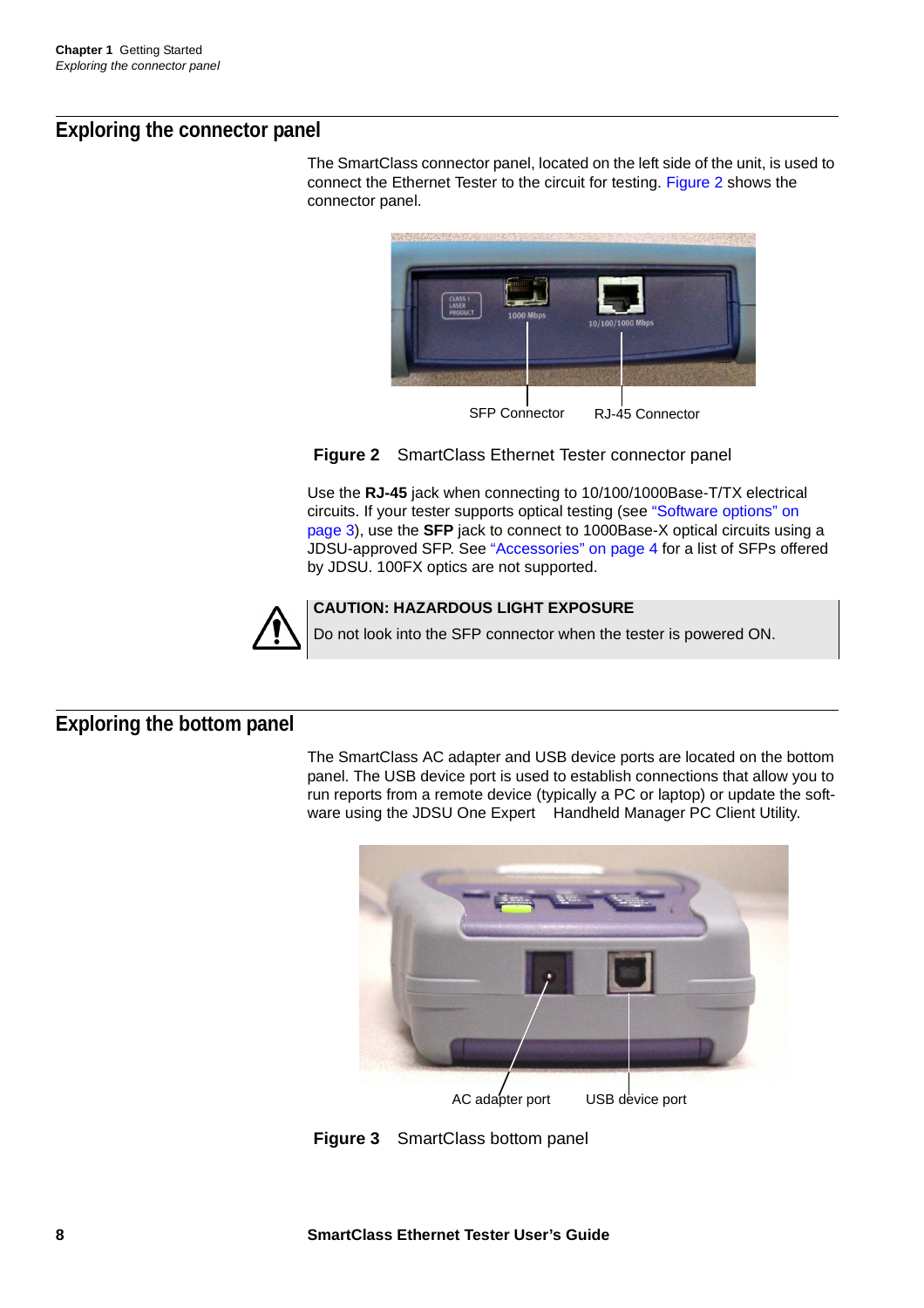## Exploring the connector panel

The SmartClass connector panel, located on the left side of the unit, is used to connect the Ethernet Tester to the circuit for testing. Figure 2 shows the connector panel.

SFP Connector    RJ-45 Connector

**Figure 2** SmartClass Ethernet Tester connector panel

Use the **RJ-45** jack when connecting to 10/100/1000Base-T/TX electrical circuits. If your tester supports optical testing (see "Software options" on page 3), use the **SFP** jack to connect to 1000Base-X optical circuits using a JDSU-approved SFP. See "Accessories" on page 4 for a list of SFPs offered by JDSU. 100FX optics are not supported.

> **CAUTION: HAZARDOUS LIGHT EXPOSURE**
>
> Do not look into the SFP connector when the tester is powered ON.

## Exploring the bottom panel

The SmartClass AC adapter and USB device ports are located on the bottom panel. The USB device port is used to establish connections that allow you to run reports from a remote device (typically a PC or laptop) or update the software using the JDSU One Expert Handheld Manager PC Client Utility.

AC adapter port    USB device port

**Figure 3** SmartClass bottom panel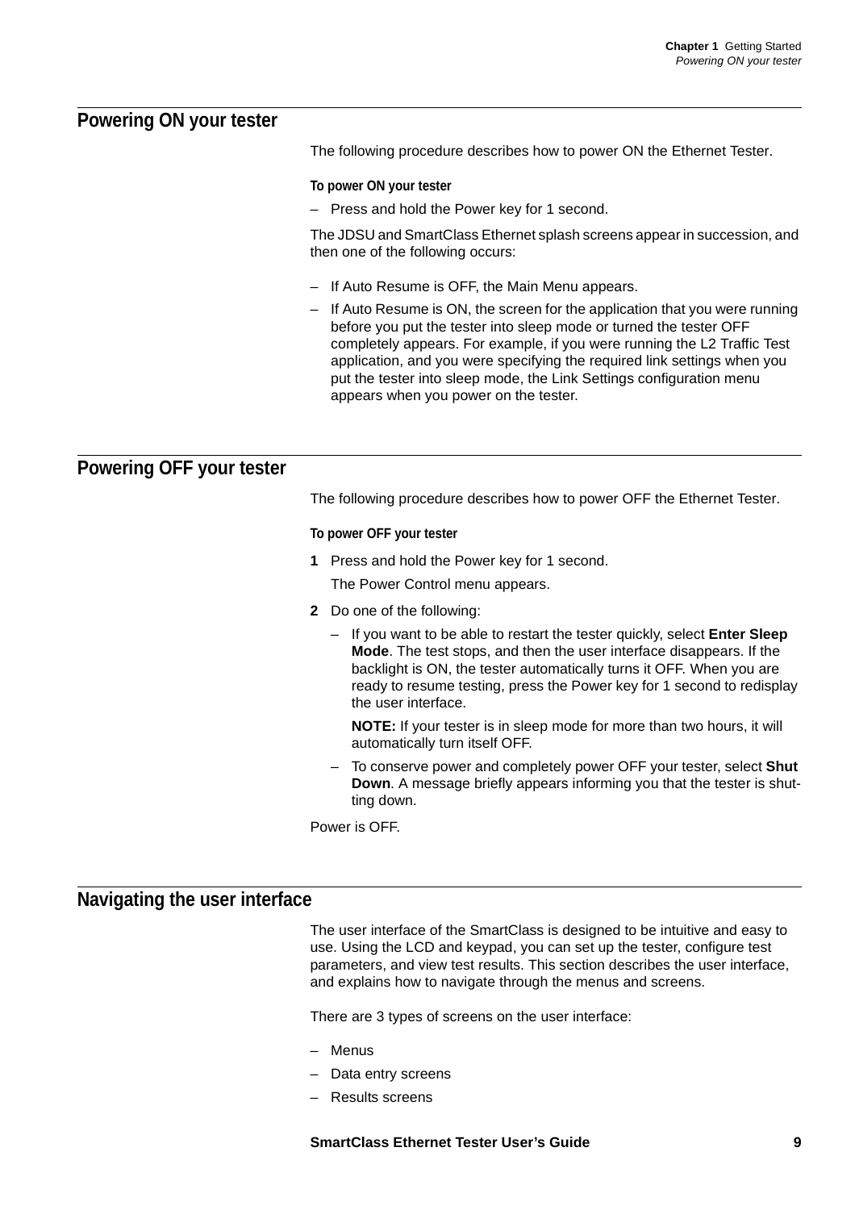## Powering ON your tester

The following procedure describes how to power ON the Ethernet Tester.

**To power ON your tester**

– Press and hold the Power key for 1 second.

The JDSU and SmartClass Ethernet splash screens appear in succession, and then one of the following occurs:

– If Auto Resume is OFF, the Main Menu appears.
– If Auto Resume is ON, the screen for the application that you were running before you put the tester into sleep mode or turned the tester OFF completely appears. For example, if you were running the L2 Traffic Test application, and you were specifying the required link settings when you put the tester into sleep mode, the Link Settings configuration menu appears when you power on the tester.

## Powering OFF your tester

The following procedure describes how to power OFF the Ethernet Tester.

**To power OFF your tester**

1. Press and hold the Power key for 1 second.

   The Power Control menu appears.

2. Do one of the following:

   – If you want to be able to restart the tester quickly, select **Enter Sleep Mode**. The test stops, and then the user interface disappears. If the backlight is ON, the tester automatically turns it OFF. When you are ready to resume testing, press the Power key for 1 second to redisplay the user interface.

     **NOTE:** If your tester is in sleep mode for more than two hours, it will automatically turn itself OFF.

   – To conserve power and completely power OFF your tester, select **Shut Down**. A message briefly appears informing you that the tester is shutting down.

Power is OFF.

## Navigating the user interface

The user interface of the SmartClass is designed to be intuitive and easy to use. Using the LCD and keypad, you can set up the tester, configure test parameters, and view test results. This section describes the user interface, and explains how to navigate through the menus and screens.

There are 3 types of screens on the user interface:

– Menus
– Data entry screens
– Results screens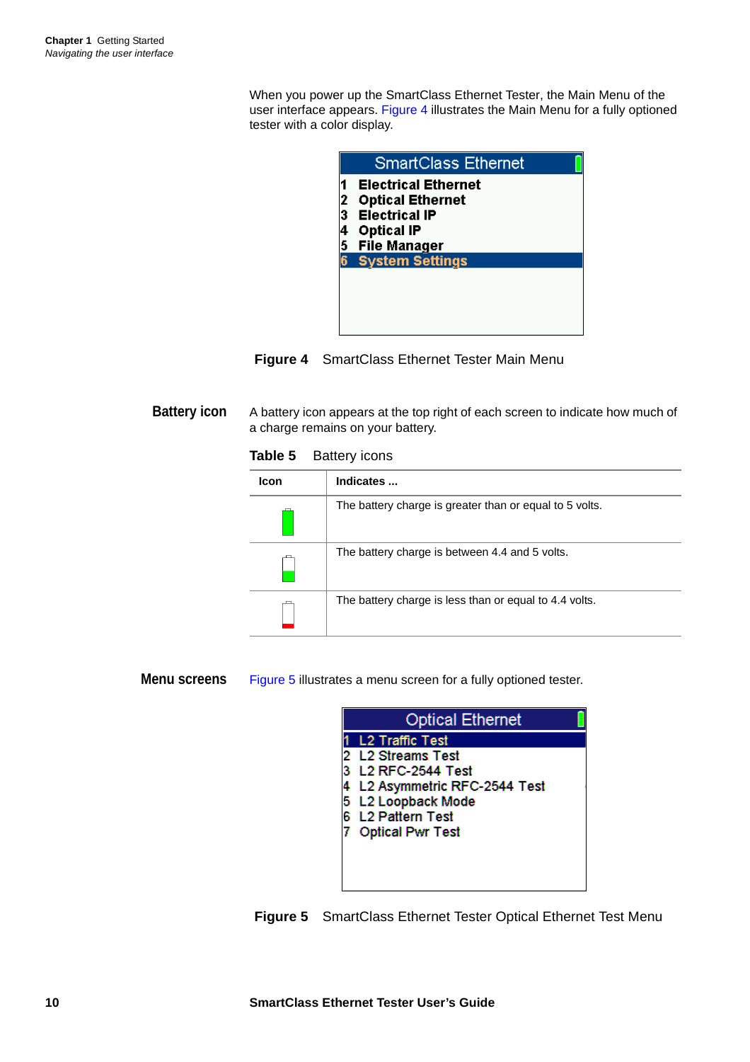When you power up the SmartClass Ethernet Tester, the Main Menu of the user interface appears. Figure 4 illustrates the Main Menu for a fully optioned tester with a color display.

**SmartClass Ethernet**
1 Electrical Ethernet
2 Optical Ethernet
3 Electrical IP
4 Optical IP
5 File Manager
6 System Settings

**Figure 4** SmartClass Ethernet Tester Main Menu

## Battery icon

A battery icon appears at the top right of each screen to indicate how much of a charge remains on your battery.

**Table 5** Battery icons

| Icon | Indicates ... |
|---|---|
| | The battery charge is greater than or equal to 5 volts. |
| | The battery charge is between 4.4 and 5 volts. |
| | The battery charge is less than or equal to 4.4 volts. |

## Menu screens

Figure 5 illustrates a menu screen for a fully optioned tester.

**Optical Ethernet**
1 L2 Traffic Test
2 L2 Streams Test
3 L2 RFC-2544 Test
4 L2 Asymmetric RFC-2544 Test
5 L2 Loopback Mode
6 L2 Pattern Test
7 Optical Pwr Test

**Figure 5** SmartClass Ethernet Tester Optical Ethernet Test Menu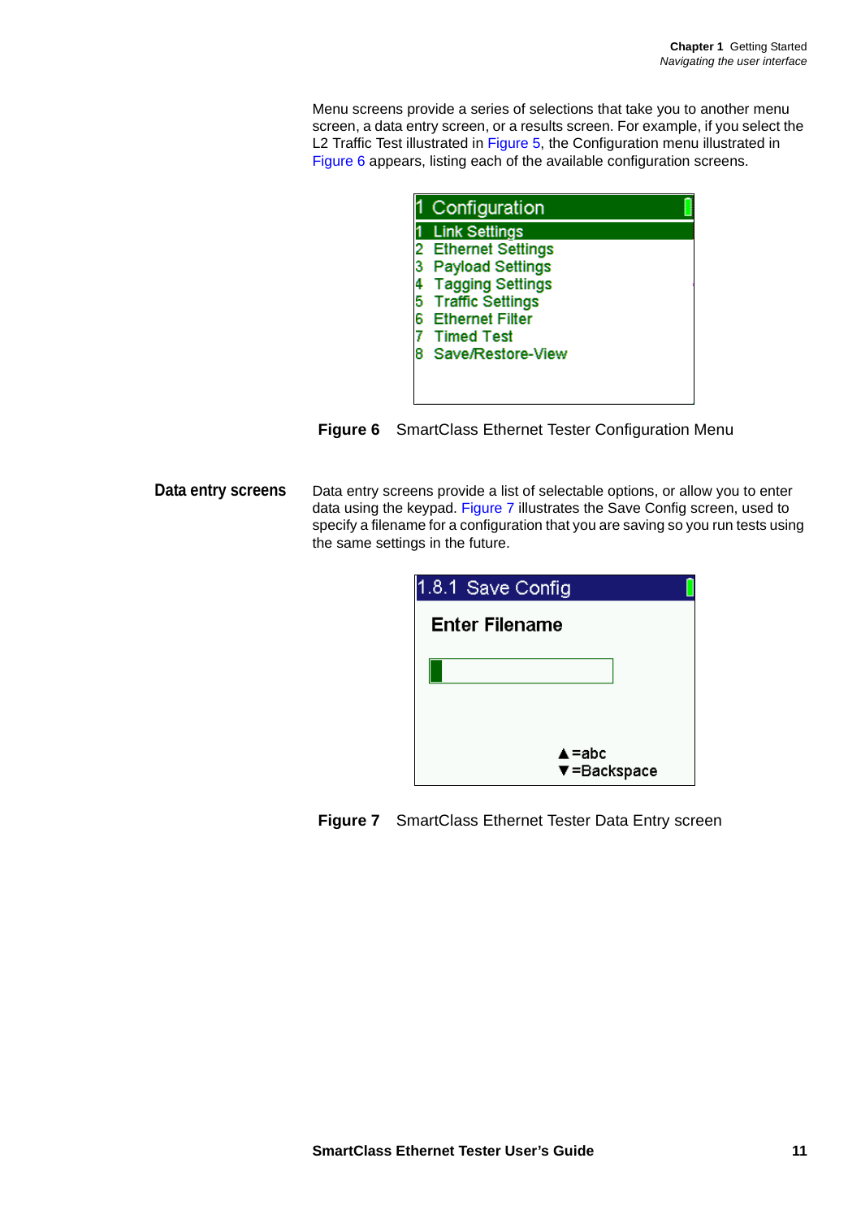Menu screens provide a series of selections that take you to another menu screen, a data entry screen, or a results screen. For example, if you select the L2 Traffic Test illustrated in Figure 5, the Configuration menu illustrated in Figure 6 appears, listing each of the available configuration screens.

1 Configuration
1 Link Settings
2 Ethernet Settings
3 Payload Settings
4 Tagging Settings
5 Traffic Settings
6 Ethernet Filter
7 Timed Test
8 Save/Restore-View

**Figure 6** SmartClass Ethernet Tester Configuration Menu

## Data entry screens

Data entry screens provide a list of selectable options, or allow you to enter data using the keypad. Figure 7 illustrates the Save Config screen, used to specify a filename for a configuration that you are saving so you run tests using the same settings in the future.

1.8.1 Save Config

Enter Filename

▲=abc
▼=Backspace

**Figure 7** SmartClass Ethernet Tester Data Entry screen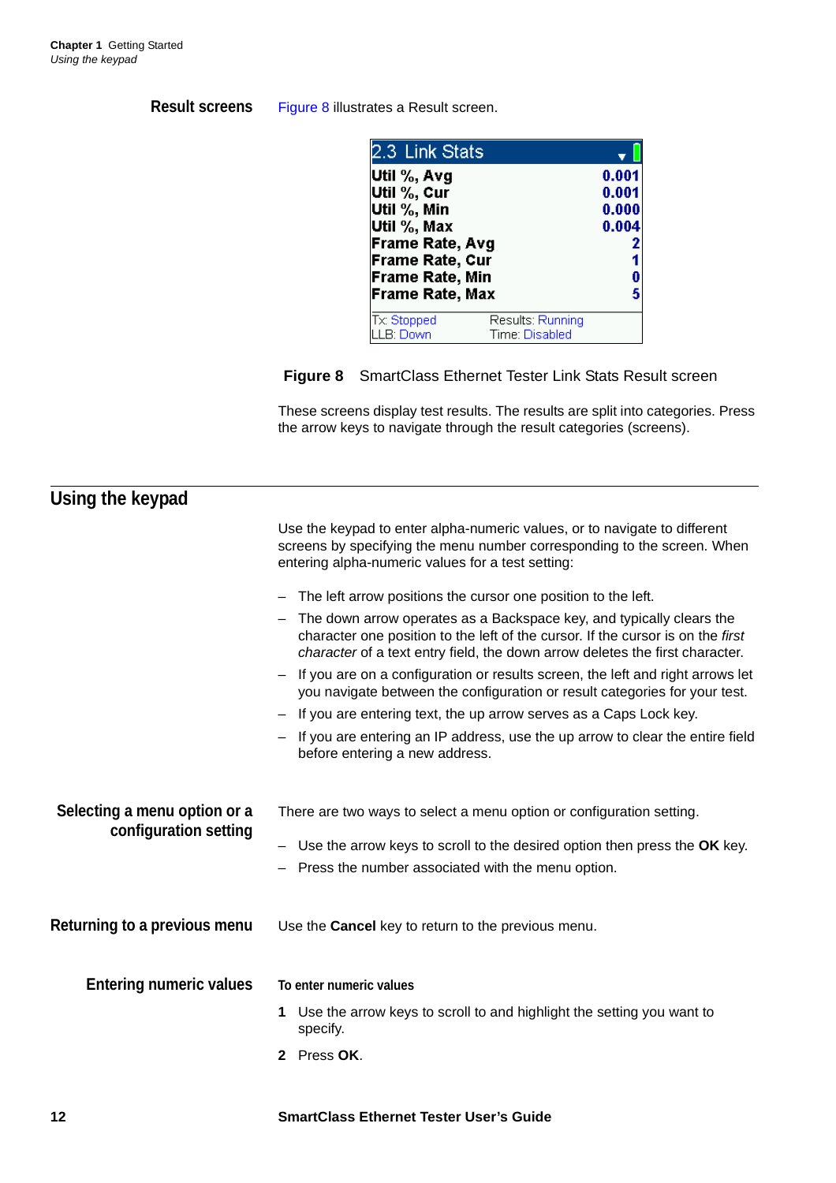### Result screens

Figure 8 illustrates a Result screen.

| 2.3 Link Stats | |
|---|---|
| Util %, Avg | 0.001 |
| Util %, Cur | 0.001 |
| Util %, Min | 0.000 |
| Util %, Max | 0.004 |
| Frame Rate, Avg | 2 |
| Frame Rate, Cur | 1 |
| Frame Rate, Min | 0 |
| Frame Rate, Max | 5 |
| Tx: Stopped | Results: Running |
| LLB: Down | Time: Disabled |

**Figure 8** SmartClass Ethernet Tester Link Stats Result screen

These screens display test results. The results are split into categories. Press the arrow keys to navigate through the result categories (screens).

## Using the keypad

Use the keypad to enter alpha-numeric values, or to navigate to different screens by specifying the menu number corresponding to the screen. When entering alpha-numeric values for a test setting:

- The left arrow positions the cursor one position to the left.
- The down arrow operates as a Backspace key, and typically clears the character one position to the left of the cursor. If the cursor is on the *first character* of a text entry field, the down arrow deletes the first character.
- If you are on a configuration or results screen, the left and right arrows let you navigate between the configuration or result categories for your test.
- If you are entering text, the up arrow serves as a Caps Lock key.
- If you are entering an IP address, use the up arrow to clear the entire field before entering a new address.

### Selecting a menu option or a configuration setting

There are two ways to select a menu option or configuration setting.

- Use the arrow keys to scroll to the desired option then press the **OK** key.
- Press the number associated with the menu option.

### Returning to a previous menu

Use the **Cancel** key to return to the previous menu.

### Entering numeric values

**To enter numeric values**

1. Use the arrow keys to scroll to and highlight the setting you want to specify.
2. Press **OK**.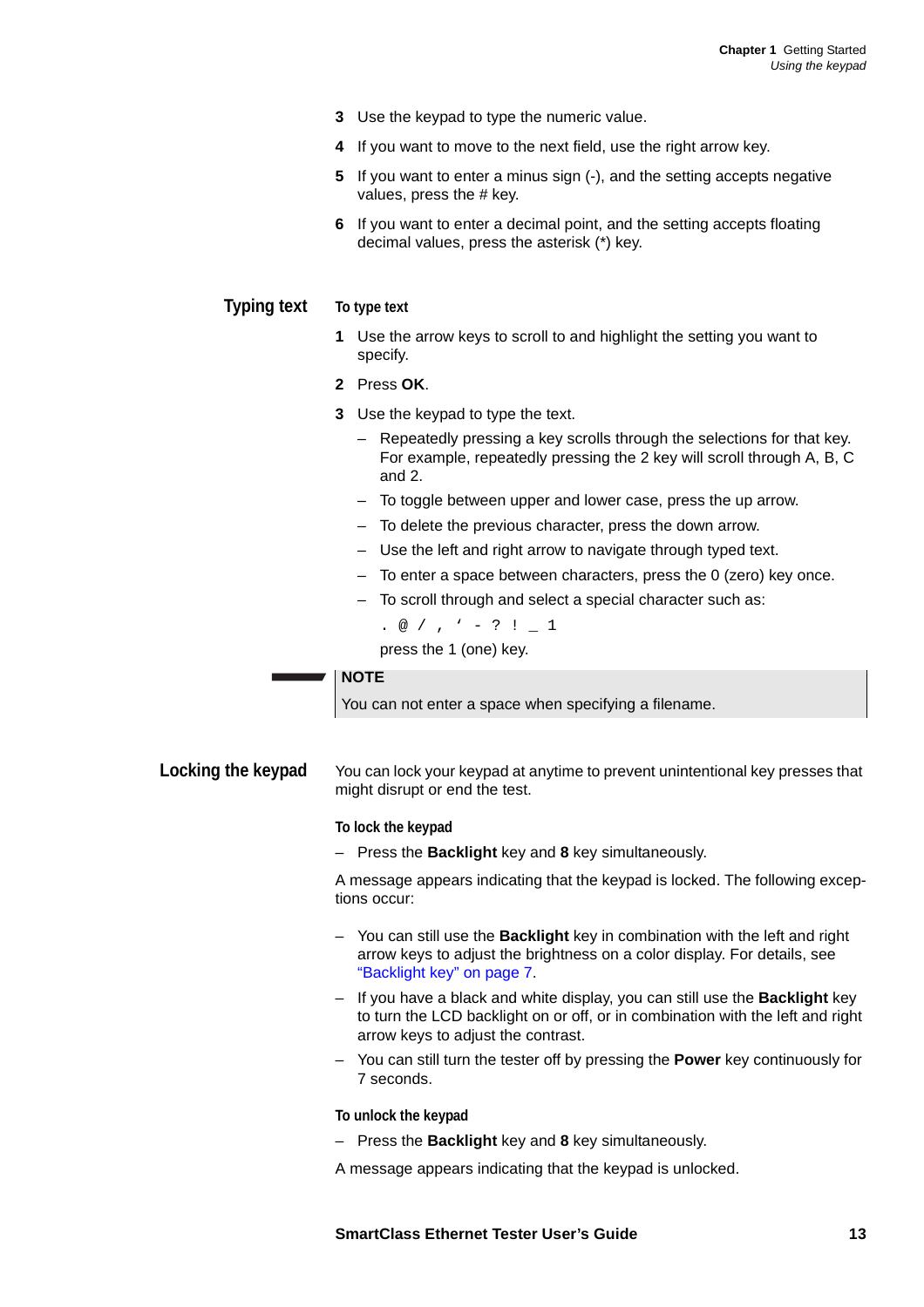3. Use the keypad to type the numeric value.
4. If you want to move to the next field, use the right arrow key.
5. If you want to enter a minus sign (-), and the setting accepts negative values, press the # key.
6. If you want to enter a decimal point, and the setting accepts floating decimal values, press the asterisk (*) key.

## Typing text

**To type text**

1. Use the arrow keys to scroll to and highlight the setting you want to specify.
2. Press **OK**.
3. Use the keypad to type the text.
   - Repeatedly pressing a key scrolls through the selections for that key. For example, repeatedly pressing the 2 key will scroll through A, B, C and 2.
   - To toggle between upper and lower case, press the up arrow.
   - To delete the previous character, press the down arrow.
   - Use the left and right arrow to navigate through typed text.
   - To enter a space between characters, press the 0 (zero) key once.
   - To scroll through and select a special character such as:

     `. @ / , ‘ - ? ! _ 1`

     press the 1 (one) key.

> **NOTE**
> You can not enter a space when specifying a filename.

## Locking the keypad

You can lock your keypad at anytime to prevent unintentional key presses that might disrupt or end the test.

**To lock the keypad**

- Press the **Backlight** key and **8** key simultaneously.

A message appears indicating that the keypad is locked. The following exceptions occur:

- You can still use the **Backlight** key in combination with the left and right arrow keys to adjust the brightness on a color display. For details, see “Backlight key” on page 7.
- If you have a black and white display, you can still use the **Backlight** key to turn the LCD backlight on or off, or in combination with the left and right arrow keys to adjust the contrast.
- You can still turn the tester off by pressing the **Power** key continuously for 7 seconds.

**To unlock the keypad**

- Press the **Backlight** key and **8** key simultaneously.

A message appears indicating that the keypad is unlocked.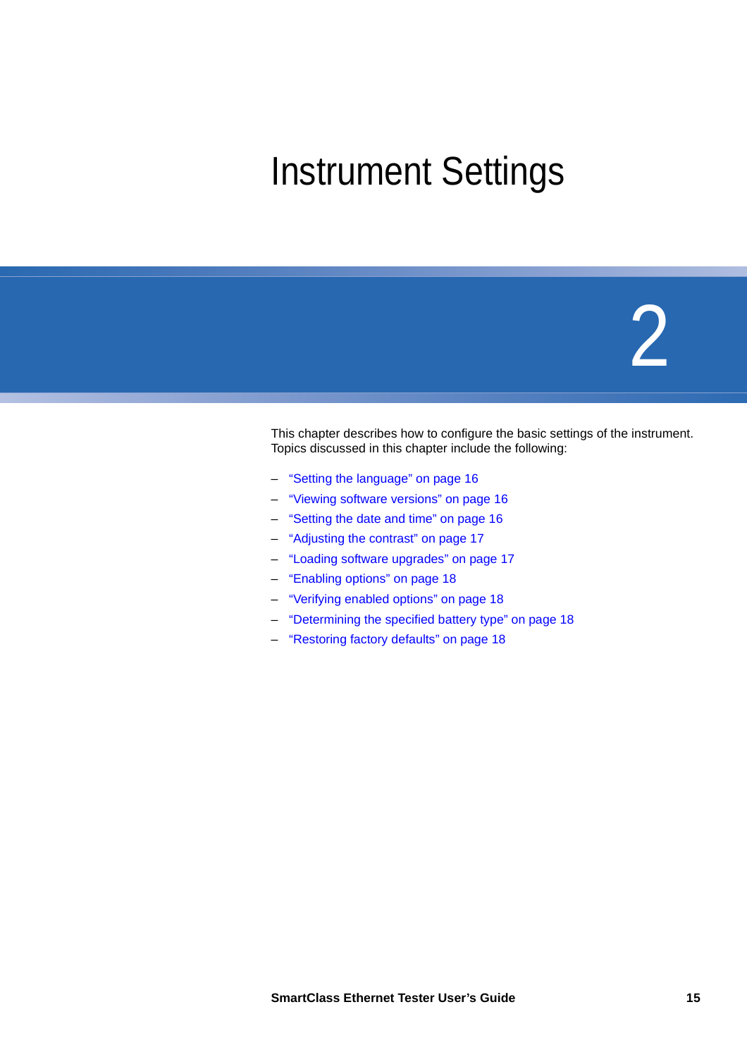# Instrument Settings

# 2

This chapter describes how to configure the basic settings of the instrument. Topics discussed in this chapter include the following:

- "Setting the language" on page 16
- "Viewing software versions" on page 16
- "Setting the date and time" on page 16
- "Adjusting the contrast" on page 17
- "Loading software upgrades" on page 17
- "Enabling options" on page 18
- "Verifying enabled options" on page 18
- "Determining the specified battery type" on page 18
- "Restoring factory defaults" on page 18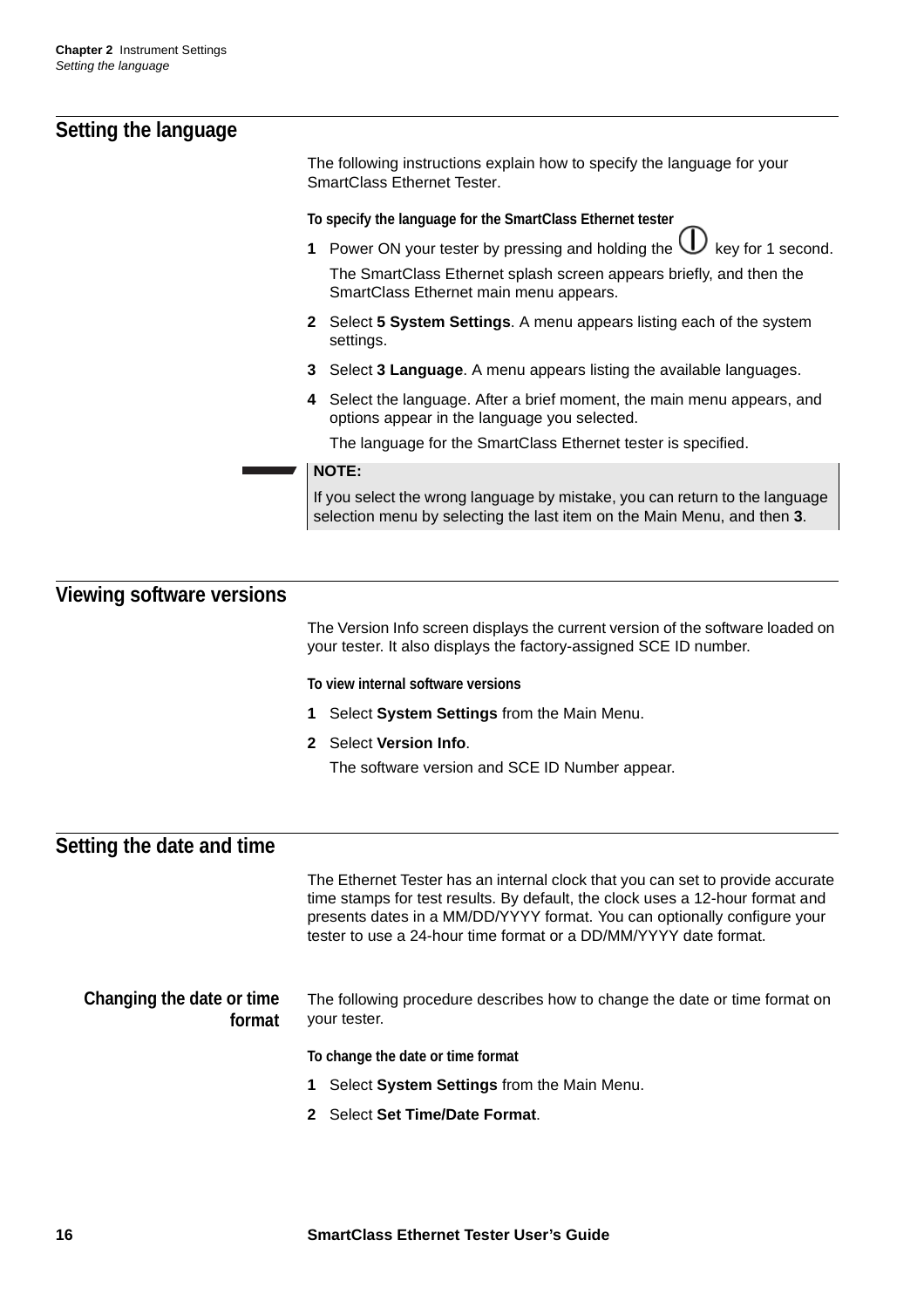## Setting the language

The following instructions explain how to specify the language for your SmartClass Ethernet Tester.

**To specify the language for the SmartClass Ethernet tester**

1. Power ON your tester by pressing and holding the ⏻ key for 1 second.

   The SmartClass Ethernet splash screen appears briefly, and then the SmartClass Ethernet main menu appears.

2. Select **5 System Settings**. A menu appears listing each of the system settings.
3. Select **3 Language**. A menu appears listing the available languages.
4. Select the language. After a brief moment, the main menu appears, and options appear in the language you selected.

   The language for the SmartClass Ethernet tester is specified.

> **NOTE:**
>
> If you select the wrong language by mistake, you can return to the language selection menu by selecting the last item on the Main Menu, and then **3**.

## Viewing software versions

The Version Info screen displays the current version of the software loaded on your tester. It also displays the factory-assigned SCE ID number.

**To view internal software versions**

1. Select **System Settings** from the Main Menu.
2. Select **Version Info**.

   The software version and SCE ID Number appear.

## Setting the date and time

The Ethernet Tester has an internal clock that you can set to provide accurate time stamps for test results. By default, the clock uses a 12-hour format and presents dates in a MM/DD/YYYY format. You can optionally configure your tester to use a 24-hour time format or a DD/MM/YYYY date format.

### Changing the date or time format

The following procedure describes how to change the date or time format on your tester.

**To change the date or time format**

1. Select **System Settings** from the Main Menu.
2. Select **Set Time/Date Format**.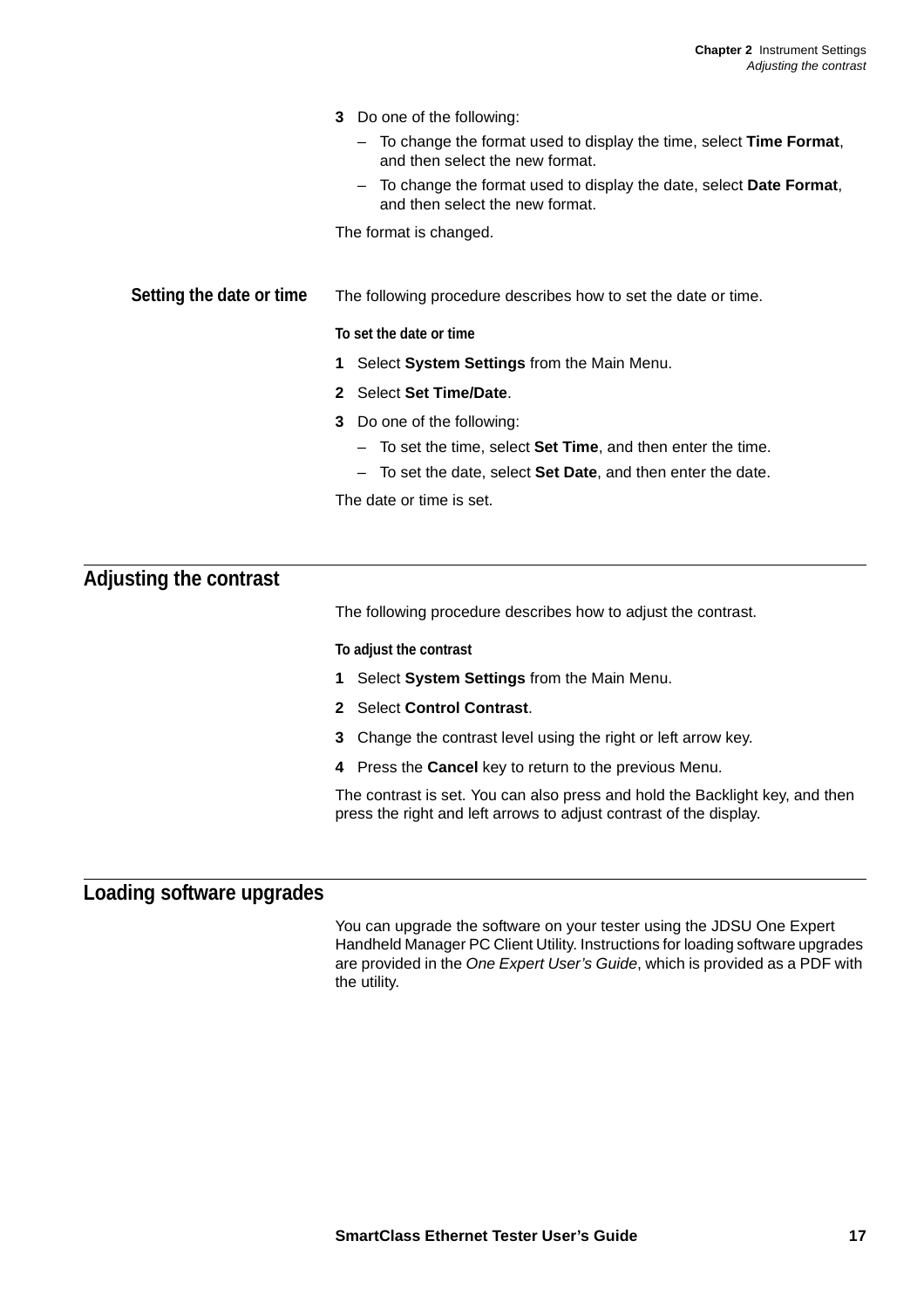3 Do one of the following:
   - To change the format used to display the time, select **Time Format**, and then select the new format.
   - To change the format used to display the date, select **Date Format**, and then select the new format.

The format is changed.

### Setting the date or time

The following procedure describes how to set the date or time.

**To set the date or time**

1. Select **System Settings** from the Main Menu.
2. Select **Set Time/Date**.
3. Do one of the following:
   - To set the time, select **Set Time**, and then enter the time.
   - To set the date, select **Set Date**, and then enter the date.

The date or time is set.

## Adjusting the contrast

The following procedure describes how to adjust the contrast.

**To adjust the contrast**

1. Select **System Settings** from the Main Menu.
2. Select **Control Contrast**.
3. Change the contrast level using the right or left arrow key.
4. Press the **Cancel** key to return to the previous Menu.

The contrast is set. You can also press and hold the Backlight key, and then press the right and left arrows to adjust contrast of the display.

## Loading software upgrades

You can upgrade the software on your tester using the JDSU One Expert Handheld Manager PC Client Utility. Instructions for loading software upgrades are provided in the *One Expert User's Guide*, which is provided as a PDF with the utility.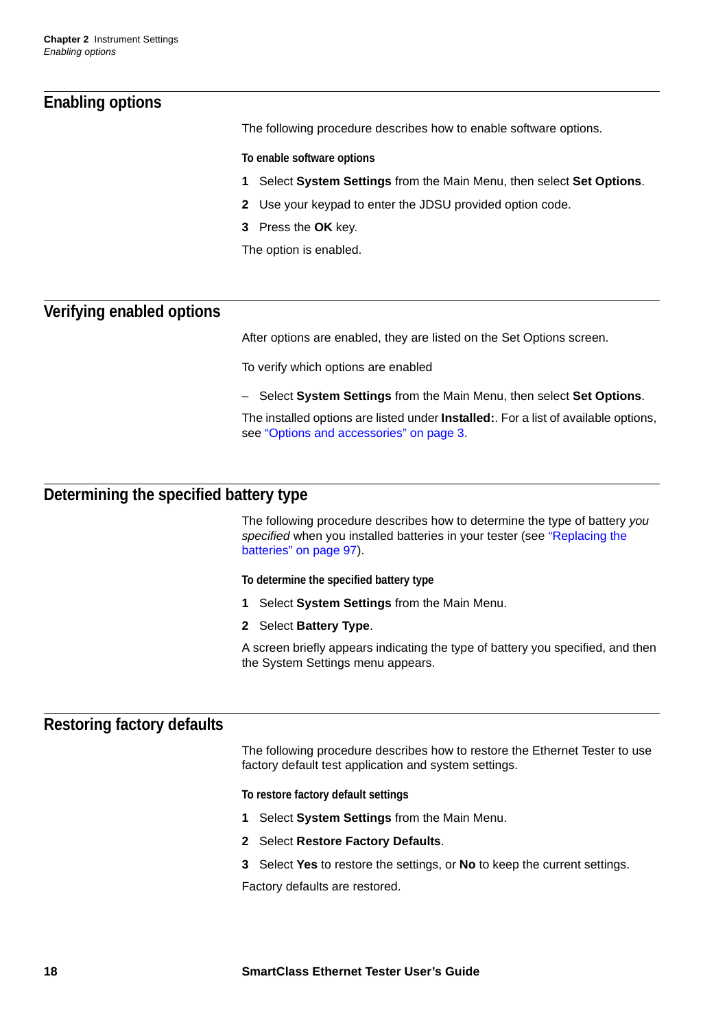## Enabling options

The following procedure describes how to enable software options.

**To enable software options**

1. Select **System Settings** from the Main Menu, then select **Set Options**.
2. Use your keypad to enter the JDSU provided option code.
3. Press the **OK** key.

The option is enabled.

## Verifying enabled options

After options are enabled, they are listed on the Set Options screen.

To verify which options are enabled

– Select **System Settings** from the Main Menu, then select **Set Options**.

The installed options are listed under **Installed:**. For a list of available options, see "Options and accessories" on page 3.

## Determining the specified battery type

The following procedure describes how to determine the type of battery *you specified* when you installed batteries in your tester (see "Replacing the batteries" on page 97).

**To determine the specified battery type**

1. Select **System Settings** from the Main Menu.
2. Select **Battery Type**.

A screen briefly appears indicating the type of battery you specified, and then the System Settings menu appears.

## Restoring factory defaults

The following procedure describes how to restore the Ethernet Tester to use factory default test application and system settings.

**To restore factory default settings**

1. Select **System Settings** from the Main Menu.
2. Select **Restore Factory Defaults**.
3. Select **Yes** to restore the settings, or **No** to keep the current settings.

Factory defaults are restored.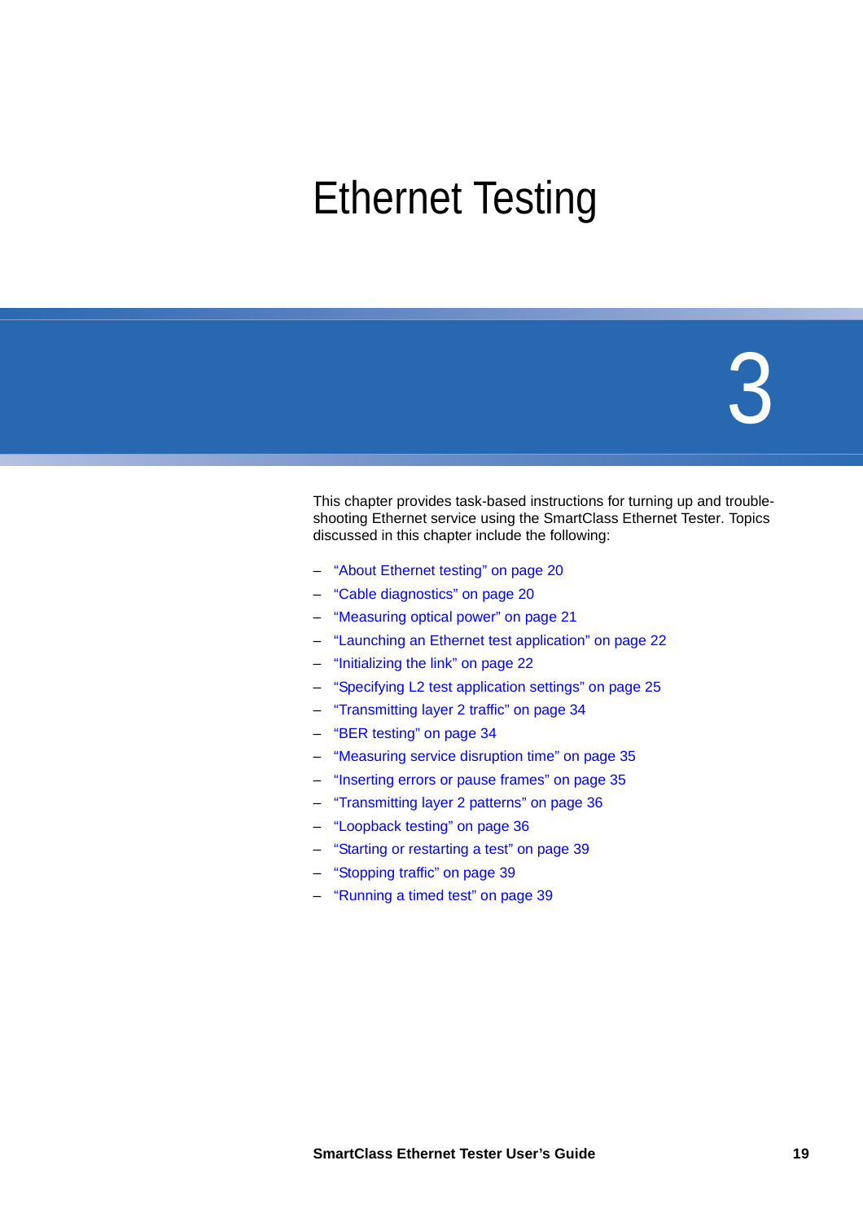# Ethernet Testing

3

This chapter provides task-based instructions for turning up and trouble-shooting Ethernet service using the SmartClass Ethernet Tester. Topics discussed in this chapter include the following:

- “About Ethernet testing” on page 20
- “Cable diagnostics” on page 20
- “Measuring optical power” on page 21
- “Launching an Ethernet test application” on page 22
- “Initializing the link” on page 22
- “Specifying L2 test application settings” on page 25
- “Transmitting layer 2 traffic” on page 34
- “BER testing” on page 34
- “Measuring service disruption time” on page 35
- “Inserting errors or pause frames” on page 35
- “Transmitting layer 2 patterns” on page 36
- “Loopback testing” on page 36
- “Starting or restarting a test” on page 39
- “Stopping traffic” on page 39
- “Running a timed test” on page 39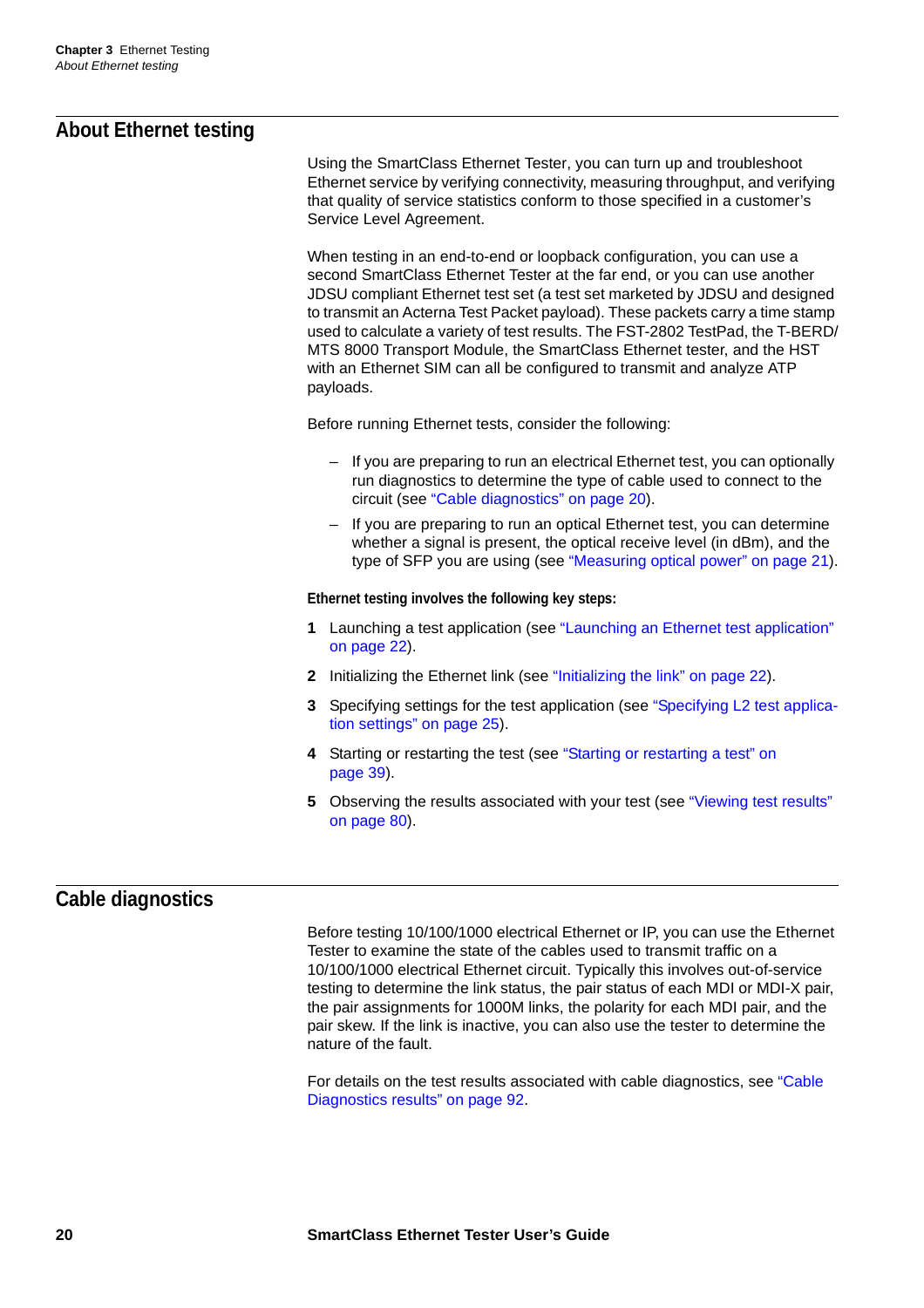## About Ethernet testing

Using the SmartClass Ethernet Tester, you can turn up and troubleshoot Ethernet service by verifying connectivity, measuring throughput, and verifying that quality of service statistics conform to those specified in a customer's Service Level Agreement.

When testing in an end-to-end or loopback configuration, you can use a second SmartClass Ethernet Tester at the far end, or you can use another JDSU compliant Ethernet test set (a test set marketed by JDSU and designed to transmit an Acterna Test Packet payload). These packets carry a time stamp used to calculate a variety of test results. The FST-2802 TestPad, the T-BERD/MTS 8000 Transport Module, the SmartClass Ethernet tester, and the HST with an Ethernet SIM can all be configured to transmit and analyze ATP payloads.

Before running Ethernet tests, consider the following:

- If you are preparing to run an electrical Ethernet test, you can optionally run diagnostics to determine the type of cable used to connect to the circuit (see "Cable diagnostics" on page 20).
- If you are preparing to run an optical Ethernet test, you can determine whether a signal is present, the optical receive level (in dBm), and the type of SFP you are using (see "Measuring optical power" on page 21).

**Ethernet testing involves the following key steps:**

1. Launching a test application (see "Launching an Ethernet test application" on page 22).
2. Initializing the Ethernet link (see "Initializing the link" on page 22).
3. Specifying settings for the test application (see "Specifying L2 test application settings" on page 25).
4. Starting or restarting the test (see "Starting or restarting a test" on page 39).
5. Observing the results associated with your test (see "Viewing test results" on page 80).

## Cable diagnostics

Before testing 10/100/1000 electrical Ethernet or IP, you can use the Ethernet Tester to examine the state of the cables used to transmit traffic on a 10/100/1000 electrical Ethernet circuit. Typically this involves out-of-service testing to determine the link status, the pair status of each MDI or MDI-X pair, the pair assignments for 1000M links, the polarity for each MDI pair, and the pair skew. If the link is inactive, you can also use the tester to determine the nature of the fault.

For details on the test results associated with cable diagnostics, see "Cable Diagnostics results" on page 92.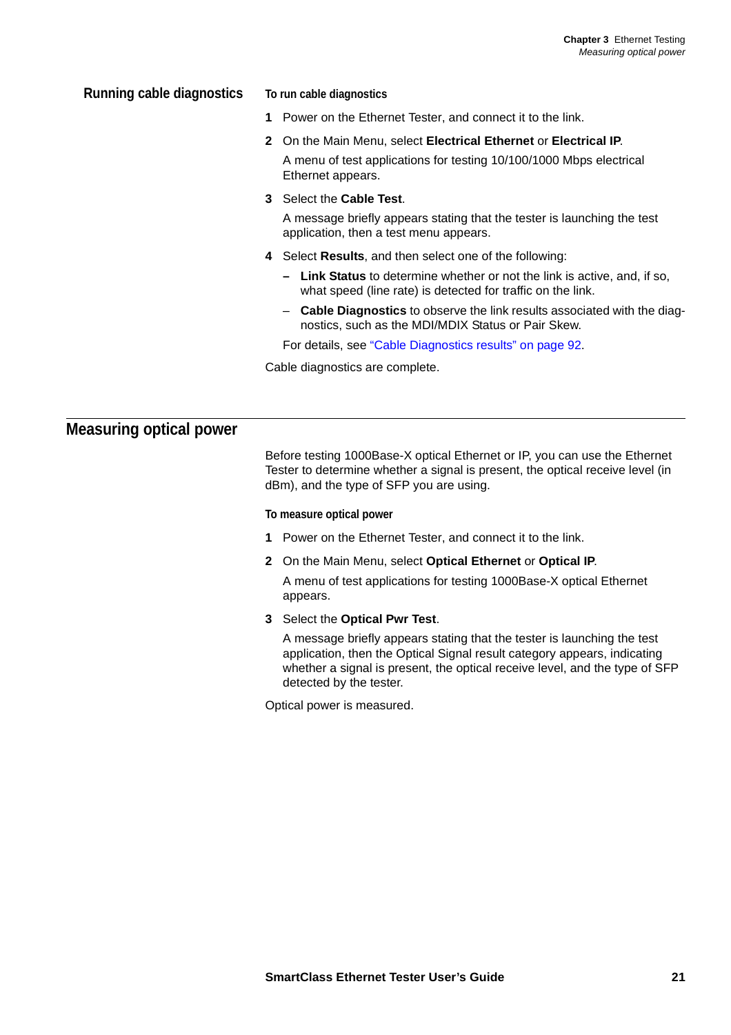### Running cable diagnostics

**To run cable diagnostics**

1. Power on the Ethernet Tester, and connect it to the link.
2. On the Main Menu, select **Electrical Ethernet** or **Electrical IP**.

   A menu of test applications for testing 10/100/1000 Mbps electrical Ethernet appears.
3. Select the **Cable Test**.

   A message briefly appears stating that the tester is launching the test application, then a test menu appears.
4. Select **Results**, and then select one of the following:
   - **Link Status** to determine whether or not the link is active, and, if so, what speed (line rate) is detected for traffic on the link.
   - **Cable Diagnostics** to observe the link results associated with the diagnostics, such as the MDI/MDIX Status or Pair Skew.

   For details, see "Cable Diagnostics results" on page 92.

Cable diagnostics are complete.

## Measuring optical power

Before testing 1000Base-X optical Ethernet or IP, you can use the Ethernet Tester to determine whether a signal is present, the optical receive level (in dBm), and the type of SFP you are using.

**To measure optical power**

1. Power on the Ethernet Tester, and connect it to the link.
2. On the Main Menu, select **Optical Ethernet** or **Optical IP**.

   A menu of test applications for testing 1000Base-X optical Ethernet appears.
3. Select the **Optical Pwr Test**.

   A message briefly appears stating that the tester is launching the test application, then the Optical Signal result category appears, indicating whether a signal is present, the optical receive level, and the type of SFP detected by the tester.

Optical power is measured.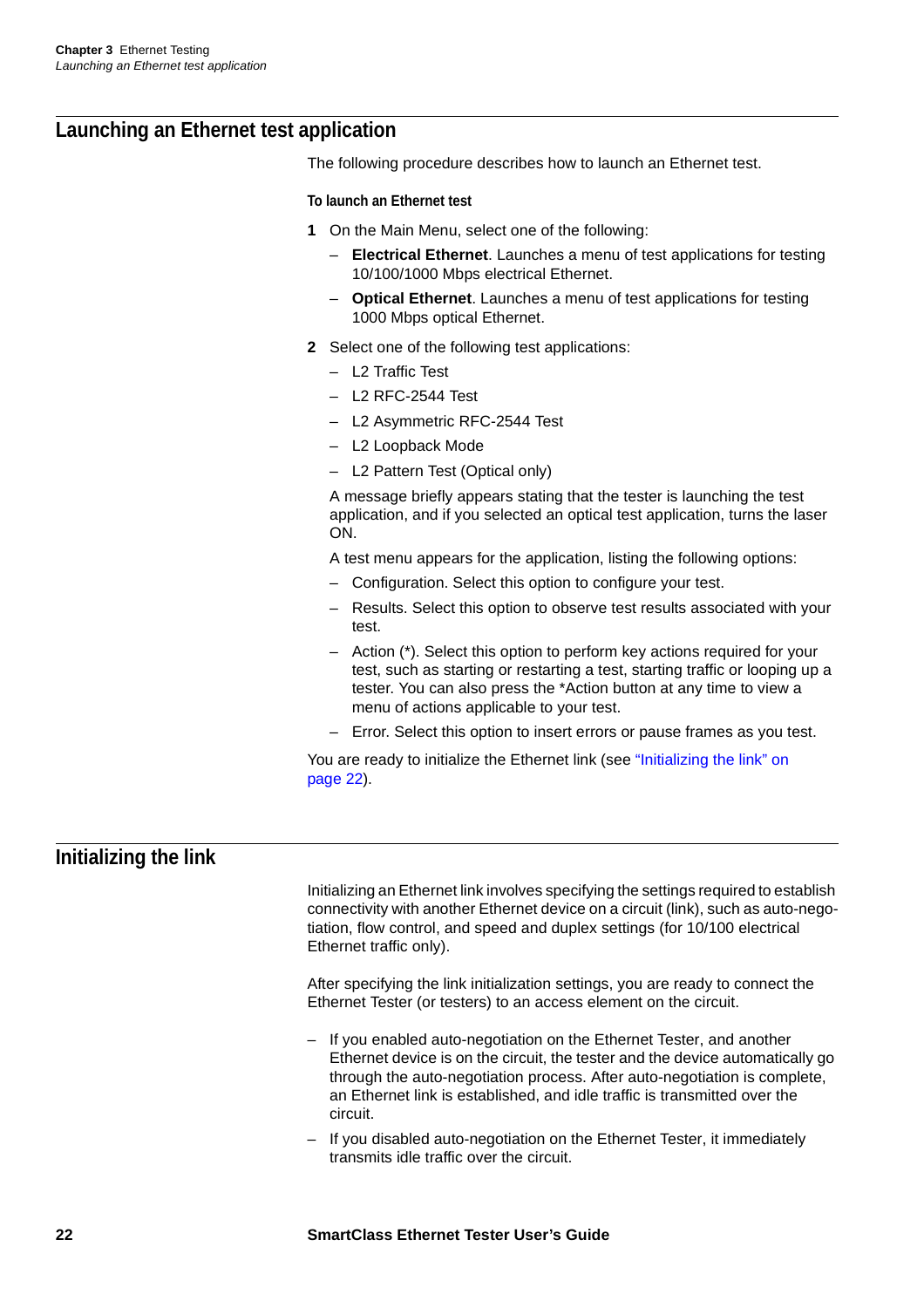## Launching an Ethernet test application

The following procedure describes how to launch an Ethernet test.

**To launch an Ethernet test**

1. On the Main Menu, select one of the following:
   - **Electrical Ethernet**. Launches a menu of test applications for testing 10/100/1000 Mbps electrical Ethernet.
   - **Optical Ethernet**. Launches a menu of test applications for testing 1000 Mbps optical Ethernet.
2. Select one of the following test applications:
   - L2 Traffic Test
   - L2 RFC-2544 Test
   - L2 Asymmetric RFC-2544 Test
   - L2 Loopback Mode
   - L2 Pattern Test (Optical only)

   A message briefly appears stating that the tester is launching the test application, and if you selected an optical test application, turns the laser ON.

   A test menu appears for the application, listing the following options:
   - Configuration. Select this option to configure your test.
   - Results. Select this option to observe test results associated with your test.
   - Action (*). Select this option to perform key actions required for your test, such as starting or restarting a test, starting traffic or looping up a tester. You can also press the *Action button at any time to view a menu of actions applicable to your test.
   - Error. Select this option to insert errors or pause frames as you test.

You are ready to initialize the Ethernet link (see "Initializing the link" on page 22).

## Initializing the link

Initializing an Ethernet link involves specifying the settings required to establish connectivity with another Ethernet device on a circuit (link), such as auto-negotiation, flow control, and speed and duplex settings (for 10/100 electrical Ethernet traffic only).

After specifying the link initialization settings, you are ready to connect the Ethernet Tester (or testers) to an access element on the circuit.

- If you enabled auto-negotiation on the Ethernet Tester, and another Ethernet device is on the circuit, the tester and the device automatically go through the auto-negotiation process. After auto-negotiation is complete, an Ethernet link is established, and idle traffic is transmitted over the circuit.
- If you disabled auto-negotiation on the Ethernet Tester, it immediately transmits idle traffic over the circuit.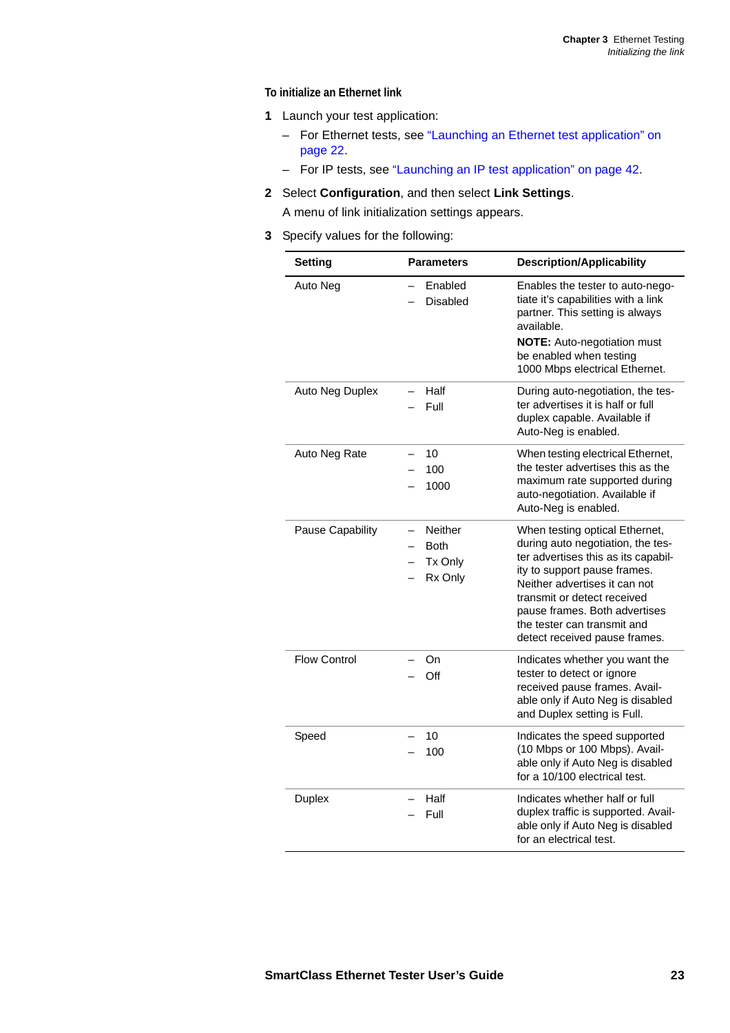#### To initialize an Ethernet link

1 Launch your test application:
   - For Ethernet tests, see "Launching an Ethernet test application" on page 22.
   - For IP tests, see "Launching an IP test application" on page 42.
2 Select **Configuration**, and then select **Link Settings**.

   A menu of link initialization settings appears.
3 Specify values for the following:

| Setting | Parameters | Description/Applicability |
|---|---|---|
| Auto Neg | – Enabled<br>– Disabled | Enables the tester to auto-negotiate it's capabilities with a link partner. This setting is always available.<br>**NOTE:** Auto-negotiation must be enabled when testing 1000 Mbps electrical Ethernet. |
| Auto Neg Duplex | – Half<br>– Full | During auto-negotiation, the tester advertises it is half or full duplex capable. Available if Auto-Neg is enabled. |
| Auto Neg Rate | – 10<br>– 100<br>– 1000 | When testing electrical Ethernet, the tester advertises this as the maximum rate supported during auto-negotiation. Available if Auto-Neg is enabled. |
| Pause Capability | – Neither<br>– Both<br>– Tx Only<br>– Rx Only | When testing optical Ethernet, during auto negotiation, the tester advertises this as its capability to support pause frames. Neither advertises it can not transmit or detect received pause frames. Both advertises the tester can transmit and detect received pause frames. |
| Flow Control | – On<br>– Off | Indicates whether you want the tester to detect or ignore received pause frames. Available only if Auto Neg is disabled and Duplex setting is Full. |
| Speed | – 10<br>– 100 | Indicates the speed supported (10 Mbps or 100 Mbps). Available only if Auto Neg is disabled for a 10/100 electrical test. |
| Duplex | – Half<br>– Full | Indicates whether half or full duplex traffic is supported. Available only if Auto Neg is disabled for an electrical test. |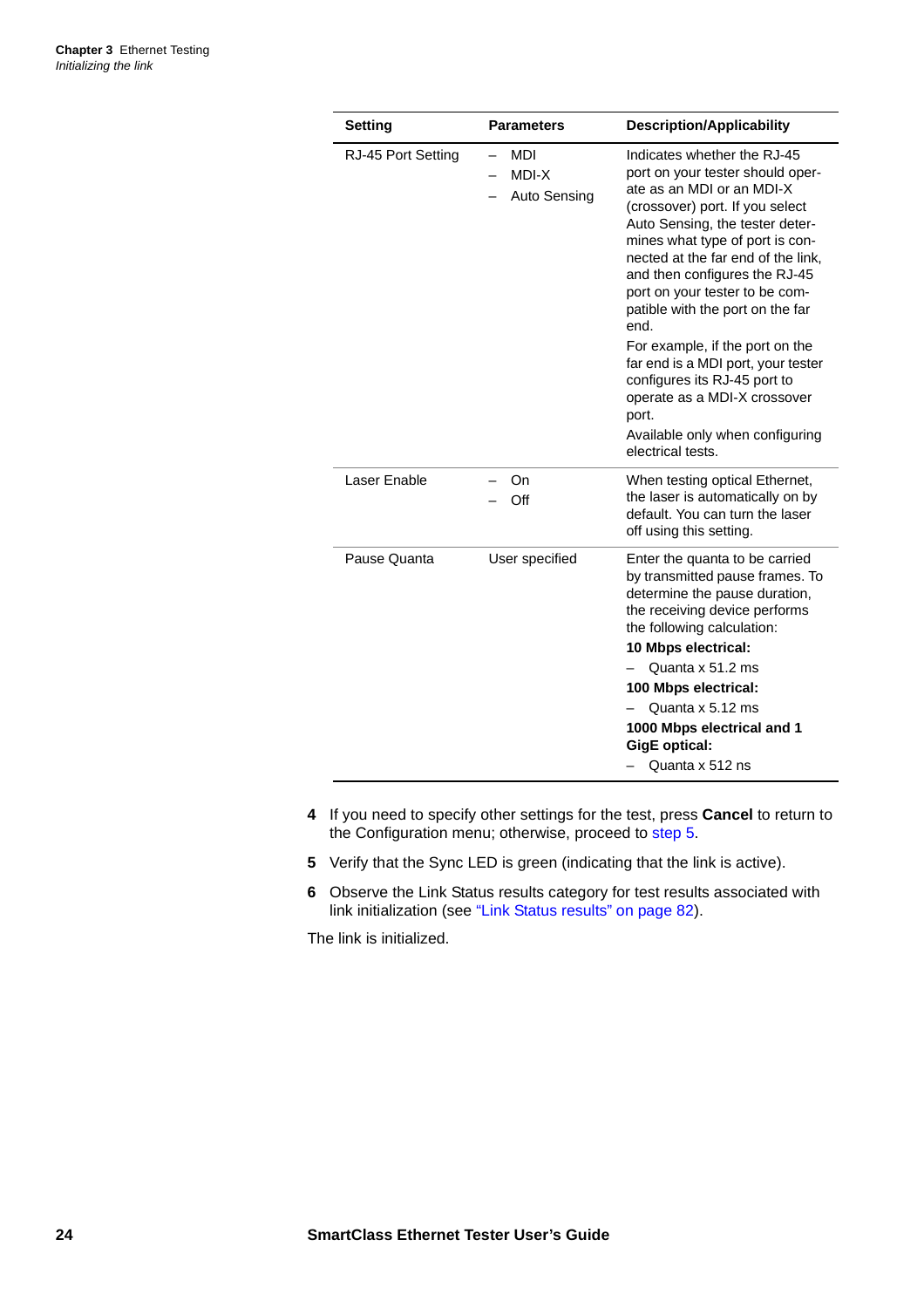| Setting | Parameters | Description/Applicability |
|---|---|---|
| RJ-45 Port Setting | – MDI<br>– MDI-X<br>– Auto Sensing | Indicates whether the RJ-45 port on your tester should operate as an MDI or an MDI-X (crossover) port. If you select Auto Sensing, the tester determines what type of port is connected at the far end of the link, and then configures the RJ-45 port on your tester to be compatible with the port on the far end.<br>For example, if the port on the far end is a MDI port, your tester configures its RJ-45 port to operate as a MDI-X crossover port.<br>Available only when configuring electrical tests. |
| Laser Enable | – On<br>– Off | When testing optical Ethernet, the laser is automatically on by default. You can turn the laser off using this setting. |
| Pause Quanta | User specified | Enter the quanta to be carried by transmitted pause frames. To determine the pause duration, the receiving device performs the following calculation:<br>**10 Mbps electrical:**<br>– Quanta x 51.2 ms<br>**100 Mbps electrical:**<br>– Quanta x 5.12 ms<br>**1000 Mbps electrical and 1 GigE optical:**<br>– Quanta x 512 ns |

4. If you need to specify other settings for the test, press **Cancel** to return to the Configuration menu; otherwise, proceed to step 5.
5. Verify that the Sync LED is green (indicating that the link is active).
6. Observe the Link Status results category for test results associated with link initialization (see "Link Status results" on page 82).

The link is initialized.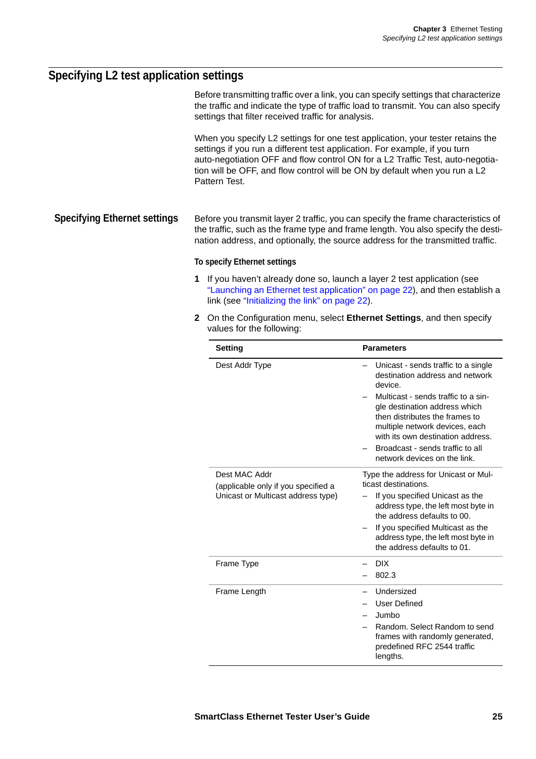## Specifying L2 test application settings

Before transmitting traffic over a link, you can specify settings that characterize the traffic and indicate the type of traffic load to transmit. You can also specify settings that filter received traffic for analysis.

When you specify L2 settings for one test application, your tester retains the settings if you run a different test application. For example, if you turn auto-negotiation OFF and flow control ON for a L2 Traffic Test, auto-negotiation will be OFF, and flow control will be ON by default when you run a L2 Pattern Test.

### Specifying Ethernet settings

Before you transmit layer 2 traffic, you can specify the frame characteristics of the traffic, such as the frame type and frame length. You also specify the destination address, and optionally, the source address for the transmitted traffic.

**To specify Ethernet settings**

1. If you haven't already done so, launch a layer 2 test application (see "Launching an Ethernet test application" on page 22), and then establish a link (see "Initializing the link" on page 22).
2. On the Configuration menu, select **Ethernet Settings**, and then specify values for the following:

| Setting | Parameters |
|---|---|
| Dest Addr Type | – Unicast - sends traffic to a single destination address and network device.<br>– Multicast - sends traffic to a single destination address which then distributes the frames to multiple network devices, each with its own destination address.<br>– Broadcast - sends traffic to all network devices on the link. |
| Dest MAC Addr<br>(applicable only if you specified a Unicast or Multicast address type) | Type the address for Unicast or Multicast destinations.<br>– If you specified Unicast as the address type, the left most byte in the address defaults to 00.<br>– If you specified Multicast as the address type, the left most byte in the address defaults to 01. |
| Frame Type | – DIX<br>– 802.3 |
| Frame Length | – Undersized<br>– User Defined<br>– Jumbo<br>– Random. Select Random to send frames with randomly generated, predefined RFC 2544 traffic lengths. |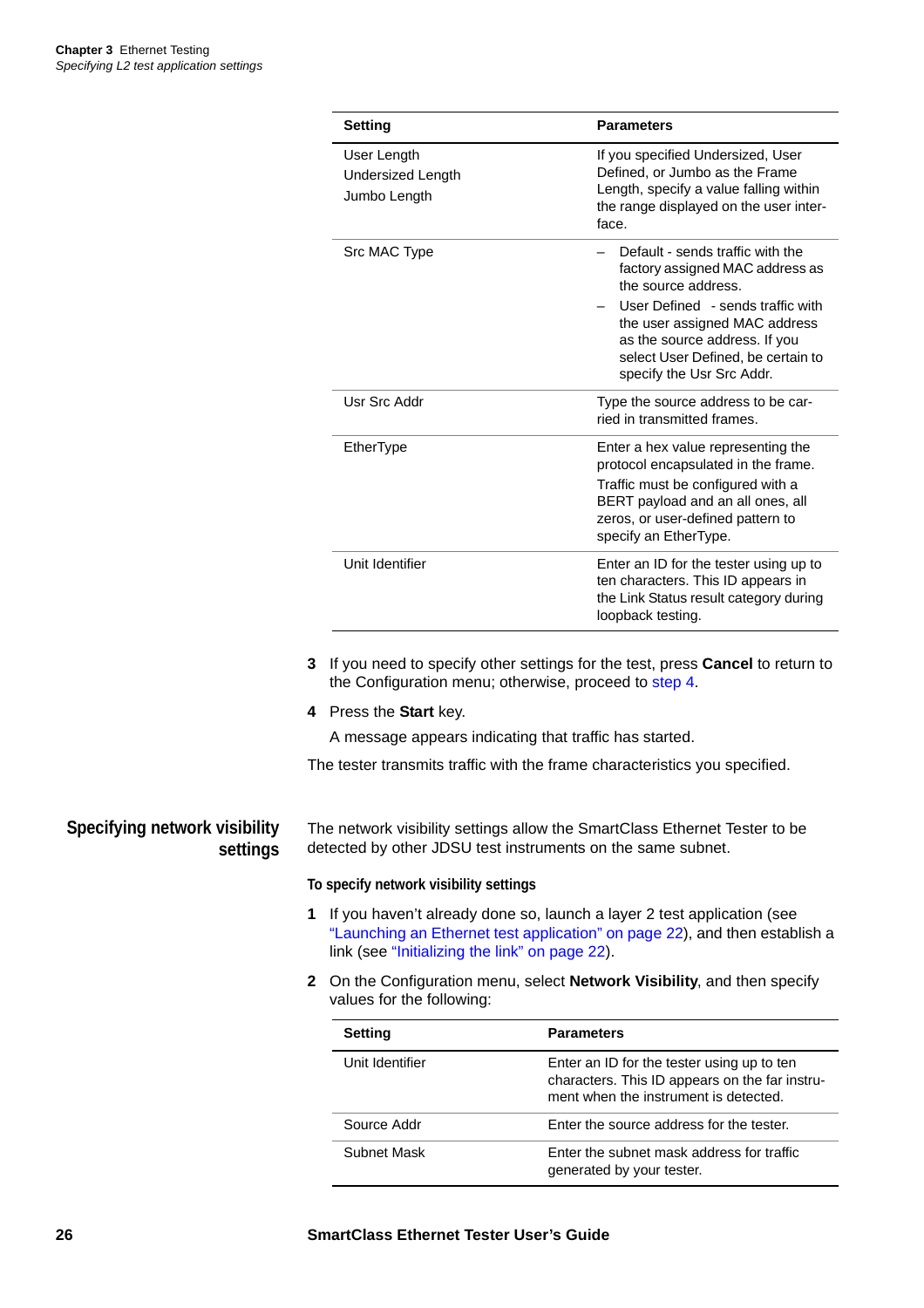| Setting | Parameters |
|---|---|
| User Length<br>Undersized Length<br>Jumbo Length | If you specified Undersized, User Defined, or Jumbo as the Frame Length, specify a value falling within the range displayed on the user interface. |
| Src MAC Type | – Default - sends traffic with the factory assigned MAC address as the source address.<br>– User Defined - sends traffic with the user assigned MAC address as the source address. If you select User Defined, be certain to specify the Usr Src Addr. |
| Usr Src Addr | Type the source address to be carried in transmitted frames. |
| EtherType | Enter a hex value representing the protocol encapsulated in the frame.<br>Traffic must be configured with a BERT payload and an all ones, all zeros, or user-defined pattern to specify an EtherType. |
| Unit Identifier | Enter an ID for the tester using up to ten characters. This ID appears in the Link Status result category during loopback testing. |

3. If you need to specify other settings for the test, press **Cancel** to return to the Configuration menu; otherwise, proceed to step 4.
4. Press the **Start** key.

   A message appears indicating that traffic has started.

The tester transmits traffic with the frame characteristics you specified.

## Specifying network visibility settings

The network visibility settings allow the SmartClass Ethernet Tester to be detected by other JDSU test instruments on the same subnet.

#### To specify network visibility settings

1. If you haven't already done so, launch a layer 2 test application (see "Launching an Ethernet test application" on page 22), and then establish a link (see "Initializing the link" on page 22).
2. On the Configuration menu, select **Network Visibility**, and then specify values for the following:

| Setting | Parameters |
|---|---|
| Unit Identifier | Enter an ID for the tester using up to ten characters. This ID appears on the far instrument when the instrument is detected. |
| Source Addr | Enter the source address for the tester. |
| Subnet Mask | Enter the subnet mask address for traffic generated by your tester. |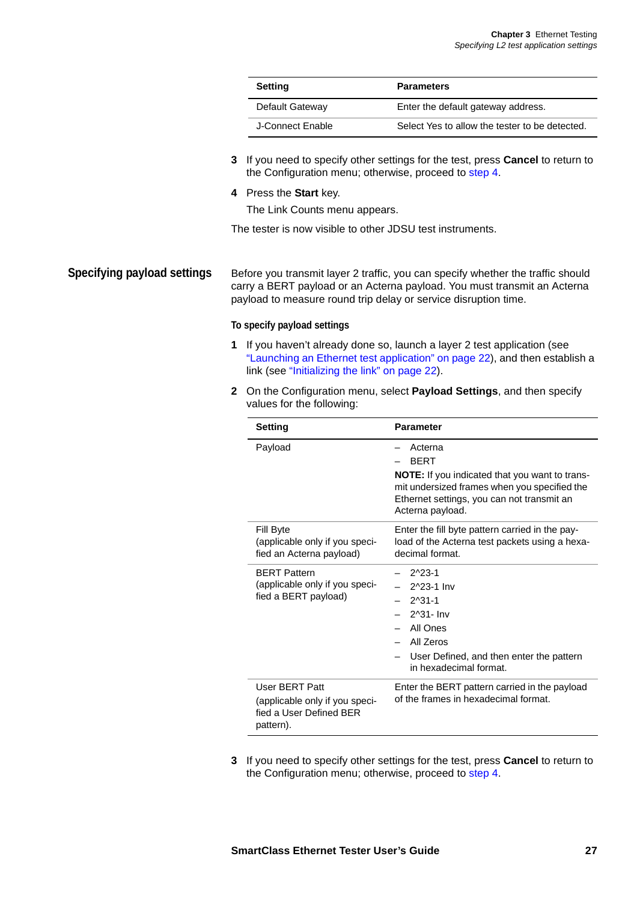| Setting | Parameters |
|---|---|
| Default Gateway | Enter the default gateway address. |
| J-Connect Enable | Select Yes to allow the tester to be detected. |

3 If you need to specify other settings for the test, press **Cancel** to return to the Configuration menu; otherwise, proceed to step 4.

4 Press the **Start** key.

The Link Counts menu appears.

The tester is now visible to other JDSU test instruments.

## Specifying payload settings

Before you transmit layer 2 traffic, you can specify whether the traffic should carry a BERT payload or an Acterna payload. You must transmit an Acterna payload to measure round trip delay or service disruption time.

### To specify payload settings

1 If you haven't already done so, launch a layer 2 test application (see "Launching an Ethernet test application" on page 22), and then establish a link (see "Initializing the link" on page 22).

2 On the Configuration menu, select **Payload Settings**, and then specify values for the following:

| Setting | Parameter |
|---|---|
| Payload | – Acterna<br>– BERT<br>**NOTE:** If you indicated that you want to transmit undersized frames when you specified the Ethernet settings, you can not transmit an Acterna payload. |
| Fill Byte<br>(applicable only if you specified an Acterna payload) | Enter the fill byte pattern carried in the payload of the Acterna test packets using a hexadecimal format. |
| BERT Pattern<br>(applicable only if you specified a BERT payload) | – 2^23-1<br>– 2^23-1 Inv<br>– 2^31-1<br>– 2^31- Inv<br>– All Ones<br>– All Zeros<br>– User Defined, and then enter the pattern in hexadecimal format. |
| User BERT Patt<br>(applicable only if you specified a User Defined BER pattern). | Enter the BERT pattern carried in the payload of the frames in hexadecimal format. |

3 If you need to specify other settings for the test, press **Cancel** to return to the Configuration menu; otherwise, proceed to step 4.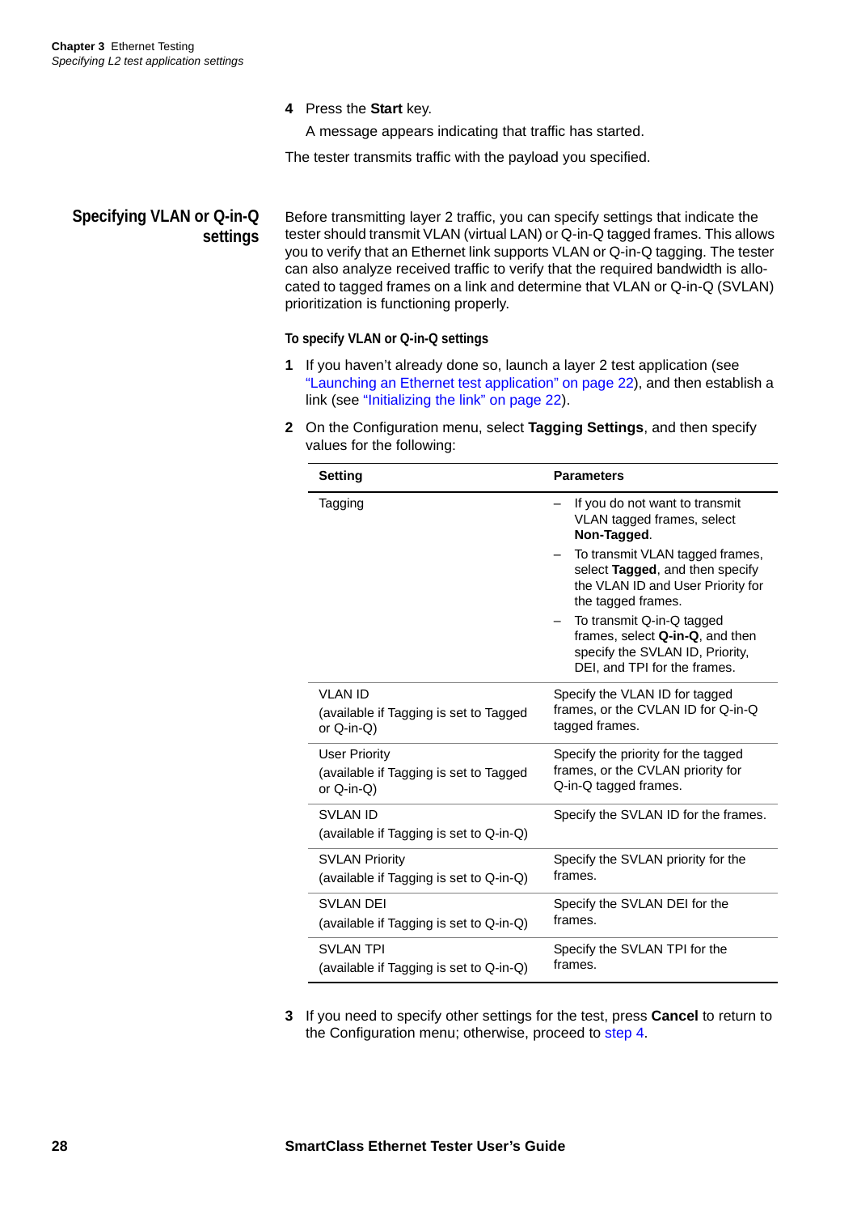4 Press the **Start** key.

   A message appears indicating that traffic has started.

The tester transmits traffic with the payload you specified.

## Specifying VLAN or Q-in-Q settings

Before transmitting layer 2 traffic, you can specify settings that indicate the tester should transmit VLAN (virtual LAN) or Q-in-Q tagged frames. This allows you to verify that an Ethernet link supports VLAN or Q-in-Q tagging. The tester can also analyze received traffic to verify that the required bandwidth is allocated to tagged frames on a link and determine that VLAN or Q-in-Q (SVLAN) prioritization is functioning properly.

### To specify VLAN or Q-in-Q settings

1. If you haven't already done so, launch a layer 2 test application (see "Launching an Ethernet test application" on page 22), and then establish a link (see "Initializing the link" on page 22).
2. On the Configuration menu, select **Tagging Settings**, and then specify values for the following:

| Setting | Parameters |
|---|---|
| Tagging | – If you do not want to transmit VLAN tagged frames, select **Non-Tagged**.<br>– To transmit VLAN tagged frames, select **Tagged**, and then specify the VLAN ID and User Priority for the tagged frames.<br>– To transmit Q-in-Q tagged frames, select **Q-in-Q**, and then specify the SVLAN ID, Priority, DEI, and TPI for the frames. |
| VLAN ID<br>(available if Tagging is set to Tagged or Q-in-Q) | Specify the VLAN ID for tagged frames, or the CVLAN ID for Q-in-Q tagged frames. |
| User Priority<br>(available if Tagging is set to Tagged or Q-in-Q) | Specify the priority for the tagged frames, or the CVLAN priority for Q-in-Q tagged frames. |
| SVLAN ID<br>(available if Tagging is set to Q-in-Q) | Specify the SVLAN ID for the frames. |
| SVLAN Priority<br>(available if Tagging is set to Q-in-Q) | Specify the SVLAN priority for the frames. |
| SVLAN DEI<br>(available if Tagging is set to Q-in-Q) | Specify the SVLAN DEI for the frames. |
| SVLAN TPI<br>(available if Tagging is set to Q-in-Q) | Specify the SVLAN TPI for the frames. |

3. If you need to specify other settings for the test, press **Cancel** to return to the Configuration menu; otherwise, proceed to step 4.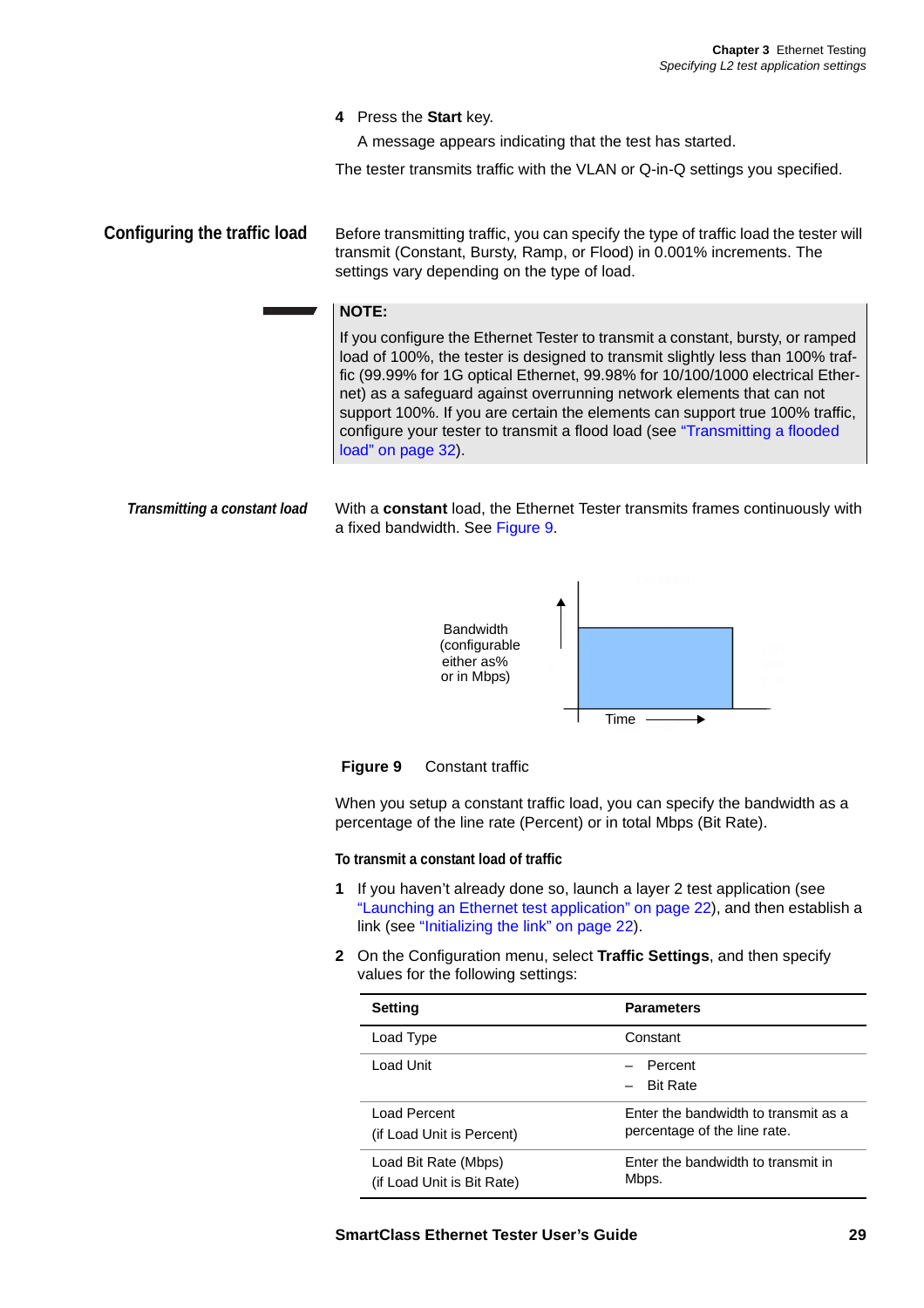4 Press the **Start** key.

A message appears indicating that the test has started.

The tester transmits traffic with the VLAN or Q-in-Q settings you specified.

## Configuring the traffic load

Before transmitting traffic, you can specify the type of traffic load the tester will transmit (Constant, Bursty, Ramp, or Flood) in 0.001% increments. The settings vary depending on the type of load.

> **NOTE:**
> If you configure the Ethernet Tester to transmit a constant, bursty, or ramped load of 100%, the tester is designed to transmit slightly less than 100% traffic (99.99% for 1G optical Ethernet, 99.98% for 10/100/1000 electrical Ethernet) as a safeguard against overrunning network elements that can not support 100%. If you are certain the elements can support true 100% traffic, configure your tester to transmit a flood load (see "Transmitting a flooded load" on page 32).

### *Transmitting a constant load*

With a **constant** load, the Ethernet Tester transmits frames continuously with a fixed bandwidth. See Figure 9.

Bandwidth (configurable either as% or in Mbps)

Time

**Figure 9** Constant traffic

When you setup a constant traffic load, you can specify the bandwidth as a percentage of the line rate (Percent) or in total Mbps (Bit Rate).

#### To transmit a constant load of traffic

1 If you haven't already done so, launch a layer 2 test application (see "Launching an Ethernet test application" on page 22), and then establish a link (see "Initializing the link" on page 22).

2 On the Configuration menu, select **Traffic Settings**, and then specify values for the following settings:

| Setting | Parameters |
|---|---|
| Load Type | Constant |
| Load Unit | – Percent<br>– Bit Rate |
| Load Percent<br>(if Load Unit is Percent) | Enter the bandwidth to transmit as a percentage of the line rate. |
| Load Bit Rate (Mbps)<br>(if Load Unit is Bit Rate) | Enter the bandwidth to transmit in Mbps. |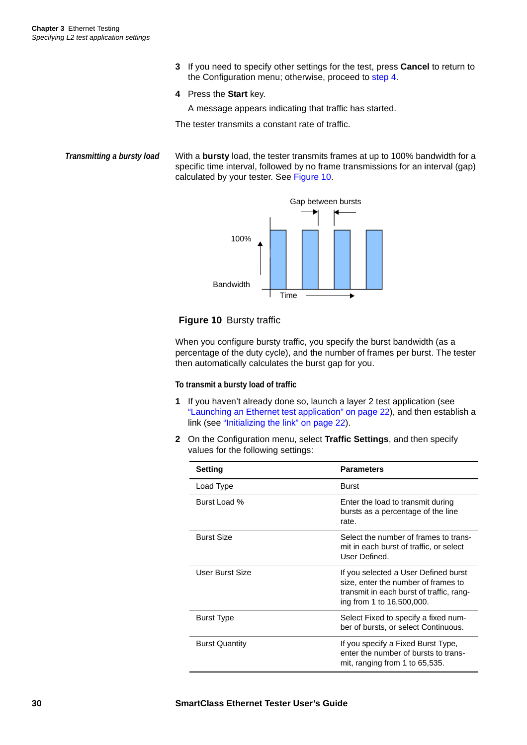3 If you need to specify other settings for the test, press **Cancel** to return to the Configuration menu; otherwise, proceed to step 4.

4 Press the **Start** key.

   A message appears indicating that traffic has started.

The tester transmits a constant rate of traffic.

### *Transmitting a bursty load*

With a **bursty** load, the tester transmits frames at up to 100% bandwidth for a specific time interval, followed by no frame transmissions for an interval (gap) calculated by your tester. See Figure 10.

**Figure 10** Bursty traffic

When you configure bursty traffic, you specify the burst bandwidth (as a percentage of the duty cycle), and the number of frames per burst. The tester then automatically calculates the burst gap for you.

#### To transmit a bursty load of traffic

1 If you haven't already done so, launch a layer 2 test application (see "Launching an Ethernet test application" on page 22), and then establish a link (see "Initializing the link" on page 22).

2 On the Configuration menu, select **Traffic Settings**, and then specify values for the following settings:

| Setting | Parameters |
|---|---|
| Load Type | Burst |
| Burst Load % | Enter the load to transmit during bursts as a percentage of the line rate. |
| Burst Size | Select the number of frames to transmit in each burst of traffic, or select User Defined. |
| User Burst Size | If you selected a User Defined burst size, enter the number of frames to transmit in each burst of traffic, ranging from 1 to 16,500,000. |
| Burst Type | Select Fixed to specify a fixed number of bursts, or select Continuous. |
| Burst Quantity | If you specify a Fixed Burst Type, enter the number of bursts to transmit, ranging from 1 to 65,535. |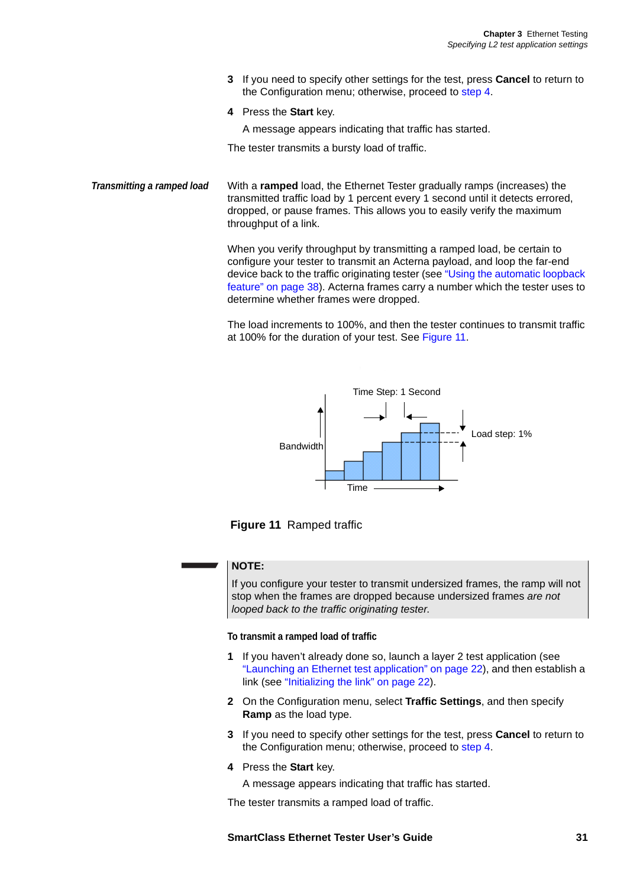3 If you need to specify other settings for the test, press **Cancel** to return to the Configuration menu; otherwise, proceed to step 4.

4 Press the **Start** key.

   A message appears indicating that traffic has started.

The tester transmits a bursty load of traffic.

### *Transmitting a ramped load*

With a **ramped** load, the Ethernet Tester gradually ramps (increases) the transmitted traffic load by 1 percent every 1 second until it detects errored, dropped, or pause frames. This allows you to easily verify the maximum throughput of a link.

When you verify throughput by transmitting a ramped load, be certain to configure your tester to transmit an Acterna payload, and loop the far-end device back to the traffic originating tester (see "Using the automatic loopback feature" on page 38). Acterna frames carry a number which the tester uses to determine whether frames were dropped.

The load increments to 100%, and then the tester continues to transmit traffic at 100% for the duration of your test. See Figure 11.

Time Step: 1 Second

Bandwidth

Load step: 1%

Time

**Figure 11** Ramped traffic

> **NOTE:**
> If you configure your tester to transmit undersized frames, the ramp will not stop when the frames are dropped because undersized frames *are not looped back to the traffic originating tester.*

#### To transmit a ramped load of traffic

1 If you haven't already done so, launch a layer 2 test application (see "Launching an Ethernet test application" on page 22), and then establish a link (see "Initializing the link" on page 22).

2 On the Configuration menu, select **Traffic Settings**, and then specify **Ramp** as the load type.

3 If you need to specify other settings for the test, press **Cancel** to return to the Configuration menu; otherwise, proceed to step 4.

4 Press the **Start** key.

   A message appears indicating that traffic has started.

The tester transmits a ramped load of traffic.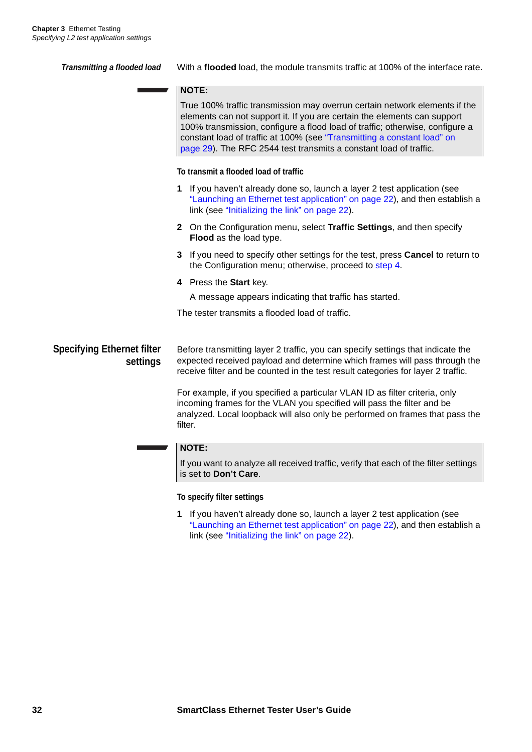### *Transmitting a flooded load*

With a **flooded** load, the module transmits traffic at 100% of the interface rate.

> **NOTE:**
>
> True 100% traffic transmission may overrun certain network elements if the elements can not support it. If you are certain the elements can support 100% transmission, configure a flood load of traffic; otherwise, configure a constant load of traffic at 100% (see "Transmitting a constant load" on page 29). The RFC 2544 test transmits a constant load of traffic.

**To transmit a flooded load of traffic**

1. If you haven't already done so, launch a layer 2 test application (see "Launching an Ethernet test application" on page 22), and then establish a link (see "Initializing the link" on page 22).
2. On the Configuration menu, select **Traffic Settings**, and then specify **Flood** as the load type.
3. If you need to specify other settings for the test, press **Cancel** to return to the Configuration menu; otherwise, proceed to step 4.
4. Press the **Start** key.

   A message appears indicating that traffic has started.

The tester transmits a flooded load of traffic.

## Specifying Ethernet filter settings

Before transmitting layer 2 traffic, you can specify settings that indicate the expected received payload and determine which frames will pass through the receive filter and be counted in the test result categories for layer 2 traffic.

For example, if you specified a particular VLAN ID as filter criteria, only incoming frames for the VLAN you specified will pass the filter and be analyzed. Local loopback will also only be performed on frames that pass the filter.

> **NOTE:**
>
> If you want to analyze all received traffic, verify that each of the filter settings is set to **Don't Care**.

**To specify filter settings**

1. If you haven't already done so, launch a layer 2 test application (see "Launching an Ethernet test application" on page 22), and then establish a link (see "Initializing the link" on page 22).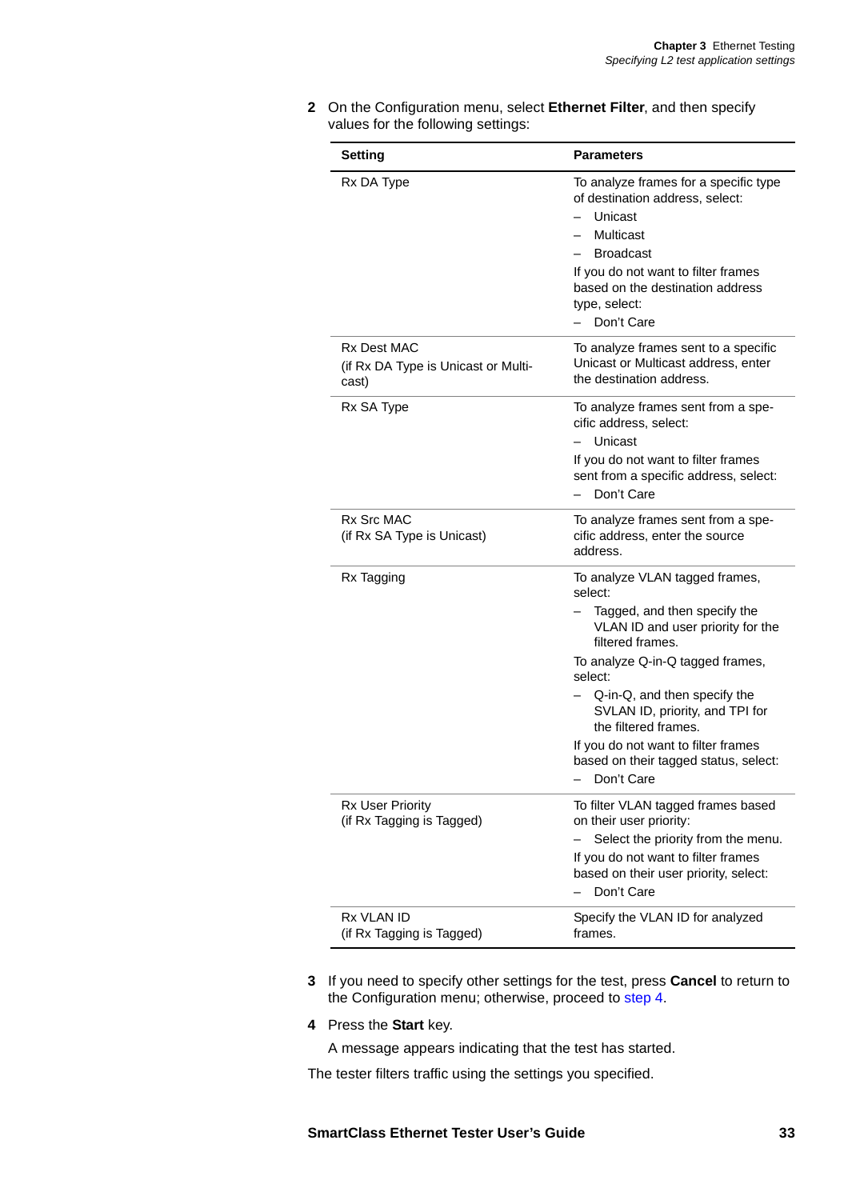2 On the Configuration menu, select **Ethernet Filter**, and then specify values for the following settings:

| Setting | Parameters |
|---|---|
| Rx DA Type | To analyze frames for a specific type of destination address, select:<br>– Unicast<br>– Multicast<br>– Broadcast<br>If you do not want to filter frames based on the destination address type, select:<br>– Don't Care |
| Rx Dest MAC<br>(if Rx DA Type is Unicast or Multicast) | To analyze frames sent to a specific Unicast or Multicast address, enter the destination address. |
| Rx SA Type | To analyze frames sent from a specific address, select:<br>– Unicast<br>If you do not want to filter frames sent from a specific address, select:<br>– Don't Care |
| Rx Src MAC<br>(if Rx SA Type is Unicast) | To analyze frames sent from a specific address, enter the source address. |
| Rx Tagging | To analyze VLAN tagged frames, select:<br>– Tagged, and then specify the VLAN ID and user priority for the filtered frames.<br>To analyze Q-in-Q tagged frames, select:<br>– Q-in-Q, and then specify the SVLAN ID, priority, and TPI for the filtered frames.<br>If you do not want to filter frames based on their tagged status, select:<br>– Don't Care |
| Rx User Priority<br>(if Rx Tagging is Tagged) | To filter VLAN tagged frames based on their user priority:<br>– Select the priority from the menu.<br>If you do not want to filter frames based on their user priority, select:<br>– Don't Care |
| Rx VLAN ID<br>(if Rx Tagging is Tagged) | Specify the VLAN ID for analyzed frames. |

3 If you need to specify other settings for the test, press **Cancel** to return to the Configuration menu; otherwise, proceed to step 4.

4 Press the **Start** key.

A message appears indicating that the test has started.

The tester filters traffic using the settings you specified.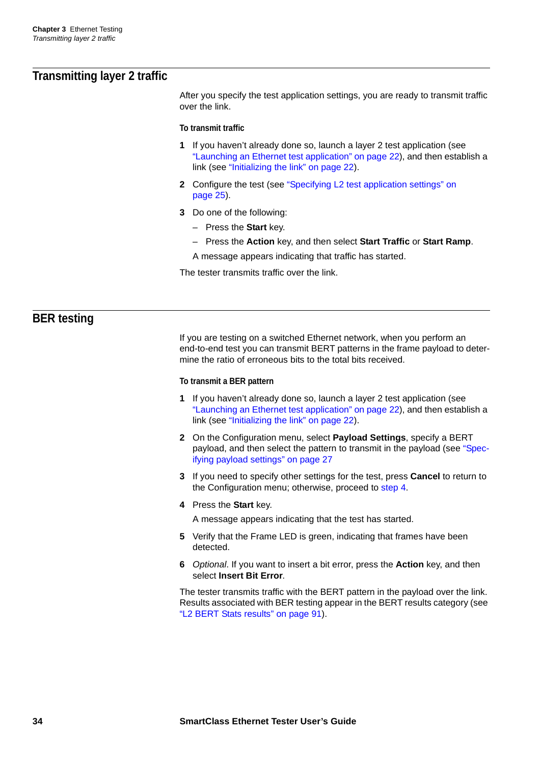## Transmitting layer 2 traffic

After you specify the test application settings, you are ready to transmit traffic over the link.

**To transmit traffic**

1. If you haven't already done so, launch a layer 2 test application (see "Launching an Ethernet test application" on page 22), and then establish a link (see "Initializing the link" on page 22).
2. Configure the test (see "Specifying L2 test application settings" on page 25).
3. Do one of the following:
   - Press the **Start** key.
   - Press the **Action** key, and then select **Start Traffic** or **Start Ramp**.

   A message appears indicating that traffic has started.

The tester transmits traffic over the link.

## BER testing

If you are testing on a switched Ethernet network, when you perform an end-to-end test you can transmit BERT patterns in the frame payload to determine the ratio of erroneous bits to the total bits received.

**To transmit a BER pattern**

1. If you haven't already done so, launch a layer 2 test application (see "Launching an Ethernet test application" on page 22), and then establish a link (see "Initializing the link" on page 22).
2. On the Configuration menu, select **Payload Settings**, specify a BERT payload, and then select the pattern to transmit in the payload (see "Specifying payload settings" on page 27
3. If you need to specify other settings for the test, press **Cancel** to return to the Configuration menu; otherwise, proceed to step 4.
4. Press the **Start** key.

   A message appears indicating that the test has started.
5. Verify that the Frame LED is green, indicating that frames have been detected.
6. *Optional*. If you want to insert a bit error, press the **Action** key, and then select **Insert Bit Error**.

The tester transmits traffic with the BERT pattern in the payload over the link. Results associated with BER testing appear in the BERT results category (see "L2 BERT Stats results" on page 91).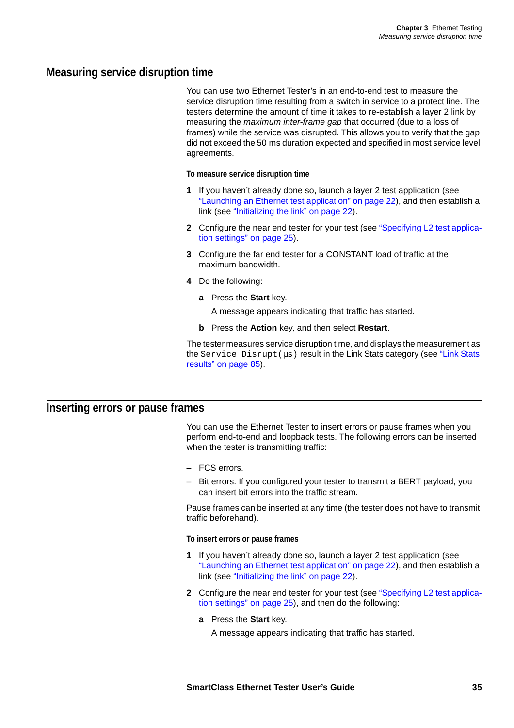## Measuring service disruption time

You can use two Ethernet Tester's in an end-to-end test to measure the service disruption time resulting from a switch in service to a protect line. The testers determine the amount of time it takes to re-establish a layer 2 link by measuring the *maximum inter-frame gap* that occurred (due to a loss of frames) while the service was disrupted. This allows you to verify that the gap did not exceed the 50 ms duration expected and specified in most service level agreements.

#### To measure service disruption time

1. If you haven't already done so, launch a layer 2 test application (see "Launching an Ethernet test application" on page 22), and then establish a link (see "Initializing the link" on page 22).
2. Configure the near end tester for your test (see "Specifying L2 test application settings" on page 25).
3. Configure the far end tester for a CONSTANT load of traffic at the maximum bandwidth.
4. Do the following:
   - **a** Press the **Start** key.

     A message appears indicating that traffic has started.
   - **b** Press the **Action** key, and then select **Restart**.

The tester measures service disruption time, and displays the measurement as the `Service Disrupt(µs)` result in the Link Stats category (see "Link Stats results" on page 85).

## Inserting errors or pause frames

You can use the Ethernet Tester to insert errors or pause frames when you perform end-to-end and loopback tests. The following errors can be inserted when the tester is transmitting traffic:

- FCS errors.
- Bit errors. If you configured your tester to transmit a BERT payload, you can insert bit errors into the traffic stream.

Pause frames can be inserted at any time (the tester does not have to transmit traffic beforehand).

#### To insert errors or pause frames

1. If you haven't already done so, launch a layer 2 test application (see "Launching an Ethernet test application" on page 22), and then establish a link (see "Initializing the link" on page 22).
2. Configure the near end tester for your test (see "Specifying L2 test application settings" on page 25), and then do the following:
   - **a** Press the **Start** key.

     A message appears indicating that traffic has started.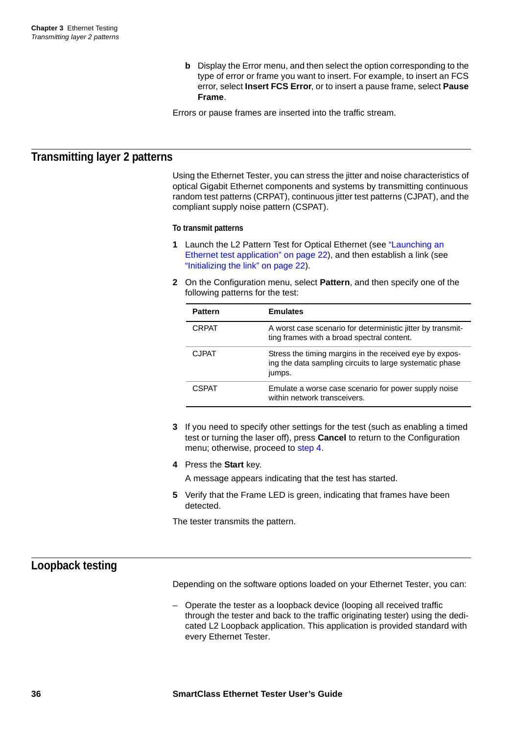b. Display the Error menu, and then select the option corresponding to the type of error or frame you want to insert. For example, to insert an FCS error, select **Insert FCS Error**, or to insert a pause frame, select **Pause Frame**.

Errors or pause frames are inserted into the traffic stream.

## Transmitting layer 2 patterns

Using the Ethernet Tester, you can stress the jitter and noise characteristics of optical Gigabit Ethernet components and systems by transmitting continuous random test patterns (CRPAT), continuous jitter test patterns (CJPAT), and the compliant supply noise pattern (CSPAT).

#### To transmit patterns

1. Launch the L2 Pattern Test for Optical Ethernet (see "Launching an Ethernet test application" on page 22), and then establish a link (see "Initializing the link" on page 22).
2. On the Configuration menu, select **Pattern**, and then specify one of the following patterns for the test:

| Pattern | Emulates |
|---|---|
| CRPAT | A worst case scenario for deterministic jitter by transmitting frames with a broad spectral content. |
| CJPAT | Stress the timing margins in the received eye by exposing the data sampling circuits to large systematic phase jumps. |
| CSPAT | Emulate a worse case scenario for power supply noise within network transceivers. |

3. If you need to specify other settings for the test (such as enabling a timed test or turning the laser off), press **Cancel** to return to the Configuration menu; otherwise, proceed to step 4.
4. Press the **Start** key.

   A message appears indicating that the test has started.
5. Verify that the Frame LED is green, indicating that frames have been detected.

The tester transmits the pattern.

## Loopback testing

Depending on the software options loaded on your Ethernet Tester, you can:

– Operate the tester as a loopback device (looping all received traffic through the tester and back to the traffic originating tester) using the dedicated L2 Loopback application. This application is provided standard with every Ethernet Tester.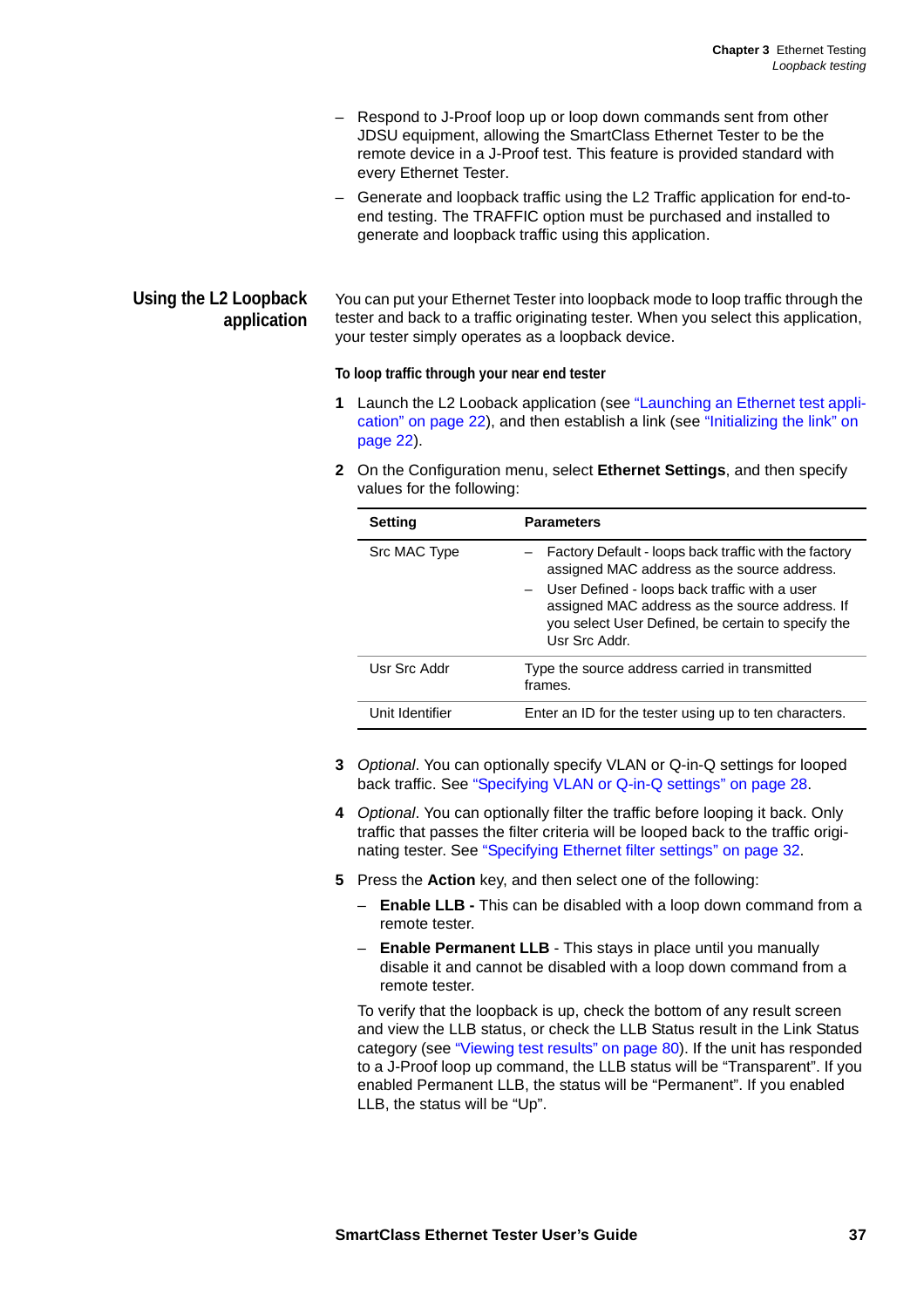- Respond to J-Proof loop up or loop down commands sent from other JDSU equipment, allowing the SmartClass Ethernet Tester to be the remote device in a J-Proof test. This feature is provided standard with every Ethernet Tester.
- Generate and loopback traffic using the L2 Traffic application for end-to-end testing. The TRAFFIC option must be purchased and installed to generate and loopback traffic using this application.

## Using the L2 Loopback application

You can put your Ethernet Tester into loopback mode to loop traffic through the tester and back to a traffic originating tester. When you select this application, your tester simply operates as a loopback device.

#### To loop traffic through your near end tester

1. Launch the L2 Loback application (see "Launching an Ethernet test application" on page 22), and then establish a link (see "Initializing the link" on page 22).
2. On the Configuration menu, select **Ethernet Settings**, and then specify values for the following:

| Setting | Parameters |
|---|---|
| Src MAC Type | – Factory Default - loops back traffic with the factory assigned MAC address as the source address.<br>– User Defined - loops back traffic with a user assigned MAC address as the source address. If you select User Defined, be certain to specify the Usr Src Addr. |
| Usr Src Addr | Type the source address carried in transmitted frames. |
| Unit Identifier | Enter an ID for the tester using up to ten characters. |

3. *Optional*. You can optionally specify VLAN or Q-in-Q settings for looped back traffic. See "Specifying VLAN or Q-in-Q settings" on page 28.
4. *Optional*. You can optionally filter the traffic before looping it back. Only traffic that passes the filter criteria will be looped back to the traffic originating tester. See "Specifying Ethernet filter settings" on page 32.
5. Press the **Action** key, and then select one of the following:
   - **Enable LLB -** This can be disabled with a loop down command from a remote tester.
   - **Enable Permanent LLB** - This stays in place until you manually disable it and cannot be disabled with a loop down command from a remote tester.

   To verify that the loopback is up, check the bottom of any result screen and view the LLB status, or check the LLB Status result in the Link Status category (see "Viewing test results" on page 80). If the unit has responded to a J-Proof loop up command, the LLB status will be "Transparent". If you enabled Permanent LLB, the status will be "Permanent". If you enabled LLB, the status will be "Up".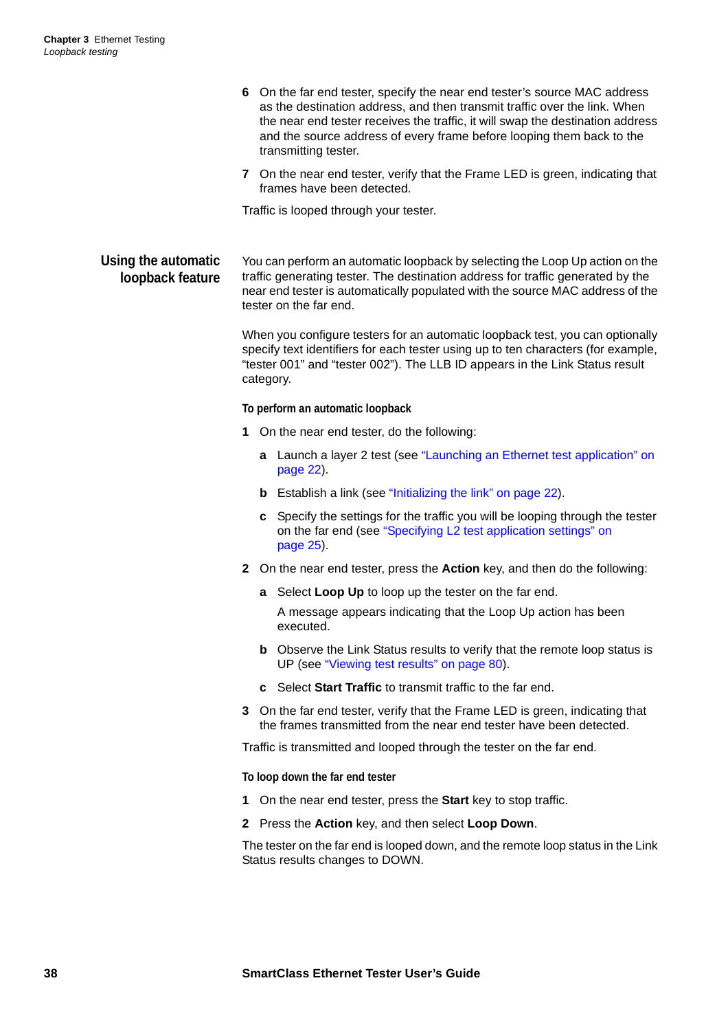6 On the far end tester, specify the near end tester's source MAC address as the destination address, and then transmit traffic over the link. When the near end tester receives the traffic, it will swap the destination address and the source address of every frame before looping them back to the transmitting tester.

7 On the near end tester, verify that the Frame LED is green, indicating that frames have been detected.

Traffic is looped through your tester.

## Using the automatic loopback feature

You can perform an automatic loopback by selecting the Loop Up action on the traffic generating tester. The destination address for traffic generated by the near end tester is automatically populated with the source MAC address of the tester on the far end.

When you configure testers for an automatic loopback test, you can optionally specify text identifiers for each tester using up to ten characters (for example, “tester 001” and “tester 002”). The LLB ID appears in the Link Status result category.

#### To perform an automatic loopback

1 On the near end tester, do the following:

   a Launch a layer 2 test (see “Launching an Ethernet test application” on page 22).

   b Establish a link (see “Initializing the link” on page 22).

   c Specify the settings for the traffic you will be looping through the tester on the far end (see “Specifying L2 test application settings” on page 25).

2 On the near end tester, press the **Action** key, and then do the following:

   a Select **Loop Up** to loop up the tester on the far end.

      A message appears indicating that the Loop Up action has been executed.

   b Observe the Link Status results to verify that the remote loop status is UP (see “Viewing test results” on page 80).

   c Select **Start Traffic** to transmit traffic to the far end.

3 On the far end tester, verify that the Frame LED is green, indicating that the frames transmitted from the near end tester have been detected.

Traffic is transmitted and looped through the tester on the far end.

#### To loop down the far end tester

1 On the near end tester, press the **Start** key to stop traffic.

2 Press the **Action** key, and then select **Loop Down**.

The tester on the far end is looped down, and the remote loop status in the Link Status results changes to DOWN.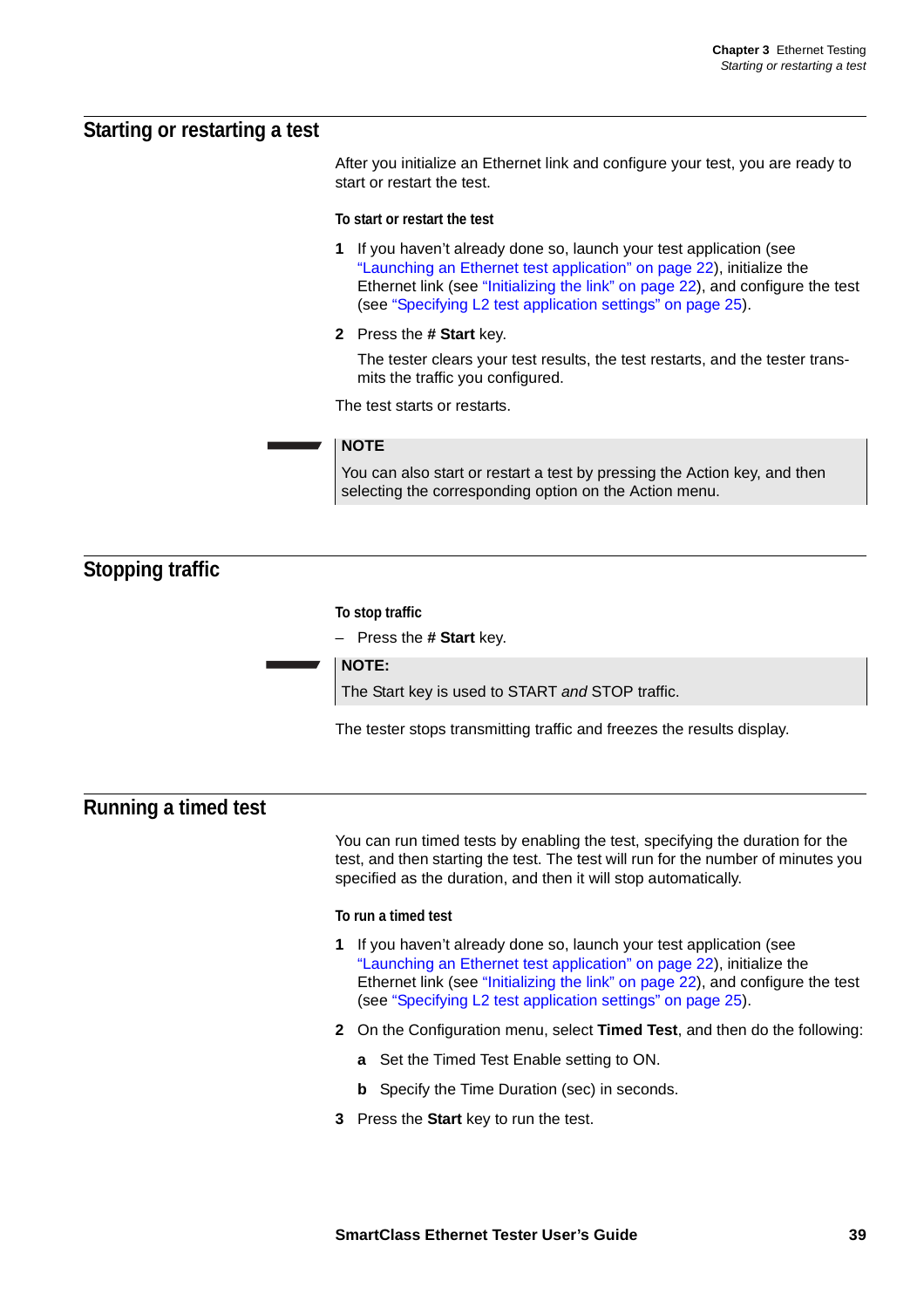## Starting or restarting a test

After you initialize an Ethernet link and configure your test, you are ready to start or restart the test.

#### To start or restart the test

1. If you haven't already done so, launch your test application (see "Launching an Ethernet test application" on page 22), initialize the Ethernet link (see "Initializing the link" on page 22), and configure the test (see "Specifying L2 test application settings" on page 25).
2. Press the **# Start** key.

   The tester clears your test results, the test restarts, and the tester transmits the traffic you configured.

The test starts or restarts.

> **NOTE**
> You can also start or restart a test by pressing the Action key, and then selecting the corresponding option on the Action menu.

## Stopping traffic

#### To stop traffic

– Press the **# Start** key.

> **NOTE:**
> The Start key is used to START *and* STOP traffic.

The tester stops transmitting traffic and freezes the results display.

## Running a timed test

You can run timed tests by enabling the test, specifying the duration for the test, and then starting the test. The test will run for the number of minutes you specified as the duration, and then it will stop automatically.

#### To run a timed test

1. If you haven't already done so, launch your test application (see "Launching an Ethernet test application" on page 22), initialize the Ethernet link (see "Initializing the link" on page 22), and configure the test (see "Specifying L2 test application settings" on page 25).
2. On the Configuration menu, select **Timed Test**, and then do the following:
   - **a** Set the Timed Test Enable setting to ON.
   - **b** Specify the Time Duration (sec) in seconds.
3. Press the **Start** key to run the test.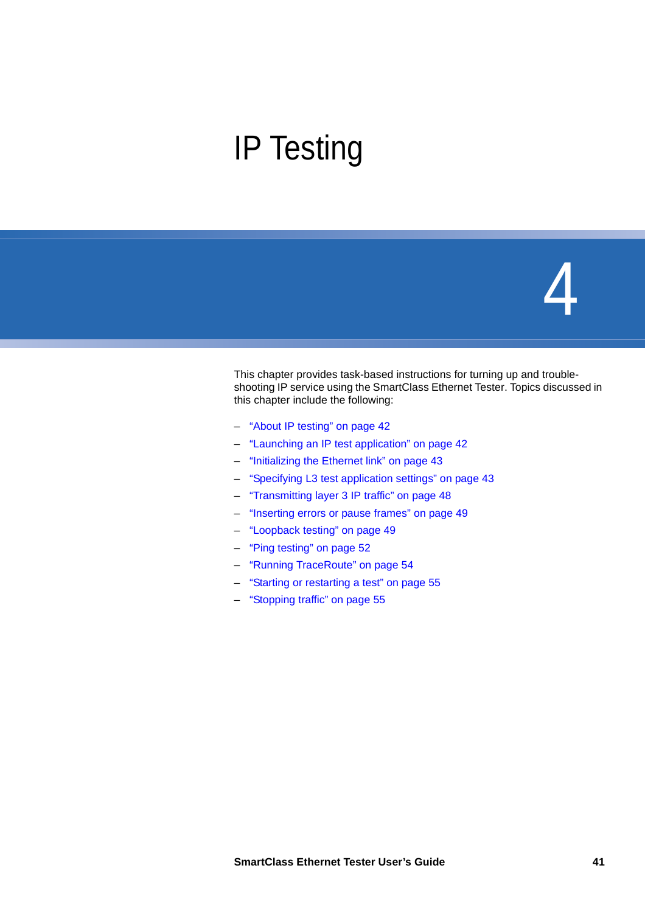# IP Testing

# 4

This chapter provides task-based instructions for turning up and trouble-shooting IP service using the SmartClass Ethernet Tester. Topics discussed in this chapter include the following:

- "About IP testing" on page 42
- "Launching an IP test application" on page 42
- "Initializing the Ethernet link" on page 43
- "Specifying L3 test application settings" on page 43
- "Transmitting layer 3 IP traffic" on page 48
- "Inserting errors or pause frames" on page 49
- "Loopback testing" on page 49
- "Ping testing" on page 52
- "Running TraceRoute" on page 54
- "Starting or restarting a test" on page 55
- "Stopping traffic" on page 55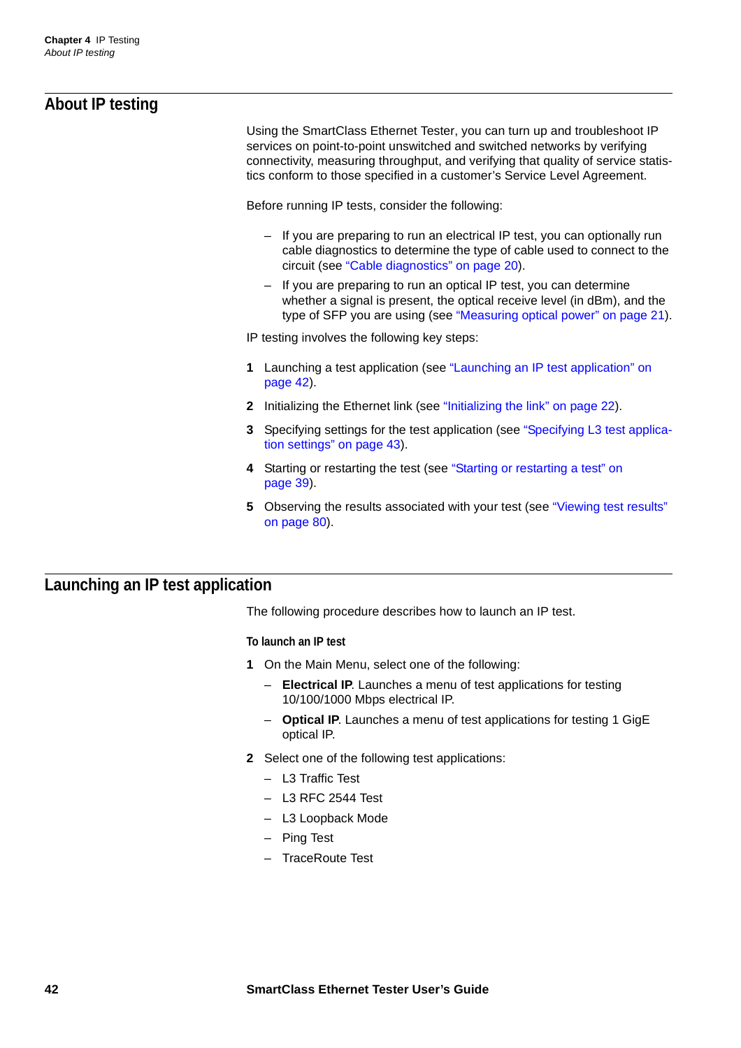## About IP testing

Using the SmartClass Ethernet Tester, you can turn up and troubleshoot IP services on point-to-point unswitched and switched networks by verifying connectivity, measuring throughput, and verifying that quality of service statistics conform to those specified in a customer's Service Level Agreement.

Before running IP tests, consider the following:

- If you are preparing to run an electrical IP test, you can optionally run cable diagnostics to determine the type of cable used to connect to the circuit (see "Cable diagnostics" on page 20).
- If you are preparing to run an optical IP test, you can determine whether a signal is present, the optical receive level (in dBm), and the type of SFP you are using (see "Measuring optical power" on page 21).

IP testing involves the following key steps:

1. Launching a test application (see "Launching an IP test application" on page 42).
2. Initializing the Ethernet link (see "Initializing the link" on page 22).
3. Specifying settings for the test application (see "Specifying L3 test application settings" on page 43).
4. Starting or restarting the test (see "Starting or restarting a test" on page 39).
5. Observing the results associated with your test (see "Viewing test results" on page 80).

## Launching an IP test application

The following procedure describes how to launch an IP test.

#### To launch an IP test

1. On the Main Menu, select one of the following:
   - **Electrical IP**. Launches a menu of test applications for testing 10/100/1000 Mbps electrical IP.
   - **Optical IP**. Launches a menu of test applications for testing 1 GigE optical IP.
2. Select one of the following test applications:
   - L3 Traffic Test
   - L3 RFC 2544 Test
   - L3 Loopback Mode
   - Ping Test
   - TraceRoute Test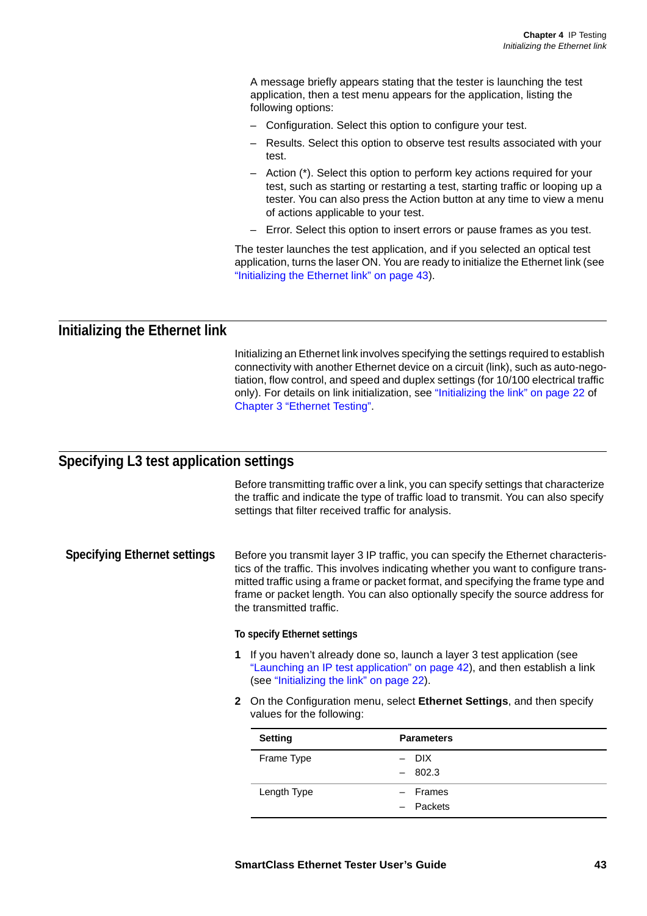A message briefly appears stating that the tester is launching the test application, then a test menu appears for the application, listing the following options:

- Configuration. Select this option to configure your test.
- Results. Select this option to observe test results associated with your test.
- Action (*). Select this option to perform key actions required for your test, such as starting or restarting a test, starting traffic or looping up a tester. You can also press the Action button at any time to view a menu of actions applicable to your test.
- Error. Select this option to insert errors or pause frames as you test.

The tester launches the test application, and if you selected an optical test application, turns the laser ON. You are ready to initialize the Ethernet link (see "Initializing the Ethernet link" on page 43).

## Initializing the Ethernet link

Initializing an Ethernet link involves specifying the settings required to establish connectivity with another Ethernet device on a circuit (link), such as auto-negotiation, flow control, and speed and duplex settings (for 10/100 electrical traffic only). For details on link initialization, see "Initializing the link" on page 22 of Chapter 3 "Ethernet Testing".

## Specifying L3 test application settings

Before transmitting traffic over a link, you can specify settings that characterize the traffic and indicate the type of traffic load to transmit. You can also specify settings that filter received traffic for analysis.

### Specifying Ethernet settings

Before you transmit layer 3 IP traffic, you can specify the Ethernet characteristics of the traffic. This involves indicating whether you want to configure transmitted traffic using a frame or packet format, and specifying the frame type and frame or packet length. You can also optionally specify the source address for the transmitted traffic.

**To specify Ethernet settings**

1. If you haven't already done so, launch a layer 3 test application (see "Launching an IP test application" on page 42), and then establish a link (see "Initializing the link" on page 22).
2. On the Configuration menu, select **Ethernet Settings**, and then specify values for the following:

| Setting | Parameters |
|---|---|
| Frame Type | – DIX<br>– 802.3 |
| Length Type | – Frames<br>– Packets |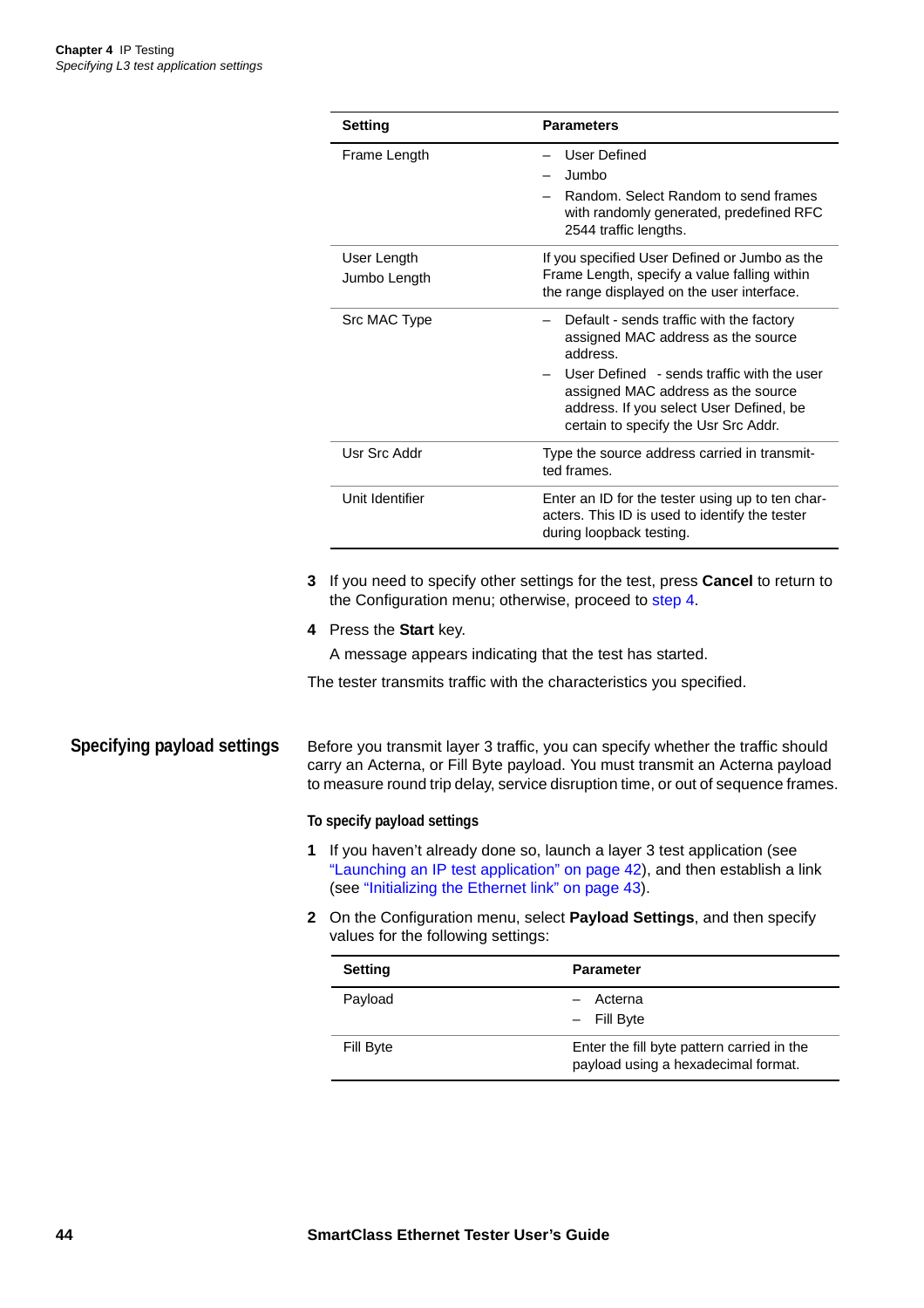| Setting | Parameters |
|---|---|
| Frame Length | – User Defined<br>– Jumbo<br>– Random. Select Random to send frames with randomly generated, predefined RFC 2544 traffic lengths. |
| User Length<br>Jumbo Length | If you specified User Defined or Jumbo as the Frame Length, specify a value falling within the range displayed on the user interface. |
| Src MAC Type | – Default - sends traffic with the factory assigned MAC address as the source address.<br>– User Defined - sends traffic with the user assigned MAC address as the source address. If you select User Defined, be certain to specify the Usr Src Addr. |
| Usr Src Addr | Type the source address carried in transmitted frames. |
| Unit Identifier | Enter an ID for the tester using up to ten characters. This ID is used to identify the tester during loopback testing. |

3 If you need to specify other settings for the test, press **Cancel** to return to the Configuration menu; otherwise, proceed to step 4.

4 Press the **Start** key.

   A message appears indicating that the test has started.

The tester transmits traffic with the characteristics you specified.

## Specifying payload settings

Before you transmit layer 3 traffic, you can specify whether the traffic should carry an Acterna, or Fill Byte payload. You must transmit an Acterna payload to measure round trip delay, service disruption time, or out of sequence frames.

#### To specify payload settings

1 If you haven't already done so, launch a layer 3 test application (see "Launching an IP test application" on page 42), and then establish a link (see "Initializing the Ethernet link" on page 43).

2 On the Configuration menu, select **Payload Settings**, and then specify values for the following settings:

| Setting | Parameter |
|---|---|
| Payload | – Acterna<br>– Fill Byte |
| Fill Byte | Enter the fill byte pattern carried in the payload using a hexadecimal format. |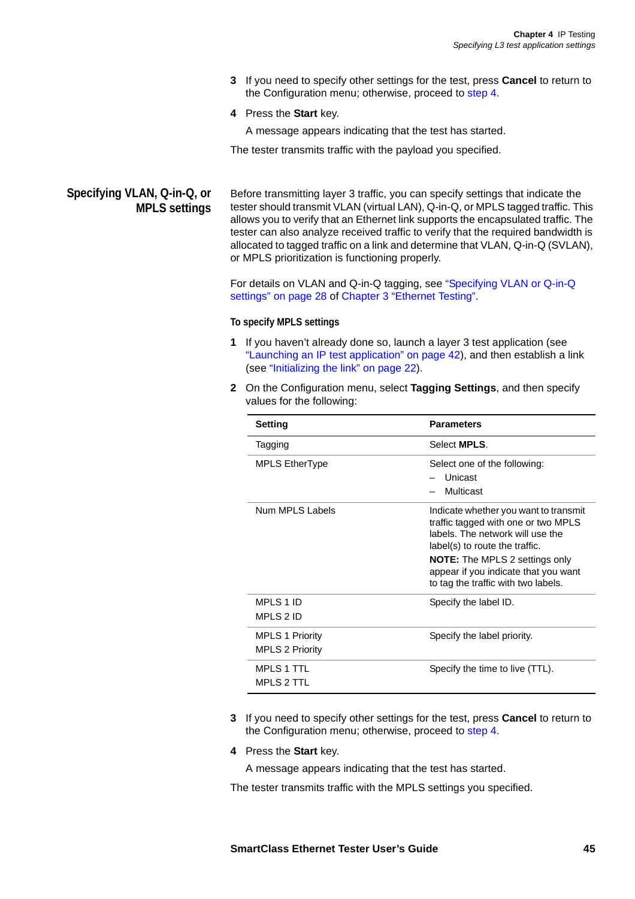3 If you need to specify other settings for the test, press **Cancel** to return to the Configuration menu; otherwise, proceed to step 4.

4 Press the **Start** key.

   A message appears indicating that the test has started.

The tester transmits traffic with the payload you specified.

## Specifying VLAN, Q-in-Q, or MPLS settings

Before transmitting layer 3 traffic, you can specify settings that indicate the tester should transmit VLAN (virtual LAN), Q-in-Q, or MPLS tagged traffic. This allows you to verify that an Ethernet link supports the encapsulated traffic. The tester can also analyze received traffic to verify that the required bandwidth is allocated to tagged traffic on a link and determine that VLAN, Q-in-Q (SVLAN), or MPLS prioritization is functioning properly.

For details on VLAN and Q-in-Q tagging, see "Specifying VLAN or Q-in-Q settings" on page 28 of Chapter 3 "Ethernet Testing".

#### To specify MPLS settings

1 If you haven't already done so, launch a layer 3 test application (see "Launching an IP test application" on page 42), and then establish a link (see "Initializing the link" on page 22).

2 On the Configuration menu, select **Tagging Settings**, and then specify values for the following:

| Setting | Parameters |
|---|---|
| Tagging | Select **MPLS**. |
| MPLS EtherType | Select one of the following:<br>– Unicast<br>– Multicast |
| Num MPLS Labels | Indicate whether you want to transmit traffic tagged with one or two MPLS labels. The network will use the label(s) to route the traffic.<br>**NOTE:** The MPLS 2 settings only appear if you indicate that you want to tag the traffic with two labels. |
| MPLS 1 ID<br>MPLS 2 ID | Specify the label ID. |
| MPLS 1 Priority<br>MPLS 2 Priority | Specify the label priority. |
| MPLS 1 TTL<br>MPLS 2 TTL | Specify the time to live (TTL). |

3 If you need to specify other settings for the test, press **Cancel** to return to the Configuration menu; otherwise, proceed to step 4.

4 Press the **Start** key.

   A message appears indicating that the test has started.

The tester transmits traffic with the MPLS settings you specified.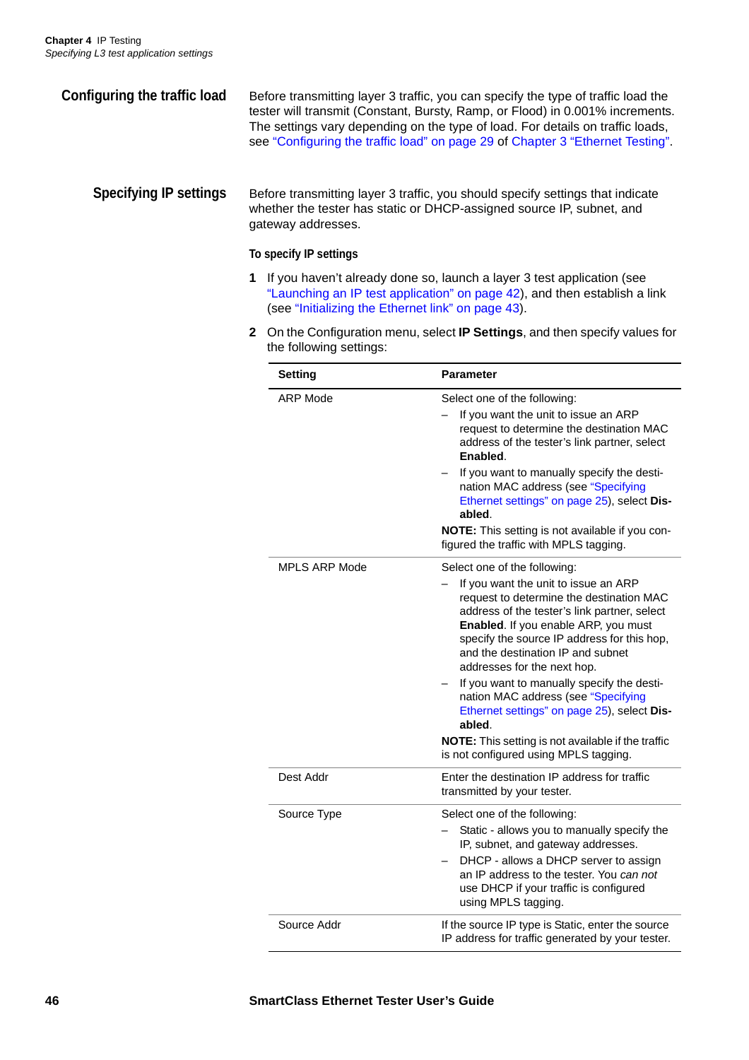## Configuring the traffic load

Before transmitting layer 3 traffic, you can specify the type of traffic load the tester will transmit (Constant, Bursty, Ramp, or Flood) in 0.001% increments. The settings vary depending on the type of load. For details on traffic loads, see "Configuring the traffic load" on page 29 of Chapter 3 "Ethernet Testing".

## Specifying IP settings

Before transmitting layer 3 traffic, you should specify settings that indicate whether the tester has static or DHCP-assigned source IP, subnet, and gateway addresses.

### To specify IP settings

1. If you haven't already done so, launch a layer 3 test application (see "Launching an IP test application" on page 42), and then establish a link (see "Initializing the Ethernet link" on page 43).
2. On the Configuration menu, select **IP Settings**, and then specify values for the following settings:

| Setting | Parameter |
|---|---|
| ARP Mode | Select one of the following:<br>– If you want the unit to issue an ARP request to determine the destination MAC address of the tester's link partner, select **Enabled**.<br>– If you want to manually specify the destination MAC address (see "Specifying Ethernet settings" on page 25), select **Disabled**.<br>**NOTE:** This setting is not available if you configured the traffic with MPLS tagging. |
| MPLS ARP Mode | Select one of the following:<br>– If you want the unit to issue an ARP request to determine the destination MAC address of the tester's link partner, select **Enabled**. If you enable ARP, you must specify the source IP address for this hop, and the destination IP and subnet addresses for the next hop.<br>– If you want to manually specify the destination MAC address (see "Specifying Ethernet settings" on page 25), select **Disabled**.<br>**NOTE:** This setting is not available if the traffic is not configured using MPLS tagging. |
| Dest Addr | Enter the destination IP address for traffic transmitted by your tester. |
| Source Type | Select one of the following:<br>– Static - allows you to manually specify the IP, subnet, and gateway addresses.<br>– DHCP - allows a DHCP server to assign an IP address to the tester. You *can not* use DHCP if your traffic is configured using MPLS tagging. |
| Source Addr | If the source IP type is Static, enter the source IP address for traffic generated by your tester. |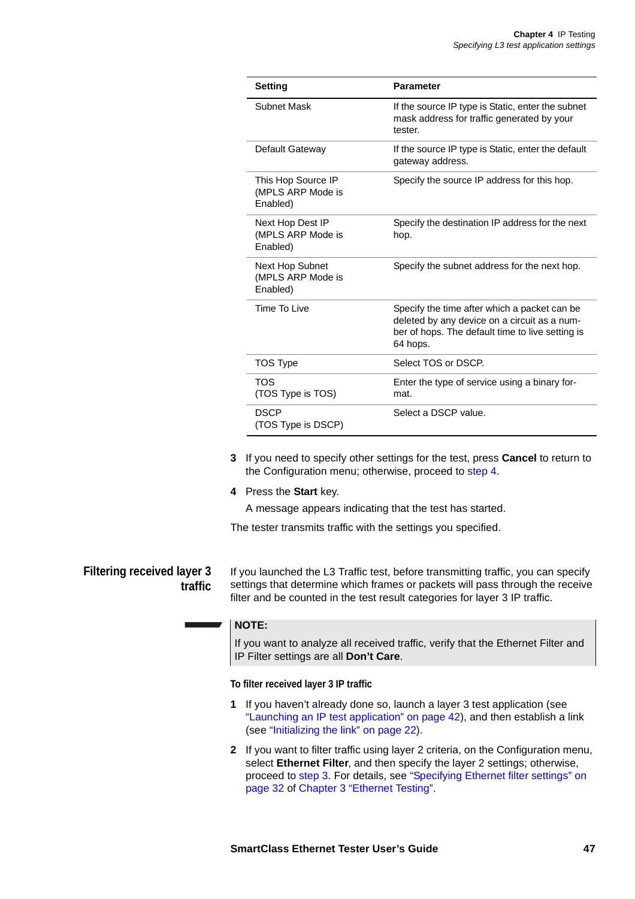| Setting | Parameter |
|---|---|
| Subnet Mask | If the source IP type is Static, enter the subnet mask address for traffic generated by your tester. |
| Default Gateway | If the source IP type is Static, enter the default gateway address. |
| This Hop Source IP (MPLS ARP Mode is Enabled) | Specify the source IP address for this hop. |
| Next Hop Dest IP (MPLS ARP Mode is Enabled) | Specify the destination IP address for the next hop. |
| Next Hop Subnet (MPLS ARP Mode is Enabled) | Specify the subnet address for the next hop. |
| Time To Live | Specify the time after which a packet can be deleted by any device on a circuit as a number of hops. The default time to live setting is 64 hops. |
| TOS Type | Select TOS or DSCP. |
| TOS (TOS Type is TOS) | Enter the type of service using a binary format. |
| DSCP (TOS Type is DSCP) | Select a DSCP value. |

3 If you need to specify other settings for the test, press **Cancel** to return to the Configuration menu; otherwise, proceed to step 4.

4 Press the **Start** key.

A message appears indicating that the test has started.

The tester transmits traffic with the settings you specified.

## Filtering received layer 3 traffic

If you launched the L3 Traffic test, before transmitting traffic, you can specify settings that determine which frames or packets will pass through the receive filter and be counted in the test result categories for layer 3 IP traffic.

> **NOTE:**
>
> If you want to analyze all received traffic, verify that the Ethernet Filter and IP Filter settings are all **Don't Care**.

#### To filter received layer 3 IP traffic

1 If you haven't already done so, launch a layer 3 test application (see "Launching an IP test application" on page 42), and then establish a link (see "Initializing the link" on page 22).

2 If you want to filter traffic using layer 2 criteria, on the Configuration menu, select **Ethernet Filter**, and then specify the layer 2 settings; otherwise, proceed to step 3. For details, see "Specifying Ethernet filter settings" on page 32 of Chapter 3 "Ethernet Testing".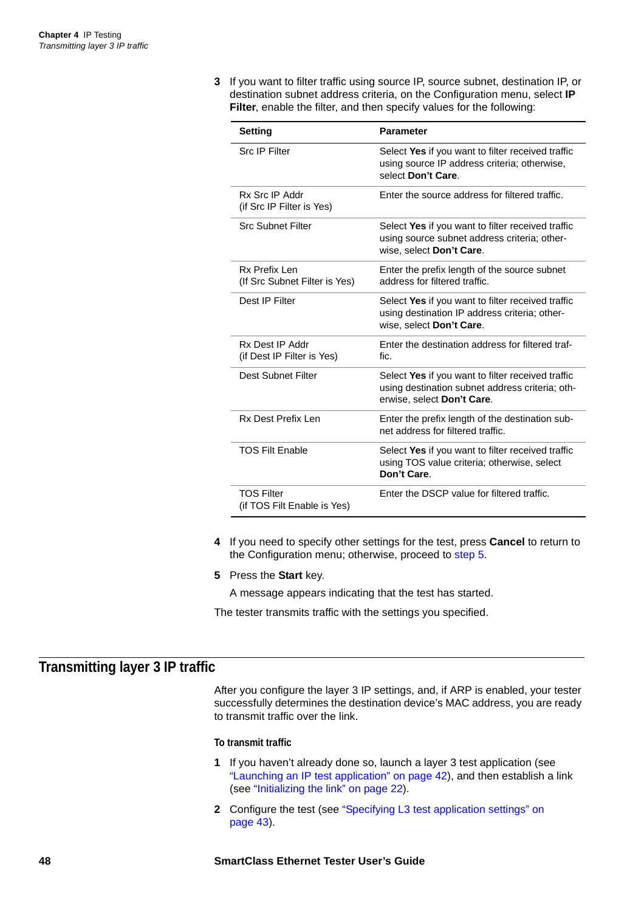3. If you want to filter traffic using source IP, source subnet, destination IP, or destination subnet address criteria, on the Configuration menu, select **IP Filter**, enable the filter, and then specify values for the following:

| Setting | Parameter |
|---|---|
| Src IP Filter | Select **Yes** if you want to filter received traffic using source IP address criteria; otherwise, select **Don't Care**. |
| Rx Src IP Addr (if Src IP Filter is Yes) | Enter the source address for filtered traffic. |
| Src Subnet Filter | Select **Yes** if you want to filter received traffic using source subnet address criteria; otherwise, select **Don't Care**. |
| Rx Prefix Len (If Src Subnet Filter is Yes) | Enter the prefix length of the source subnet address for filtered traffic. |
| Dest IP Filter | Select **Yes** if you want to filter received traffic using destination IP address criteria; otherwise, select **Don't Care**. |
| Rx Dest IP Addr (if Dest IP Filter is Yes) | Enter the destination address for filtered traffic. |
| Dest Subnet Filter | Select **Yes** if you want to filter received traffic using destination subnet address criteria; otherwise, select **Don't Care**. |
| Rx Dest Prefix Len | Enter the prefix length of the destination subnet address for filtered traffic. |
| TOS Filt Enable | Select **Yes** if you want to filter received traffic using TOS value criteria; otherwise, select **Don't Care**. |
| TOS Filter (if TOS Filt Enable is Yes) | Enter the DSCP value for filtered traffic. |

4. If you need to specify other settings for the test, press **Cancel** to return to the Configuration menu; otherwise, proceed to step 5.
5. Press the **Start** key.

   A message appears indicating that the test has started.

The tester transmits traffic with the settings you specified.

## Transmitting layer 3 IP traffic

After you configure the layer 3 IP settings, and, if ARP is enabled, your tester successfully determines the destination device's MAC address, you are ready to transmit traffic over the link.

#### To transmit traffic

1. If you haven't already done so, launch a layer 3 test application (see "Launching an IP test application" on page 42), and then establish a link (see "Initializing the link" on page 22).
2. Configure the test (see "Specifying L3 test application settings" on page 43).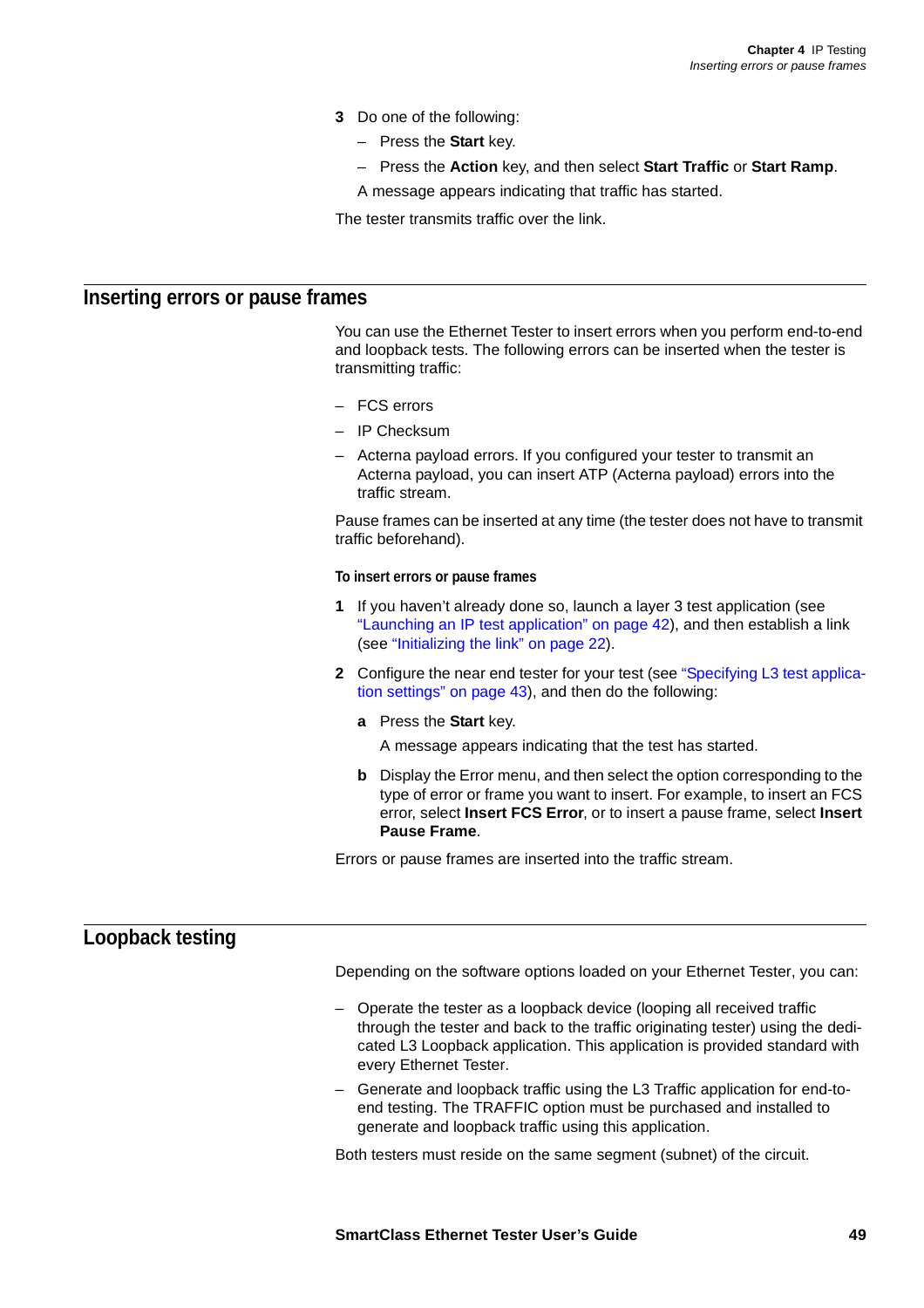3. Do one of the following:
   - Press the **Start** key.
   - Press the **Action** key, and then select **Start Traffic** or **Start Ramp**.

   A message appears indicating that traffic has started.

The tester transmits traffic over the link.

## Inserting errors or pause frames

You can use the Ethernet Tester to insert errors when you perform end-to-end and loopback tests. The following errors can be inserted when the tester is transmitting traffic:

- FCS errors
- IP Checksum
- Acterna payload errors. If you configured your tester to transmit an Acterna payload, you can insert ATP (Acterna payload) errors into the traffic stream.

Pause frames can be inserted at any time (the tester does not have to transmit traffic beforehand).

#### To insert errors or pause frames

1. If you haven't already done so, launch a layer 3 test application (see "Launching an IP test application" on page 42), and then establish a link (see "Initializing the link" on page 22).
2. Configure the near end tester for your test (see "Specifying L3 test application settings" on page 43), and then do the following:
   a. Press the **Start** key.

      A message appears indicating that the test has started.

   b. Display the Error menu, and then select the option corresponding to the type of error or frame you want to insert. For example, to insert an FCS error, select **Insert FCS Error**, or to insert a pause frame, select **Insert Pause Frame**.

Errors or pause frames are inserted into the traffic stream.

## Loopback testing

Depending on the software options loaded on your Ethernet Tester, you can:

- Operate the tester as a loopback device (looping all received traffic through the tester and back to the traffic originating tester) using the dedicated L3 Loopback application. This application is provided standard with every Ethernet Tester.
- Generate and loopback traffic using the L3 Traffic application for end-to-end testing. The TRAFFIC option must be purchased and installed to generate and loopback traffic using this application.

Both testers must reside on the same segment (subnet) of the circuit.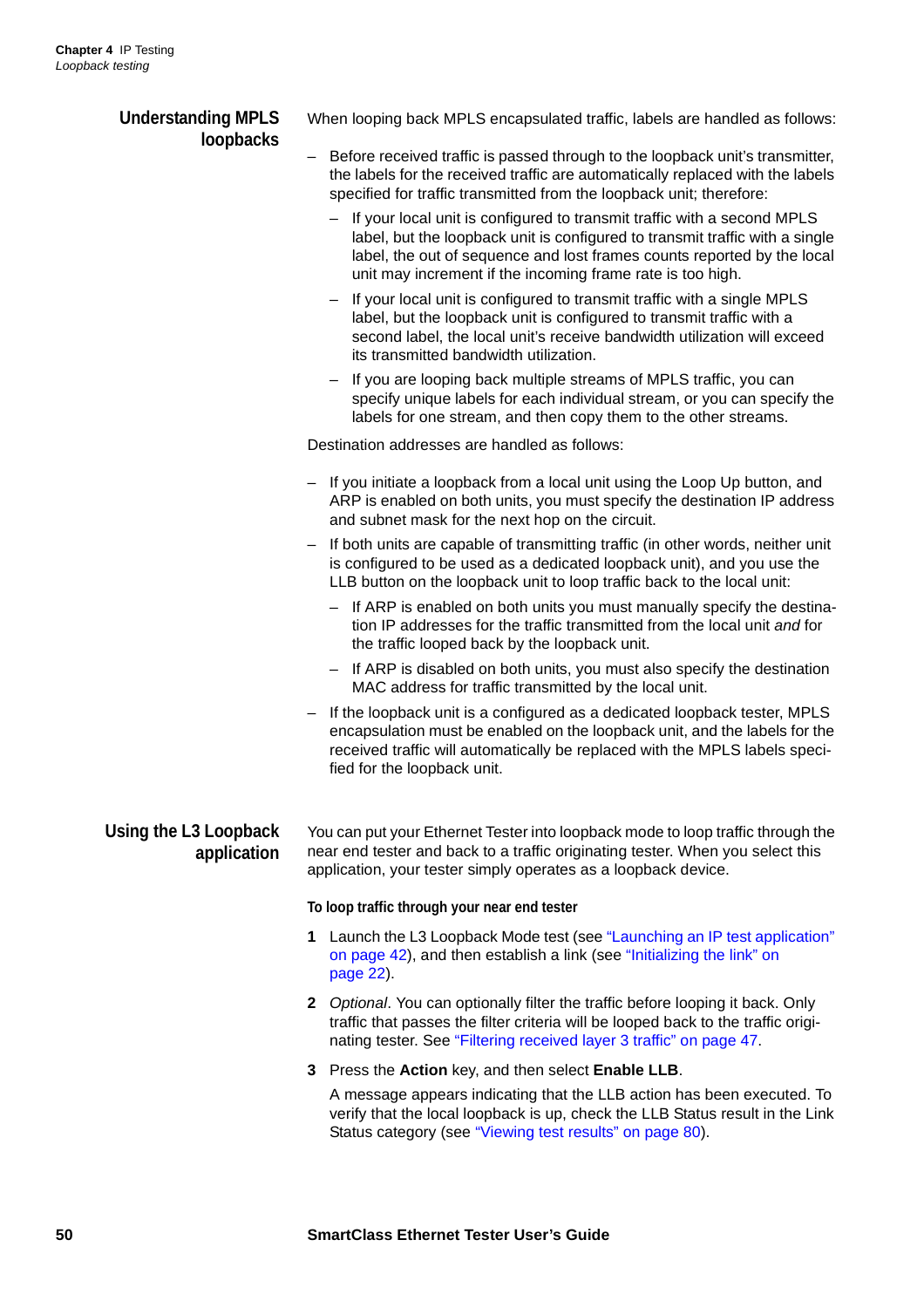## Understanding MPLS loopbacks

When looping back MPLS encapsulated traffic, labels are handled as follows:

- Before received traffic is passed through to the loopback unit's transmitter, the labels for the received traffic are automatically replaced with the labels specified for traffic transmitted from the loopback unit; therefore:
  - If your local unit is configured to transmit traffic with a second MPLS label, but the loopback unit is configured to transmit traffic with a single label, the out of sequence and lost frames counts reported by the local unit may increment if the incoming frame rate is too high.
  - If your local unit is configured to transmit traffic with a single MPLS label, but the loopback unit is configured to transmit traffic with a second label, the local unit's receive bandwidth utilization will exceed its transmitted bandwidth utilization.
  - If you are looping back multiple streams of MPLS traffic, you can specify unique labels for each individual stream, or you can specify the labels for one stream, and then copy them to the other streams.

Destination addresses are handled as follows:

- If you initiate a loopback from a local unit using the Loop Up button, and ARP is enabled on both units, you must specify the destination IP address and subnet mask for the next hop on the circuit.
- If both units are capable of transmitting traffic (in other words, neither unit is configured to be used as a dedicated loopback unit), and you use the LLB button on the loopback unit to loop traffic back to the local unit:
  - If ARP is enabled on both units you must manually specify the destination IP addresses for the traffic transmitted from the local unit *and* for the traffic looped back by the loopback unit.
  - If ARP is disabled on both units, you must also specify the destination MAC address for traffic transmitted by the local unit.
- If the loopback unit is a configured as a dedicated loopback tester, MPLS encapsulation must be enabled on the loopback unit, and the labels for the received traffic will automatically be replaced with the MPLS labels specified for the loopback unit.

## Using the L3 Loopback application

You can put your Ethernet Tester into loopback mode to loop traffic through the near end tester and back to a traffic originating tester. When you select this application, your tester simply operates as a loopback device.

#### To loop traffic through your near end tester

1. Launch the L3 Loopback Mode test (see "Launching an IP test application" on page 42), and then establish a link (see "Initializing the link" on page 22).
2. *Optional*. You can optionally filter the traffic before looping it back. Only traffic that passes the filter criteria will be looped back to the traffic originating tester. See "Filtering received layer 3 traffic" on page 47.
3. Press the **Action** key, and then select **Enable LLB**.

   A message appears indicating that the LLB action has been executed. To verify that the local loopback is up, check the LLB Status result in the Link Status category (see "Viewing test results" on page 80).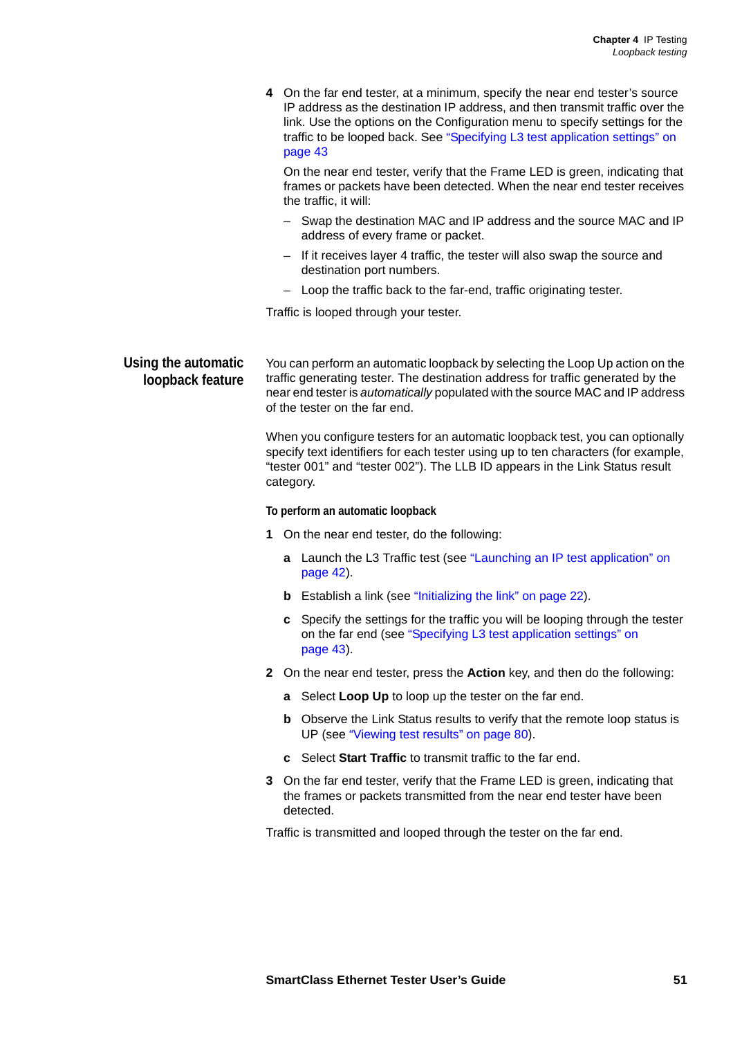4. On the far end tester, at a minimum, specify the near end tester's source IP address as the destination IP address, and then transmit traffic over the link. Use the options on the Configuration menu to specify settings for the traffic to be looped back. See "Specifying L3 test application settings" on page 43

   On the near end tester, verify that the Frame LED is green, indicating that frames or packets have been detected. When the near end tester receives the traffic, it will:

   – Swap the destination MAC and IP address and the source MAC and IP address of every frame or packet.

   – If it receives layer 4 traffic, the tester will also swap the source and destination port numbers.

   – Loop the traffic back to the far-end, traffic originating tester.

Traffic is looped through your tester.

## Using the automatic loopback feature

You can perform an automatic loopback by selecting the Loop Up action on the traffic generating tester. The destination address for traffic generated by the near end tester is *automatically* populated with the source MAC and IP address of the tester on the far end.

When you configure testers for an automatic loopback test, you can optionally specify text identifiers for each tester using up to ten characters (for example, "tester 001" and "tester 002"). The LLB ID appears in the Link Status result category.

### To perform an automatic loopback

1. On the near end tester, do the following:

   **a** Launch the L3 Traffic test (see "Launching an IP test application" on page 42).

   **b** Establish a link (see "Initializing the link" on page 22).

   **c** Specify the settings for the traffic you will be looping through the tester on the far end (see "Specifying L3 test application settings" on page 43).

2. On the near end tester, press the **Action** key, and then do the following:

   **a** Select **Loop Up** to loop up the tester on the far end.

   **b** Observe the Link Status results to verify that the remote loop status is UP (see "Viewing test results" on page 80).

   **c** Select **Start Traffic** to transmit traffic to the far end.

3. On the far end tester, verify that the Frame LED is green, indicating that the frames or packets transmitted from the near end tester have been detected.

Traffic is transmitted and looped through the tester on the far end.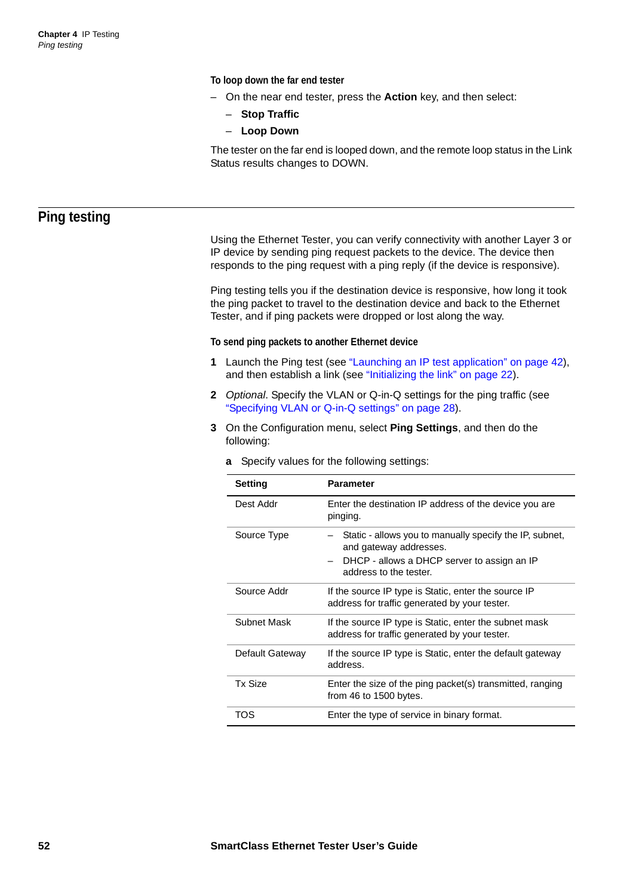**To loop down the far end tester**

– On the near end tester, press the **Action** key, and then select:
  – **Stop Traffic**
  – **Loop Down**

The tester on the far end is looped down, and the remote loop status in the Link Status results changes to DOWN.

## Ping testing

Using the Ethernet Tester, you can verify connectivity with another Layer 3 or IP device by sending ping request packets to the device. The device then responds to the ping request with a ping reply (if the device is responsive).

Ping testing tells you if the destination device is responsive, how long it took the ping packet to travel to the destination device and back to the Ethernet Tester, and if ping packets were dropped or lost along the way.

**To send ping packets to another Ethernet device**

1. Launch the Ping test (see “Launching an IP test application” on page 42), and then establish a link (see “Initializing the link” on page 22).
2. *Optional*. Specify the VLAN or Q-in-Q settings for the ping traffic (see “Specifying VLAN or Q-in-Q settings” on page 28).
3. On the Configuration menu, select **Ping Settings**, and then do the following:

   **a** Specify values for the following settings:

| Setting | Parameter |
|---|---|
| Dest Addr | Enter the destination IP address of the device you are pinging. |
| Source Type | – Static - allows you to manually specify the IP, subnet, and gateway addresses.<br>– DHCP - allows a DHCP server to assign an IP address to the tester. |
| Source Addr | If the source IP type is Static, enter the source IP address for traffic generated by your tester. |
| Subnet Mask | If the source IP type is Static, enter the subnet mask address for traffic generated by your tester. |
| Default Gateway | If the source IP type is Static, enter the default gateway address. |
| Tx Size | Enter the size of the ping packet(s) transmitted, ranging from 46 to 1500 bytes. |
| TOS | Enter the type of service in binary format. |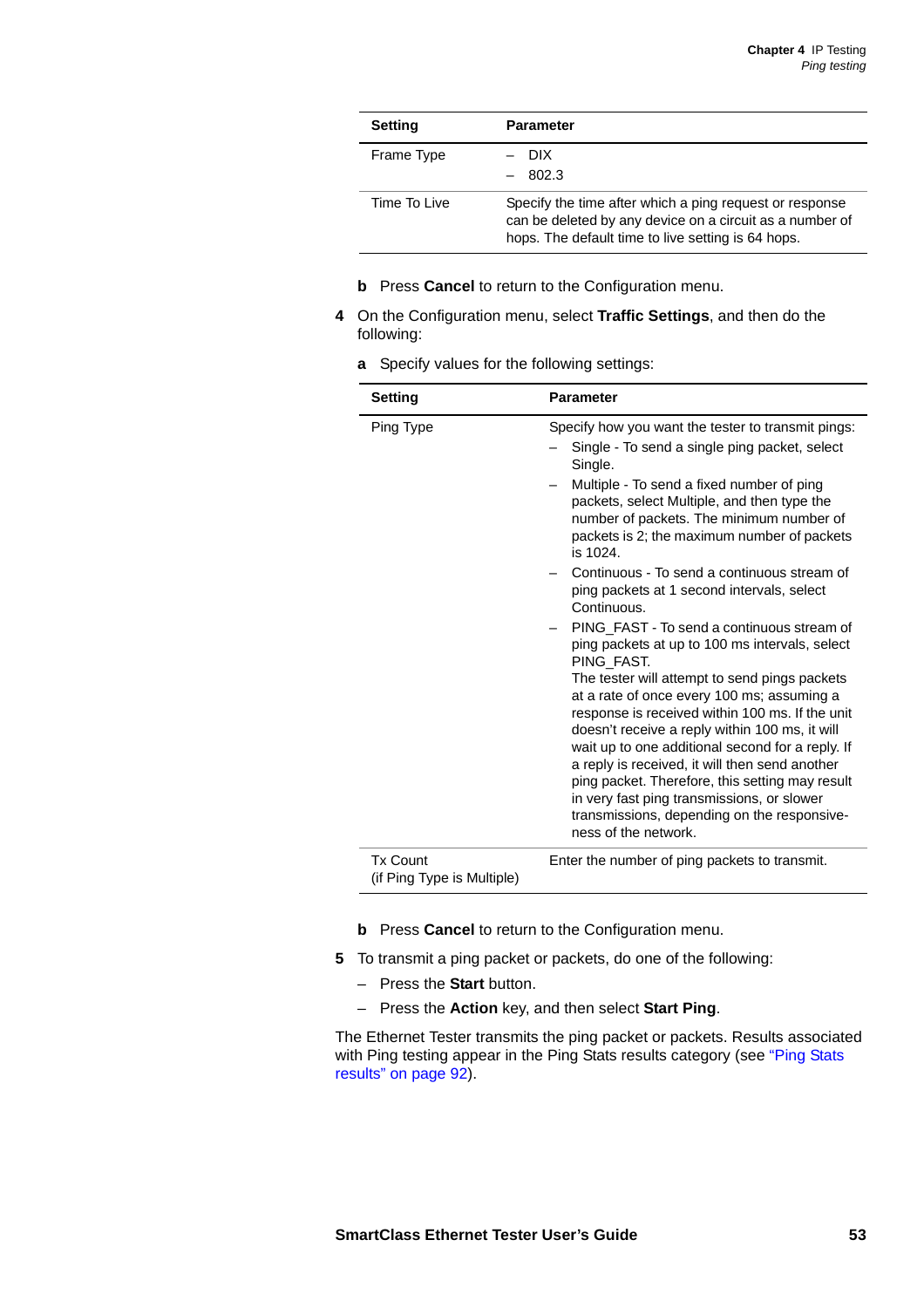| Setting | Parameter |
|---|---|
| Frame Type | – DIX<br>– 802.3 |
| Time To Live | Specify the time after which a ping request or response can be deleted by any device on a circuit as a number of hops. The default time to live setting is 64 hops. |

**b** Press **Cancel** to return to the Configuration menu.

**4** On the Configuration menu, select **Traffic Settings**, and then do the following:

**a** Specify values for the following settings:

| Setting | Parameter |
|---|---|
| Ping Type | Specify how you want the tester to transmit pings:<br>– Single - To send a single ping packet, select Single.<br>– Multiple - To send a fixed number of ping packets, select Multiple, and then type the number of packets. The minimum number of packets is 2; the maximum number of packets is 1024.<br>– Continuous - To send a continuous stream of ping packets at 1 second intervals, select Continuous.<br>– PING_FAST - To send a continuous stream of ping packets at up to 100 ms intervals, select PING_FAST.<br>The tester will attempt to send pings packets at a rate of once every 100 ms; assuming a response is received within 100 ms. If the unit doesn't receive a reply within 100 ms, it will wait up to one additional second for a reply. If a reply is received, it will then send another ping packet. Therefore, this setting may result in very fast ping transmissions, or slower transmissions, depending on the responsive-ness of the network. |
| Tx Count<br>(if Ping Type is Multiple) | Enter the number of ping packets to transmit. |

**b** Press **Cancel** to return to the Configuration menu.

**5** To transmit a ping packet or packets, do one of the following:

– Press the **Start** button.

– Press the **Action** key, and then select **Start Ping**.

The Ethernet Tester transmits the ping packet or packets. Results associated with Ping testing appear in the Ping Stats results category (see "Ping Stats results" on page 92).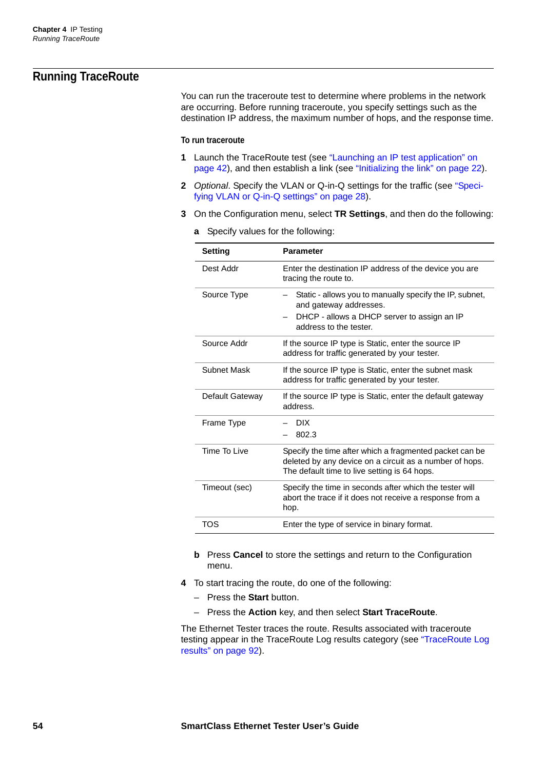## Running TraceRoute

You can run the traceroute test to determine where problems in the network are occurring. Before running traceroute, you specify settings such as the destination IP address, the maximum number of hops, and the response time.

**To run traceroute**

1. Launch the TraceRoute test (see "Launching an IP test application" on page 42), and then establish a link (see "Initializing the link" on page 22).
2. *Optional*. Specify the VLAN or Q-in-Q settings for the traffic (see "Specifying VLAN or Q-in-Q settings" on page 28).
3. On the Configuration menu, select **TR Settings**, and then do the following:
   - **a** Specify values for the following:

| Setting | Parameter |
|---|---|
| Dest Addr | Enter the destination IP address of the device you are tracing the route to. |
| Source Type | – Static - allows you to manually specify the IP, subnet, and gateway addresses.<br>– DHCP - allows a DHCP server to assign an IP address to the tester. |
| Source Addr | If the source IP type is Static, enter the source IP address for traffic generated by your tester. |
| Subnet Mask | If the source IP type is Static, enter the subnet mask address for traffic generated by your tester. |
| Default Gateway | If the source IP type is Static, enter the default gateway address. |
| Frame Type | – DIX<br>– 802.3 |
| Time To Live | Specify the time after which a fragmented packet can be deleted by any device on a circuit as a number of hops. The default time to live setting is 64 hops. |
| Timeout (sec) | Specify the time in seconds after which the tester will abort the trace if it does not receive a response from a hop. |
| TOS | Enter the type of service in binary format. |

   - **b** Press **Cancel** to store the settings and return to the Configuration menu.
4. To start tracing the route, do one of the following:
   - Press the **Start** button.
   - Press the **Action** key, and then select **Start TraceRoute**.

The Ethernet Tester traces the route. Results associated with traceroute testing appear in the TraceRoute Log results category (see "TraceRoute Log results" on page 92).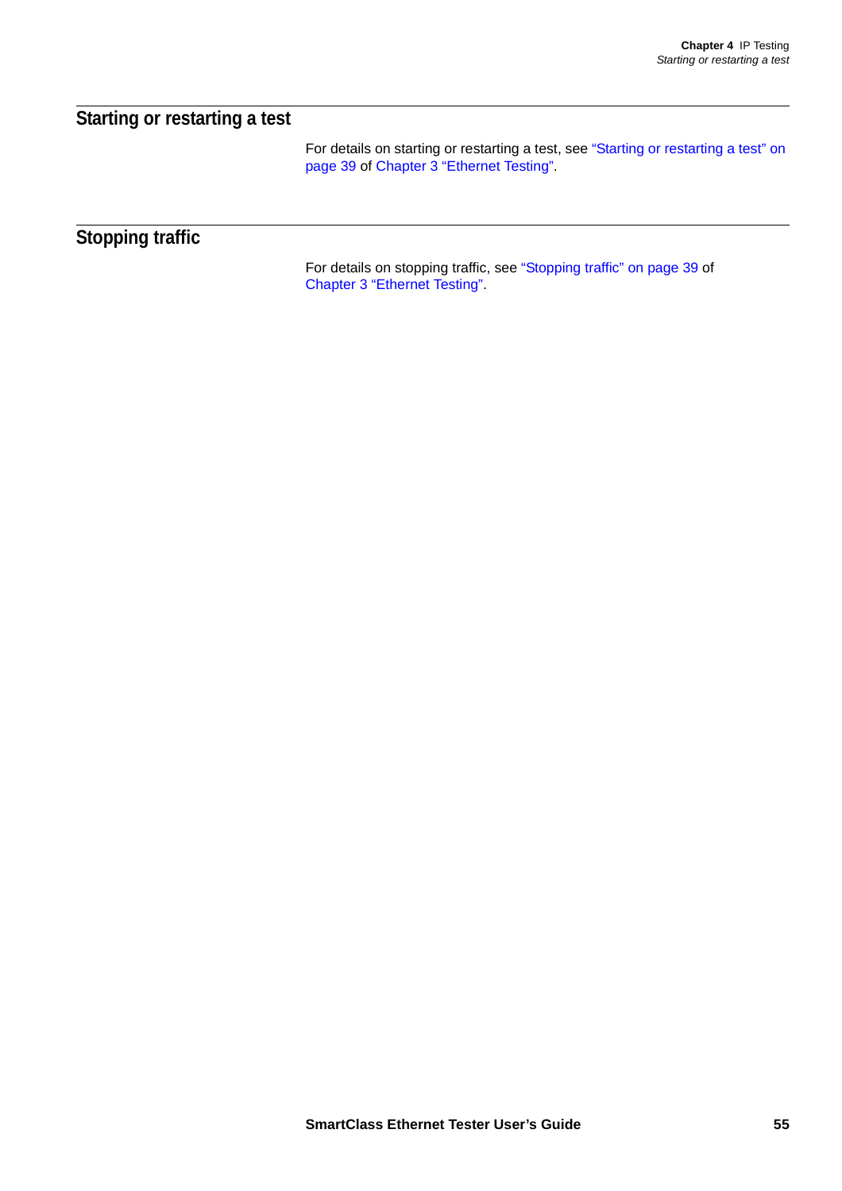## Starting or restarting a test

For details on starting or restarting a test, see "Starting or restarting a test" on page 39 of Chapter 3 "Ethernet Testing".

## Stopping traffic

For details on stopping traffic, see "Stopping traffic" on page 39 of Chapter 3 "Ethernet Testing".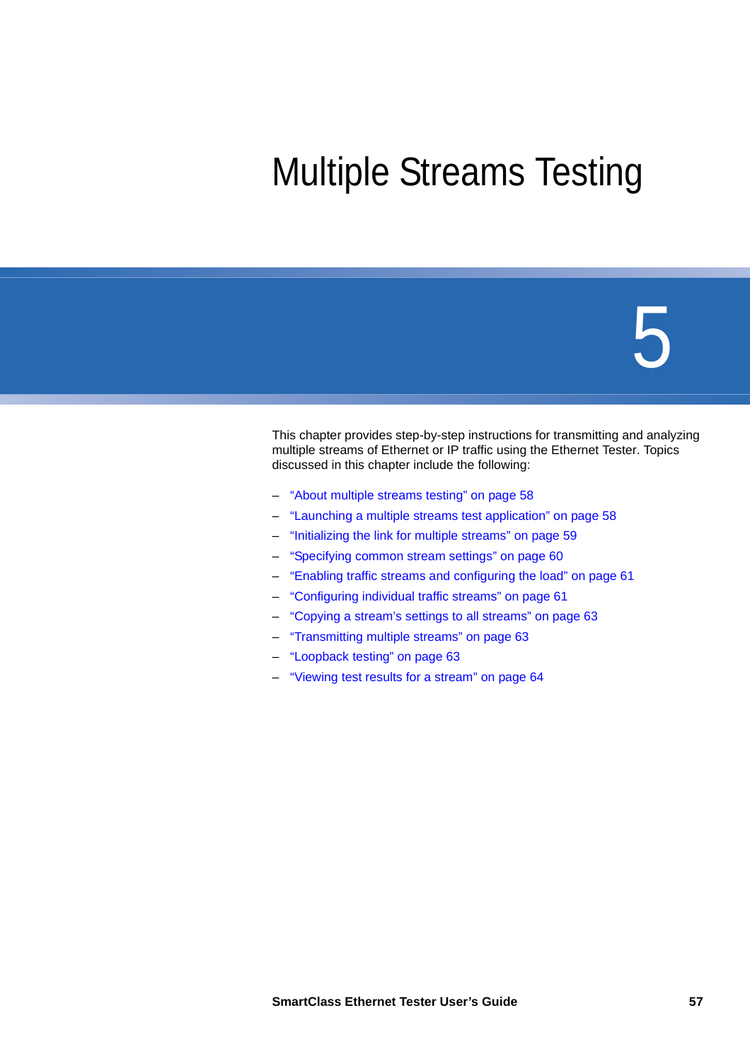# Multiple Streams Testing

# 5

This chapter provides step-by-step instructions for transmitting and analyzing multiple streams of Ethernet or IP traffic using the Ethernet Tester. Topics discussed in this chapter include the following:

- "About multiple streams testing" on page 58
- "Launching a multiple streams test application" on page 58
- "Initializing the link for multiple streams" on page 59
- "Specifying common stream settings" on page 60
- "Enabling traffic streams and configuring the load" on page 61
- "Configuring individual traffic streams" on page 61
- "Copying a stream's settings to all streams" on page 63
- "Transmitting multiple streams" on page 63
- "Loopback testing" on page 63
- "Viewing test results for a stream" on page 64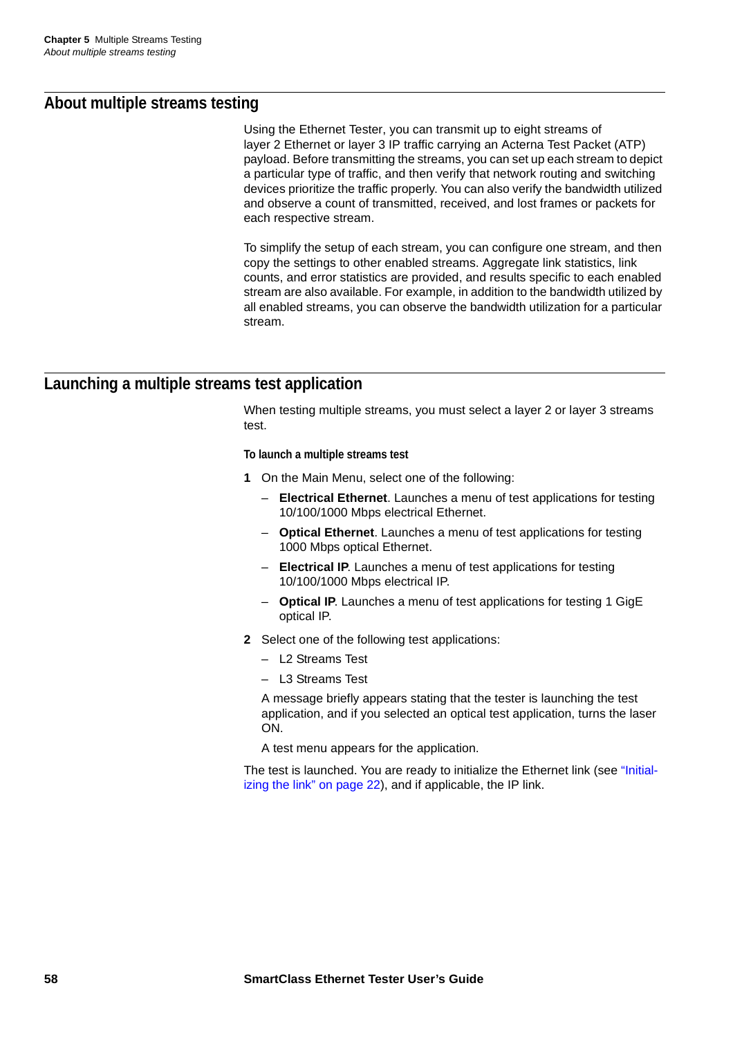## About multiple streams testing

Using the Ethernet Tester, you can transmit up to eight streams of layer 2 Ethernet or layer 3 IP traffic carrying an Acterna Test Packet (ATP) payload. Before transmitting the streams, you can set up each stream to depict a particular type of traffic, and then verify that network routing and switching devices prioritize the traffic properly. You can also verify the bandwidth utilized and observe a count of transmitted, received, and lost frames or packets for each respective stream.

To simplify the setup of each stream, you can configure one stream, and then copy the settings to other enabled streams. Aggregate link statistics, link counts, and error statistics are provided, and results specific to each enabled stream are also available. For example, in addition to the bandwidth utilized by all enabled streams, you can observe the bandwidth utilization for a particular stream.

## Launching a multiple streams test application

When testing multiple streams, you must select a layer 2 or layer 3 streams test.

#### To launch a multiple streams test

1. On the Main Menu, select one of the following:
   - **Electrical Ethernet**. Launches a menu of test applications for testing 10/100/1000 Mbps electrical Ethernet.
   - **Optical Ethernet**. Launches a menu of test applications for testing 1000 Mbps optical Ethernet.
   - **Electrical IP**. Launches a menu of test applications for testing 10/100/1000 Mbps electrical IP.
   - **Optical IP**. Launches a menu of test applications for testing 1 GigE optical IP.
2. Select one of the following test applications:
   - L2 Streams Test
   - L3 Streams Test

   A message briefly appears stating that the tester is launching the test application, and if you selected an optical test application, turns the laser ON.

   A test menu appears for the application.

The test is launched. You are ready to initialize the Ethernet link (see "Initializing the link" on page 22), and if applicable, the IP link.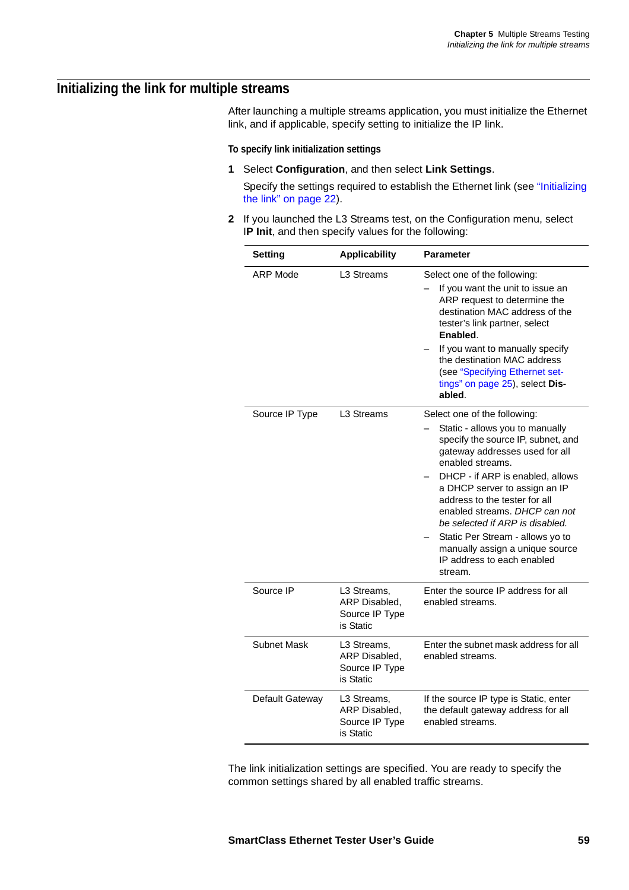## Initializing the link for multiple streams

After launching a multiple streams application, you must initialize the Ethernet link, and if applicable, specify setting to initialize the IP link.

#### To specify link initialization settings

1. Select **Configuration**, and then select **Link Settings**.

   Specify the settings required to establish the Ethernet link (see "Initializing the link" on page 22).

2. If you launched the L3 Streams test, on the Configuration menu, select **IP Init**, and then specify values for the following:

| Setting | Applicability | Parameter |
|---|---|---|
| ARP Mode | L3 Streams | Select one of the following:<br>– If you want the unit to issue an ARP request to determine the destination MAC address of the tester's link partner, select **Enabled**.<br>– If you want to manually specify the destination MAC address (see "Specifying Ethernet settings" on page 25), select **Disabled**. |
| Source IP Type | L3 Streams | Select one of the following:<br>– Static - allows you to manually specify the source IP, subnet, and gateway addresses used for all enabled streams.<br>– DHCP - if ARP is enabled, allows a DHCP server to assign an IP address to the tester for all enabled streams. *DHCP can not be selected if ARP is disabled.*<br>– Static Per Stream - allows yo to manually assign a unique source IP address to each enabled stream. |
| Source IP | L3 Streams, ARP Disabled, Source IP Type is Static | Enter the source IP address for all enabled streams. |
| Subnet Mask | L3 Streams, ARP Disabled, Source IP Type is Static | Enter the subnet mask address for all enabled streams. |
| Default Gateway | L3 Streams, ARP Disabled, Source IP Type is Static | If the source IP type is Static, enter the default gateway address for all enabled streams. |

The link initialization settings are specified. You are ready to specify the common settings shared by all enabled traffic streams.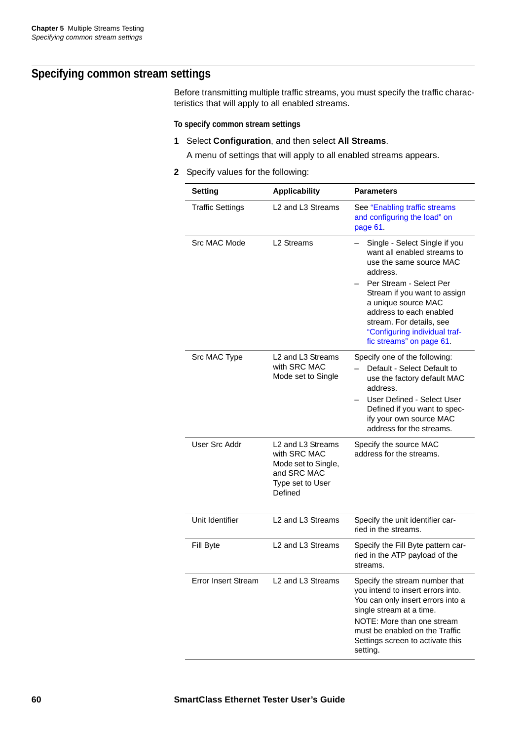## Specifying common stream settings

Before transmitting multiple traffic streams, you must specify the traffic characteristics that will apply to all enabled streams.

**To specify common stream settings**

1. Select **Configuration**, and then select **All Streams**.

   A menu of settings that will apply to all enabled streams appears.

2. Specify values for the following:

| Setting | Applicability | Parameters |
|---|---|---|
| Traffic Settings | L2 and L3 Streams | See "Enabling traffic streams and configuring the load" on page 61. |
| Src MAC Mode | L2 Streams | – Single - Select Single if you want all enabled streams to use the same source MAC address.<br>– Per Stream - Select Per Stream if you want to assign a unique source MAC address to each enabled stream. For details, see "Configuring individual traffic streams" on page 61. |
| Src MAC Type | L2 and L3 Streams with SRC MAC Mode set to Single | Specify one of the following:<br>– Default - Select Default to use the factory default MAC address.<br>– User Defined - Select User Defined if you want to specify your own source MAC address for the streams. |
| User Src Addr | L2 and L3 Streams with SRC MAC Mode set to Single, and SRC MAC Type set to User Defined | Specify the source MAC address for the streams. |
| Unit Identifier | L2 and L3 Streams | Specify the unit identifier carried in the streams. |
| Fill Byte | L2 and L3 Streams | Specify the Fill Byte pattern carried in the ATP payload of the streams. |
| Error Insert Stream | L2 and L3 Streams | Specify the stream number that you intend to insert errors into. You can only insert errors into a single stream at a time.<br>NOTE: More than one stream must be enabled on the Traffic Settings screen to activate this setting. |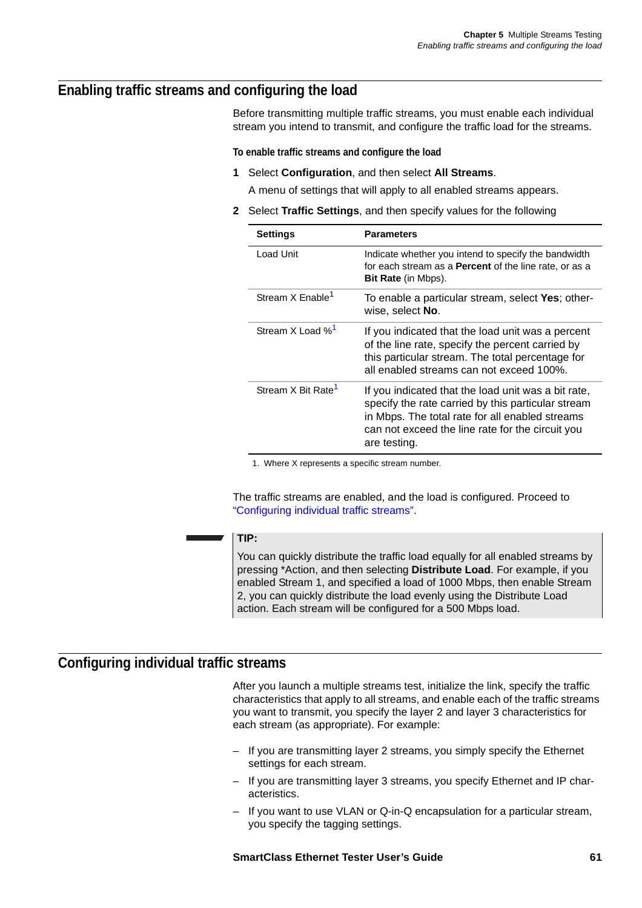## Enabling traffic streams and configuring the load

Before transmitting multiple traffic streams, you must enable each individual stream you intend to transmit, and configure the traffic load for the streams.

**To enable traffic streams and configure the load**

1. Select **Configuration**, and then select **All Streams**.

   A menu of settings that will apply to all enabled streams appears.

2. Select **Traffic Settings**, and then specify values for the following

| Settings | Parameters |
|---|---|
| Load Unit | Indicate whether you intend to specify the bandwidth for each stream as a **Percent** of the line rate, or as a **Bit Rate** (in Mbps). |
| Stream X Enable[1] | To enable a particular stream, select **Yes**; otherwise, select **No**. |
| Stream X Load %[1] | If you indicated that the load unit was a percent of the line rate, specify the percent carried by this particular stream. The total percentage for all enabled streams can not exceed 100%. |
| Stream X Bit Rate[1] | If you indicated that the load unit was a bit rate, specify the rate carried by this particular stream in Mbps. The total rate for all enabled streams can not exceed the line rate for the circuit you are testing. |

1. Where X represents a specific stream number.

The traffic streams are enabled, and the load is configured. Proceed to "Configuring individual traffic streams".

**TIP:**

You can quickly distribute the traffic load equally for all enabled streams by pressing *Action, and then selecting **Distribute Load**. For example, if you enabled Stream 1, and specified a load of 1000 Mbps, then enable Stream 2, you can quickly distribute the load evenly using the Distribute Load action. Each stream will be configured for a 500 Mbps load.

## Configuring individual traffic streams

After you launch a multiple streams test, initialize the link, specify the traffic characteristics that apply to all streams, and enable each of the traffic streams you want to transmit, you specify the layer 2 and layer 3 characteristics for each stream (as appropriate). For example:

- If you are transmitting layer 2 streams, you simply specify the Ethernet settings for each stream.
- If you are transmitting layer 3 streams, you specify Ethernet and IP characteristics.
- If you want to use VLAN or Q-in-Q encapsulation for a particular stream, you specify the tagging settings.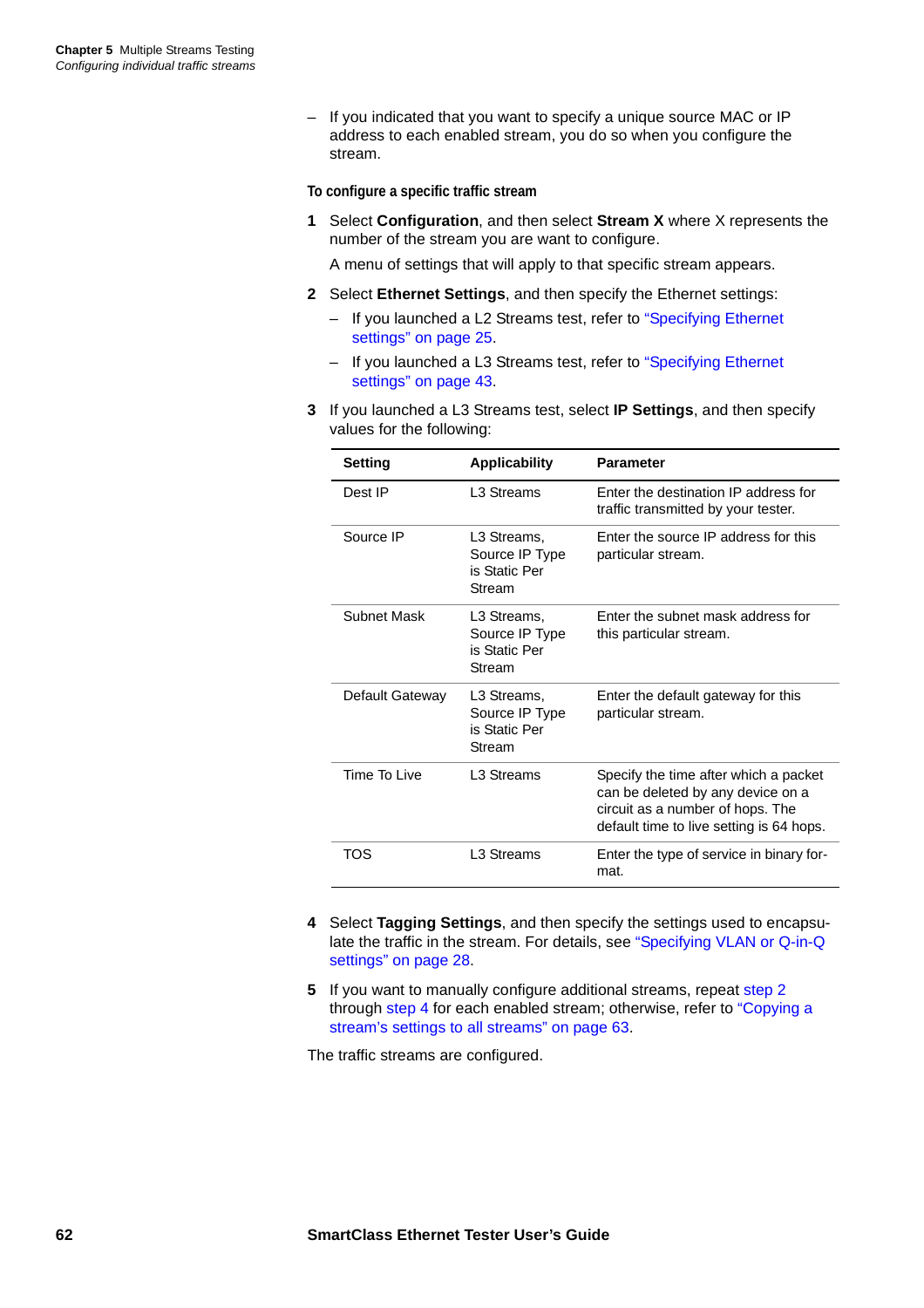– If you indicated that you want to specify a unique source MAC or IP address to each enabled stream, you do so when you configure the stream.

**To configure a specific traffic stream**

1. Select **Configuration**, and then select **Stream X** where X represents the number of the stream you are want to configure.

   A menu of settings that will apply to that specific stream appears.

2. Select **Ethernet Settings**, and then specify the Ethernet settings:
   – If you launched a L2 Streams test, refer to "Specifying Ethernet settings" on page 25.
   – If you launched a L3 Streams test, refer to "Specifying Ethernet settings" on page 43.

3. If you launched a L3 Streams test, select **IP Settings**, and then specify values for the following:

| Setting | Applicability | Parameter |
|---|---|---|
| Dest IP | L3 Streams | Enter the destination IP address for traffic transmitted by your tester. |
| Source IP | L3 Streams, Source IP Type is Static Per Stream | Enter the source IP address for this particular stream. |
| Subnet Mask | L3 Streams, Source IP Type is Static Per Stream | Enter the subnet mask address for this particular stream. |
| Default Gateway | L3 Streams, Source IP Type is Static Per Stream | Enter the default gateway for this particular stream. |
| Time To Live | L3 Streams | Specify the time after which a packet can be deleted by any device on a circuit as a number of hops. The default time to live setting is 64 hops. |
| TOS | L3 Streams | Enter the type of service in binary format. |

4. Select **Tagging Settings**, and then specify the settings used to encapsulate the traffic in the stream. For details, see "Specifying VLAN or Q-in-Q settings" on page 28.

5. If you want to manually configure additional streams, repeat step 2 through step 4 for each enabled stream; otherwise, refer to "Copying a stream's settings to all streams" on page 63.

The traffic streams are configured.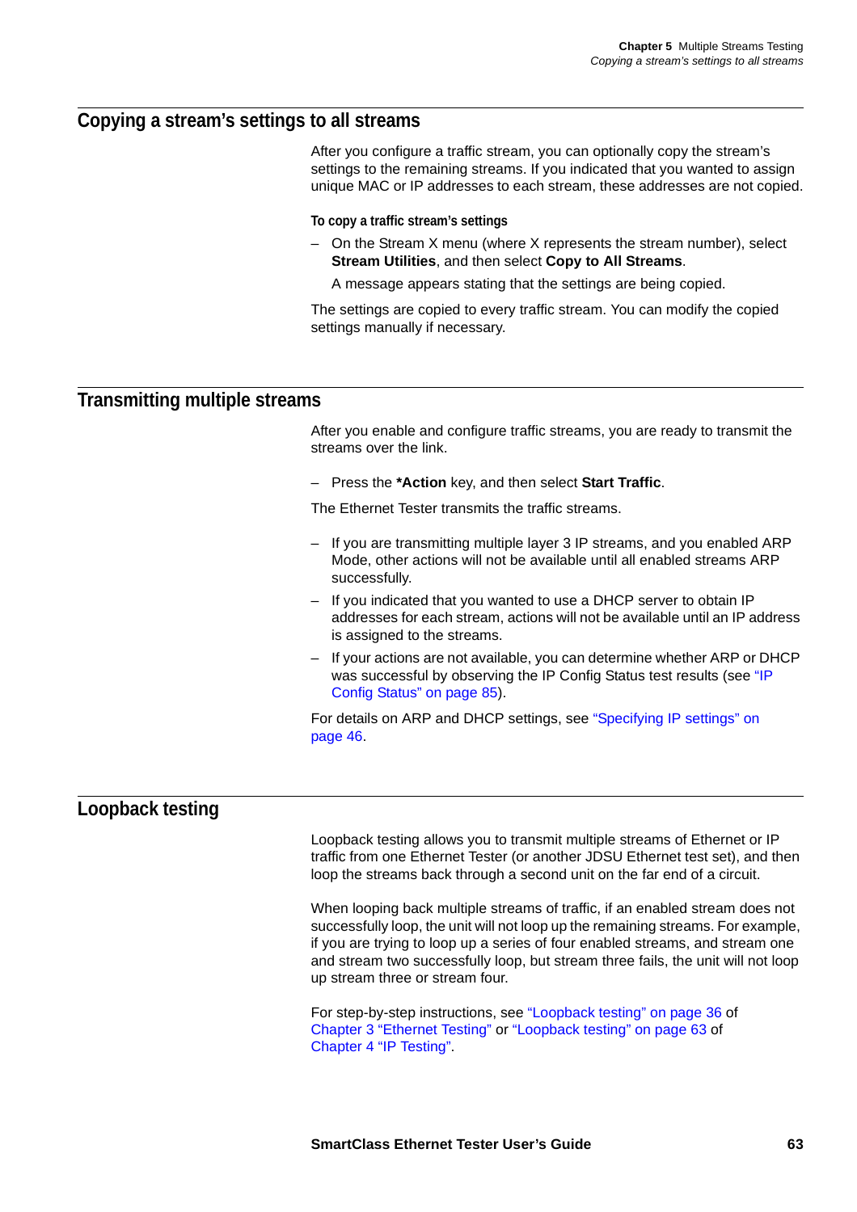## Copying a stream's settings to all streams

After you configure a traffic stream, you can optionally copy the stream's settings to the remaining streams. If you indicated that you wanted to assign unique MAC or IP addresses to each stream, these addresses are not copied.

**To copy a traffic stream's settings**

– On the Stream X menu (where X represents the stream number), select **Stream Utilities**, and then select **Copy to All Streams**.

  A message appears stating that the settings are being copied.

The settings are copied to every traffic stream. You can modify the copied settings manually if necessary.

## Transmitting multiple streams

After you enable and configure traffic streams, you are ready to transmit the streams over the link.

– Press the ***Action** key, and then select **Start Traffic**.

The Ethernet Tester transmits the traffic streams.

– If you are transmitting multiple layer 3 IP streams, and you enabled ARP Mode, other actions will not be available until all enabled streams ARP successfully.
– If you indicated that you wanted to use a DHCP server to obtain IP addresses for each stream, actions will not be available until an IP address is assigned to the streams.
– If your actions are not available, you can determine whether ARP or DHCP was successful by observing the IP Config Status test results (see "IP Config Status" on page 85).

For details on ARP and DHCP settings, see "Specifying IP settings" on page 46.

## Loopback testing

Loopback testing allows you to transmit multiple streams of Ethernet or IP traffic from one Ethernet Tester (or another JDSU Ethernet test set), and then loop the streams back through a second unit on the far end of a circuit.

When looping back multiple streams of traffic, if an enabled stream does not successfully loop, the unit will not loop up the remaining streams. For example, if you are trying to loop up a series of four enabled streams, and stream one and stream two successfully loop, but stream three fails, the unit will not loop up stream three or stream four.

For step-by-step instructions, see "Loopback testing" on page 36 of Chapter 3 "Ethernet Testing" or "Loopback testing" on page 63 of Chapter 4 "IP Testing".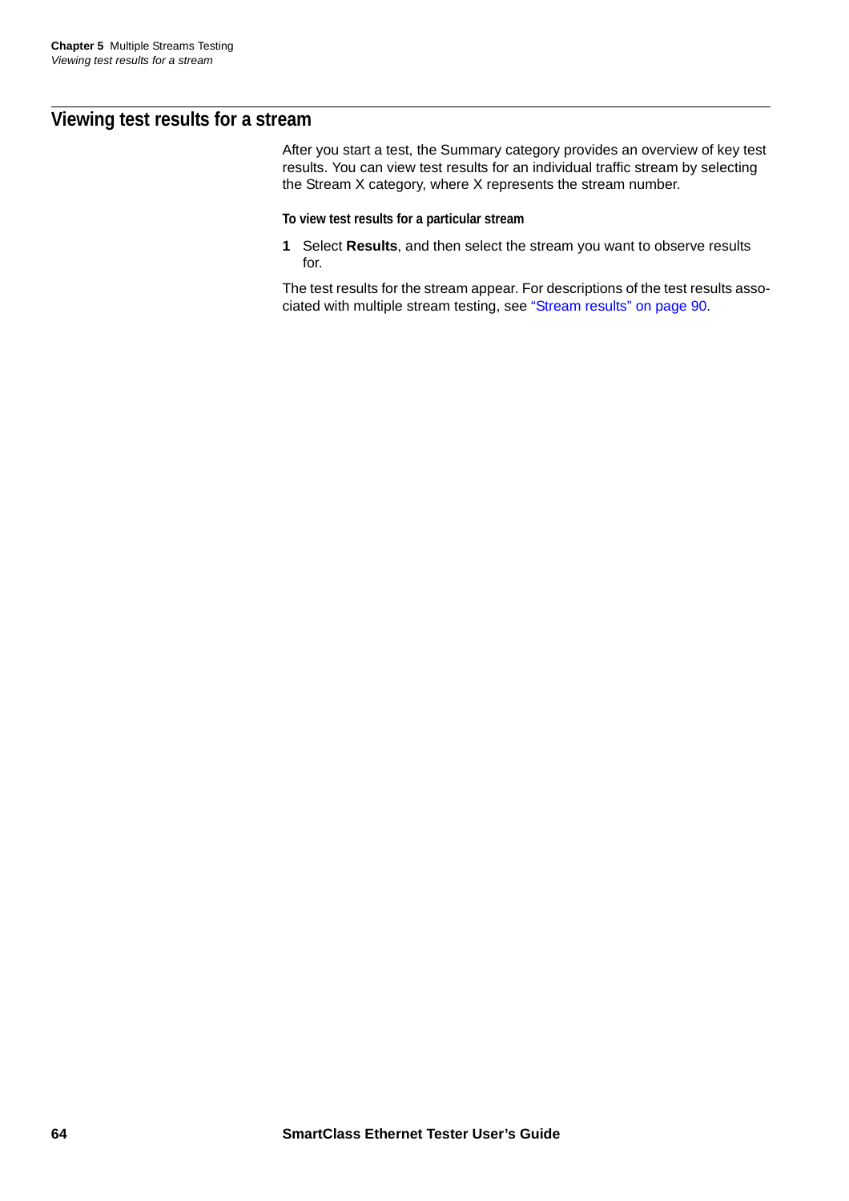## Viewing test results for a stream

After you start a test, the Summary category provides an overview of key test results. You can view test results for an individual traffic stream by selecting the Stream X category, where X represents the stream number.

**To view test results for a particular stream**

1. Select **Results**, and then select the stream you want to observe results for.

The test results for the stream appear. For descriptions of the test results associated with multiple stream testing, see "Stream results" on page 90.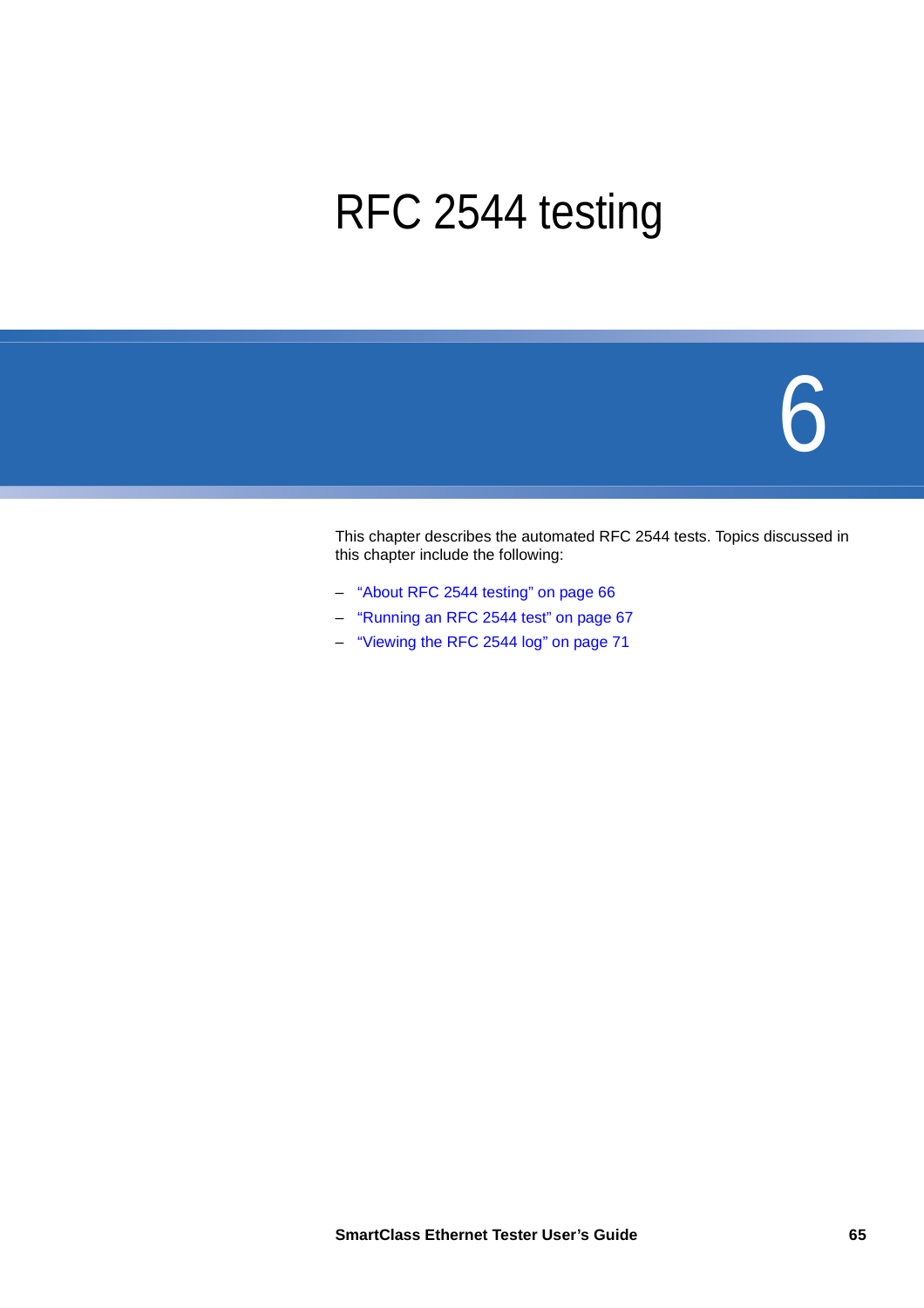# RFC 2544 testing

# 6

This chapter describes the automated RFC 2544 tests. Topics discussed in this chapter include the following:

- "About RFC 2544 testing" on page 66
- "Running an RFC 2544 test" on page 67
- "Viewing the RFC 2544 log" on page 71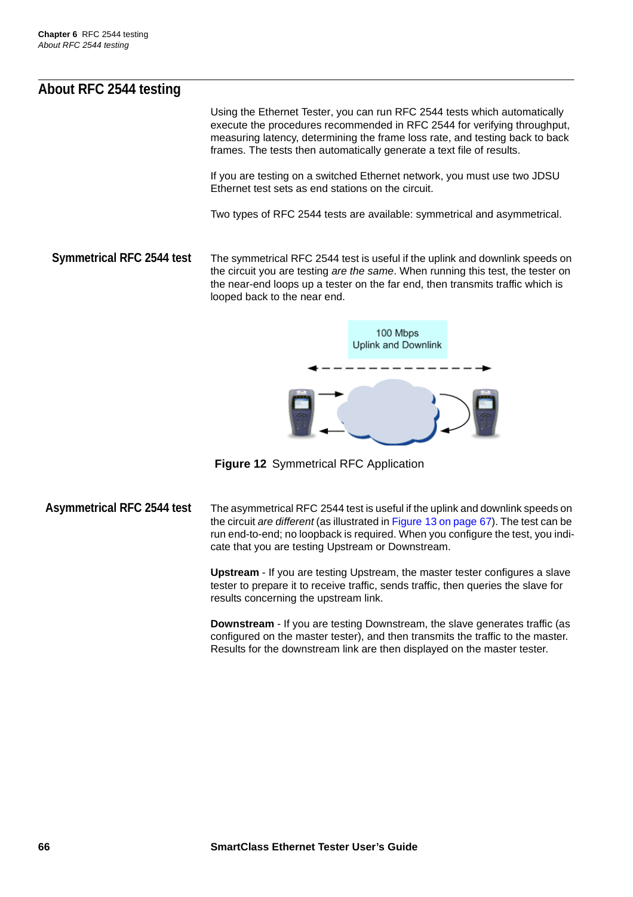## About RFC 2544 testing

Using the Ethernet Tester, you can run RFC 2544 tests which automatically execute the procedures recommended in RFC 2544 for verifying throughput, measuring latency, determining the frame loss rate, and testing back to back frames. The tests then automatically generate a text file of results.

If you are testing on a switched Ethernet network, you must use two JDSU Ethernet test sets as end stations on the circuit.

Two types of RFC 2544 tests are available: symmetrical and asymmetrical.

### Symmetrical RFC 2544 test

The symmetrical RFC 2544 test is useful if the uplink and downlink speeds on the circuit you are testing *are the same*. When running this test, the tester on the near-end loops up a tester on the far end, then transmits traffic which is looped back to the near end.

**Figure 12** Symmetrical RFC Application

### Asymmetrical RFC 2544 test

The asymmetrical RFC 2544 test is useful if the uplink and downlink speeds on the circuit *are different* (as illustrated in Figure 13 on page 67). The test can be run end-to-end; no loopback is required. When you configure the test, you indicate that you are testing Upstream or Downstream.

**Upstream** - If you are testing Upstream, the master tester configures a slave tester to prepare it to receive traffic, sends traffic, then queries the slave for results concerning the upstream link.

**Downstream** - If you are testing Downstream, the slave generates traffic (as configured on the master tester), and then transmits the traffic to the master. Results for the downstream link are then displayed on the master tester.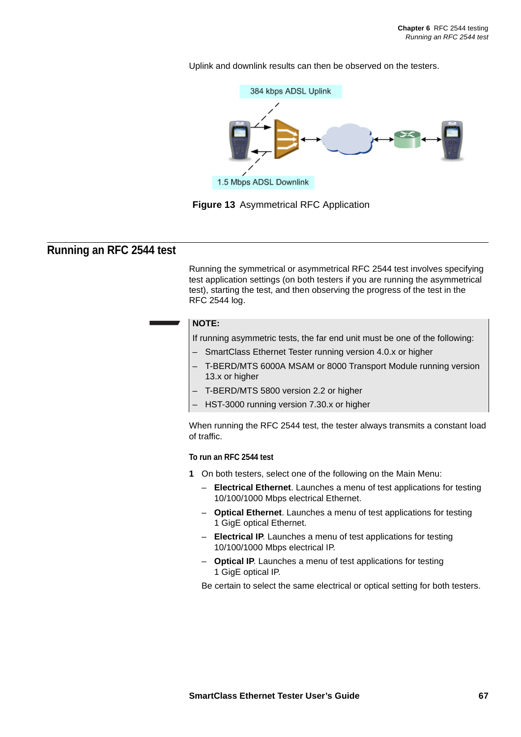Uplink and downlink results can then be observed on the testers.

384 kbps ADSL Uplink

1.5 Mbps ADSL Downlink

**Figure 13** Asymmetrical RFC Application

## Running an RFC 2544 test

Running the symmetrical or asymmetrical RFC 2544 test involves specifying test application settings (on both testers if you are running the asymmetrical test), starting the test, and then observing the progress of the test in the RFC 2544 log.

> **NOTE:**
>
> If running asymmetric tests, the far end unit must be one of the following:
>
> – SmartClass Ethernet Tester running version 4.0.x or higher
>
> – T-BERD/MTS 6000A MSAM or 8000 Transport Module running version 13.x or higher
>
> – T-BERD/MTS 5800 version 2.2 or higher
>
> – HST-3000 running version 7.30.x or higher

When running the RFC 2544 test, the tester always transmits a constant load of traffic.

#### To run an RFC 2544 test

1 On both testers, select one of the following on the Main Menu:
   - **Electrical Ethernet**. Launches a menu of test applications for testing 10/100/1000 Mbps electrical Ethernet.
   - **Optical Ethernet**. Launches a menu of test applications for testing 1 GigE optical Ethernet.
   - **Electrical IP**. Launches a menu of test applications for testing 10/100/1000 Mbps electrical IP.
   - **Optical IP**. Launches a menu of test applications for testing 1 GigE optical IP.

   Be certain to select the same electrical or optical setting for both testers.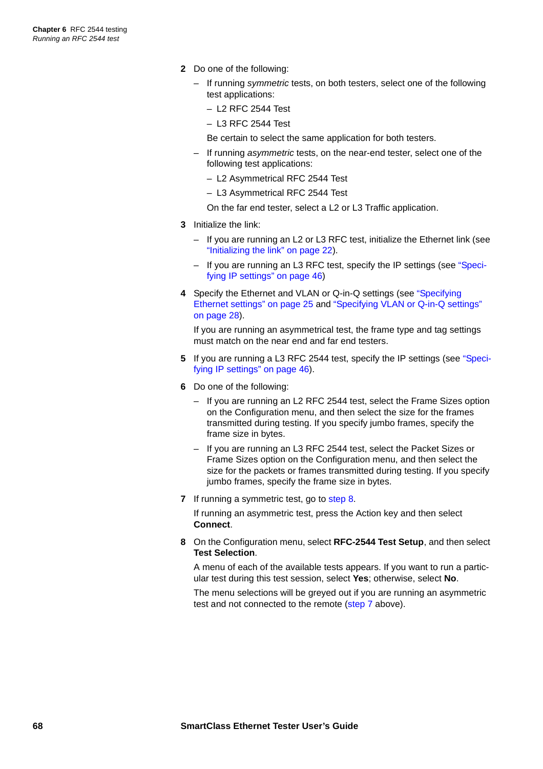2. Do one of the following:
   - If running *symmetric* tests, on both testers, select one of the following test applications:
     - L2 RFC 2544 Test
     - L3 RFC 2544 Test

     Be certain to select the same application for both testers.
   - If running *asymmetric* tests, on the near-end tester, select one of the following test applications:
     - L2 Asymmetrical RFC 2544 Test
     - L3 Asymmetrical RFC 2544 Test

     On the far end tester, select a L2 or L3 Traffic application.
3. Initialize the link:
   - If you are running an L2 or L3 RFC test, initialize the Ethernet link (see "Initializing the link" on page 22).
   - If you are running an L3 RFC test, specify the IP settings (see "Specifying IP settings" on page 46)
4. Specify the Ethernet and VLAN or Q-in-Q settings (see "Specifying Ethernet settings" on page 25 and "Specifying VLAN or Q-in-Q settings" on page 28).

   If you are running an asymmetrical test, the frame type and tag settings must match on the near end and far end testers.
5. If you are running a L3 RFC 2544 test, specify the IP settings (see "Specifying IP settings" on page 46).
6. Do one of the following:
   - If you are running an L2 RFC 2544 test, select the Frame Sizes option on the Configuration menu, and then select the size for the frames transmitted during testing. If you specify jumbo frames, specify the frame size in bytes.
   - If you are running an L3 RFC 2544 test, select the Packet Sizes or Frame Sizes option on the Configuration menu, and then select the size for the packets or frames transmitted during testing. If you specify jumbo frames, specify the frame size in bytes.
7. If running a symmetric test, go to step 8.

   If running an asymmetric test, press the Action key and then select **Connect**.
8. On the Configuration menu, select **RFC-2544 Test Setup**, and then select **Test Selection**.

   A menu of each of the available tests appears. If you want to run a particular test during this test session, select **Yes**; otherwise, select **No**.

   The menu selections will be greyed out if you are running an asymmetric test and not connected to the remote (step 7 above).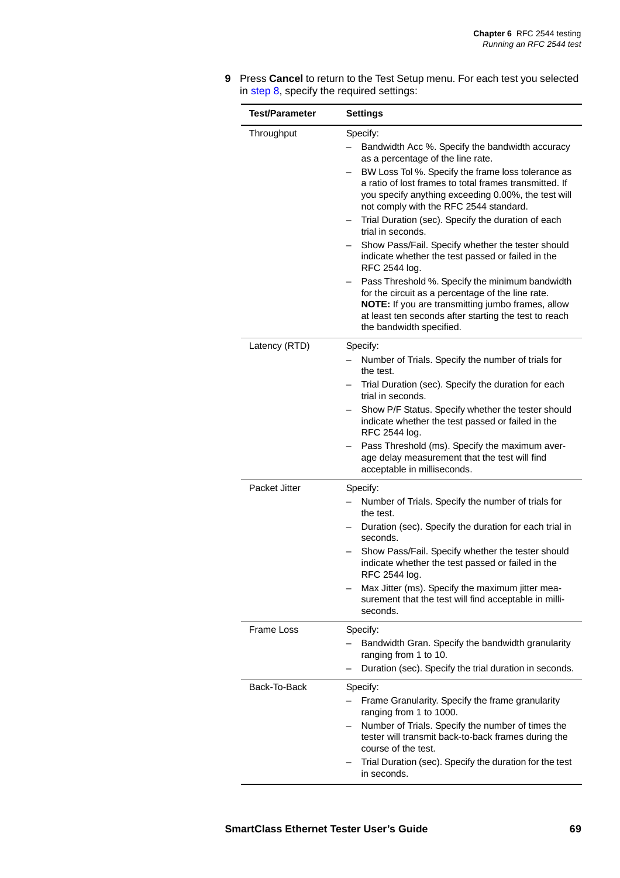9 Press **Cancel** to return to the Test Setup menu. For each test you selected in step 8, specify the required settings:

| Test/Parameter | Settings |
|---|---|
| Throughput | Specify:<br>– Bandwidth Acc %. Specify the bandwidth accuracy as a percentage of the line rate.<br>– BW Loss Tol %. Specify the frame loss tolerance as a ratio of lost frames to total frames transmitted. If you specify anything exceeding 0.00%, the test will not comply with the RFC 2544 standard.<br>– Trial Duration (sec). Specify the duration of each trial in seconds.<br>– Show Pass/Fail. Specify whether the tester should indicate whether the test passed or failed in the RFC 2544 log.<br>– Pass Threshold %. Specify the minimum bandwidth for the circuit as a percentage of the line rate. **NOTE:** If you are transmitting jumbo frames, allow at least ten seconds after starting the test to reach the bandwidth specified. |
| Latency (RTD) | Specify:<br>– Number of Trials. Specify the number of trials for the test.<br>– Trial Duration (sec). Specify the duration for each trial in seconds.<br>– Show P/F Status. Specify whether the tester should indicate whether the test passed or failed in the RFC 2544 log.<br>– Pass Threshold (ms). Specify the maximum average delay measurement that the test will find acceptable in milliseconds. |
| Packet Jitter | Specify:<br>– Number of Trials. Specify the number of trials for the test.<br>– Duration (sec). Specify the duration for each trial in seconds.<br>– Show Pass/Fail. Specify whether the tester should indicate whether the test passed or failed in the RFC 2544 log.<br>– Max Jitter (ms). Specify the maximum jitter measurement that the test will find acceptable in milliseconds. |
| Frame Loss | Specify:<br>– Bandwidth Gran. Specify the bandwidth granularity ranging from 1 to 10.<br>– Duration (sec). Specify the trial duration in seconds. |
| Back-To-Back | Specify:<br>– Frame Granularity. Specify the frame granularity ranging from 1 to 1000.<br>– Number of Trials. Specify the number of times the tester will transmit back-to-back frames during the course of the test.<br>– Trial Duration (sec). Specify the duration for the test in seconds. |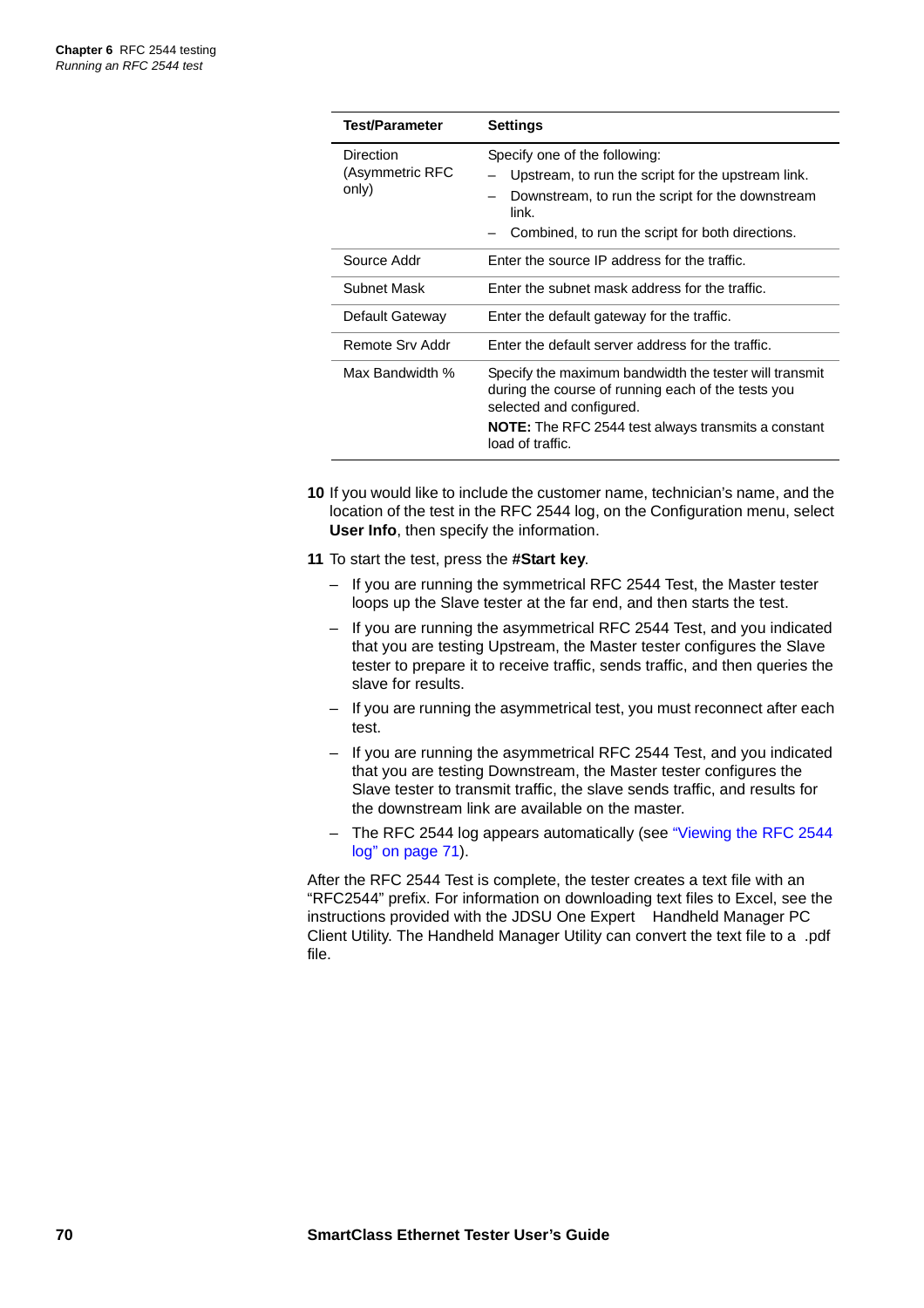| Test/Parameter | Settings |
|---|---|
| Direction (Asymmetric RFC only) | Specify one of the following:<br>– Upstream, to run the script for the upstream link.<br>– Downstream, to run the script for the downstream link.<br>– Combined, to run the script for both directions. |
| Source Addr | Enter the source IP address for the traffic. |
| Subnet Mask | Enter the subnet mask address for the traffic. |
| Default Gateway | Enter the default gateway for the traffic. |
| Remote Srv Addr | Enter the default server address for the traffic. |
| Max Bandwidth % | Specify the maximum bandwidth the tester will transmit during the course of running each of the tests you selected and configured.<br>**NOTE:** The RFC 2544 test always transmits a constant load of traffic. |

10 If you would like to include the customer name, technician's name, and the location of the test in the RFC 2544 log, on the Configuration menu, select **User Info**, then specify the information.

11 To start the test, press the **#Start key**.

- If you are running the symmetrical RFC 2544 Test, the Master tester loops up the Slave tester at the far end, and then starts the test.
- If you are running the asymmetrical RFC 2544 Test, and you indicated that you are testing Upstream, the Master tester configures the Slave tester to prepare it to receive traffic, sends traffic, and then queries the slave for results.
- If you are running the asymmetrical test, you must reconnect after each test.
- If you are running the asymmetrical RFC 2544 Test, and you indicated that you are testing Downstream, the Master tester configures the Slave tester to transmit traffic, the slave sends traffic, and results for the downstream link are available on the master.
- The RFC 2544 log appears automatically (see "Viewing the RFC 2544 log" on page 71).

After the RFC 2544 Test is complete, the tester creates a text file with an "RFC2544" prefix. For information on downloading text files to Excel, see the instructions provided with the JDSU One Expert Handheld Manager PC Client Utility. The Handheld Manager Utility can convert the text file to a .pdf file.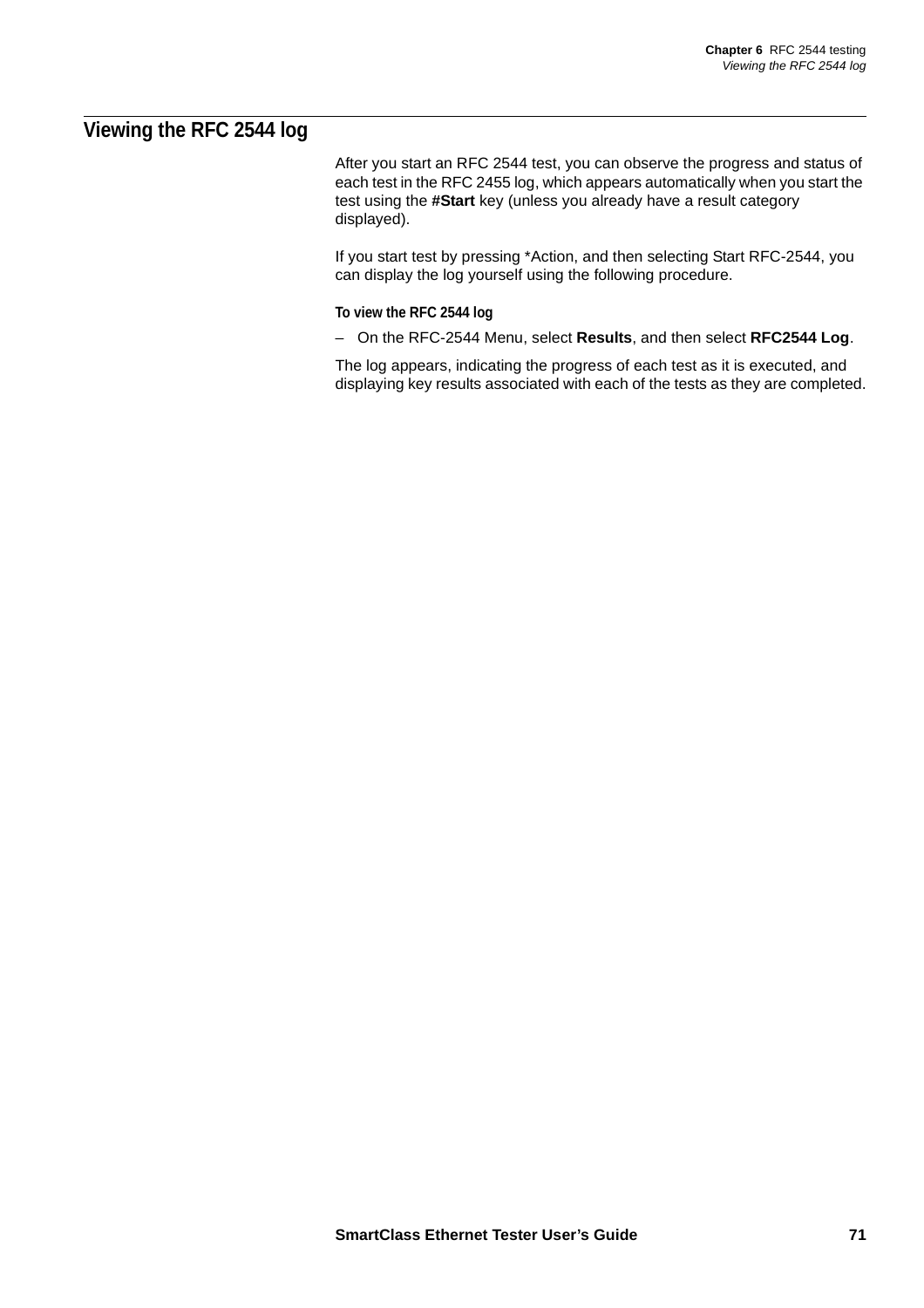## Viewing the RFC 2544 log

After you start an RFC 2544 test, you can observe the progress and status of each test in the RFC 2455 log, which appears automatically when you start the test using the **#Start** key (unless you already have a result category displayed).

If you start test by pressing *Action, and then selecting Start RFC-2544, you can display the log yourself using the following procedure.

#### To view the RFC 2544 log

– On the RFC-2544 Menu, select **Results**, and then select **RFC2544 Log**.

The log appears, indicating the progress of each test as it is executed, and displaying key results associated with each of the tests as they are completed.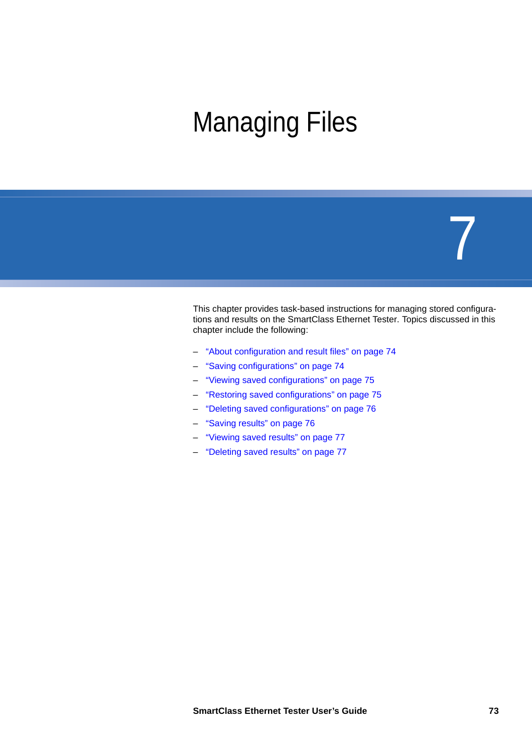# Managing Files

7

This chapter provides task-based instructions for managing stored configurations and results on the SmartClass Ethernet Tester. Topics discussed in this chapter include the following:

– "About configuration and result files" on page 74
– "Saving configurations" on page 74
– "Viewing saved configurations" on page 75
– "Restoring saved configurations" on page 75
– "Deleting saved configurations" on page 76
– "Saving results" on page 76
– "Viewing saved results" on page 77
– "Deleting saved results" on page 77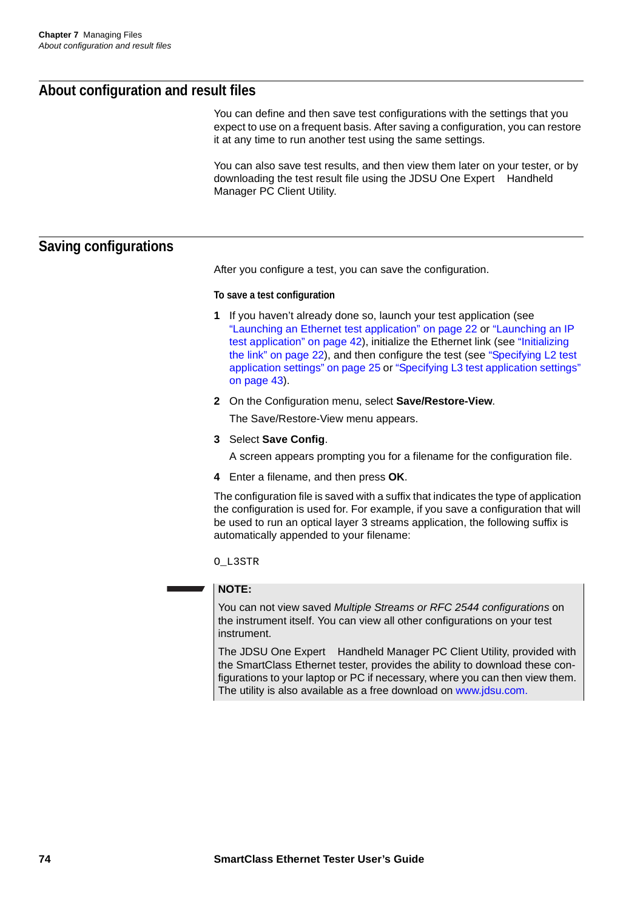## About configuration and result files

You can define and then save test configurations with the settings that you expect to use on a frequent basis. After saving a configuration, you can restore it at any time to run another test using the same settings.

You can also save test results, and then view them later on your tester, or by downloading the test result file using the JDSU One Expert Handheld Manager PC Client Utility.

## Saving configurations

After you configure a test, you can save the configuration.

#### To save a test configuration

1. If you haven't already done so, launch your test application (see "Launching an Ethernet test application" on page 22 or "Launching an IP test application" on page 42), initialize the Ethernet link (see "Initializing the link" on page 22), and then configure the test (see "Specifying L2 test application settings" on page 25 or "Specifying L3 test application settings" on page 43).
2. On the Configuration menu, select **Save/Restore-View**.

   The Save/Restore-View menu appears.
3. Select **Save Config**.

   A screen appears prompting you for a filename for the configuration file.
4. Enter a filename, and then press **OK**.

The configuration file is saved with a suffix that indicates the type of application the configuration is used for. For example, if you save a configuration that will be used to run an optical layer 3 streams application, the following suffix is automatically appended to your filename:

```
O_L3STR
```

> **NOTE:**
>
> You can not view saved *Multiple Streams or RFC 2544 configurations* on the instrument itself. You can view all other configurations on your test instrument.
>
> The JDSU One Expert Handheld Manager PC Client Utility, provided with the SmartClass Ethernet tester, provides the ability to download these configurations to your laptop or PC if necessary, where you can then view them. The utility is also available as a free download on www.jdsu.com.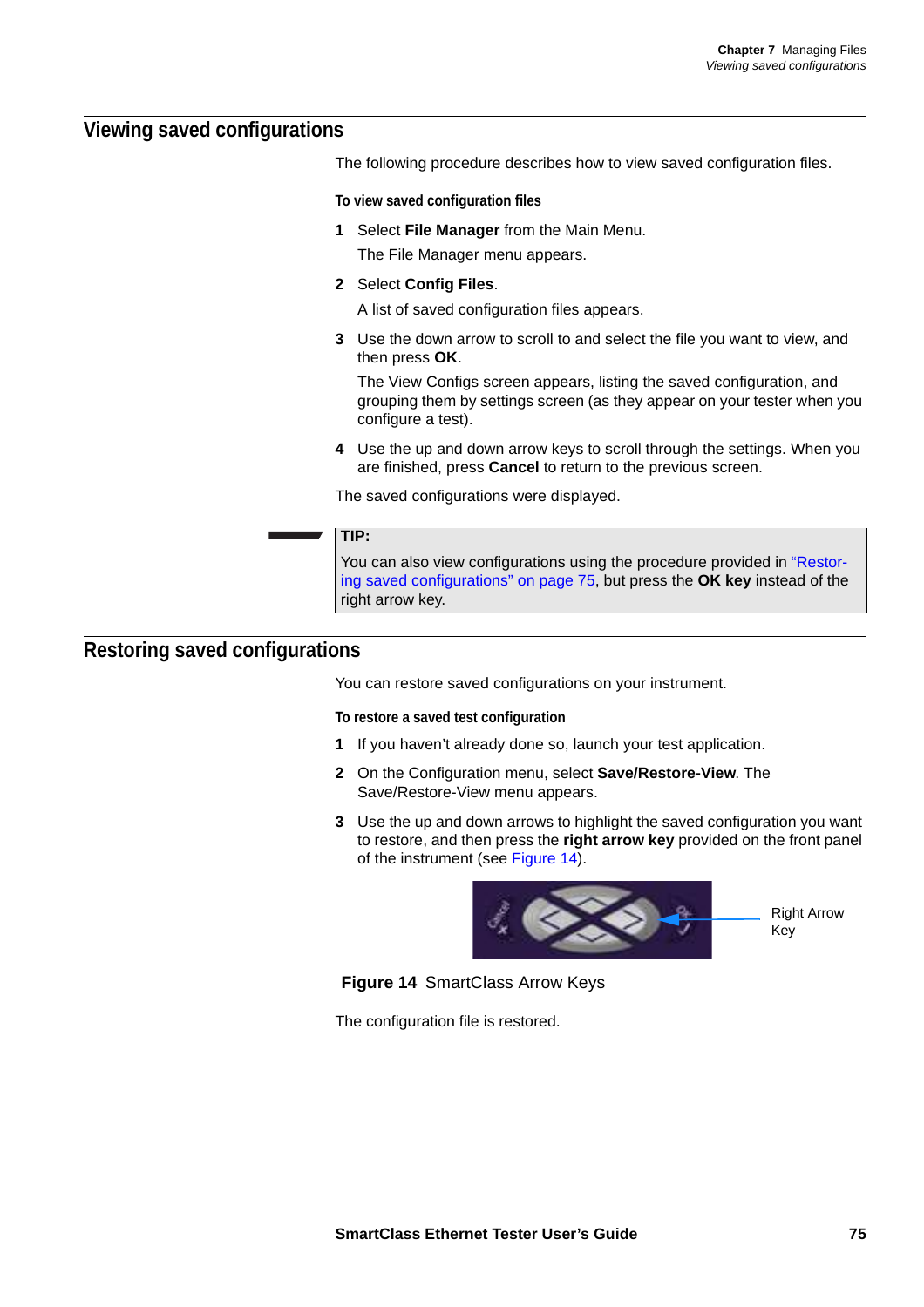## Viewing saved configurations

The following procedure describes how to view saved configuration files.

#### To view saved configuration files

1. Select **File Manager** from the Main Menu.

   The File Manager menu appears.

2. Select **Config Files**.

   A list of saved configuration files appears.

3. Use the down arrow to scroll to and select the file you want to view, and then press **OK**.

   The View Configs screen appears, listing the saved configuration, and grouping them by settings screen (as they appear on your tester when you configure a test).

4. Use the up and down arrow keys to scroll through the settings. When you are finished, press **Cancel** to return to the previous screen.

The saved configurations were displayed.

> **TIP:**
> You can also view configurations using the procedure provided in "Restoring saved configurations" on page 75, but press the **OK key** instead of the right arrow key.

## Restoring saved configurations

You can restore saved configurations on your instrument.

#### To restore a saved test configuration

1. If you haven't already done so, launch your test application.

2. On the Configuration menu, select **Save/Restore-View**. The Save/Restore-View menu appears.

3. Use the up and down arrows to highlight the saved configuration you want to restore, and then press the **right arrow key** provided on the front panel of the instrument (see Figure 14).

Right Arrow Key

**Figure 14** SmartClass Arrow Keys

The configuration file is restored.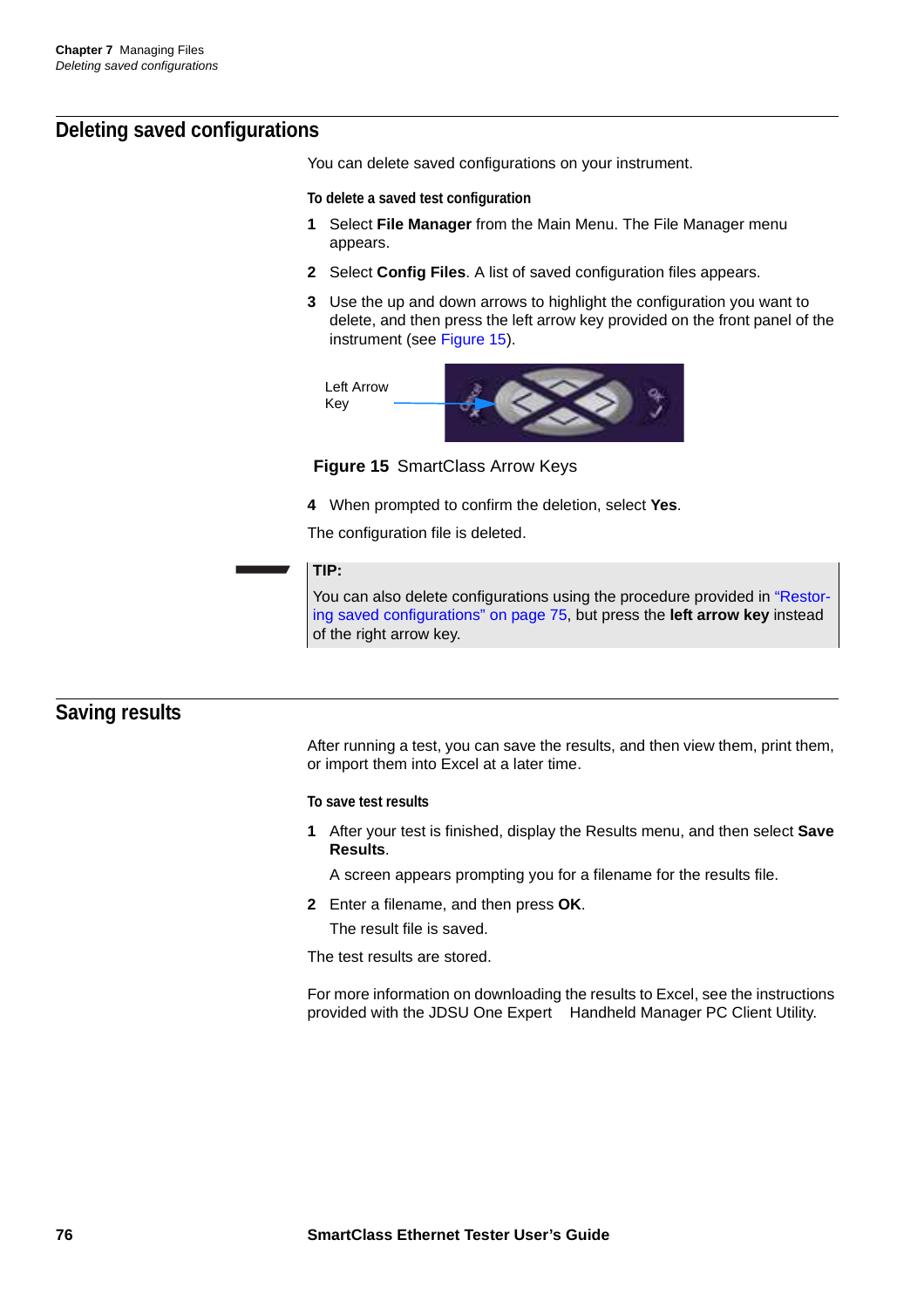## Deleting saved configurations

You can delete saved configurations on your instrument.

**To delete a saved test configuration**

1. Select **File Manager** from the Main Menu. The File Manager menu appears.
2. Select **Config Files**. A list of saved configuration files appears.
3. Use the up and down arrows to highlight the configuration you want to delete, and then press the left arrow key provided on the front panel of the instrument (see Figure 15).

Left Arrow Key

**Figure 15** SmartClass Arrow Keys

4. When prompted to confirm the deletion, select **Yes**.

The configuration file is deleted.

> **TIP:**
> You can also delete configurations using the procedure provided in "Restoring saved configurations" on page 75, but press the **left arrow key** instead of the right arrow key.

## Saving results

After running a test, you can save the results, and then view them, print them, or import them into Excel at a later time.

**To save test results**

1. After your test is finished, display the Results menu, and then select **Save Results**.

   A screen appears prompting you for a filename for the results file.

2. Enter a filename, and then press **OK**.

   The result file is saved.

The test results are stored.

For more information on downloading the results to Excel, see the instructions provided with the JDSU One Expert Handheld Manager PC Client Utility.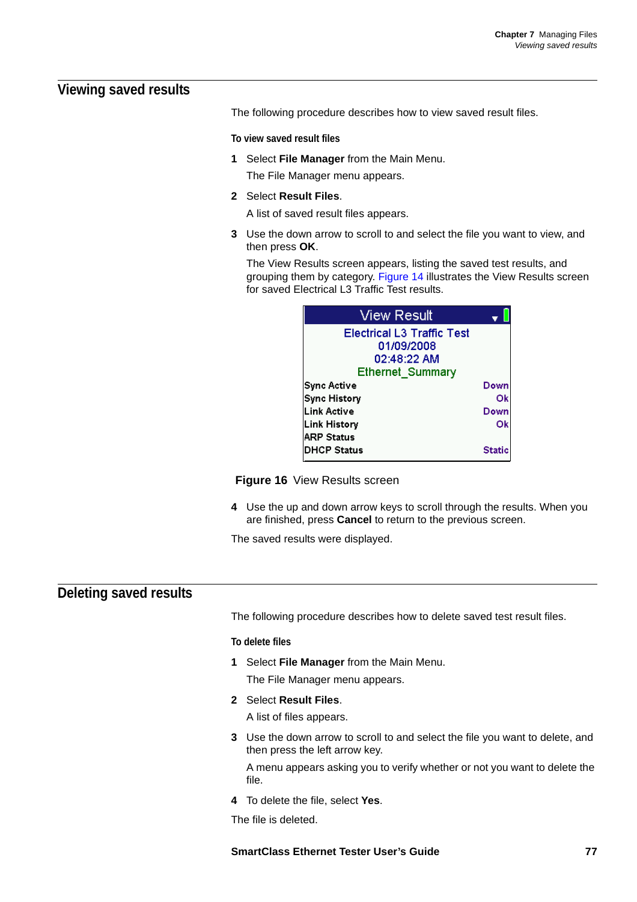## Viewing saved results

The following procedure describes how to view saved result files.

**To view saved result files**

1. Select **File Manager** from the Main Menu.

   The File Manager menu appears.

2. Select **Result Files**.

   A list of saved result files appears.

3. Use the down arrow to scroll to and select the file you want to view, and then press **OK**.

   The View Results screen appears, listing the saved test results, and grouping them by category. Figure 14 illustrates the View Results screen for saved Electrical L3 Traffic Test results.

| View Result | |
|---|---|
| Electrical L3 Traffic Test | |
| 01/09/2008 | |
| 02:48:22 AM | |
| Ethernet_Summary | |
| Sync Active | Down |
| Sync History | Ok |
| Link Active | Down |
| Link History | Ok |
| ARP Status | |
| DHCP Status | Static |

**Figure 16** View Results screen

4. Use the up and down arrow keys to scroll through the results. When you are finished, press **Cancel** to return to the previous screen.

The saved results were displayed.

## Deleting saved results

The following procedure describes how to delete saved test result files.

**To delete files**

1. Select **File Manager** from the Main Menu.

   The File Manager menu appears.

2. Select **Result Files**.

   A list of files appears.

3. Use the down arrow to scroll to and select the file you want to delete, and then press the left arrow key.

   A menu appears asking you to verify whether or not you want to delete the file.

4. To delete the file, select **Yes**.

The file is deleted.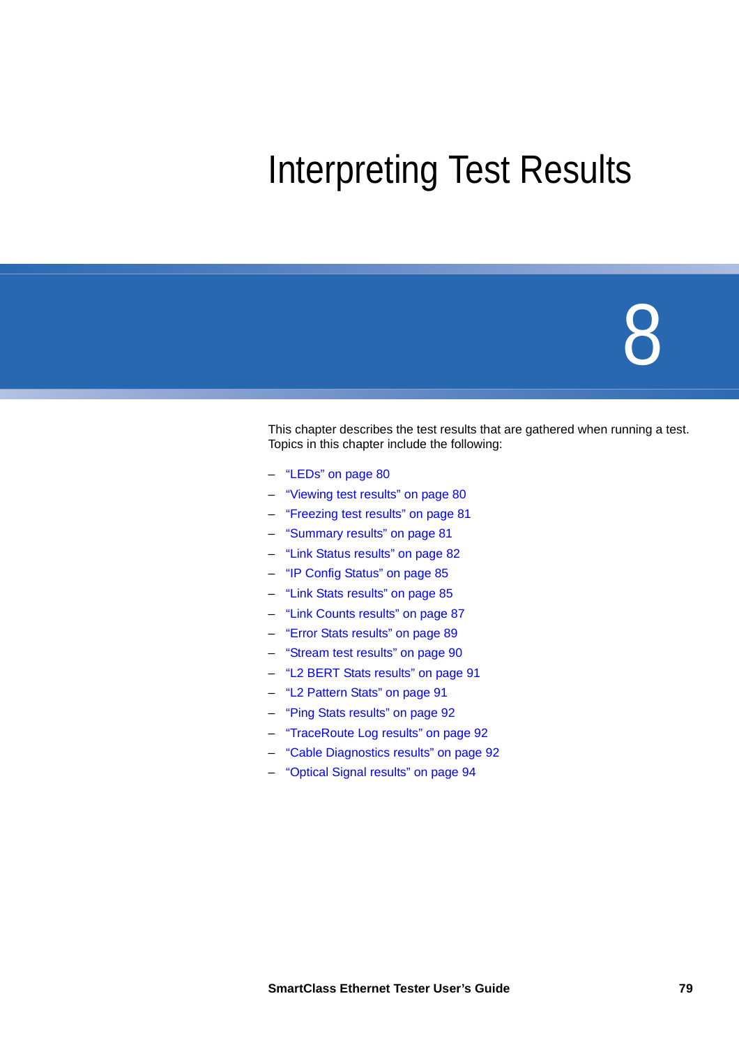# Interpreting Test Results

# 8

This chapter describes the test results that are gathered when running a test. Topics in this chapter include the following:

- "LEDs" on page 80
- "Viewing test results" on page 80
- "Freezing test results" on page 81
- "Summary results" on page 81
- "Link Status results" on page 82
- "IP Config Status" on page 85
- "Link Stats results" on page 85
- "Link Counts results" on page 87
- "Error Stats results" on page 89
- "Stream test results" on page 90
- "L2 BERT Stats results" on page 91
- "L2 Pattern Stats" on page 91
- "Ping Stats results" on page 92
- "TraceRoute Log results" on page 92
- "Cable Diagnostics results" on page 92
- "Optical Signal results" on page 94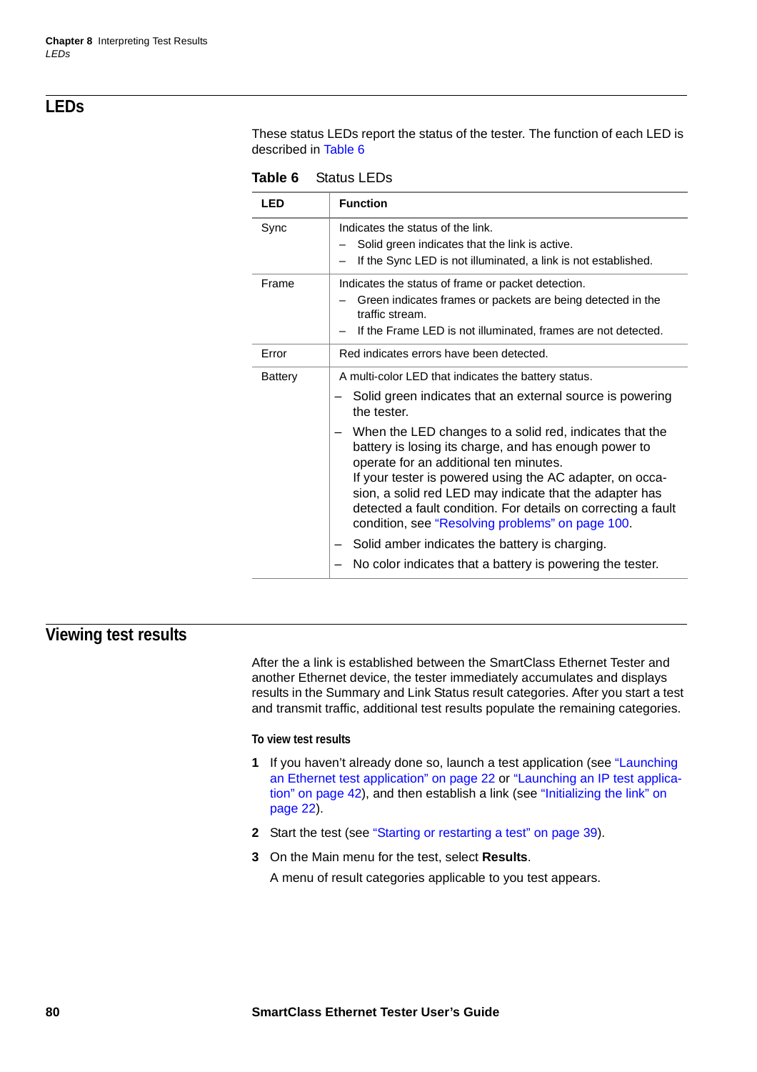## LEDs

These status LEDs report the status of the tester. The function of each LED is described in Table 6

**Table 6** Status LEDs

| LED | Function |
|---|---|
| Sync | Indicates the status of the link.<br>– Solid green indicates that the link is active.<br>– If the Sync LED is not illuminated, a link is not established. |
| Frame | Indicates the status of frame or packet detection.<br>– Green indicates frames or packets are being detected in the traffic stream.<br>– If the Frame LED is not illuminated, frames are not detected. |
| Error | Red indicates errors have been detected. |
| Battery | A multi-color LED that indicates the battery status.<br>– Solid green indicates that an external source is powering the tester.<br>– When the LED changes to a solid red, indicates that the battery is losing its charge, and has enough power to operate for an additional ten minutes.<br>If your tester is powered using the AC adapter, on occasion, a solid red LED may indicate that the adapter has detected a fault condition. For details on correcting a fault condition, see "Resolving problems" on page 100.<br>– Solid amber indicates the battery is charging.<br>– No color indicates that a battery is powering the tester. |

## Viewing test results

After the a link is established between the SmartClass Ethernet Tester and another Ethernet device, the tester immediately accumulates and displays results in the Summary and Link Status result categories. After you start a test and transmit traffic, additional test results populate the remaining categories.

**To view test results**

1. If you haven't already done so, launch a test application (see "Launching an Ethernet test application" on page 22 or "Launching an IP test application" on page 42), and then establish a link (see "Initializing the link" on page 22).
2. Start the test (see "Starting or restarting a test" on page 39).
3. On the Main menu for the test, select **Results**.

   A menu of result categories applicable to you test appears.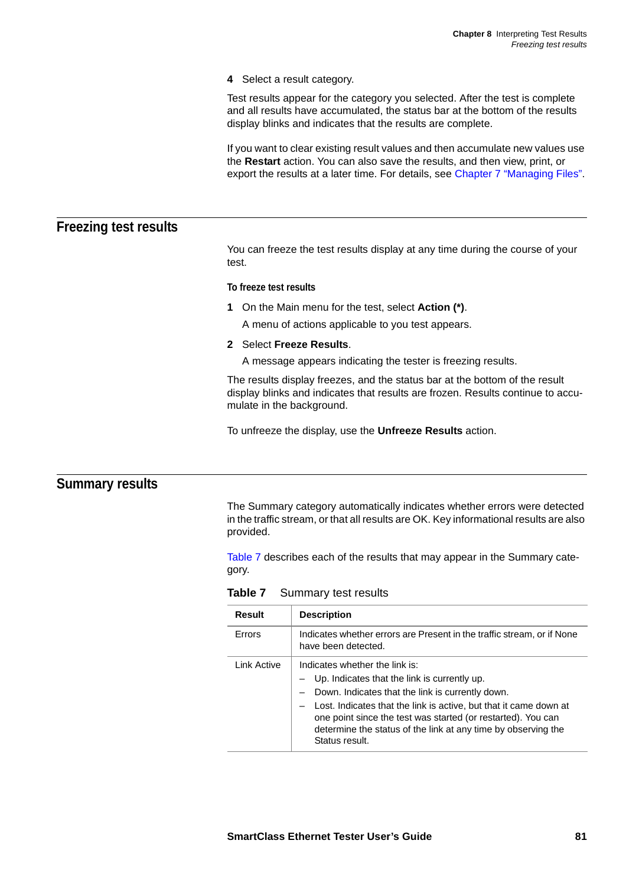4 Select a result category.

Test results appear for the category you selected. After the test is complete and all results have accumulated, the status bar at the bottom of the results display blinks and indicates that the results are complete.

If you want to clear existing result values and then accumulate new values use the **Restart** action. You can also save the results, and then view, print, or export the results at a later time. For details, see Chapter 7 "Managing Files".

## Freezing test results

You can freeze the test results display at any time during the course of your test.

#### To freeze test results

1. On the Main menu for the test, select **Action (*)**.

   A menu of actions applicable to you test appears.

2. Select **Freeze Results**.

   A message appears indicating the tester is freezing results.

The results display freezes, and the status bar at the bottom of the result display blinks and indicates that results are frozen. Results continue to accumulate in the background.

To unfreeze the display, use the **Unfreeze Results** action.

## Summary results

The Summary category automatically indicates whether errors were detected in the traffic stream, or that all results are OK. Key informational results are also provided.

Table 7 describes each of the results that may appear in the Summary category.

**Table 7** Summary test results

| Result | Description |
| --- | --- |
| Errors | Indicates whether errors are Present in the traffic stream, or if None have been detected. |
| Link Active | Indicates whether the link is:<br>– Up. Indicates that the link is currently up.<br>– Down. Indicates that the link is currently down.<br>– Lost. Indicates that the link is active, but that it came down at one point since the test was started (or restarted). You can determine the status of the link at any time by observing the Status result. |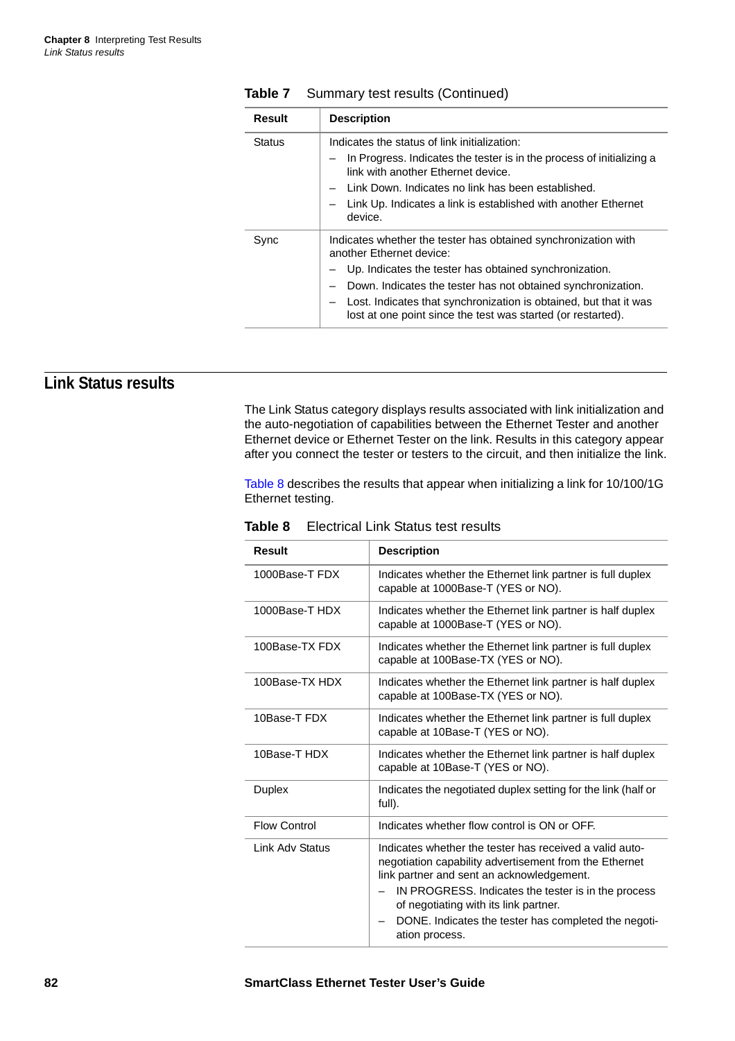**Table 7** Summary test results (Continued)

| Result | Description |
|---|---|
| Status | Indicates the status of link initialization:<br>– In Progress. Indicates the tester is in the process of initializing a link with another Ethernet device.<br>– Link Down. Indicates no link has been established.<br>– Link Up. Indicates a link is established with another Ethernet device. |
| Sync | Indicates whether the tester has obtained synchronization with another Ethernet device:<br>– Up. Indicates the tester has obtained synchronization.<br>– Down. Indicates the tester has not obtained synchronization.<br>– Lost. Indicates that synchronization is obtained, but that it was lost at one point since the test was started (or restarted). |

## Link Status results

The Link Status category displays results associated with link initialization and the auto-negotiation of capabilities between the Ethernet Tester and another Ethernet device or Ethernet Tester on the link. Results in this category appear after you connect the tester or testers to the circuit, and then initialize the link.

Table 8 describes the results that appear when initializing a link for 10/100/1G Ethernet testing.

**Table 8** Electrical Link Status test results

| Result | Description |
|---|---|
| 1000Base-T FDX | Indicates whether the Ethernet link partner is full duplex capable at 1000Base-T (YES or NO). |
| 1000Base-T HDX | Indicates whether the Ethernet link partner is half duplex capable at 1000Base-T (YES or NO). |
| 100Base-TX FDX | Indicates whether the Ethernet link partner is full duplex capable at 100Base-TX (YES or NO). |
| 100Base-TX HDX | Indicates whether the Ethernet link partner is half duplex capable at 100Base-TX (YES or NO). |
| 10Base-T FDX | Indicates whether the Ethernet link partner is full duplex capable at 10Base-T (YES or NO). |
| 10Base-T HDX | Indicates whether the Ethernet link partner is half duplex capable at 10Base-T (YES or NO). |
| Duplex | Indicates the negotiated duplex setting for the link (half or full). |
| Flow Control | Indicates whether flow control is ON or OFF. |
| Link Adv Status | Indicates whether the tester has received a valid auto-negotiation capability advertisement from the Ethernet link partner and sent an acknowledgement.<br>– IN PROGRESS. Indicates the tester is in the process of negotiating with its link partner.<br>– DONE. Indicates the tester has completed the negotiation process. |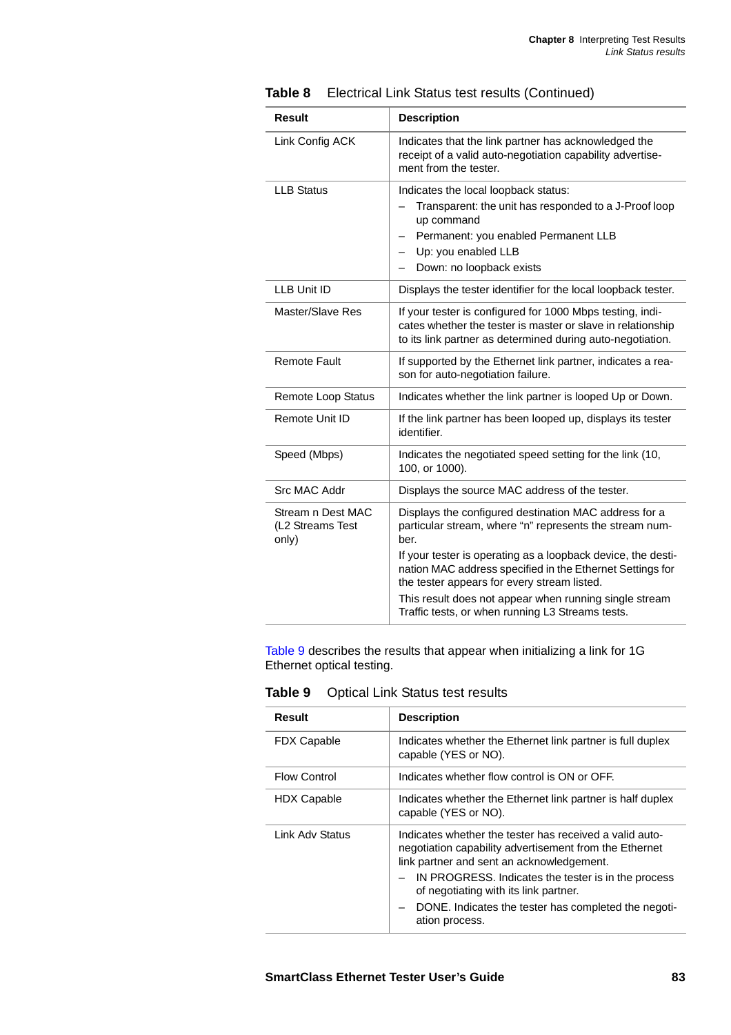**Table 8** Electrical Link Status test results (Continued)

| Result | Description |
|---|---|
| Link Config ACK | Indicates that the link partner has acknowledged the receipt of a valid auto-negotiation capability advertisement from the tester. |
| LLB Status | Indicates the local loopback status:<br>– Transparent: the unit has responded to a J-Proof loop up command<br>– Permanent: you enabled Permanent LLB<br>– Up: you enabled LLB<br>– Down: no loopback exists |
| LLB Unit ID | Displays the tester identifier for the local loopback tester. |
| Master/Slave Res | If your tester is configured for 1000 Mbps testing, indicates whether the tester is master or slave in relationship to its link partner as determined during auto-negotiation. |
| Remote Fault | If supported by the Ethernet link partner, indicates a reason for auto-negotiation failure. |
| Remote Loop Status | Indicates whether the link partner is looped Up or Down. |
| Remote Unit ID | If the link partner has been looped up, displays its tester identifier. |
| Speed (Mbps) | Indicates the negotiated speed setting for the link (10, 100, or 1000). |
| Src MAC Addr | Displays the source MAC address of the tester. |
| Stream n Dest MAC (L2 Streams Test only) | Displays the configured destination MAC address for a particular stream, where “n” represents the stream number.<br>If your tester is operating as a loopback device, the destination MAC address specified in the Ethernet Settings for the tester appears for every stream listed.<br>This result does not appear when running single stream Traffic tests, or when running L3 Streams tests. |

Table 9 describes the results that appear when initializing a link for 1G Ethernet optical testing.

**Table 9** Optical Link Status test results

| Result | Description |
|---|---|
| FDX Capable | Indicates whether the Ethernet link partner is full duplex capable (YES or NO). |
| Flow Control | Indicates whether flow control is ON or OFF. |
| HDX Capable | Indicates whether the Ethernet link partner is half duplex capable (YES or NO). |
| Link Adv Status | Indicates whether the tester has received a valid auto-negotiation capability advertisement from the Ethernet link partner and sent an acknowledgement.<br>– IN PROGRESS. Indicates the tester is in the process of negotiating with its link partner.<br>– DONE. Indicates the tester has completed the negotiation process. |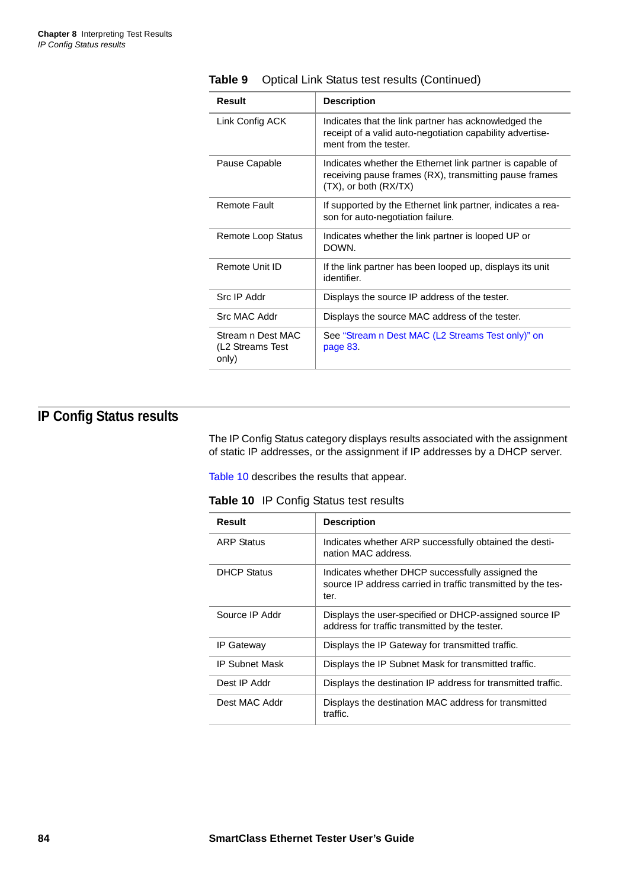**Table 9** Optical Link Status test results (Continued)

| Result | Description |
|---|---|
| Link Config ACK | Indicates that the link partner has acknowledged the receipt of a valid auto-negotiation capability advertisement from the tester. |
| Pause Capable | Indicates whether the Ethernet link partner is capable of receiving pause frames (RX), transmitting pause frames (TX), or both (RX/TX) |
| Remote Fault | If supported by the Ethernet link partner, indicates a reason for auto-negotiation failure. |
| Remote Loop Status | Indicates whether the link partner is looped UP or DOWN. |
| Remote Unit ID | If the link partner has been looped up, displays its unit identifier. |
| Src IP Addr | Displays the source IP address of the tester. |
| Src MAC Addr | Displays the source MAC address of the tester. |
| Stream n Dest MAC (L2 Streams Test only) | See "Stream n Dest MAC (L2 Streams Test only)" on page 83. |

## IP Config Status results

The IP Config Status category displays results associated with the assignment of static IP addresses, or the assignment if IP addresses by a DHCP server.

Table 10 describes the results that appear.

**Table 10** IP Config Status test results

| Result | Description |
|---|---|
| ARP Status | Indicates whether ARP successfully obtained the destination MAC address. |
| DHCP Status | Indicates whether DHCP successfully assigned the source IP address carried in traffic transmitted by the tester. |
| Source IP Addr | Displays the user-specified or DHCP-assigned source IP address for traffic transmitted by the tester. |
| IP Gateway | Displays the IP Gateway for transmitted traffic. |
| IP Subnet Mask | Displays the IP Subnet Mask for transmitted traffic. |
| Dest IP Addr | Displays the destination IP address for transmitted traffic. |
| Dest MAC Addr | Displays the destination MAC address for transmitted traffic. |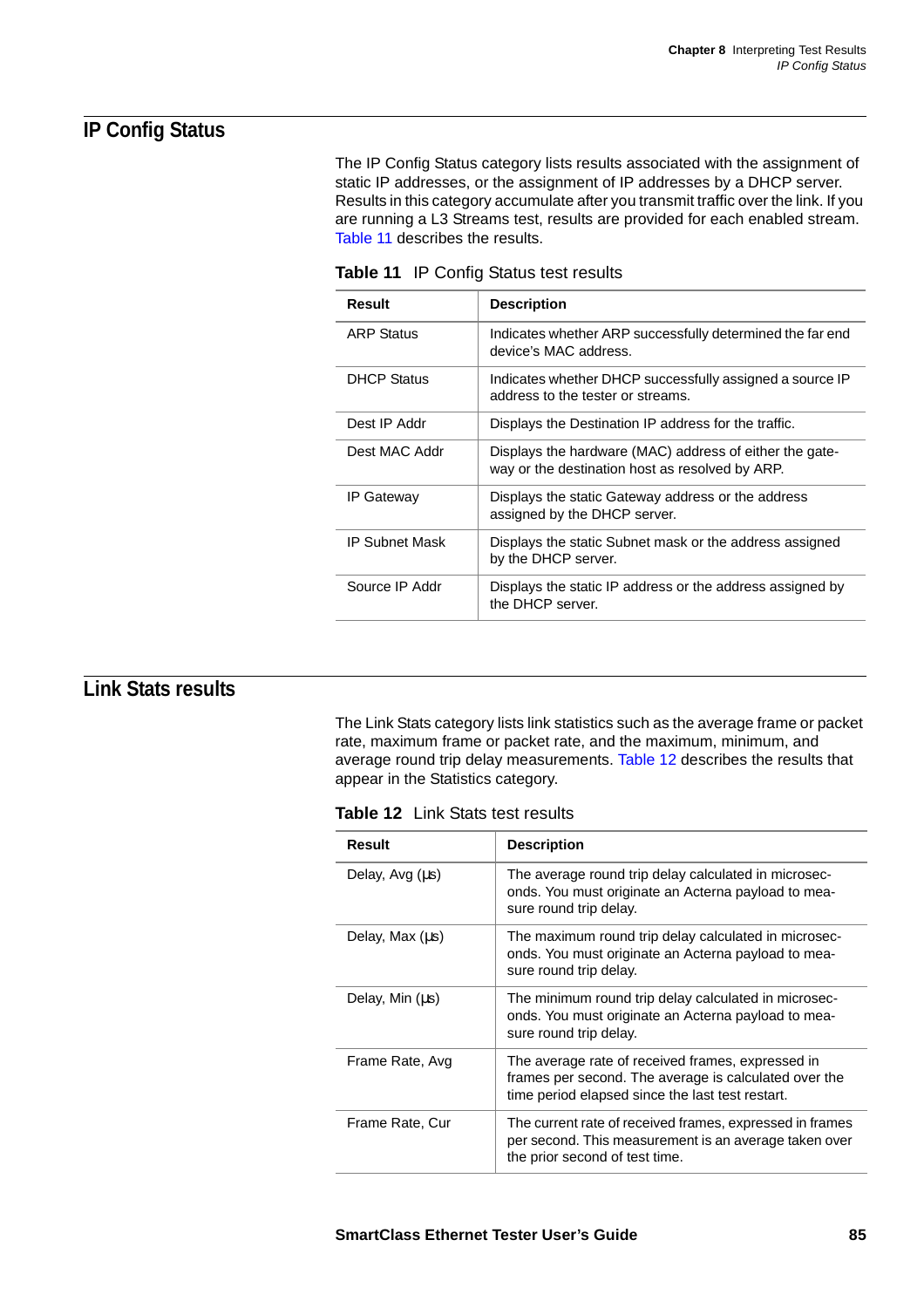## IP Config Status

The IP Config Status category lists results associated with the assignment of static IP addresses, or the assignment of IP addresses by a DHCP server. Results in this category accumulate after you transmit traffic over the link. If you are running a L3 Streams test, results are provided for each enabled stream. Table 11 describes the results.

**Table 11** IP Config Status test results

| Result | Description |
|---|---|
| ARP Status | Indicates whether ARP successfully determined the far end device's MAC address. |
| DHCP Status | Indicates whether DHCP successfully assigned a source IP address to the tester or streams. |
| Dest IP Addr | Displays the Destination IP address for the traffic. |
| Dest MAC Addr | Displays the hardware (MAC) address of either the gateway or the destination host as resolved by ARP. |
| IP Gateway | Displays the static Gateway address or the address assigned by the DHCP server. |
| IP Subnet Mask | Displays the static Subnet mask or the address assigned by the DHCP server. |
| Source IP Addr | Displays the static IP address or the address assigned by the DHCP server. |

## Link Stats results

The Link Stats category lists link statistics such as the average frame or packet rate, maximum frame or packet rate, and the maximum, minimum, and average round trip delay measurements. Table 12 describes the results that appear in the Statistics category.

**Table 12** Link Stats test results

| Result | Description |
|---|---|
| Delay, Avg (µs) | The average round trip delay calculated in microseconds. You must originate an Acterna payload to measure round trip delay. |
| Delay, Max (µs) | The maximum round trip delay calculated in microseconds. You must originate an Acterna payload to measure round trip delay. |
| Delay, Min (µs) | The minimum round trip delay calculated in microseconds. You must originate an Acterna payload to measure round trip delay. |
| Frame Rate, Avg | The average rate of received frames, expressed in frames per second. The average is calculated over the time period elapsed since the last test restart. |
| Frame Rate, Cur | The current rate of received frames, expressed in frames per second. This measurement is an average taken over the prior second of test time. |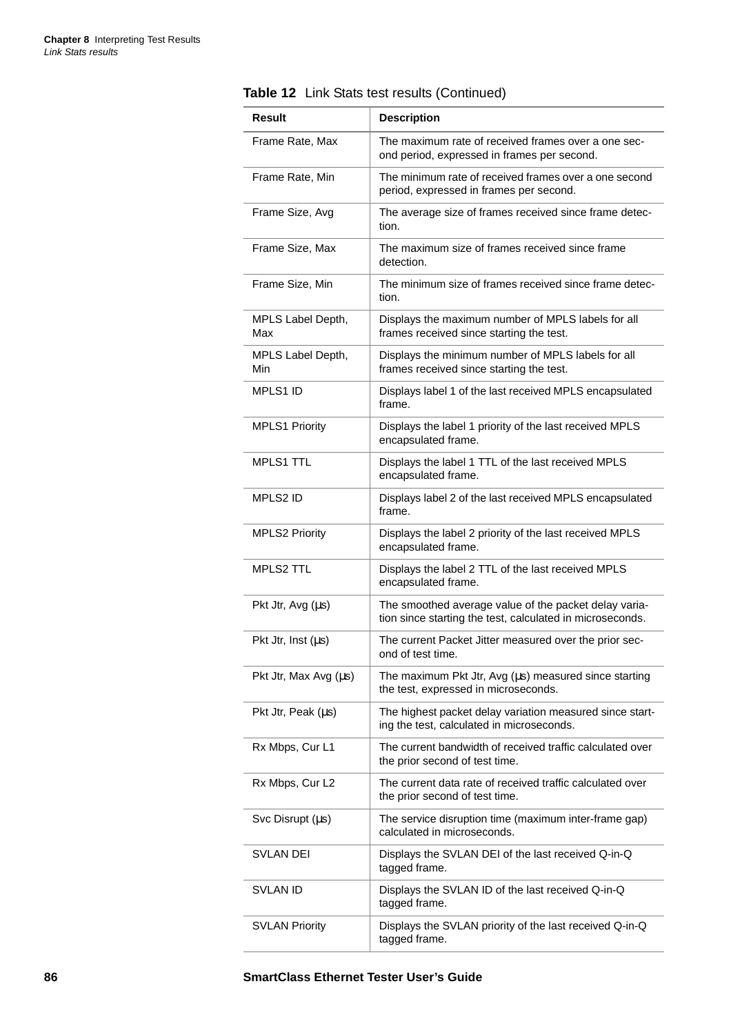**Table 12** Link Stats test results (Continued)

| Result | Description |
| --- | --- |
| Frame Rate, Max | The maximum rate of received frames over a one second period, expressed in frames per second. |
| Frame Rate, Min | The minimum rate of received frames over a one second period, expressed in frames per second. |
| Frame Size, Avg | The average size of frames received since frame detection. |
| Frame Size, Max | The maximum size of frames received since frame detection. |
| Frame Size, Min | The minimum size of frames received since frame detection. |
| MPLS Label Depth, Max | Displays the maximum number of MPLS labels for all frames received since starting the test. |
| MPLS Label Depth, Min | Displays the minimum number of MPLS labels for all frames received since starting the test. |
| MPLS1 ID | Displays label 1 of the last received MPLS encapsulated frame. |
| MPLS1 Priority | Displays the label 1 priority of the last received MPLS encapsulated frame. |
| MPLS1 TTL | Displays the label 1 TTL of the last received MPLS encapsulated frame. |
| MPLS2 ID | Displays label 2 of the last received MPLS encapsulated frame. |
| MPLS2 Priority | Displays the label 2 priority of the last received MPLS encapsulated frame. |
| MPLS2 TTL | Displays the label 2 TTL of the last received MPLS encapsulated frame. |
| Pkt Jtr, Avg (µs) | The smoothed average value of the packet delay variation since starting the test, calculated in microseconds. |
| Pkt Jtr, Inst (µs) | The current Packet Jitter measured over the prior second of test time. |
| Pkt Jtr, Max Avg (µs) | The maximum Pkt Jtr, Avg (µs) measured since starting the test, expressed in microseconds. |
| Pkt Jtr, Peak (µs) | The highest packet delay variation measured since starting the test, calculated in microseconds. |
| Rx Mbps, Cur L1 | The current bandwidth of received traffic calculated over the prior second of test time. |
| Rx Mbps, Cur L2 | The current data rate of received traffic calculated over the prior second of test time. |
| Svc Disrupt (µs) | The service disruption time (maximum inter-frame gap) calculated in microseconds. |
| SVLAN DEI | Displays the SVLAN DEI of the last received Q-in-Q tagged frame. |
| SVLAN ID | Displays the SVLAN ID of the last received Q-in-Q tagged frame. |
| SVLAN Priority | Displays the SVLAN priority of the last received Q-in-Q tagged frame. |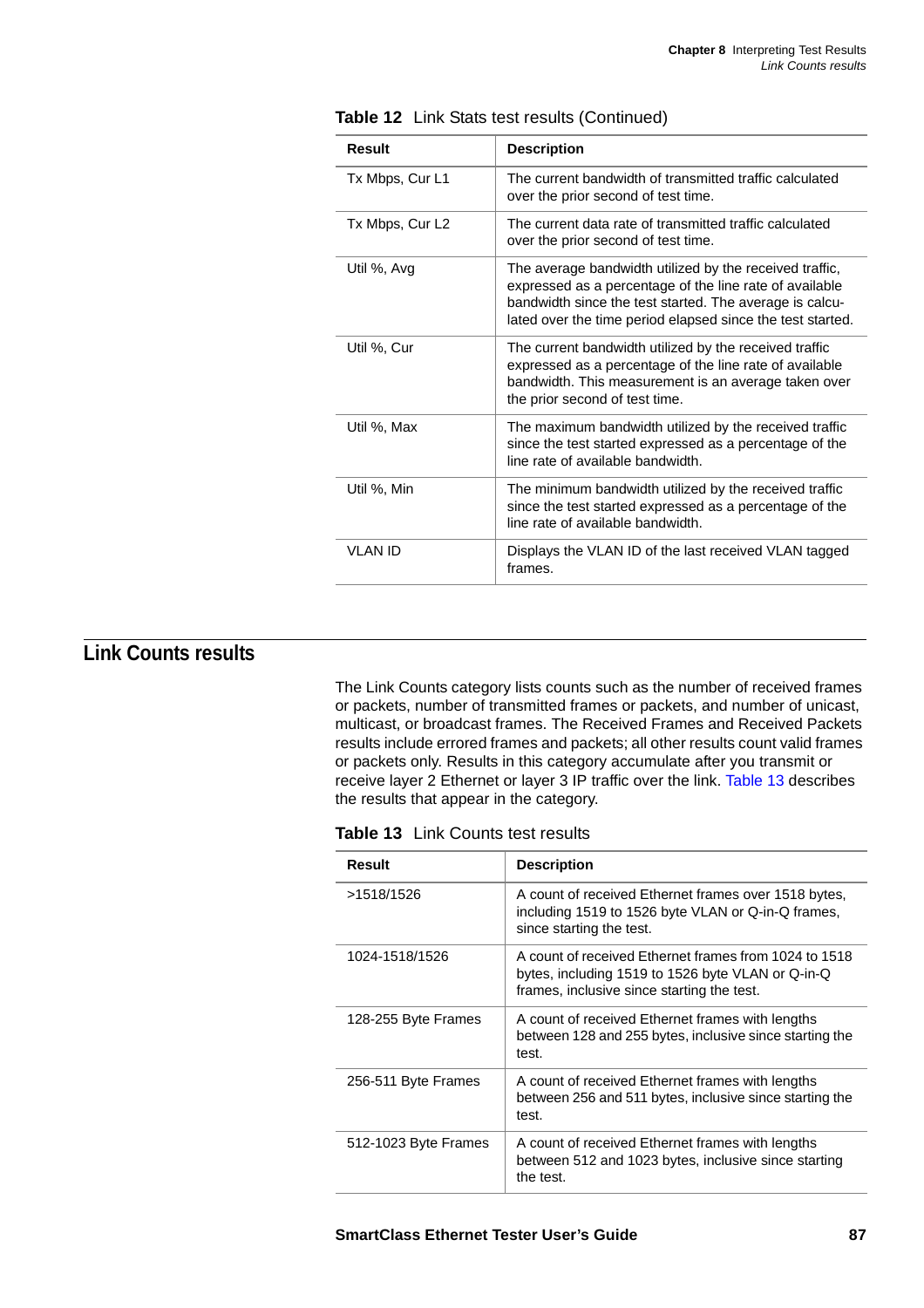**Table 12** Link Stats test results (Continued)

| Result | Description |
|---|---|
| Tx Mbps, Cur L1 | The current bandwidth of transmitted traffic calculated over the prior second of test time. |
| Tx Mbps, Cur L2 | The current data rate of transmitted traffic calculated over the prior second of test time. |
| Util %, Avg | The average bandwidth utilized by the received traffic, expressed as a percentage of the line rate of available bandwidth since the test started. The average is calculated over the time period elapsed since the test started. |
| Util %, Cur | The current bandwidth utilized by the received traffic expressed as a percentage of the line rate of available bandwidth. This measurement is an average taken over the prior second of test time. |
| Util %, Max | The maximum bandwidth utilized by the received traffic since the test started expressed as a percentage of the line rate of available bandwidth. |
| Util %, Min | The minimum bandwidth utilized by the received traffic since the test started expressed as a percentage of the line rate of available bandwidth. |
| VLAN ID | Displays the VLAN ID of the last received VLAN tagged frames. |

## Link Counts results

The Link Counts category lists counts such as the number of received frames or packets, number of transmitted frames or packets, and number of unicast, multicast, or broadcast frames. The Received Frames and Received Packets results include errored frames and packets; all other results count valid frames or packets only. Results in this category accumulate after you transmit or receive layer 2 Ethernet or layer 3 IP traffic over the link. Table 13 describes the results that appear in the category.

**Table 13** Link Counts test results

| Result | Description |
|---|---|
| >1518/1526 | A count of received Ethernet frames over 1518 bytes, including 1519 to 1526 byte VLAN or Q-in-Q frames, since starting the test. |
| 1024-1518/1526 | A count of received Ethernet frames from 1024 to 1518 bytes, including 1519 to 1526 byte VLAN or Q-in-Q frames, inclusive since starting the test. |
| 128-255 Byte Frames | A count of received Ethernet frames with lengths between 128 and 255 bytes, inclusive since starting the test. |
| 256-511 Byte Frames | A count of received Ethernet frames with lengths between 256 and 511 bytes, inclusive since starting the test. |
| 512-1023 Byte Frames | A count of received Ethernet frames with lengths between 512 and 1023 bytes, inclusive since starting the test. |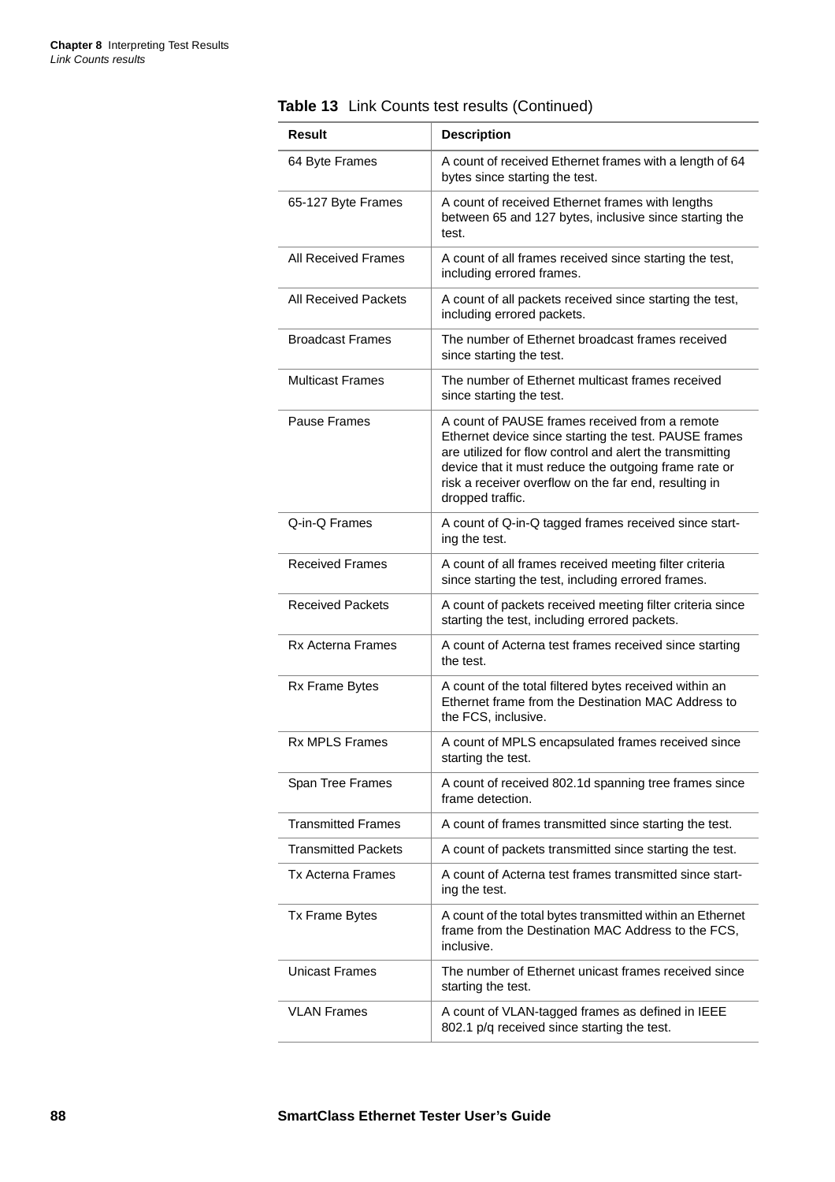**Table 13** Link Counts test results (Continued)

| Result | Description |
|---|---|
| 64 Byte Frames | A count of received Ethernet frames with a length of 64 bytes since starting the test. |
| 65-127 Byte Frames | A count of received Ethernet frames with lengths between 65 and 127 bytes, inclusive since starting the test. |
| All Received Frames | A count of all frames received since starting the test, including errored frames. |
| All Received Packets | A count of all packets received since starting the test, including errored packets. |
| Broadcast Frames | The number of Ethernet broadcast frames received since starting the test. |
| Multicast Frames | The number of Ethernet multicast frames received since starting the test. |
| Pause Frames | A count of PAUSE frames received from a remote Ethernet device since starting the test. PAUSE frames are utilized for flow control and alert the transmitting device that it must reduce the outgoing frame rate or risk a receiver overflow on the far end, resulting in dropped traffic. |
| Q-in-Q Frames | A count of Q-in-Q tagged frames received since starting the test. |
| Received Frames | A count of all frames received meeting filter criteria since starting the test, including errored frames. |
| Received Packets | A count of packets received meeting filter criteria since starting the test, including errored packets. |
| Rx Acterna Frames | A count of Acterna test frames received since starting the test. |
| Rx Frame Bytes | A count of the total filtered bytes received within an Ethernet frame from the Destination MAC Address to the FCS, inclusive. |
| Rx MPLS Frames | A count of MPLS encapsulated frames received since starting the test. |
| Span Tree Frames | A count of received 802.1d spanning tree frames since frame detection. |
| Transmitted Frames | A count of frames transmitted since starting the test. |
| Transmitted Packets | A count of packets transmitted since starting the test. |
| Tx Acterna Frames | A count of Acterna test frames transmitted since starting the test. |
| Tx Frame Bytes | A count of the total bytes transmitted within an Ethernet frame from the Destination MAC Address to the FCS, inclusive. |
| Unicast Frames | The number of Ethernet unicast frames received since starting the test. |
| VLAN Frames | A count of VLAN-tagged frames as defined in IEEE 802.1 p/q received since starting the test. |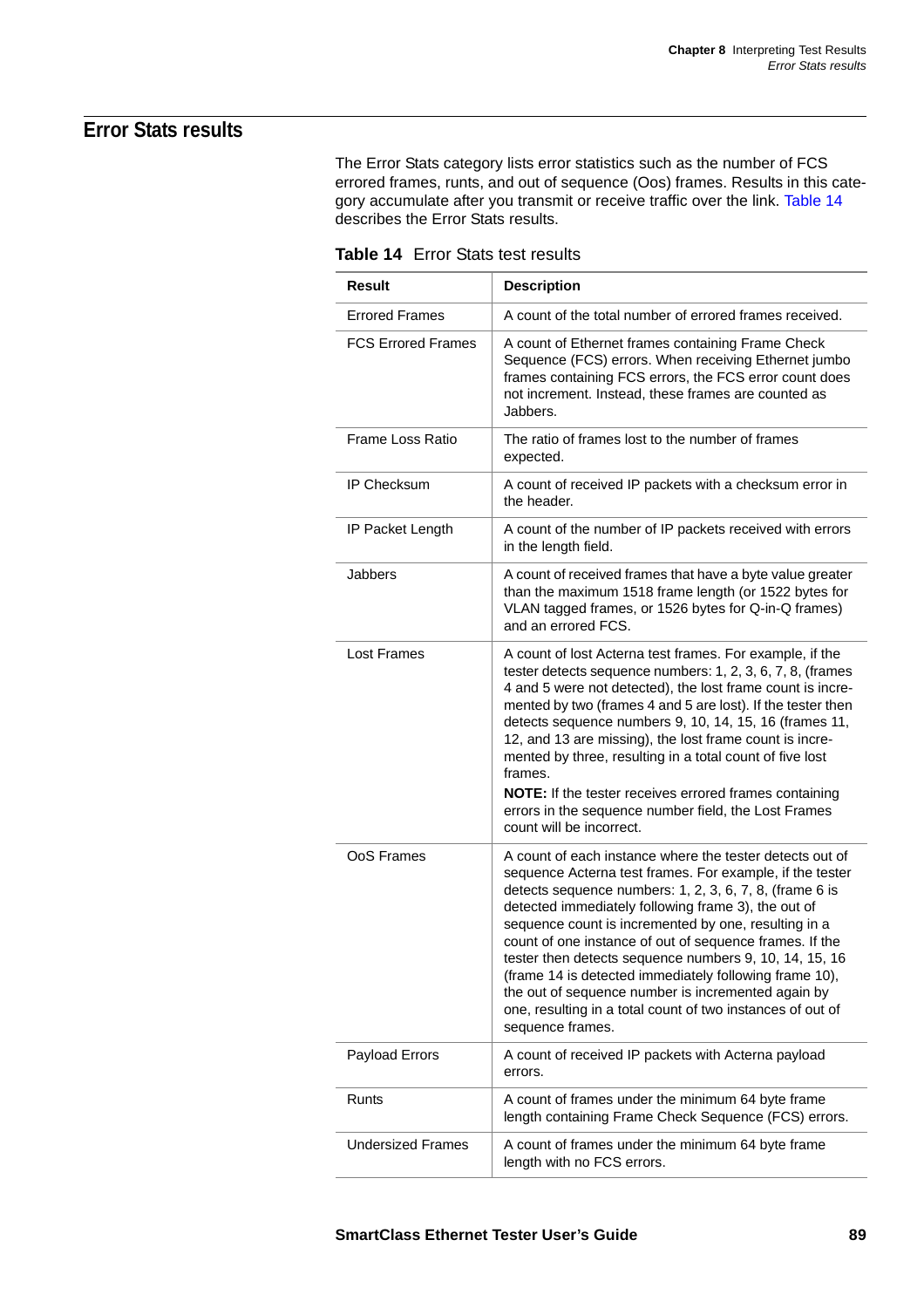## Error Stats results

The Error Stats category lists error statistics such as the number of FCS errored frames, runts, and out of sequence (Oos) frames. Results in this category accumulate after you transmit or receive traffic over the link. Table 14 describes the Error Stats results.

**Table 14** Error Stats test results

| Result | Description |
|---|---|
| Errored Frames | A count of the total number of errored frames received. |
| FCS Errored Frames | A count of Ethernet frames containing Frame Check Sequence (FCS) errors. When receiving Ethernet jumbo frames containing FCS errors, the FCS error count does not increment. Instead, these frames are counted as Jabbers. |
| Frame Loss Ratio | The ratio of frames lost to the number of frames expected. |
| IP Checksum | A count of received IP packets with a checksum error in the header. |
| IP Packet Length | A count of the number of IP packets received with errors in the length field. |
| Jabbers | A count of received frames that have a byte value greater than the maximum 1518 frame length (or 1522 bytes for VLAN tagged frames, or 1526 bytes for Q-in-Q frames) and an errored FCS. |
| Lost Frames | A count of lost Acterna test frames. For example, if the tester detects sequence numbers: 1, 2, 3, 6, 7, 8, (frames 4 and 5 were not detected), the lost frame count is incremented by two (frames 4 and 5 are lost). If the tester then detects sequence numbers 9, 10, 14, 15, 16 (frames 11, 12, and 13 are missing), the lost frame count is incremented by three, resulting in a total count of five lost frames.<br>**NOTE:** If the tester receives errored frames containing errors in the sequence number field, the Lost Frames count will be incorrect. |
| OoS Frames | A count of each instance where the tester detects out of sequence Acterna test frames. For example, if the tester detects sequence numbers: 1, 2, 3, 6, 7, 8, (frame 6 is detected immediately following frame 3), the out of sequence count is incremented by one, resulting in a count of one instance of out of sequence frames. If the tester then detects sequence numbers 9, 10, 14, 15, 16 (frame 14 is detected immediately following frame 10), the out of sequence number is incremented again by one, resulting in a total count of two instances of out of sequence frames. |
| Payload Errors | A count of received IP packets with Acterna payload errors. |
| Runts | A count of frames under the minimum 64 byte frame length containing Frame Check Sequence (FCS) errors. |
| Undersized Frames | A count of frames under the minimum 64 byte frame length with no FCS errors. |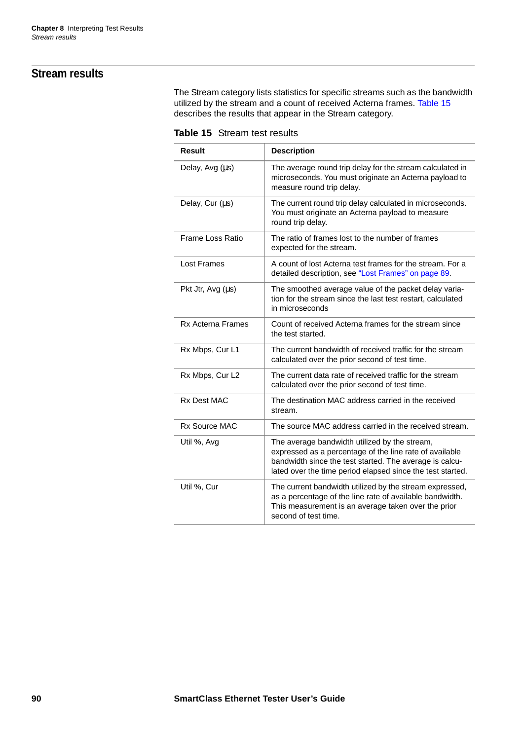## Stream results

The Stream category lists statistics for specific streams such as the bandwidth utilized by the stream and a count of received Acterna frames. Table 15 describes the results that appear in the Stream category.

**Table 15** Stream test results

| Result | Description |
|---|---|
| Delay, Avg (µs) | The average round trip delay for the stream calculated in microseconds. You must originate an Acterna payload to measure round trip delay. |
| Delay, Cur (µs) | The current round trip delay calculated in microseconds. You must originate an Acterna payload to measure round trip delay. |
| Frame Loss Ratio | The ratio of frames lost to the number of frames expected for the stream. |
| Lost Frames | A count of lost Acterna test frames for the stream. For a detailed description, see "Lost Frames" on page 89. |
| Pkt Jtr, Avg (µs) | The smoothed average value of the packet delay variation for the stream since the last test restart, calculated in microseconds |
| Rx Acterna Frames | Count of received Acterna frames for the stream since the test started. |
| Rx Mbps, Cur L1 | The current bandwidth of received traffic for the stream calculated over the prior second of test time. |
| Rx Mbps, Cur L2 | The current data rate of received traffic for the stream calculated over the prior second of test time. |
| Rx Dest MAC | The destination MAC address carried in the received stream. |
| Rx Source MAC | The source MAC address carried in the received stream. |
| Util %, Avg | The average bandwidth utilized by the stream, expressed as a percentage of the line rate of available bandwidth since the test started. The average is calculated over the time period elapsed since the test started. |
| Util %, Cur | The current bandwidth utilized by the stream expressed, as a percentage of the line rate of available bandwidth. This measurement is an average taken over the prior second of test time. |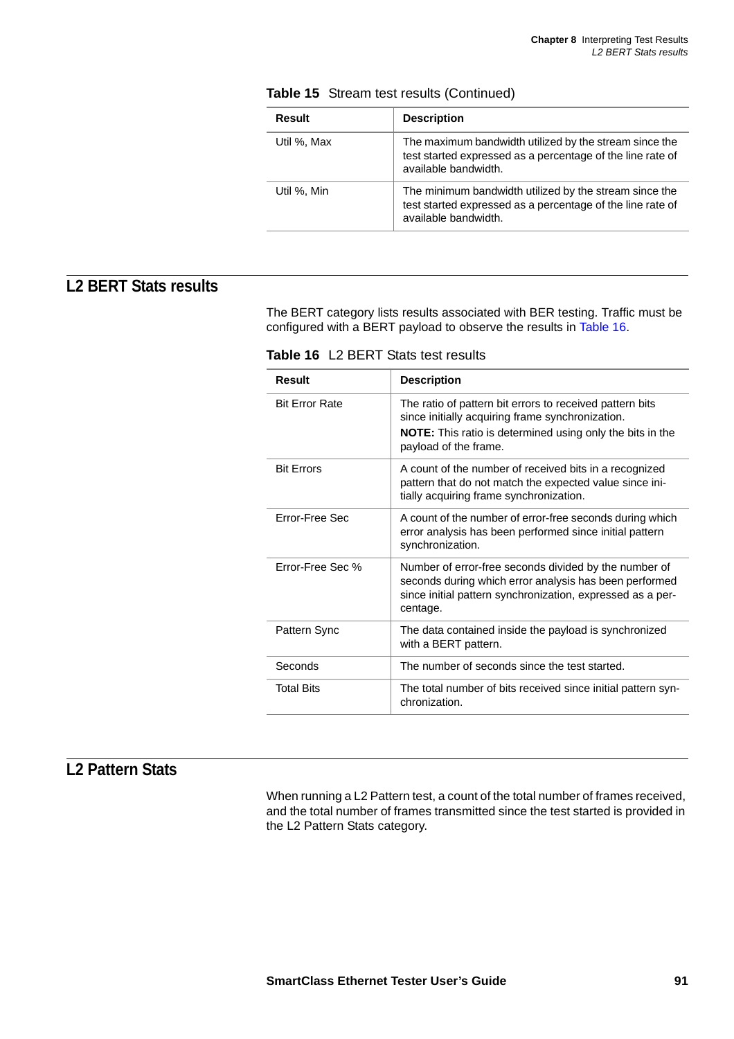**Table 15** Stream test results (Continued)

| Result | Description |
| --- | --- |
| Util %, Max | The maximum bandwidth utilized by the stream since the test started expressed as a percentage of the line rate of available bandwidth. |
| Util %, Min | The minimum bandwidth utilized by the stream since the test started expressed as a percentage of the line rate of available bandwidth. |

## L2 BERT Stats results

The BERT category lists results associated with BER testing. Traffic must be configured with a BERT payload to observe the results in Table 16.

**Table 16** L2 BERT Stats test results

| Result | Description |
| --- | --- |
| Bit Error Rate | The ratio of pattern bit errors to received pattern bits since initially acquiring frame synchronization. **NOTE:** This ratio is determined using only the bits in the payload of the frame. |
| Bit Errors | A count of the number of received bits in a recognized pattern that do not match the expected value since initially acquiring frame synchronization. |
| Error-Free Sec | A count of the number of error-free seconds during which error analysis has been performed since initial pattern synchronization. |
| Error-Free Sec % | Number of error-free seconds divided by the number of seconds during which error analysis has been performed since initial pattern synchronization, expressed as a percentage. |
| Pattern Sync | The data contained inside the payload is synchronized with a BERT pattern. |
| Seconds | The number of seconds since the test started. |
| Total Bits | The total number of bits received since initial pattern synchronization. |

## L2 Pattern Stats

When running a L2 Pattern test, a count of the total number of frames received, and the total number of frames transmitted since the test started is provided in the L2 Pattern Stats category.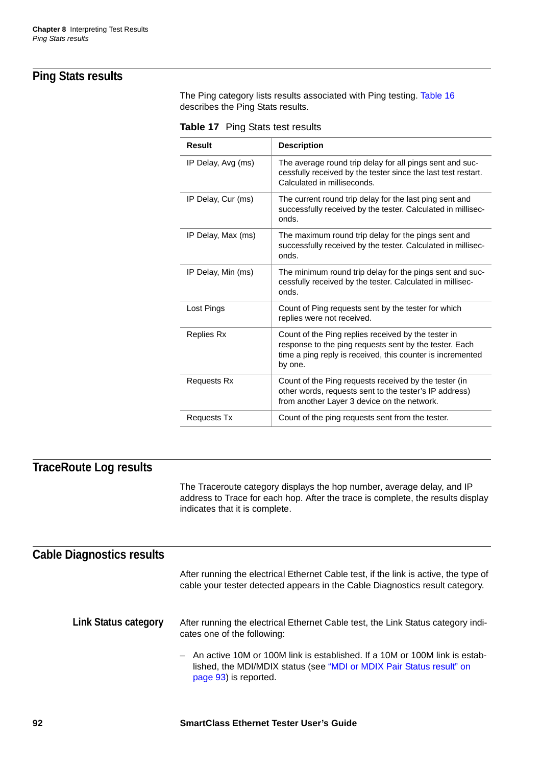## Ping Stats results

The Ping category lists results associated with Ping testing. Table 16 describes the Ping Stats results.

**Table 17** Ping Stats test results

| Result | Description |
|---|---|
| IP Delay, Avg (ms) | The average round trip delay for all pings sent and successfully received by the tester since the last test restart. Calculated in milliseconds. |
| IP Delay, Cur (ms) | The current round trip delay for the last ping sent and successfully received by the tester. Calculated in milliseconds. |
| IP Delay, Max (ms) | The maximum round trip delay for the pings sent and successfully received by the tester. Calculated in milliseconds. |
| IP Delay, Min (ms) | The minimum round trip delay for the pings sent and successfully received by the tester. Calculated in milliseconds. |
| Lost Pings | Count of Ping requests sent by the tester for which replies were not received. |
| Replies Rx | Count of the Ping replies received by the tester in response to the ping requests sent by the tester. Each time a ping reply is received, this counter is incremented by one. |
| Requests Rx | Count of the Ping requests received by the tester (in other words, requests sent to the tester's IP address) from another Layer 3 device on the network. |
| Requests Tx | Count of the ping requests sent from the tester. |

## TraceRoute Log results

The Traceroute category displays the hop number, average delay, and IP address to Trace for each hop. After the trace is complete, the results display indicates that it is complete.

## Cable Diagnostics results

After running the electrical Ethernet Cable test, if the link is active, the type of cable your tester detected appears in the Cable Diagnostics result category.

### Link Status category

After running the electrical Ethernet Cable test, the Link Status category indicates one of the following:

– An active 10M or 100M link is established. If a 10M or 100M link is established, the MDI/MDIX status (see "MDI or MDIX Pair Status result" on page 93) is reported.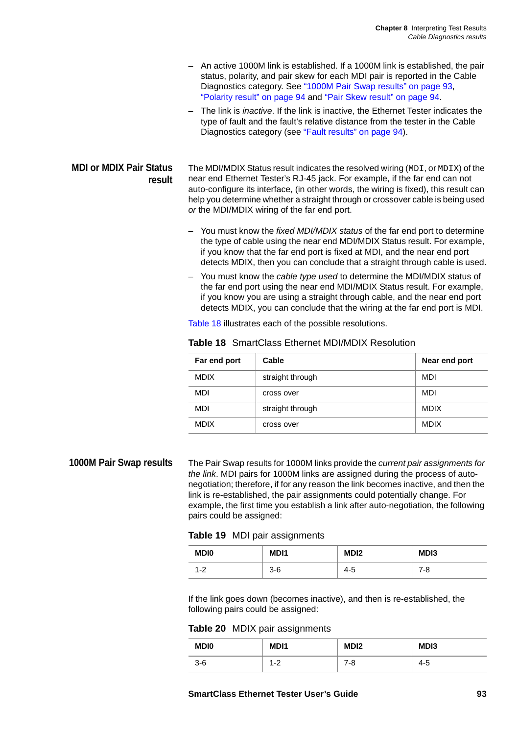- An active 1000M link is established. If a 1000M link is established, the pair status, polarity, and pair skew for each MDI pair is reported in the Cable Diagnostics category. See “1000M Pair Swap results” on page 93, “Polarity result” on page 94 and “Pair Skew result” on page 94.
- The link is *inactive*. If the link is inactive, the Ethernet Tester indicates the type of fault and the fault’s relative distance from the tester in the Cable Diagnostics category (see “Fault results” on page 94).

## MDI or MDIX Pair Status result

The MDI/MDIX Status result indicates the resolved wiring (`MDI`, or `MDIX`) of the near end Ethernet Tester’s RJ-45 jack. For example, if the far end can not auto-configure its interface, (in other words, the wiring is fixed), this result can help you determine whether a straight through or crossover cable is being used *or* the MDI/MDIX wiring of the far end port.

- You must know the *fixed MDI/MDIX status* of the far end port to determine the type of cable using the near end MDI/MDIX Status result. For example, if you know that the far end port is fixed at MDI, and the near end port detects MDIX, then you can conclude that a straight through cable is used.
- You must know the *cable type used* to determine the MDI/MDIX status of the far end port using the near end MDI/MDIX Status result. For example, if you know you are using a straight through cable, and the near end port detects MDIX, you can conclude that the wiring at the far end port is MDI.

Table 18 illustrates each of the possible resolutions.

**Table 18** SmartClass Ethernet MDI/MDIX Resolution

| Far end port | Cable | Near end port |
|---|---|---|
| MDIX | straight through | MDI |
| MDI | cross over | MDI |
| MDI | straight through | MDIX |
| MDIX | cross over | MDIX |

## 1000M Pair Swap results

The Pair Swap results for 1000M links provide the *current pair assignments for the link*. MDI pairs for 1000M links are assigned during the process of auto-negotiation; therefore, if for any reason the link becomes inactive, and then the link is re-established, the pair assignments could potentially change. For example, the first time you establish a link after auto-negotiation, the following pairs could be assigned:

**Table 19** MDI pair assignments

| MDI0 | MDI1 | MDI2 | MDI3 |
|---|---|---|---|
| 1-2 | 3-6 | 4-5 | 7-8 |

If the link goes down (becomes inactive), and then is re-established, the following pairs could be assigned:

**Table 20** MDIX pair assignments

| MDI0 | MDI1 | MDI2 | MDI3 |
|---|---|---|---|
| 3-6 | 1-2 | 7-8 | 4-5 |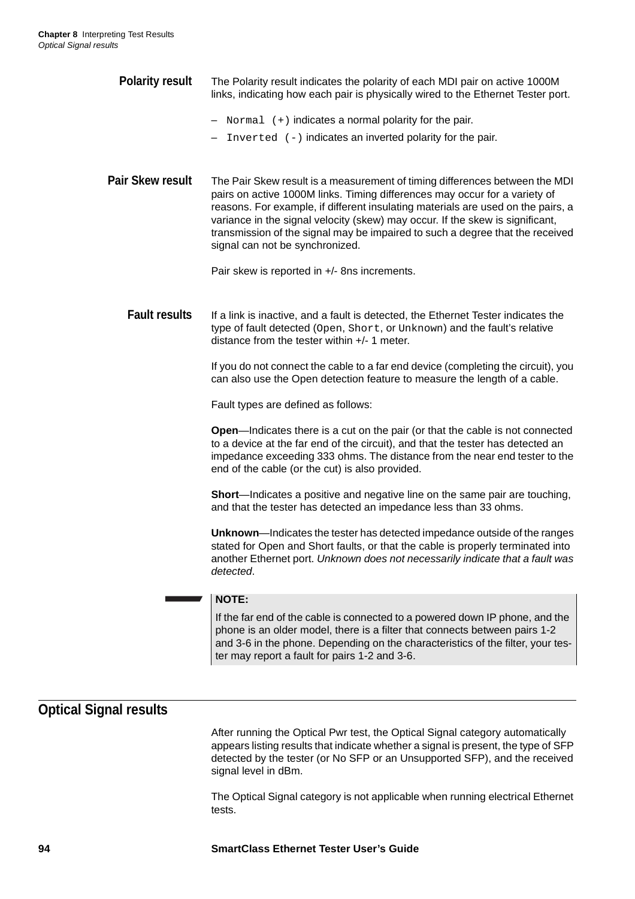### Polarity result

The Polarity result indicates the polarity of each MDI pair on active 1000M links, indicating how each pair is physically wired to the Ethernet Tester port.

- `Normal (+)` indicates a normal polarity for the pair.
- `Inverted (-)` indicates an inverted polarity for the pair.

### Pair Skew result

The Pair Skew result is a measurement of timing differences between the MDI pairs on active 1000M links. Timing differences may occur for a variety of reasons. For example, if different insulating materials are used on the pairs, a variance in the signal velocity (skew) may occur. If the skew is significant, transmission of the signal may be impaired to such a degree that the received signal can not be synchronized.

Pair skew is reported in +/- 8ns increments.

### Fault results

If a link is inactive, and a fault is detected, the Ethernet Tester indicates the type of fault detected (`Open`, `Short`, or `Unknown`) and the fault's relative distance from the tester within +/- 1 meter.

If you do not connect the cable to a far end device (completing the circuit), you can also use the Open detection feature to measure the length of a cable.

Fault types are defined as follows:

**Open**—Indicates there is a cut on the pair (or that the cable is not connected to a device at the far end of the circuit), and that the tester has detected an impedance exceeding 333 ohms. The distance from the near end tester to the end of the cable (or the cut) is also provided.

**Short**—Indicates a positive and negative line on the same pair are touching, and that the tester has detected an impedance less than 33 ohms.

**Unknown**—Indicates the tester has detected impedance outside of the ranges stated for Open and Short faults, or that the cable is properly terminated into another Ethernet port. *Unknown does not necessarily indicate that a fault was detected*.

> **NOTE:**
>
> If the far end of the cable is connected to a powered down IP phone, and the phone is an older model, there is a filter that connects between pairs 1-2 and 3-6 in the phone. Depending on the characteristics of the filter, your tester may report a fault for pairs 1-2 and 3-6.

## Optical Signal results

After running the Optical Pwr test, the Optical Signal category automatically appears listing results that indicate whether a signal is present, the type of SFP detected by the tester (or No SFP or an Unsupported SFP), and the received signal level in dBm.

The Optical Signal category is not applicable when running electrical Ethernet tests.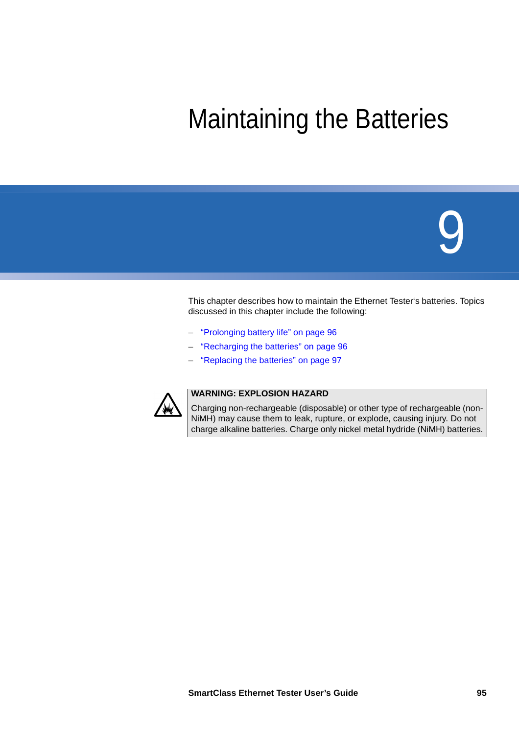# Maintaining the Batteries

# 9

This chapter describes how to maintain the Ethernet Tester's batteries. Topics discussed in this chapter include the following:

– "Prolonging battery life" on page 96
– "Recharging the batteries" on page 96
– "Replacing the batteries" on page 97

**WARNING: EXPLOSION HAZARD**

Charging non-rechargeable (disposable) or other type of rechargeable (non-NiMH) may cause them to leak, rupture, or explode, causing injury. Do not charge alkaline batteries. Charge only nickel metal hydride (NiMH) batteries.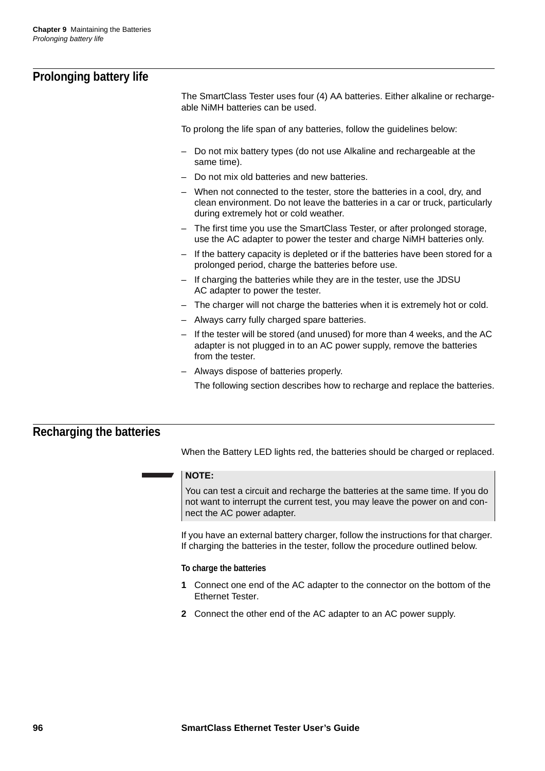## Prolonging battery life

The SmartClass Tester uses four (4) AA batteries. Either alkaline or rechargeable NiMH batteries can be used.

To prolong the life span of any batteries, follow the guidelines below:

- Do not mix battery types (do not use Alkaline and rechargeable at the same time).
- Do not mix old batteries and new batteries.
- When not connected to the tester, store the batteries in a cool, dry, and clean environment. Do not leave the batteries in a car or truck, particularly during extremely hot or cold weather.
- The first time you use the SmartClass Tester, or after prolonged storage, use the AC adapter to power the tester and charge NiMH batteries only.
- If the battery capacity is depleted or if the batteries have been stored for a prolonged period, charge the batteries before use.
- If charging the batteries while they are in the tester, use the JDSU AC adapter to power the tester.
- The charger will not charge the batteries when it is extremely hot or cold.
- Always carry fully charged spare batteries.
- If the tester will be stored (and unused) for more than 4 weeks, and the AC adapter is not plugged in to an AC power supply, remove the batteries from the tester.
- Always dispose of batteries properly.

  The following section describes how to recharge and replace the batteries.

## Recharging the batteries

When the Battery LED lights red, the batteries should be charged or replaced.

> **NOTE:**
>
> You can test a circuit and recharge the batteries at the same time. If you do not want to interrupt the current test, you may leave the power on and connect the AC power adapter.

If you have an external battery charger, follow the instructions for that charger. If charging the batteries in the tester, follow the procedure outlined below.

#### To charge the batteries

1. Connect one end of the AC adapter to the connector on the bottom of the Ethernet Tester.
2. Connect the other end of the AC adapter to an AC power supply.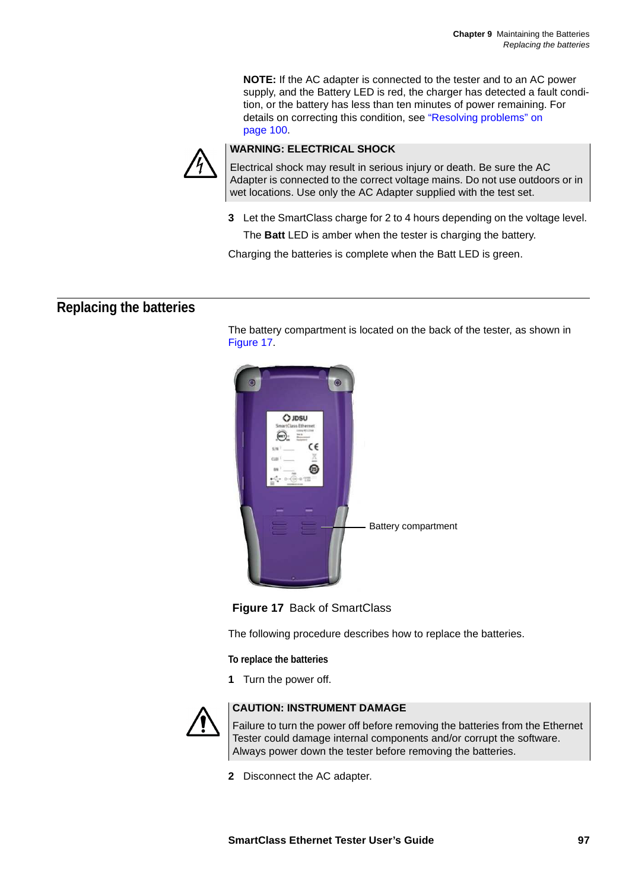**NOTE:** If the AC adapter is connected to the tester and to an AC power supply, and the Battery LED is red, the charger has detected a fault condition, or the battery has less than ten minutes of power remaining. For details on correcting this condition, see "Resolving problems" on page 100.

**WARNING: ELECTRICAL SHOCK**

Electrical shock may result in serious injury or death. Be sure the AC Adapter is connected to the correct voltage mains. Do not use outdoors or in wet locations. Use only the AC Adapter supplied with the test set.

3. Let the SmartClass charge for 2 to 4 hours depending on the voltage level.

   The **Batt** LED is amber when the tester is charging the battery.

Charging the batteries is complete when the Batt LED is green.

## Replacing the batteries

The battery compartment is located on the back of the tester, as shown in Figure 17.

Battery compartment

**Figure 17** Back of SmartClass

The following procedure describes how to replace the batteries.

#### To replace the batteries

1. Turn the power off.

**CAUTION: INSTRUMENT DAMAGE**

Failure to turn the power off before removing the batteries from the Ethernet Tester could damage internal components and/or corrupt the software. Always power down the tester before removing the batteries.

2. Disconnect the AC adapter.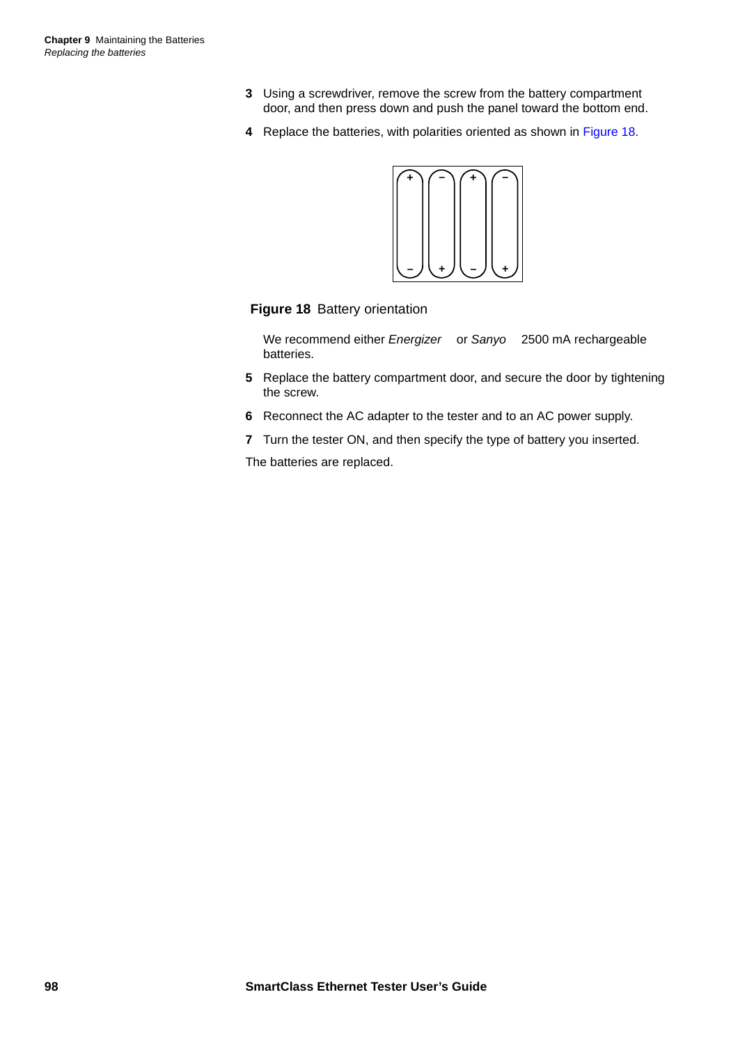3. Using a screwdriver, remove the screw from the battery compartment door, and then press down and push the panel toward the bottom end.
4. Replace the batteries, with polarities oriented as shown in Figure 18.

**Figure 18** Battery orientation

   We recommend either *Energizer* or *Sanyo* 2500 mA rechargeable batteries.

5. Replace the battery compartment door, and secure the door by tightening the screw.
6. Reconnect the AC adapter to the tester and to an AC power supply.
7. Turn the tester ON, and then specify the type of battery you inserted.

The batteries are replaced.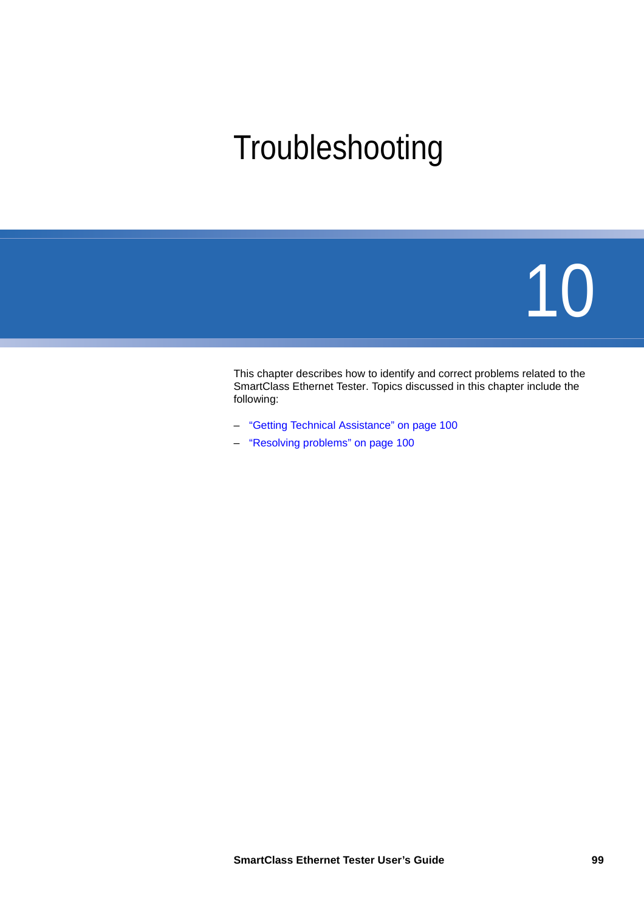# Troubleshooting

# 10

This chapter describes how to identify and correct problems related to the SmartClass Ethernet Tester. Topics discussed in this chapter include the following:

– “Getting Technical Assistance” on page 100
– “Resolving problems” on page 100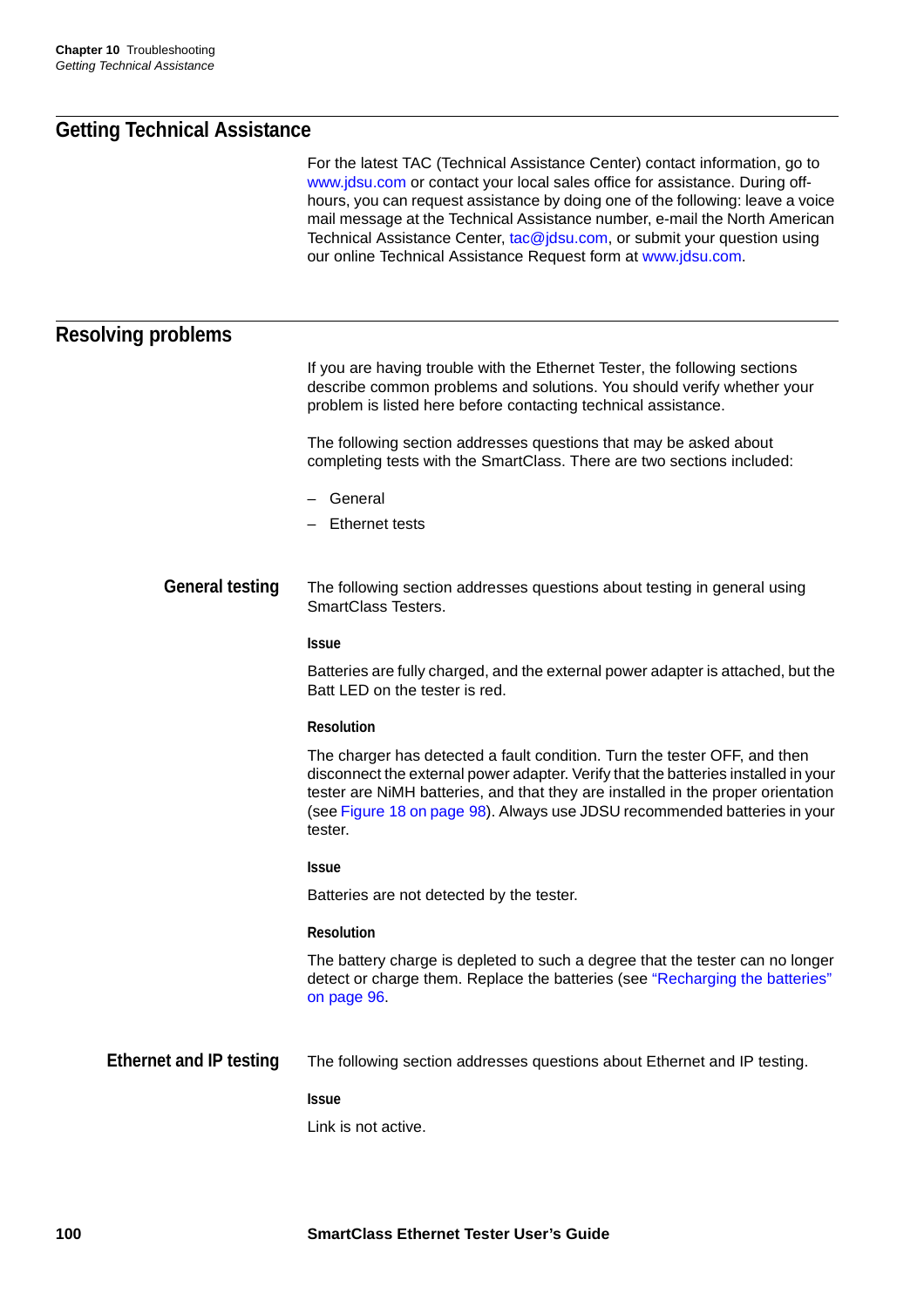## Getting Technical Assistance

For the latest TAC (Technical Assistance Center) contact information, go to www.jdsu.com or contact your local sales office for assistance. During off-hours, you can request assistance by doing one of the following: leave a voice mail message at the Technical Assistance number, e-mail the North American Technical Assistance Center, tac@jdsu.com, or submit your question using our online Technical Assistance Request form at www.jdsu.com.

## Resolving problems

If you are having trouble with the Ethernet Tester, the following sections describe common problems and solutions. You should verify whether your problem is listed here before contacting technical assistance.

The following section addresses questions that may be asked about completing tests with the SmartClass. There are two sections included:

- General
- Ethernet tests

### General testing

The following section addresses questions about testing in general using SmartClass Testers.

#### Issue

Batteries are fully charged, and the external power adapter is attached, but the Batt LED on the tester is red.

#### Resolution

The charger has detected a fault condition. Turn the tester OFF, and then disconnect the external power adapter. Verify that the batteries installed in your tester are NiMH batteries, and that they are installed in the proper orientation (see Figure 18 on page 98). Always use JDSU recommended batteries in your tester.

#### Issue

Batteries are not detected by the tester.

#### Resolution

The battery charge is depleted to such a degree that the tester can no longer detect or charge them. Replace the batteries (see "Recharging the batteries" on page 96.

### Ethernet and IP testing

The following section addresses questions about Ethernet and IP testing.

#### Issue

Link is not active.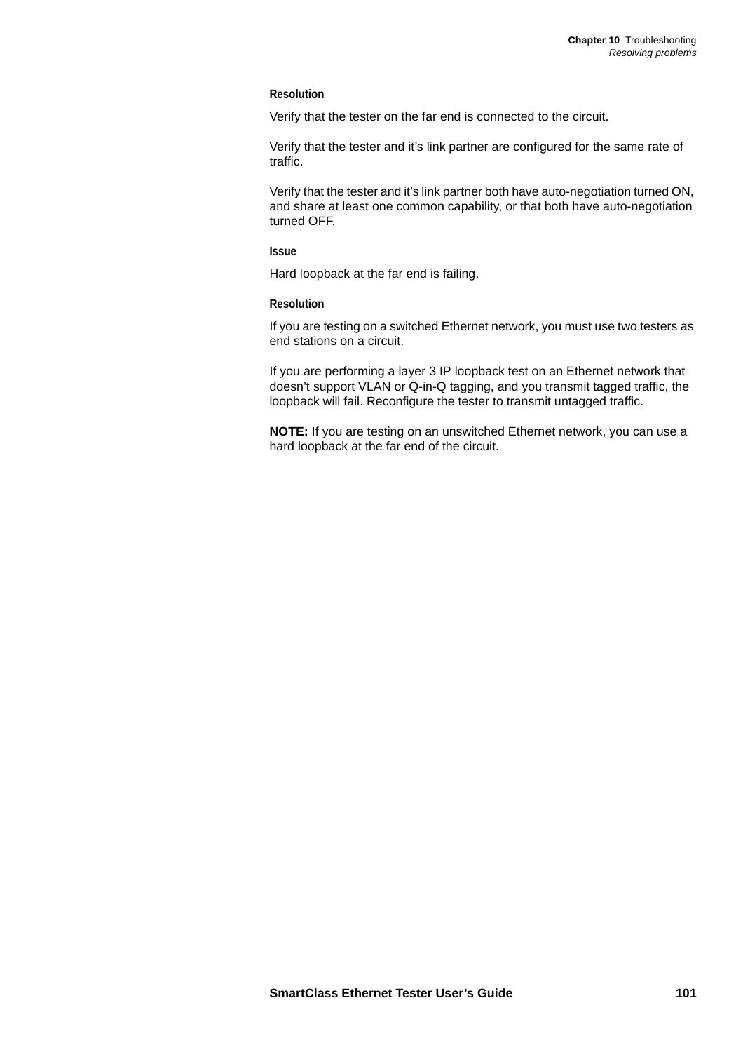#### Resolution

Verify that the tester on the far end is connected to the circuit.

Verify that the tester and it’s link partner are configured for the same rate of traffic.

Verify that the tester and it’s link partner both have auto-negotiation turned ON, and share at least one common capability, or that both have auto-negotiation turned OFF.

#### Issue

Hard loopback at the far end is failing.

#### Resolution

If you are testing on a switched Ethernet network, you must use two testers as end stations on a circuit.

If you are performing a layer 3 IP loopback test on an Ethernet network that doesn’t support VLAN or Q-in-Q tagging, and you transmit tagged traffic, the loopback will fail. Reconfigure the tester to transmit untagged traffic.

**NOTE:** If you are testing on an unswitched Ethernet network, you can use a hard loopback at the far end of the circuit.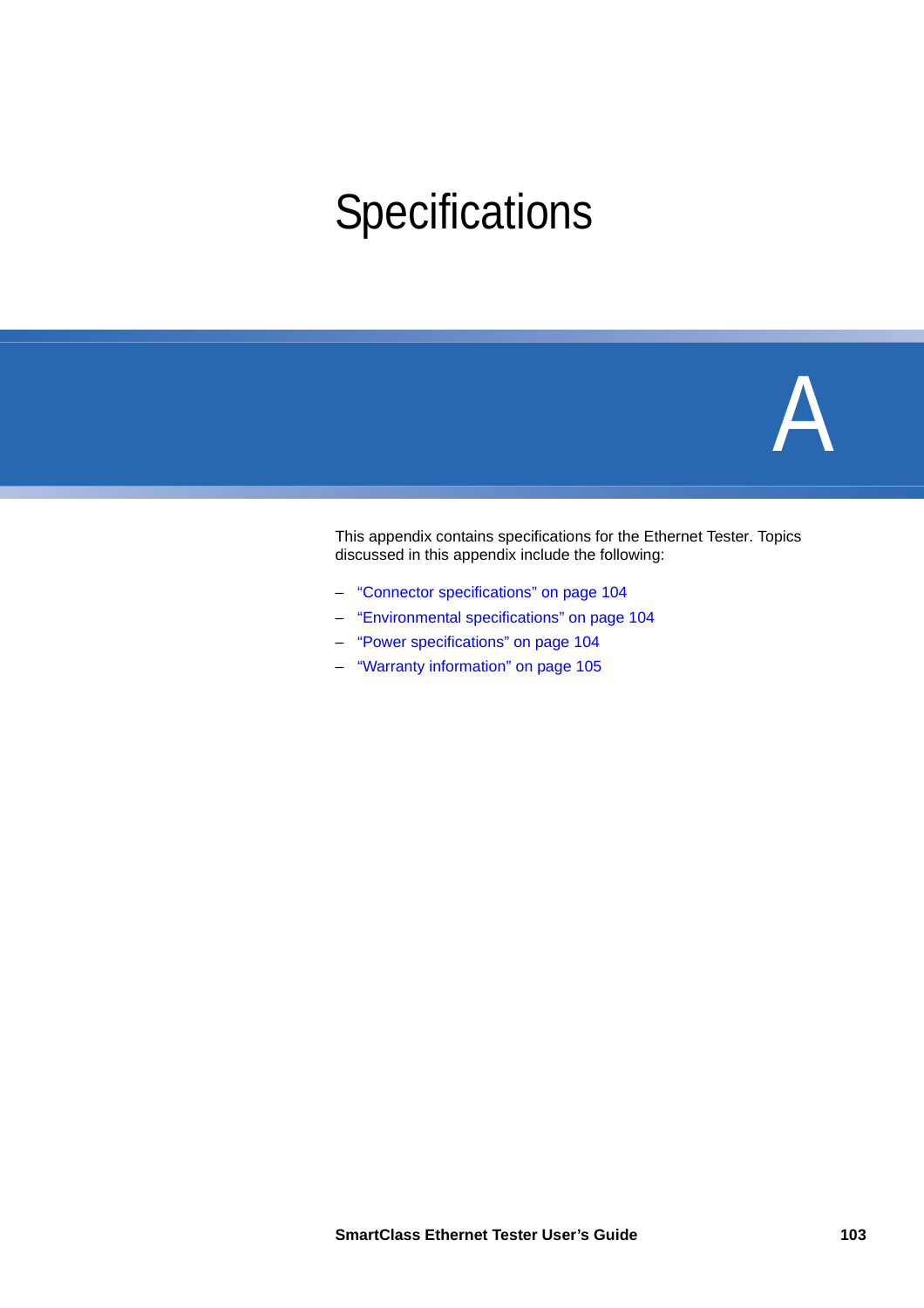# Specifications

# A

This appendix contains specifications for the Ethernet Tester. Topics discussed in this appendix include the following:

– "Connector specifications" on page 104
– "Environmental specifications" on page 104
– "Power specifications" on page 104
– "Warranty information" on page 105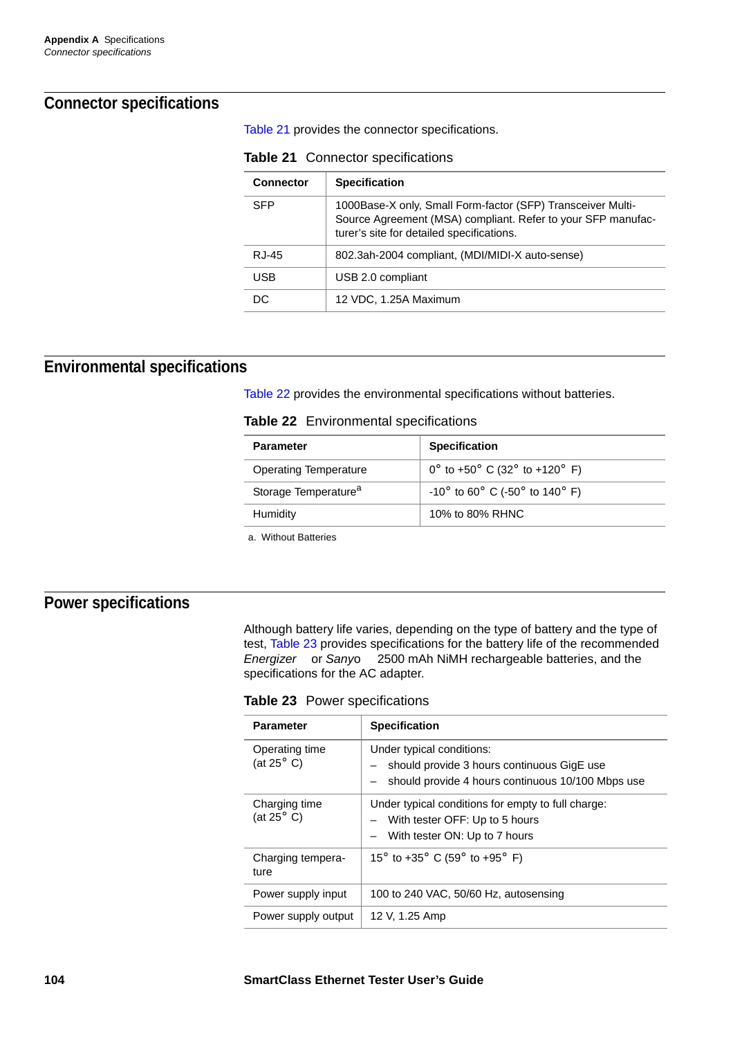## Connector specifications

Table 21 provides the connector specifications.

**Table 21** Connector specifications

| Connector | Specification |
|---|---|
| SFP | 1000Base-X only, Small Form-factor (SFP) Transceiver Multi-Source Agreement (MSA) compliant. Refer to your SFP manufacturer's site for detailed specifications. |
| RJ-45 | 802.3ah-2004 compliant, (MDI/MIDI-X auto-sense) |
| USB | USB 2.0 compliant |
| DC | 12 VDC, 1.25A Maximum |

## Environmental specifications

Table 22 provides the environmental specifications without batteries.

**Table 22** Environmental specifications

| Parameter | Specification |
|---|---|
| Operating Temperature | 0° to +50° C (32° to +120° F) |
| Storage Temperature[a] | -10° to 60° C (-50° to 140° F) |
| Humidity | 10% to 80% RHNC |

a. Without Batteries

## Power specifications

Although battery life varies, depending on the type of battery and the type of test, Table 23 provides specifications for the battery life of the recommended *Energizer* or *Sanyo* 2500 mAh NiMH rechargeable batteries, and the specifications for the AC adapter.

**Table 23** Power specifications

| Parameter | Specification |
|---|---|
| Operating time (at 25° C) | Under typical conditions:<br>– should provide 3 hours continuous GigE use<br>– should provide 4 hours continuous 10/100 Mbps use |
| Charging time (at 25° C) | Under typical conditions for empty to full charge:<br>– With tester OFF: Up to 5 hours<br>– With tester ON: Up to 7 hours |
| Charging temperature | 15° to +35° C (59° to +95° F) |
| Power supply input | 100 to 240 VAC, 50/60 Hz, autosensing |
| Power supply output | 12 V, 1.25 Amp |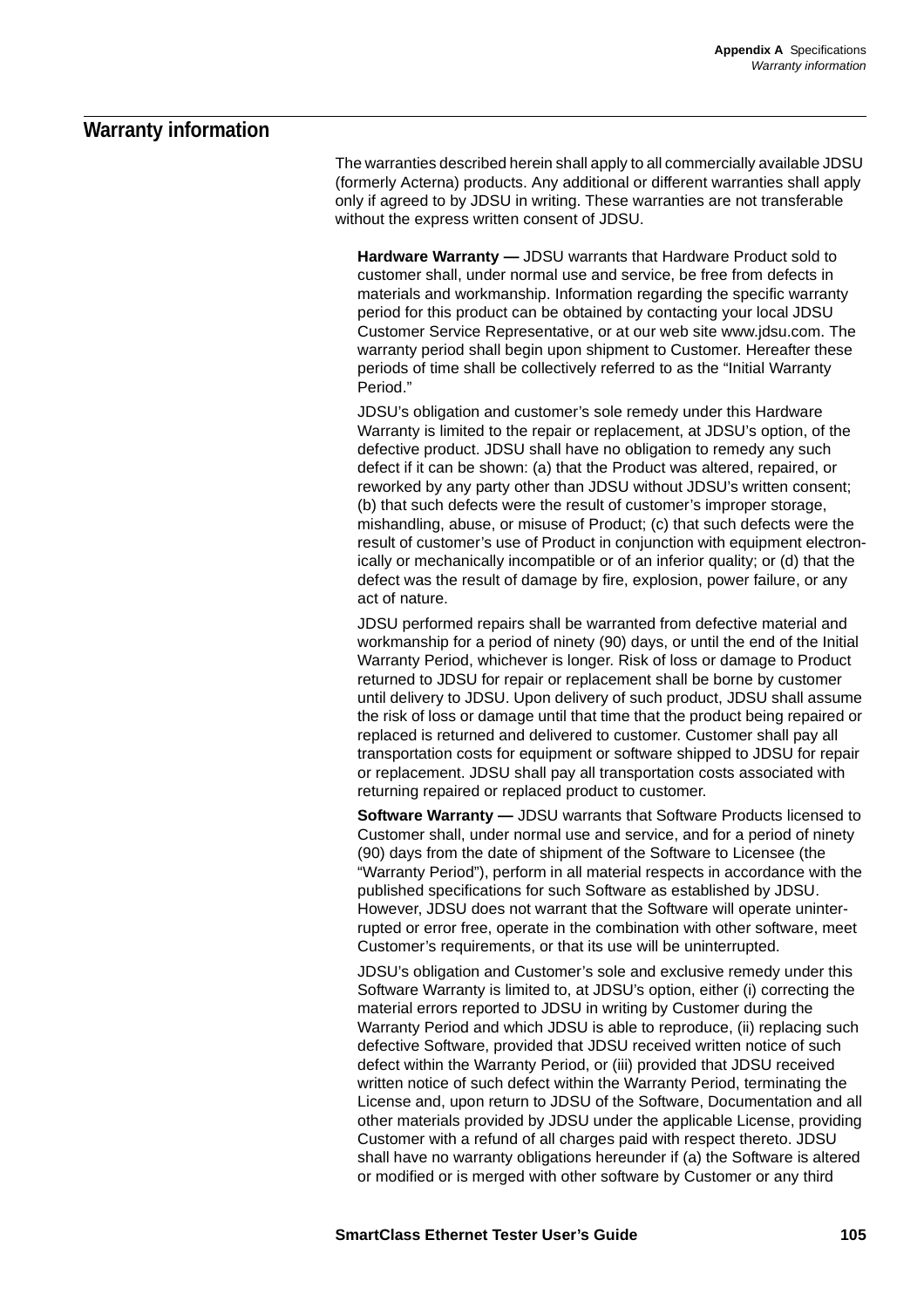## Warranty information

The warranties described herein shall apply to all commercially available JDSU (formerly Acterna) products. Any additional or different warranties shall apply only if agreed to by JDSU in writing. These warranties are not transferable without the express written consent of JDSU.

**Hardware Warranty —** JDSU warrants that Hardware Product sold to customer shall, under normal use and service, be free from defects in materials and workmanship. Information regarding the specific warranty period for this product can be obtained by contacting your local JDSU Customer Service Representative, or at our web site www.jdsu.com. The warranty period shall begin upon shipment to Customer. Hereafter these periods of time shall be collectively referred to as the “Initial Warranty Period.”

JDSU’s obligation and customer’s sole remedy under this Hardware Warranty is limited to the repair or replacement, at JDSU’s option, of the defective product. JDSU shall have no obligation to remedy any such defect if it can be shown: (a) that the Product was altered, repaired, or reworked by any party other than JDSU without JDSU’s written consent; (b) that such defects were the result of customer’s improper storage, mishandling, abuse, or misuse of Product; (c) that such defects were the result of customer’s use of Product in conjunction with equipment electronically or mechanically incompatible or of an inferior quality; or (d) that the defect was the result of damage by fire, explosion, power failure, or any act of nature.

JDSU performed repairs shall be warranted from defective material and workmanship for a period of ninety (90) days, or until the end of the Initial Warranty Period, whichever is longer. Risk of loss or damage to Product returned to JDSU for repair or replacement shall be borne by customer until delivery to JDSU. Upon delivery of such product, JDSU shall assume the risk of loss or damage until that time that the product being repaired or replaced is returned and delivered to customer. Customer shall pay all transportation costs for equipment or software shipped to JDSU for repair or replacement. JDSU shall pay all transportation costs associated with returning repaired or replaced product to customer.

**Software Warranty —** JDSU warrants that Software Products licensed to Customer shall, under normal use and service, and for a period of ninety (90) days from the date of shipment of the Software to Licensee (the “Warranty Period”), perform in all material respects in accordance with the published specifications for such Software as established by JDSU. However, JDSU does not warrant that the Software will operate uninterrupted or error free, operate in the combination with other software, meet Customer’s requirements, or that its use will be uninterrupted.

JDSU’s obligation and Customer’s sole and exclusive remedy under this Software Warranty is limited to, at JDSU’s option, either (i) correcting the material errors reported to JDSU in writing by Customer during the Warranty Period and which JDSU is able to reproduce, (ii) replacing such defective Software, provided that JDSU received written notice of such defect within the Warranty Period, or (iii) provided that JDSU received written notice of such defect within the Warranty Period, terminating the License and, upon return to JDSU of the Software, Documentation and all other materials provided by JDSU under the applicable License, providing Customer with a refund of all charges paid with respect thereto. JDSU shall have no warranty obligations hereunder if (a) the Software is altered or modified or is merged with other software by Customer or any third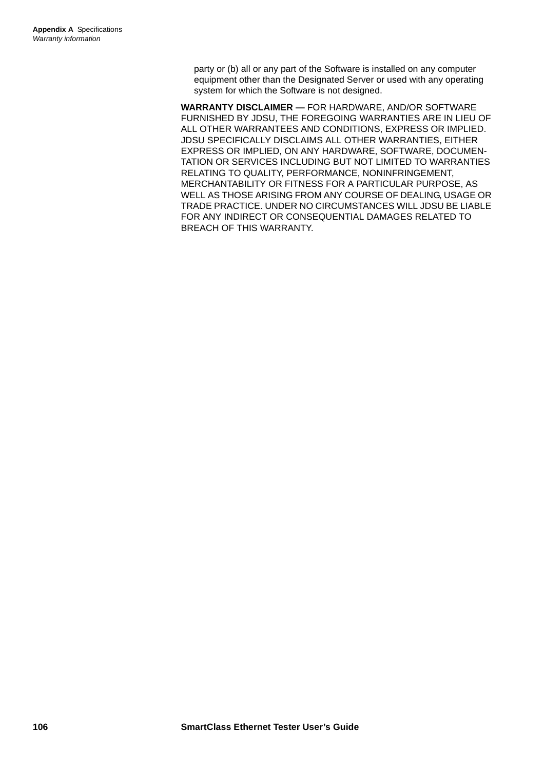party or (b) all or any part of the Software is installed on any computer equipment other than the Designated Server or used with any operating system for which the Software is not designed.

**WARRANTY DISCLAIMER —** FOR HARDWARE, AND/OR SOFTWARE FURNISHED BY JDSU, THE FOREGOING WARRANTIES ARE IN LIEU OF ALL OTHER WARRANTEES AND CONDITIONS, EXPRESS OR IMPLIED. JDSU SPECIFICALLY DISCLAIMS ALL OTHER WARRANTIES, EITHER EXPRESS OR IMPLIED, ON ANY HARDWARE, SOFTWARE, DOCUMENTATION OR SERVICES INCLUDING BUT NOT LIMITED TO WARRANTIES RELATING TO QUALITY, PERFORMANCE, NONINFRINGEMENT, MERCHANTABILITY OR FITNESS FOR A PARTICULAR PURPOSE, AS WELL AS THOSE ARISING FROM ANY COURSE OF DEALING, USAGE OR TRADE PRACTICE. UNDER NO CIRCUMSTANCES WILL JDSU BE LIABLE FOR ANY INDIRECT OR CONSEQUENTIAL DAMAGES RELATED TO BREACH OF THIS WARRANTY.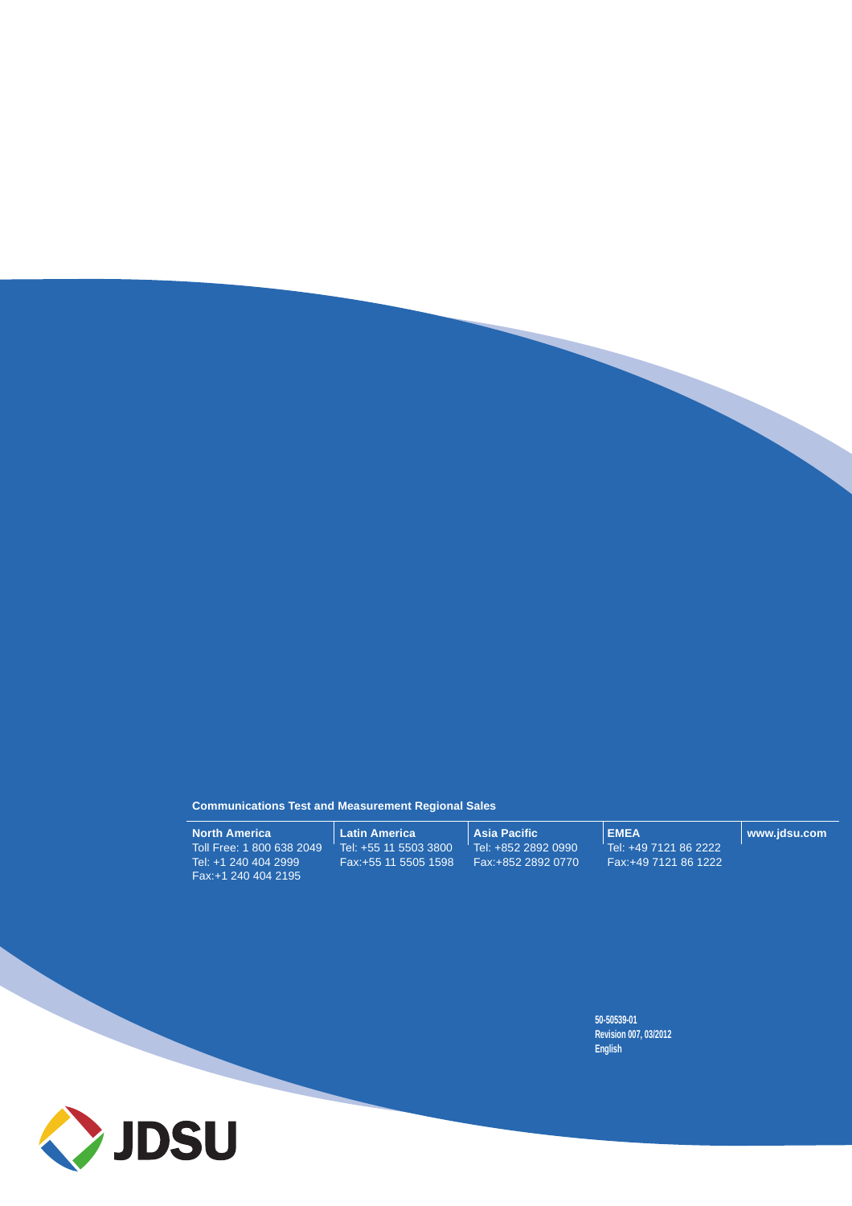**Communications Test and Measurement Regional Sales**

| North America | Latin America | Asia Pacific | EMEA | www.jdsu.com |
|---|---|---|---|---|
| Toll Free: 1 800 638 2049 | Tel: +55 11 5503 3800 | Tel: +852 2892 0990 | Tel: +49 7121 86 2222 | |
| Tel: +1 240 404 2999 | Fax:+55 11 5505 1598 | Fax:+852 2892 0770 | Fax:+49 7121 86 1222 | |
| Fax:+1 240 404 2195 | | | | |

50-50539-01
Revision 007, 03/2012
English

JDSU